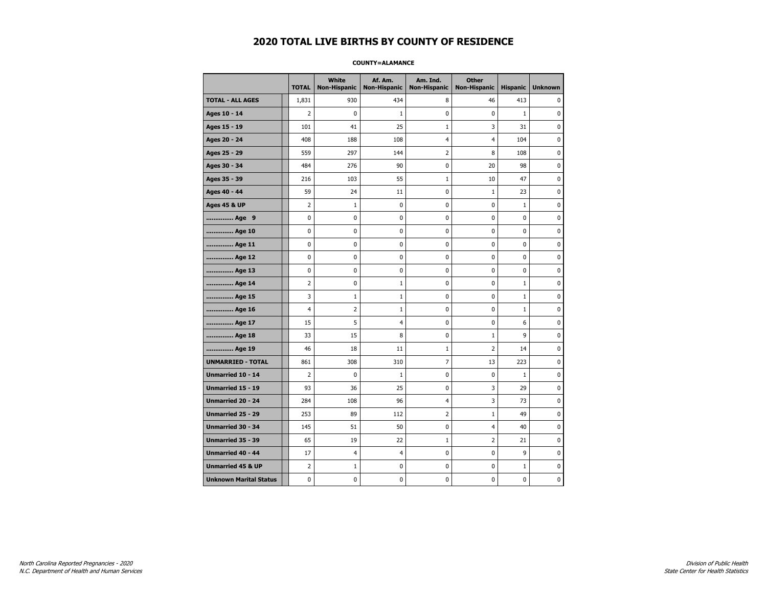# 2020 TOTAL LIVE BIRTHS BY COUNTY OF RESIDENCE

**COUNTY=ALAMANCE**

| | TOTAL | White Non-Hispanic | Af. Am. Non-Hispanic | Am. Ind. Non-Hispanic | Other Non-Hispanic | Hispanic | Unknown |
|---|---|---|---|---|---|---|---|
| **TOTAL - ALL AGES** | 1,831 | 930 | 434 | 8 | 46 | 413 | 0 |
| **Ages 10 - 14** | 2 | 0 | 1 | 0 | 0 | 1 | 0 |
| **Ages 15 - 19** | 101 | 41 | 25 | 1 | 3 | 31 | 0 |
| **Ages 20 - 24** | 408 | 188 | 108 | 4 | 4 | 104 | 0 |
| **Ages 25 - 29** | 559 | 297 | 144 | 2 | 8 | 108 | 0 |
| **Ages 30 - 34** | 484 | 276 | 90 | 0 | 20 | 98 | 0 |
| **Ages 35 - 39** | 216 | 103 | 55 | 1 | 10 | 47 | 0 |
| **Ages 40 - 44** | 59 | 24 | 11 | 0 | 1 | 23 | 0 |
| **Ages 45 & UP** | 2 | 1 | 0 | 0 | 0 | 1 | 0 |
| **.............. Age 9** | 0 | 0 | 0 | 0 | 0 | 0 | 0 |
| **.............. Age 10** | 0 | 0 | 0 | 0 | 0 | 0 | 0 |
| **.............. Age 11** | 0 | 0 | 0 | 0 | 0 | 0 | 0 |
| **.............. Age 12** | 0 | 0 | 0 | 0 | 0 | 0 | 0 |
| **.............. Age 13** | 0 | 0 | 0 | 0 | 0 | 0 | 0 |
| **.............. Age 14** | 2 | 0 | 1 | 0 | 0 | 1 | 0 |
| **.............. Age 15** | 3 | 1 | 1 | 0 | 0 | 1 | 0 |
| **.............. Age 16** | 4 | 2 | 1 | 0 | 0 | 1 | 0 |
| **.............. Age 17** | 15 | 5 | 4 | 0 | 0 | 6 | 0 |
| **.............. Age 18** | 33 | 15 | 8 | 0 | 1 | 9 | 0 |
| **.............. Age 19** | 46 | 18 | 11 | 1 | 2 | 14 | 0 |
| **UNMARRIED - TOTAL** | 861 | 308 | 310 | 7 | 13 | 223 | 0 |
| **Unmarried 10 - 14** | 2 | 0 | 1 | 0 | 0 | 1 | 0 |
| **Unmarried 15 - 19** | 93 | 36 | 25 | 0 | 3 | 29 | 0 |
| **Unmarried 20 - 24** | 284 | 108 | 96 | 4 | 3 | 73 | 0 |
| **Unmarried 25 - 29** | 253 | 89 | 112 | 2 | 1 | 49 | 0 |
| **Unmarried 30 - 34** | 145 | 51 | 50 | 0 | 4 | 40 | 0 |
| **Unmarried 35 - 39** | 65 | 19 | 22 | 1 | 2 | 21 | 0 |
| **Unmarried 40 - 44** | 17 | 4 | 4 | 0 | 0 | 9 | 0 |
| **Unmarried 45 & UP** | 2 | 1 | 0 | 0 | 0 | 1 | 0 |
| **Unknown Marital Status** | 0 | 0 | 0 | 0 | 0 | 0 | 0 |

*North Carolina Reported Pregnancies - 2020*
*N.C. Department of Health and Human Services*

*Division of Public Health*
*State Center for Health Statistics*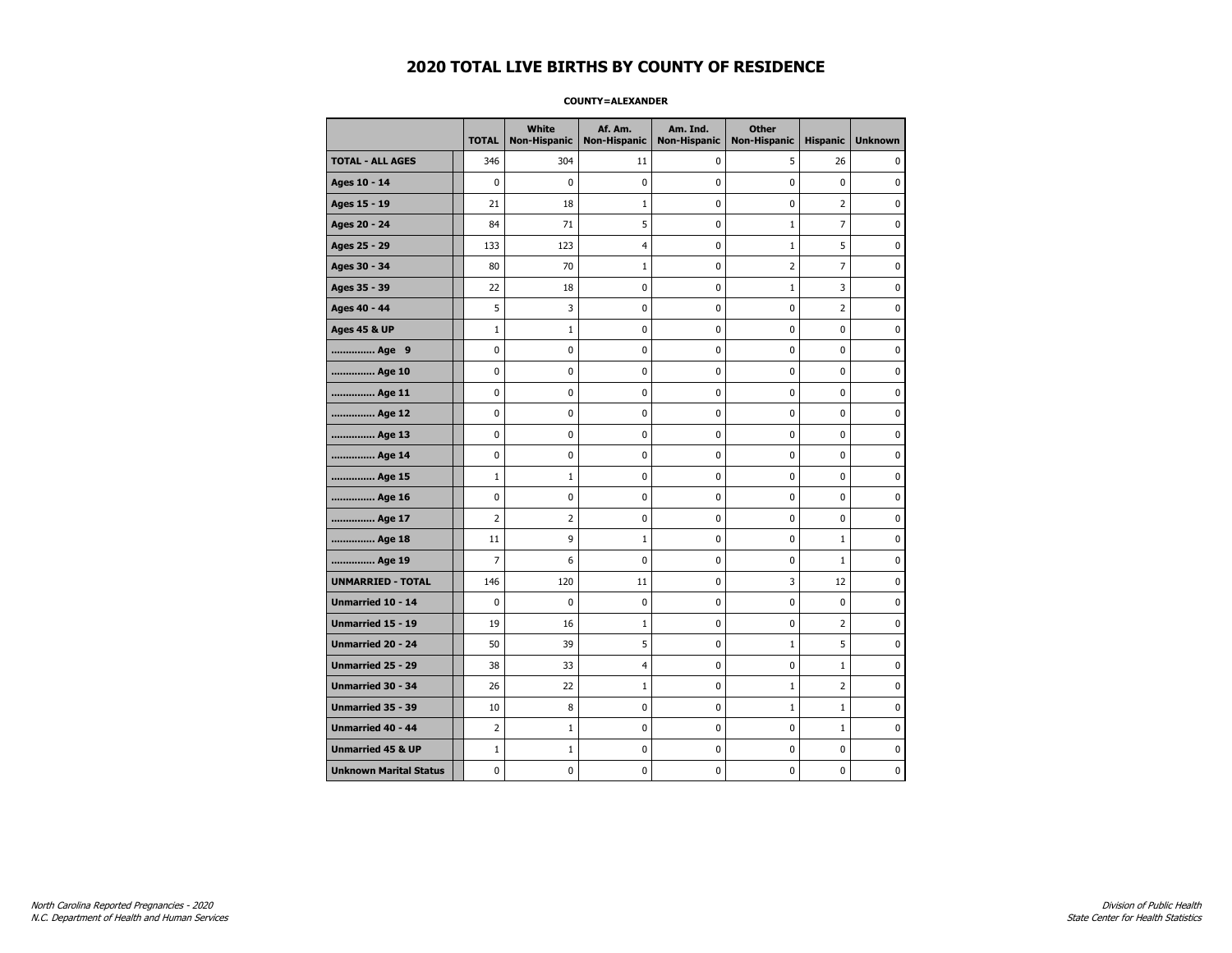# 2020 TOTAL LIVE BIRTHS BY COUNTY OF RESIDENCE

**COUNTY=ALEXANDER**

| | TOTAL | White Non-Hispanic | Af. Am. Non-Hispanic | Am. Ind. Non-Hispanic | Other Non-Hispanic | Hispanic | Unknown |
|---|---|---|---|---|---|---|---|
| **TOTAL - ALL AGES** | 346 | 304 | 11 | 0 | 5 | 26 | 0 |
| **Ages 10 - 14** | 0 | 0 | 0 | 0 | 0 | 0 | 0 |
| **Ages 15 - 19** | 21 | 18 | 1 | 0 | 0 | 2 | 0 |
| **Ages 20 - 24** | 84 | 71 | 5 | 0 | 1 | 7 | 0 |
| **Ages 25 - 29** | 133 | 123 | 4 | 0 | 1 | 5 | 0 |
| **Ages 30 - 34** | 80 | 70 | 1 | 0 | 2 | 7 | 0 |
| **Ages 35 - 39** | 22 | 18 | 0 | 0 | 1 | 3 | 0 |
| **Ages 40 - 44** | 5 | 3 | 0 | 0 | 0 | 2 | 0 |
| **Ages 45 & UP** | 1 | 1 | 0 | 0 | 0 | 0 | 0 |
| **.............. Age 9** | 0 | 0 | 0 | 0 | 0 | 0 | 0 |
| **.............. Age 10** | 0 | 0 | 0 | 0 | 0 | 0 | 0 |
| **.............. Age 11** | 0 | 0 | 0 | 0 | 0 | 0 | 0 |
| **.............. Age 12** | 0 | 0 | 0 | 0 | 0 | 0 | 0 |
| **.............. Age 13** | 0 | 0 | 0 | 0 | 0 | 0 | 0 |
| **.............. Age 14** | 0 | 0 | 0 | 0 | 0 | 0 | 0 |
| **.............. Age 15** | 1 | 1 | 0 | 0 | 0 | 0 | 0 |
| **.............. Age 16** | 0 | 0 | 0 | 0 | 0 | 0 | 0 |
| **.............. Age 17** | 2 | 2 | 0 | 0 | 0 | 0 | 0 |
| **.............. Age 18** | 11 | 9 | 1 | 0 | 0 | 1 | 0 |
| **.............. Age 19** | 7 | 6 | 0 | 0 | 0 | 1 | 0 |
| **UNMARRIED - TOTAL** | 146 | 120 | 11 | 0 | 3 | 12 | 0 |
| **Unmarried 10 - 14** | 0 | 0 | 0 | 0 | 0 | 0 | 0 |
| **Unmarried 15 - 19** | 19 | 16 | 1 | 0 | 0 | 2 | 0 |
| **Unmarried 20 - 24** | 50 | 39 | 5 | 0 | 1 | 5 | 0 |
| **Unmarried 25 - 29** | 38 | 33 | 4 | 0 | 0 | 1 | 0 |
| **Unmarried 30 - 34** | 26 | 22 | 1 | 0 | 1 | 2 | 0 |
| **Unmarried 35 - 39** | 10 | 8 | 0 | 0 | 1 | 1 | 0 |
| **Unmarried 40 - 44** | 2 | 1 | 0 | 0 | 0 | 1 | 0 |
| **Unmarried 45 & UP** | 1 | 1 | 0 | 0 | 0 | 0 | 0 |
| **Unknown Marital Status** | 0 | 0 | 0 | 0 | 0 | 0 | 0 |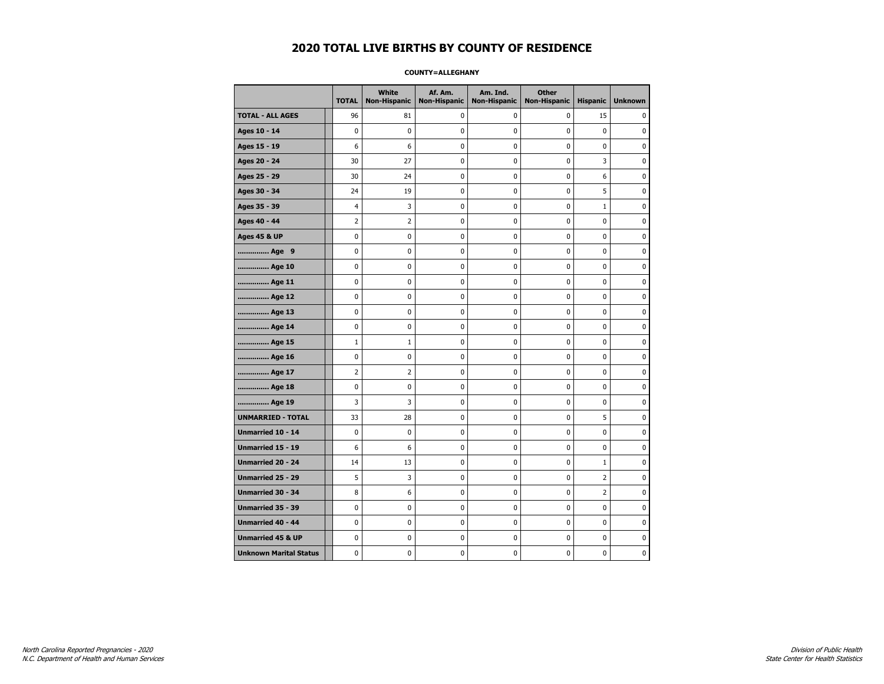# 2020 TOTAL LIVE BIRTHS BY COUNTY OF RESIDENCE

**COUNTY=ALLEGHANY**

| | TOTAL | White Non-Hispanic | Af. Am. Non-Hispanic | Am. Ind. Non-Hispanic | Other Non-Hispanic | Hispanic | Unknown |
|---|---|---|---|---|---|---|---|
| **TOTAL - ALL AGES** | 96 | 81 | 0 | 0 | 0 | 15 | 0 |
| **Ages 10 - 14** | 0 | 0 | 0 | 0 | 0 | 0 | 0 |
| **Ages 15 - 19** | 6 | 6 | 0 | 0 | 0 | 0 | 0 |
| **Ages 20 - 24** | 30 | 27 | 0 | 0 | 0 | 3 | 0 |
| **Ages 25 - 29** | 30 | 24 | 0 | 0 | 0 | 6 | 0 |
| **Ages 30 - 34** | 24 | 19 | 0 | 0 | 0 | 5 | 0 |
| **Ages 35 - 39** | 4 | 3 | 0 | 0 | 0 | 1 | 0 |
| **Ages 40 - 44** | 2 | 2 | 0 | 0 | 0 | 0 | 0 |
| **Ages 45 & UP** | 0 | 0 | 0 | 0 | 0 | 0 | 0 |
| **.............. Age 9** | 0 | 0 | 0 | 0 | 0 | 0 | 0 |
| **.............. Age 10** | 0 | 0 | 0 | 0 | 0 | 0 | 0 |
| **.............. Age 11** | 0 | 0 | 0 | 0 | 0 | 0 | 0 |
| **.............. Age 12** | 0 | 0 | 0 | 0 | 0 | 0 | 0 |
| **.............. Age 13** | 0 | 0 | 0 | 0 | 0 | 0 | 0 |
| **.............. Age 14** | 0 | 0 | 0 | 0 | 0 | 0 | 0 |
| **.............. Age 15** | 1 | 1 | 0 | 0 | 0 | 0 | 0 |
| **.............. Age 16** | 0 | 0 | 0 | 0 | 0 | 0 | 0 |
| **.............. Age 17** | 2 | 2 | 0 | 0 | 0 | 0 | 0 |
| **.............. Age 18** | 0 | 0 | 0 | 0 | 0 | 0 | 0 |
| **.............. Age 19** | 3 | 3 | 0 | 0 | 0 | 0 | 0 |
| **UNMARRIED - TOTAL** | 33 | 28 | 0 | 0 | 0 | 5 | 0 |
| **Unmarried 10 - 14** | 0 | 0 | 0 | 0 | 0 | 0 | 0 |
| **Unmarried 15 - 19** | 6 | 6 | 0 | 0 | 0 | 0 | 0 |
| **Unmarried 20 - 24** | 14 | 13 | 0 | 0 | 0 | 1 | 0 |
| **Unmarried 25 - 29** | 5 | 3 | 0 | 0 | 0 | 2 | 0 |
| **Unmarried 30 - 34** | 8 | 6 | 0 | 0 | 0 | 2 | 0 |
| **Unmarried 35 - 39** | 0 | 0 | 0 | 0 | 0 | 0 | 0 |
| **Unmarried 40 - 44** | 0 | 0 | 0 | 0 | 0 | 0 | 0 |
| **Unmarried 45 & UP** | 0 | 0 | 0 | 0 | 0 | 0 | 0 |
| **Unknown Marital Status** | 0 | 0 | 0 | 0 | 0 | 0 | 0 |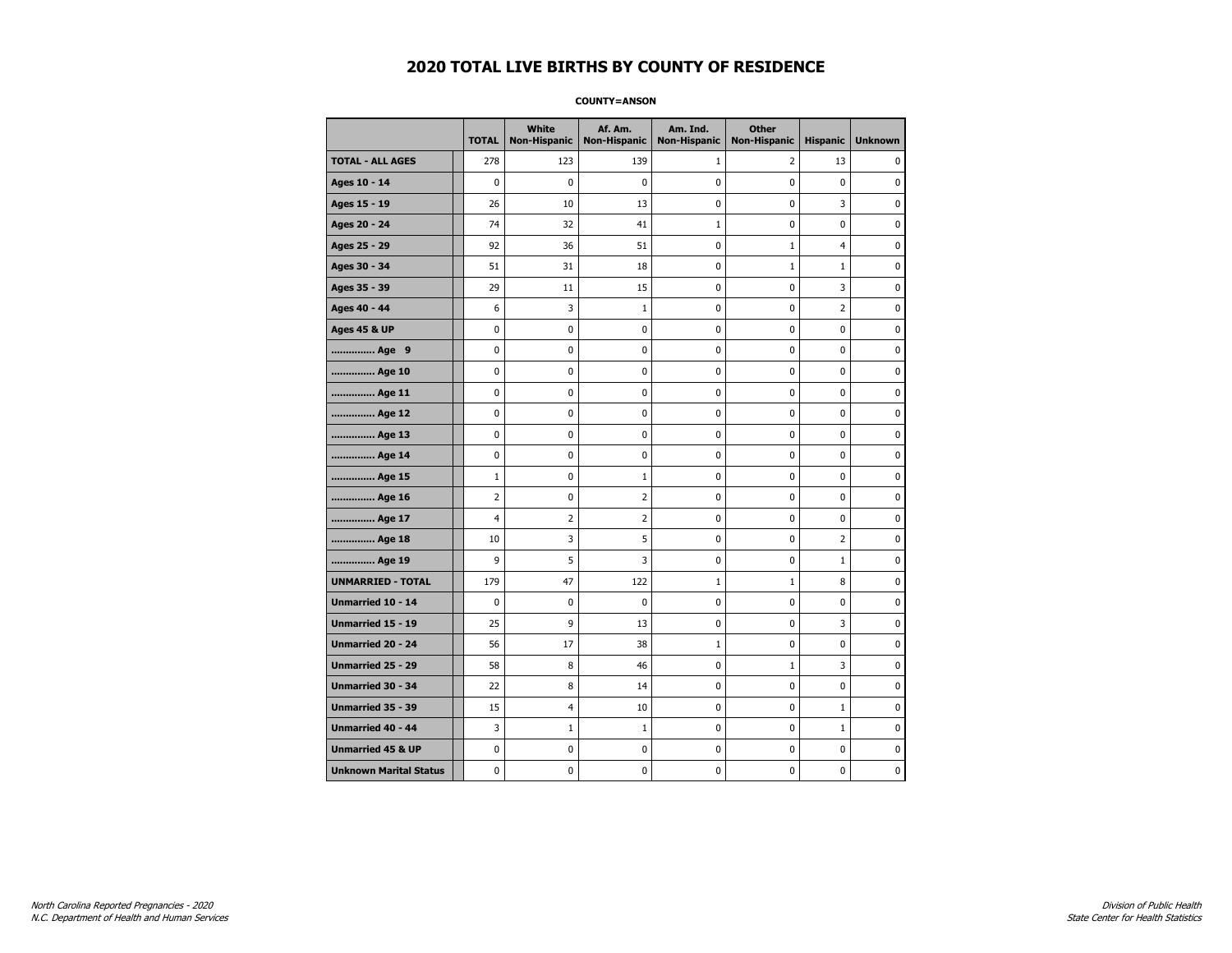# 2020 TOTAL LIVE BIRTHS BY COUNTY OF RESIDENCE

**COUNTY=ANSON**

| | TOTAL | White Non-Hispanic | Af. Am. Non-Hispanic | Am. Ind. Non-Hispanic | Other Non-Hispanic | Hispanic | Unknown |
|---|---|---|---|---|---|---|---|
| **TOTAL - ALL AGES** | 278 | 123 | 139 | 1 | 2 | 13 | 0 |
| **Ages 10 - 14** | 0 | 0 | 0 | 0 | 0 | 0 | 0 |
| **Ages 15 - 19** | 26 | 10 | 13 | 0 | 0 | 3 | 0 |
| **Ages 20 - 24** | 74 | 32 | 41 | 1 | 0 | 0 | 0 |
| **Ages 25 - 29** | 92 | 36 | 51 | 0 | 1 | 4 | 0 |
| **Ages 30 - 34** | 51 | 31 | 18 | 0 | 1 | 1 | 0 |
| **Ages 35 - 39** | 29 | 11 | 15 | 0 | 0 | 3 | 0 |
| **Ages 40 - 44** | 6 | 3 | 1 | 0 | 0 | 2 | 0 |
| **Ages 45 & UP** | 0 | 0 | 0 | 0 | 0 | 0 | 0 |
| **.............. Age 9** | 0 | 0 | 0 | 0 | 0 | 0 | 0 |
| **.............. Age 10** | 0 | 0 | 0 | 0 | 0 | 0 | 0 |
| **.............. Age 11** | 0 | 0 | 0 | 0 | 0 | 0 | 0 |
| **.............. Age 12** | 0 | 0 | 0 | 0 | 0 | 0 | 0 |
| **.............. Age 13** | 0 | 0 | 0 | 0 | 0 | 0 | 0 |
| **.............. Age 14** | 0 | 0 | 0 | 0 | 0 | 0 | 0 |
| **.............. Age 15** | 1 | 0 | 1 | 0 | 0 | 0 | 0 |
| **.............. Age 16** | 2 | 0 | 2 | 0 | 0 | 0 | 0 |
| **.............. Age 17** | 4 | 2 | 2 | 0 | 0 | 0 | 0 |
| **.............. Age 18** | 10 | 3 | 5 | 0 | 0 | 2 | 0 |
| **.............. Age 19** | 9 | 5 | 3 | 0 | 0 | 1 | 0 |
| **UNMARRIED - TOTAL** | 179 | 47 | 122 | 1 | 1 | 8 | 0 |
| **Unmarried 10 - 14** | 0 | 0 | 0 | 0 | 0 | 0 | 0 |
| **Unmarried 15 - 19** | 25 | 9 | 13 | 0 | 0 | 3 | 0 |
| **Unmarried 20 - 24** | 56 | 17 | 38 | 1 | 0 | 0 | 0 |
| **Unmarried 25 - 29** | 58 | 8 | 46 | 0 | 1 | 3 | 0 |
| **Unmarried 30 - 34** | 22 | 8 | 14 | 0 | 0 | 0 | 0 |
| **Unmarried 35 - 39** | 15 | 4 | 10 | 0 | 0 | 1 | 0 |
| **Unmarried 40 - 44** | 3 | 1 | 1 | 0 | 0 | 1 | 0 |
| **Unmarried 45 & UP** | 0 | 0 | 0 | 0 | 0 | 0 | 0 |
| **Unknown Marital Status** | 0 | 0 | 0 | 0 | 0 | 0 | 0 |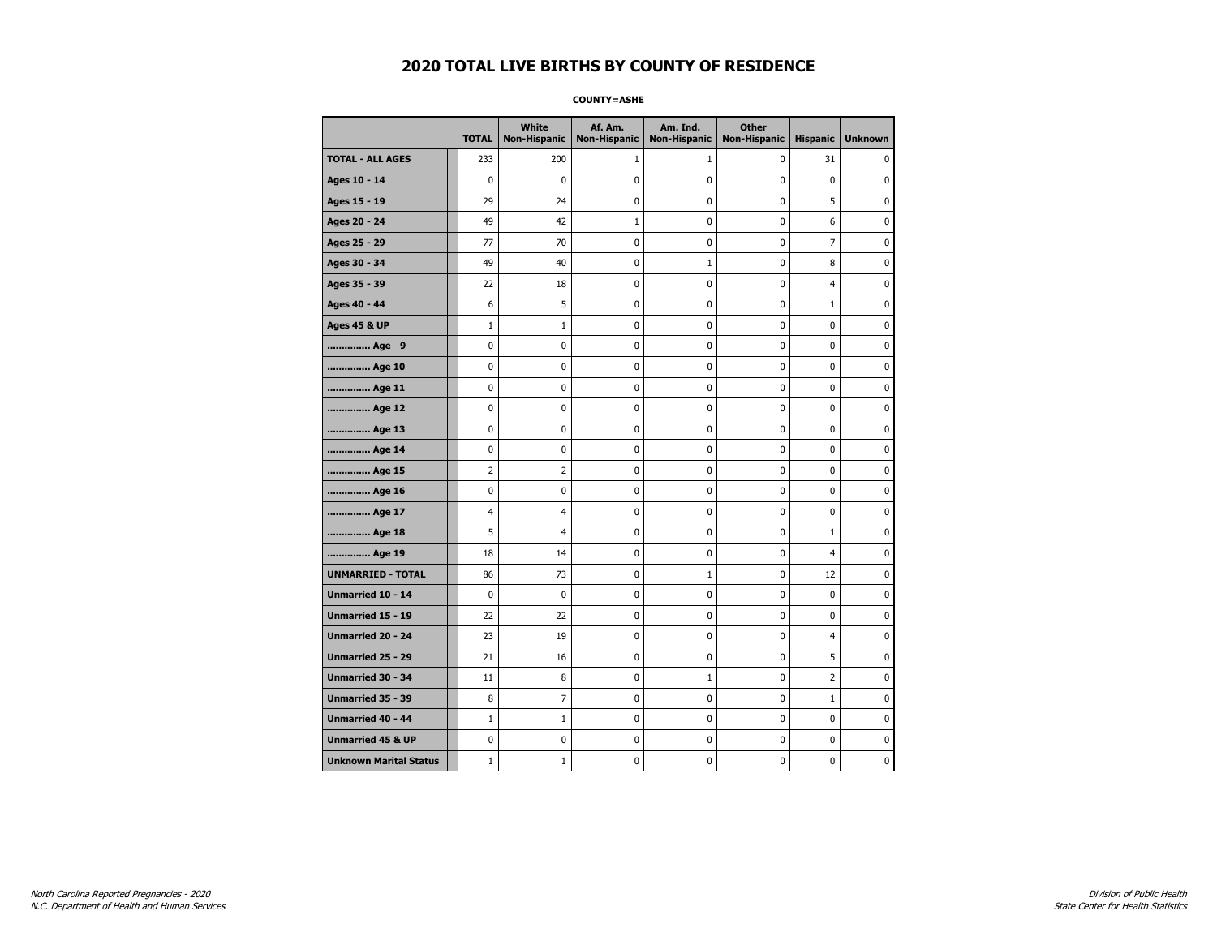# 2020 TOTAL LIVE BIRTHS BY COUNTY OF RESIDENCE

**COUNTY=ASHE**

| | TOTAL | White Non-Hispanic | Af. Am. Non-Hispanic | Am. Ind. Non-Hispanic | Other Non-Hispanic | Hispanic | Unknown |
|---|---|---|---|---|---|---|---|
| **TOTAL - ALL AGES** | 233 | 200 | 1 | 1 | 0 | 31 | 0 |
| **Ages 10 - 14** | 0 | 0 | 0 | 0 | 0 | 0 | 0 |
| **Ages 15 - 19** | 29 | 24 | 0 | 0 | 0 | 5 | 0 |
| **Ages 20 - 24** | 49 | 42 | 1 | 0 | 0 | 6 | 0 |
| **Ages 25 - 29** | 77 | 70 | 0 | 0 | 0 | 7 | 0 |
| **Ages 30 - 34** | 49 | 40 | 0 | 1 | 0 | 8 | 0 |
| **Ages 35 - 39** | 22 | 18 | 0 | 0 | 0 | 4 | 0 |
| **Ages 40 - 44** | 6 | 5 | 0 | 0 | 0 | 1 | 0 |
| **Ages 45 & UP** | 1 | 1 | 0 | 0 | 0 | 0 | 0 |
| **.............. Age 9** | 0 | 0 | 0 | 0 | 0 | 0 | 0 |
| **.............. Age 10** | 0 | 0 | 0 | 0 | 0 | 0 | 0 |
| **.............. Age 11** | 0 | 0 | 0 | 0 | 0 | 0 | 0 |
| **.............. Age 12** | 0 | 0 | 0 | 0 | 0 | 0 | 0 |
| **.............. Age 13** | 0 | 0 | 0 | 0 | 0 | 0 | 0 |
| **.............. Age 14** | 0 | 0 | 0 | 0 | 0 | 0 | 0 |
| **.............. Age 15** | 2 | 2 | 0 | 0 | 0 | 0 | 0 |
| **.............. Age 16** | 0 | 0 | 0 | 0 | 0 | 0 | 0 |
| **.............. Age 17** | 4 | 4 | 0 | 0 | 0 | 0 | 0 |
| **.............. Age 18** | 5 | 4 | 0 | 0 | 0 | 1 | 0 |
| **.............. Age 19** | 18 | 14 | 0 | 0 | 0 | 4 | 0 |
| **UNMARRIED - TOTAL** | 86 | 73 | 0 | 1 | 0 | 12 | 0 |
| **Unmarried 10 - 14** | 0 | 0 | 0 | 0 | 0 | 0 | 0 |
| **Unmarried 15 - 19** | 22 | 22 | 0 | 0 | 0 | 0 | 0 |
| **Unmarried 20 - 24** | 23 | 19 | 0 | 0 | 0 | 4 | 0 |
| **Unmarried 25 - 29** | 21 | 16 | 0 | 0 | 0 | 5 | 0 |
| **Unmarried 30 - 34** | 11 | 8 | 0 | 1 | 0 | 2 | 0 |
| **Unmarried 35 - 39** | 8 | 7 | 0 | 0 | 0 | 1 | 0 |
| **Unmarried 40 - 44** | 1 | 1 | 0 | 0 | 0 | 0 | 0 |
| **Unmarried 45 & UP** | 0 | 0 | 0 | 0 | 0 | 0 | 0 |
| **Unknown Marital Status** | 1 | 1 | 0 | 0 | 0 | 0 | 0 |

*North Carolina Reported Pregnancies - 2020*
*N.C. Department of Health and Human Services*

*Division of Public Health*
*State Center for Health Statistics*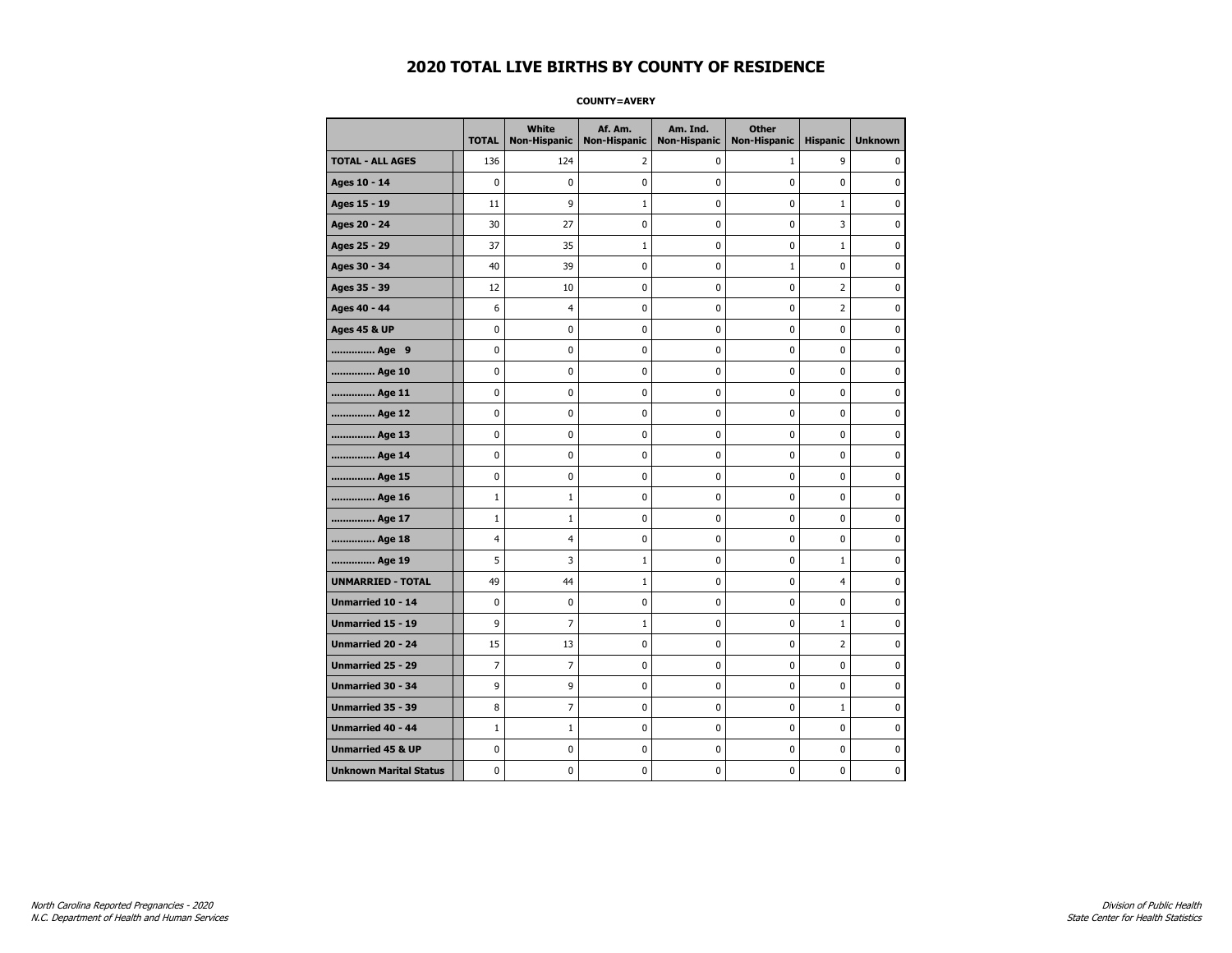# 2020 TOTAL LIVE BIRTHS BY COUNTY OF RESIDENCE

**COUNTY=AVERY**

| | TOTAL | White Non-Hispanic | Af. Am. Non-Hispanic | Am. Ind. Non-Hispanic | Other Non-Hispanic | Hispanic | Unknown |
|---|---|---|---|---|---|---|---|
| **TOTAL - ALL AGES** | 136 | 124 | 2 | 0 | 1 | 9 | 0 |
| **Ages 10 - 14** | 0 | 0 | 0 | 0 | 0 | 0 | 0 |
| **Ages 15 - 19** | 11 | 9 | 1 | 0 | 0 | 1 | 0 |
| **Ages 20 - 24** | 30 | 27 | 0 | 0 | 0 | 3 | 0 |
| **Ages 25 - 29** | 37 | 35 | 1 | 0 | 0 | 1 | 0 |
| **Ages 30 - 34** | 40 | 39 | 0 | 0 | 1 | 0 | 0 |
| **Ages 35 - 39** | 12 | 10 | 0 | 0 | 0 | 2 | 0 |
| **Ages 40 - 44** | 6 | 4 | 0 | 0 | 0 | 2 | 0 |
| **Ages 45 & UP** | 0 | 0 | 0 | 0 | 0 | 0 | 0 |
| **.............. Age 9** | 0 | 0 | 0 | 0 | 0 | 0 | 0 |
| **.............. Age 10** | 0 | 0 | 0 | 0 | 0 | 0 | 0 |
| **.............. Age 11** | 0 | 0 | 0 | 0 | 0 | 0 | 0 |
| **.............. Age 12** | 0 | 0 | 0 | 0 | 0 | 0 | 0 |
| **.............. Age 13** | 0 | 0 | 0 | 0 | 0 | 0 | 0 |
| **.............. Age 14** | 0 | 0 | 0 | 0 | 0 | 0 | 0 |
| **.............. Age 15** | 0 | 0 | 0 | 0 | 0 | 0 | 0 |
| **.............. Age 16** | 1 | 1 | 0 | 0 | 0 | 0 | 0 |
| **.............. Age 17** | 1 | 1 | 0 | 0 | 0 | 0 | 0 |
| **.............. Age 18** | 4 | 4 | 0 | 0 | 0 | 0 | 0 |
| **.............. Age 19** | 5 | 3 | 1 | 0 | 0 | 1 | 0 |
| **UNMARRIED - TOTAL** | 49 | 44 | 1 | 0 | 0 | 4 | 0 |
| **Unmarried 10 - 14** | 0 | 0 | 0 | 0 | 0 | 0 | 0 |
| **Unmarried 15 - 19** | 9 | 7 | 1 | 0 | 0 | 1 | 0 |
| **Unmarried 20 - 24** | 15 | 13 | 0 | 0 | 0 | 2 | 0 |
| **Unmarried 25 - 29** | 7 | 7 | 0 | 0 | 0 | 0 | 0 |
| **Unmarried 30 - 34** | 9 | 9 | 0 | 0 | 0 | 0 | 0 |
| **Unmarried 35 - 39** | 8 | 7 | 0 | 0 | 0 | 1 | 0 |
| **Unmarried 40 - 44** | 1 | 1 | 0 | 0 | 0 | 0 | 0 |
| **Unmarried 45 & UP** | 0 | 0 | 0 | 0 | 0 | 0 | 0 |
| **Unknown Marital Status** | 0 | 0 | 0 | 0 | 0 | 0 | 0 |

*North Carolina Reported Pregnancies - 2020*
*N.C. Department of Health and Human Services*

*Division of Public Health*
*State Center for Health Statistics*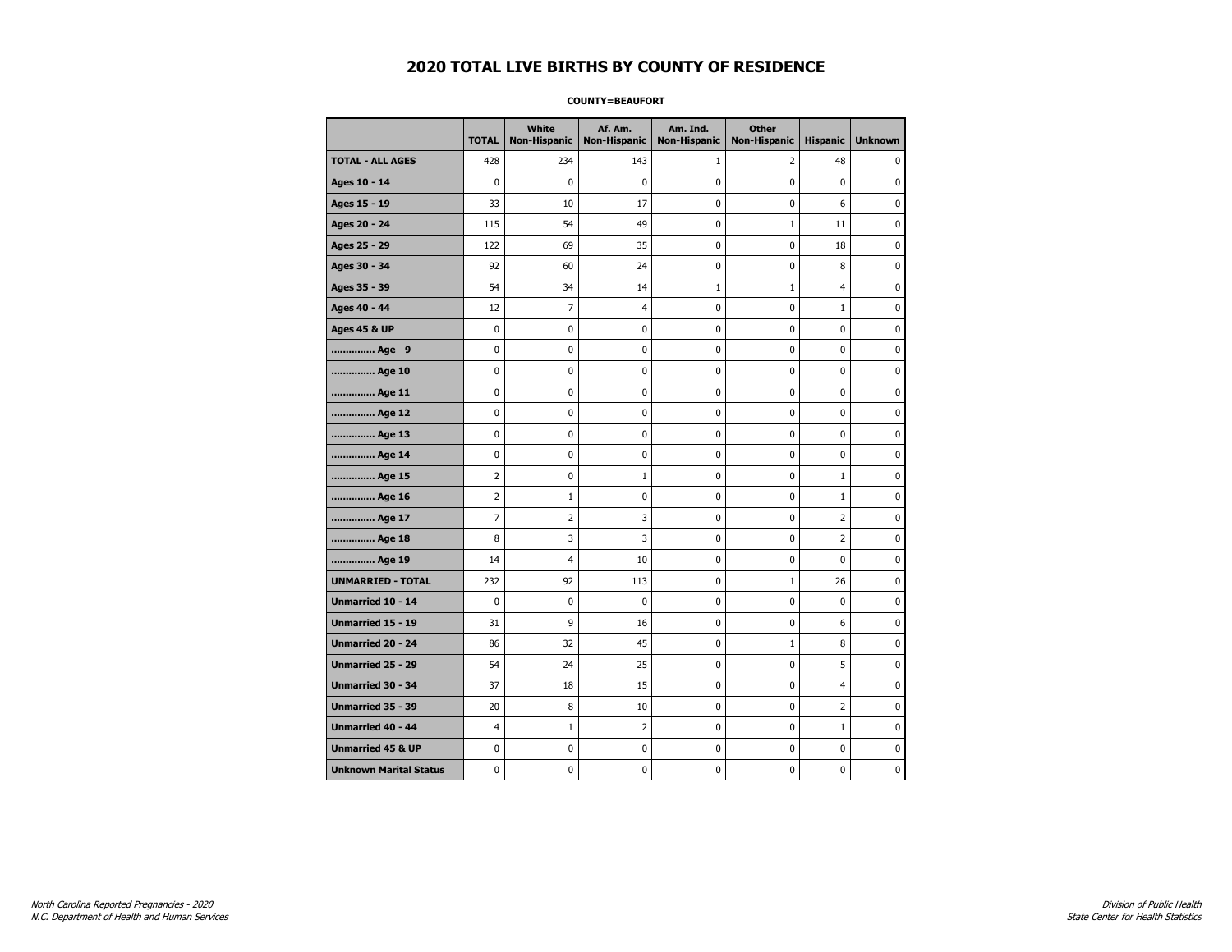# 2020 TOTAL LIVE BIRTHS BY COUNTY OF RESIDENCE

**COUNTY=BEAUFORT**

| | TOTAL | White Non-Hispanic | Af. Am. Non-Hispanic | Am. Ind. Non-Hispanic | Other Non-Hispanic | Hispanic | Unknown |
|---|---|---|---|---|---|---|---|
| **TOTAL - ALL AGES** | 428 | 234 | 143 | 1 | 2 | 48 | 0 |
| **Ages 10 - 14** | 0 | 0 | 0 | 0 | 0 | 0 | 0 |
| **Ages 15 - 19** | 33 | 10 | 17 | 0 | 0 | 6 | 0 |
| **Ages 20 - 24** | 115 | 54 | 49 | 0 | 1 | 11 | 0 |
| **Ages 25 - 29** | 122 | 69 | 35 | 0 | 0 | 18 | 0 |
| **Ages 30 - 34** | 92 | 60 | 24 | 0 | 0 | 8 | 0 |
| **Ages 35 - 39** | 54 | 34 | 14 | 1 | 1 | 4 | 0 |
| **Ages 40 - 44** | 12 | 7 | 4 | 0 | 0 | 1 | 0 |
| **Ages 45 & UP** | 0 | 0 | 0 | 0 | 0 | 0 | 0 |
| **.............. Age 9** | 0 | 0 | 0 | 0 | 0 | 0 | 0 |
| **.............. Age 10** | 0 | 0 | 0 | 0 | 0 | 0 | 0 |
| **.............. Age 11** | 0 | 0 | 0 | 0 | 0 | 0 | 0 |
| **.............. Age 12** | 0 | 0 | 0 | 0 | 0 | 0 | 0 |
| **.............. Age 13** | 0 | 0 | 0 | 0 | 0 | 0 | 0 |
| **.............. Age 14** | 0 | 0 | 0 | 0 | 0 | 0 | 0 |
| **.............. Age 15** | 2 | 0 | 1 | 0 | 0 | 1 | 0 |
| **.............. Age 16** | 2 | 1 | 0 | 0 | 0 | 1 | 0 |
| **.............. Age 17** | 7 | 2 | 3 | 0 | 0 | 2 | 0 |
| **.............. Age 18** | 8 | 3 | 3 | 0 | 0 | 2 | 0 |
| **.............. Age 19** | 14 | 4 | 10 | 0 | 0 | 0 | 0 |
| **UNMARRIED - TOTAL** | 232 | 92 | 113 | 0 | 1 | 26 | 0 |
| **Unmarried 10 - 14** | 0 | 0 | 0 | 0 | 0 | 0 | 0 |
| **Unmarried 15 - 19** | 31 | 9 | 16 | 0 | 0 | 6 | 0 |
| **Unmarried 20 - 24** | 86 | 32 | 45 | 0 | 1 | 8 | 0 |
| **Unmarried 25 - 29** | 54 | 24 | 25 | 0 | 0 | 5 | 0 |
| **Unmarried 30 - 34** | 37 | 18 | 15 | 0 | 0 | 4 | 0 |
| **Unmarried 35 - 39** | 20 | 8 | 10 | 0 | 0 | 2 | 0 |
| **Unmarried 40 - 44** | 4 | 1 | 2 | 0 | 0 | 1 | 0 |
| **Unmarried 45 & UP** | 0 | 0 | 0 | 0 | 0 | 0 | 0 |
| **Unknown Marital Status** | 0 | 0 | 0 | 0 | 0 | 0 | 0 |

*North Carolina Reported Pregnancies - 2020*
*N.C. Department of Health and Human Services*

*Division of Public Health*
*State Center for Health Statistics*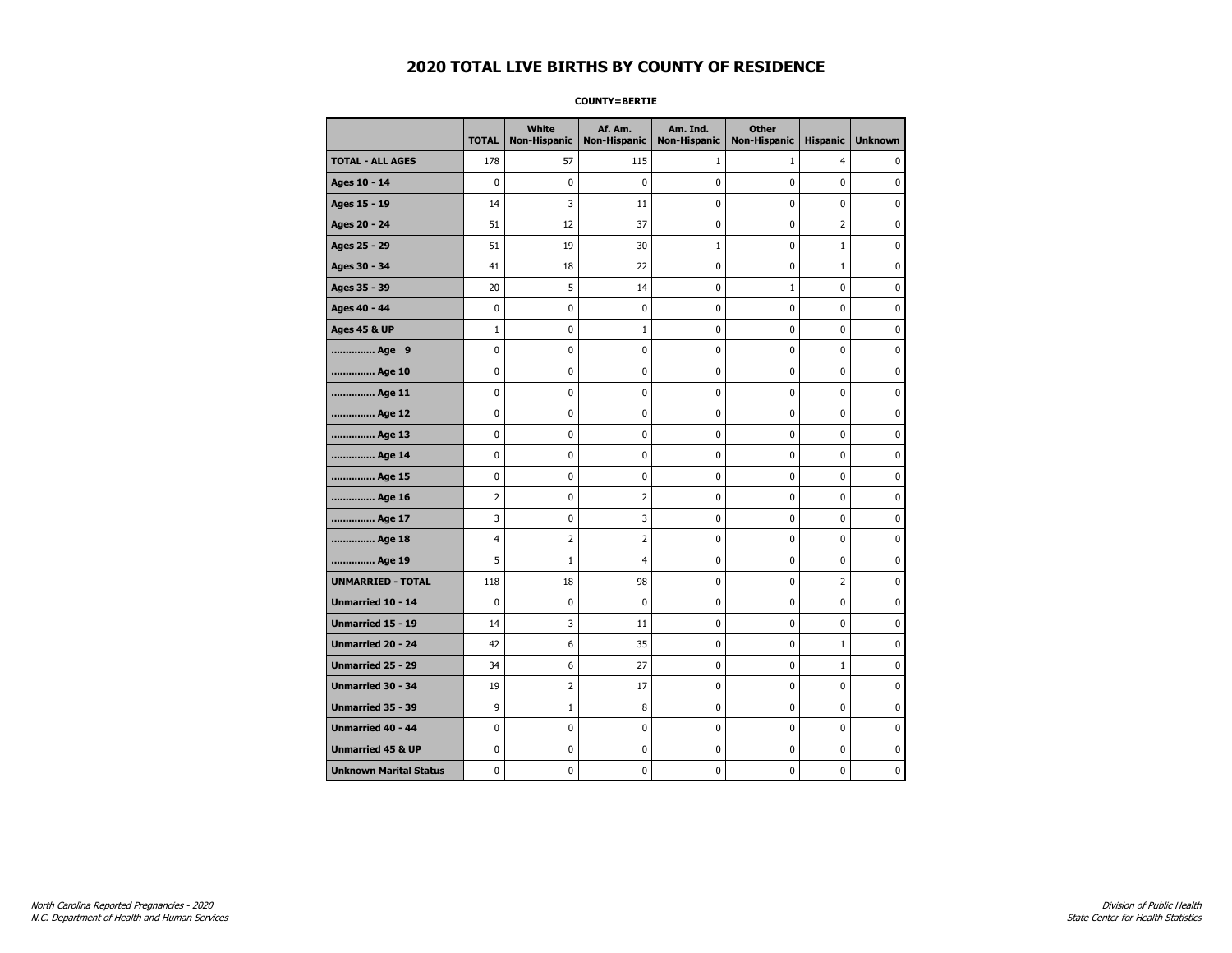# 2020 TOTAL LIVE BIRTHS BY COUNTY OF RESIDENCE

**COUNTY=BERTIE**

| | TOTAL | White Non-Hispanic | Af. Am. Non-Hispanic | Am. Ind. Non-Hispanic | Other Non-Hispanic | Hispanic | Unknown |
|---|---|---|---|---|---|---|---|
| **TOTAL - ALL AGES** | 178 | 57 | 115 | 1 | 1 | 4 | 0 |
| **Ages 10 - 14** | 0 | 0 | 0 | 0 | 0 | 0 | 0 |
| **Ages 15 - 19** | 14 | 3 | 11 | 0 | 0 | 0 | 0 |
| **Ages 20 - 24** | 51 | 12 | 37 | 0 | 0 | 2 | 0 |
| **Ages 25 - 29** | 51 | 19 | 30 | 1 | 0 | 1 | 0 |
| **Ages 30 - 34** | 41 | 18 | 22 | 0 | 0 | 1 | 0 |
| **Ages 35 - 39** | 20 | 5 | 14 | 0 | 1 | 0 | 0 |
| **Ages 40 - 44** | 0 | 0 | 0 | 0 | 0 | 0 | 0 |
| **Ages 45 & UP** | 1 | 0 | 1 | 0 | 0 | 0 | 0 |
| **.............. Age 9** | 0 | 0 | 0 | 0 | 0 | 0 | 0 |
| **.............. Age 10** | 0 | 0 | 0 | 0 | 0 | 0 | 0 |
| **.............. Age 11** | 0 | 0 | 0 | 0 | 0 | 0 | 0 |
| **.............. Age 12** | 0 | 0 | 0 | 0 | 0 | 0 | 0 |
| **.............. Age 13** | 0 | 0 | 0 | 0 | 0 | 0 | 0 |
| **.............. Age 14** | 0 | 0 | 0 | 0 | 0 | 0 | 0 |
| **.............. Age 15** | 0 | 0 | 0 | 0 | 0 | 0 | 0 |
| **.............. Age 16** | 2 | 0 | 2 | 0 | 0 | 0 | 0 |
| **.............. Age 17** | 3 | 0 | 3 | 0 | 0 | 0 | 0 |
| **.............. Age 18** | 4 | 2 | 2 | 0 | 0 | 0 | 0 |
| **.............. Age 19** | 5 | 1 | 4 | 0 | 0 | 0 | 0 |
| **UNMARRIED - TOTAL** | 118 | 18 | 98 | 0 | 0 | 2 | 0 |
| **Unmarried 10 - 14** | 0 | 0 | 0 | 0 | 0 | 0 | 0 |
| **Unmarried 15 - 19** | 14 | 3 | 11 | 0 | 0 | 0 | 0 |
| **Unmarried 20 - 24** | 42 | 6 | 35 | 0 | 0 | 1 | 0 |
| **Unmarried 25 - 29** | 34 | 6 | 27 | 0 | 0 | 1 | 0 |
| **Unmarried 30 - 34** | 19 | 2 | 17 | 0 | 0 | 0 | 0 |
| **Unmarried 35 - 39** | 9 | 1 | 8 | 0 | 0 | 0 | 0 |
| **Unmarried 40 - 44** | 0 | 0 | 0 | 0 | 0 | 0 | 0 |
| **Unmarried 45 & UP** | 0 | 0 | 0 | 0 | 0 | 0 | 0 |
| **Unknown Marital Status** | 0 | 0 | 0 | 0 | 0 | 0 | 0 |

*North Carolina Reported Pregnancies - 2020*
*N.C. Department of Health and Human Services*

*Division of Public Health*
*State Center for Health Statistics*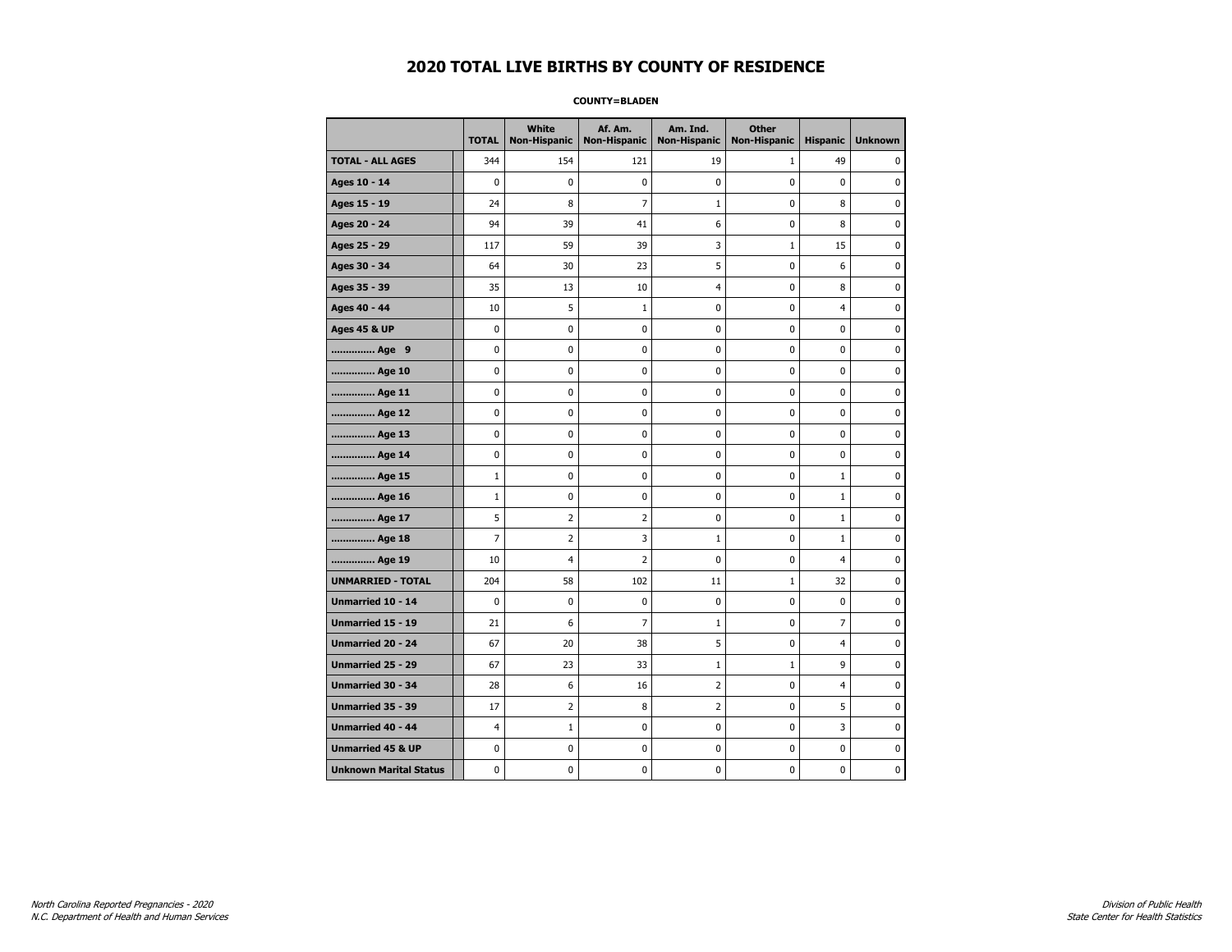# 2020 TOTAL LIVE BIRTHS BY COUNTY OF RESIDENCE

**COUNTY=BLADEN**

| | TOTAL | White Non-Hispanic | Af. Am. Non-Hispanic | Am. Ind. Non-Hispanic | Other Non-Hispanic | Hispanic | Unknown |
|---|---|---|---|---|---|---|---|
| **TOTAL - ALL AGES** | 344 | 154 | 121 | 19 | 1 | 49 | 0 |
| **Ages 10 - 14** | 0 | 0 | 0 | 0 | 0 | 0 | 0 |
| **Ages 15 - 19** | 24 | 8 | 7 | 1 | 0 | 8 | 0 |
| **Ages 20 - 24** | 94 | 39 | 41 | 6 | 0 | 8 | 0 |
| **Ages 25 - 29** | 117 | 59 | 39 | 3 | 1 | 15 | 0 |
| **Ages 30 - 34** | 64 | 30 | 23 | 5 | 0 | 6 | 0 |
| **Ages 35 - 39** | 35 | 13 | 10 | 4 | 0 | 8 | 0 |
| **Ages 40 - 44** | 10 | 5 | 1 | 0 | 0 | 4 | 0 |
| **Ages 45 & UP** | 0 | 0 | 0 | 0 | 0 | 0 | 0 |
| **.............. Age 9** | 0 | 0 | 0 | 0 | 0 | 0 | 0 |
| **.............. Age 10** | 0 | 0 | 0 | 0 | 0 | 0 | 0 |
| **.............. Age 11** | 0 | 0 | 0 | 0 | 0 | 0 | 0 |
| **.............. Age 12** | 0 | 0 | 0 | 0 | 0 | 0 | 0 |
| **.............. Age 13** | 0 | 0 | 0 | 0 | 0 | 0 | 0 |
| **.............. Age 14** | 0 | 0 | 0 | 0 | 0 | 0 | 0 |
| **.............. Age 15** | 1 | 0 | 0 | 0 | 0 | 1 | 0 |
| **.............. Age 16** | 1 | 0 | 0 | 0 | 0 | 1 | 0 |
| **.............. Age 17** | 5 | 2 | 2 | 0 | 0 | 1 | 0 |
| **.............. Age 18** | 7 | 2 | 3 | 1 | 0 | 1 | 0 |
| **.............. Age 19** | 10 | 4 | 2 | 0 | 0 | 4 | 0 |
| **UNMARRIED - TOTAL** | 204 | 58 | 102 | 11 | 1 | 32 | 0 |
| **Unmarried 10 - 14** | 0 | 0 | 0 | 0 | 0 | 0 | 0 |
| **Unmarried 15 - 19** | 21 | 6 | 7 | 1 | 0 | 7 | 0 |
| **Unmarried 20 - 24** | 67 | 20 | 38 | 5 | 0 | 4 | 0 |
| **Unmarried 25 - 29** | 67 | 23 | 33 | 1 | 1 | 9 | 0 |
| **Unmarried 30 - 34** | 28 | 6 | 16 | 2 | 0 | 4 | 0 |
| **Unmarried 35 - 39** | 17 | 2 | 8 | 2 | 0 | 5 | 0 |
| **Unmarried 40 - 44** | 4 | 1 | 0 | 0 | 0 | 3 | 0 |
| **Unmarried 45 & UP** | 0 | 0 | 0 | 0 | 0 | 0 | 0 |
| **Unknown Marital Status** | 0 | 0 | 0 | 0 | 0 | 0 | 0 |

*North Carolina Reported Pregnancies - 2020*
*N.C. Department of Health and Human Services*

*Division of Public Health*
*State Center for Health Statistics*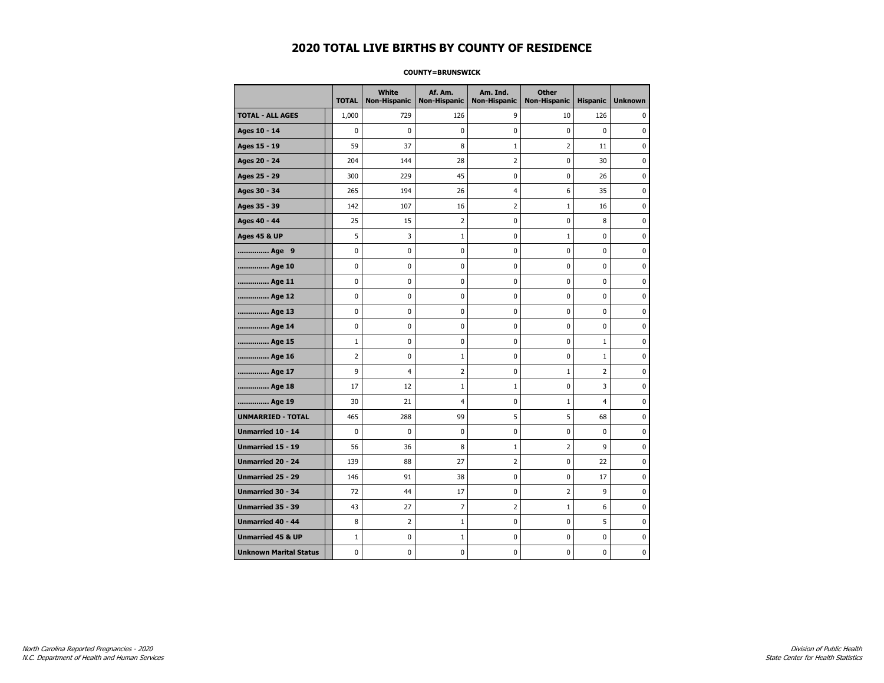# 2020 TOTAL LIVE BIRTHS BY COUNTY OF RESIDENCE

**COUNTY=BRUNSWICK**

| | TOTAL | White Non-Hispanic | Af. Am. Non-Hispanic | Am. Ind. Non-Hispanic | Other Non-Hispanic | Hispanic | Unknown |
|---|---|---|---|---|---|---|---|
| **TOTAL - ALL AGES** | 1,000 | 729 | 126 | 9 | 10 | 126 | 0 |
| **Ages 10 - 14** | 0 | 0 | 0 | 0 | 0 | 0 | 0 |
| **Ages 15 - 19** | 59 | 37 | 8 | 1 | 2 | 11 | 0 |
| **Ages 20 - 24** | 204 | 144 | 28 | 2 | 0 | 30 | 0 |
| **Ages 25 - 29** | 300 | 229 | 45 | 0 | 0 | 26 | 0 |
| **Ages 30 - 34** | 265 | 194 | 26 | 4 | 6 | 35 | 0 |
| **Ages 35 - 39** | 142 | 107 | 16 | 2 | 1 | 16 | 0 |
| **Ages 40 - 44** | 25 | 15 | 2 | 0 | 0 | 8 | 0 |
| **Ages 45 & UP** | 5 | 3 | 1 | 0 | 1 | 0 | 0 |
| **.............. Age 9** | 0 | 0 | 0 | 0 | 0 | 0 | 0 |
| **.............. Age 10** | 0 | 0 | 0 | 0 | 0 | 0 | 0 |
| **.............. Age 11** | 0 | 0 | 0 | 0 | 0 | 0 | 0 |
| **.............. Age 12** | 0 | 0 | 0 | 0 | 0 | 0 | 0 |
| **.............. Age 13** | 0 | 0 | 0 | 0 | 0 | 0 | 0 |
| **.............. Age 14** | 0 | 0 | 0 | 0 | 0 | 0 | 0 |
| **.............. Age 15** | 1 | 0 | 0 | 0 | 0 | 1 | 0 |
| **.............. Age 16** | 2 | 0 | 1 | 0 | 0 | 1 | 0 |
| **.............. Age 17** | 9 | 4 | 2 | 0 | 1 | 2 | 0 |
| **.............. Age 18** | 17 | 12 | 1 | 1 | 0 | 3 | 0 |
| **.............. Age 19** | 30 | 21 | 4 | 0 | 1 | 4 | 0 |
| **UNMARRIED - TOTAL** | 465 | 288 | 99 | 5 | 5 | 68 | 0 |
| **Unmarried 10 - 14** | 0 | 0 | 0 | 0 | 0 | 0 | 0 |
| **Unmarried 15 - 19** | 56 | 36 | 8 | 1 | 2 | 9 | 0 |
| **Unmarried 20 - 24** | 139 | 88 | 27 | 2 | 0 | 22 | 0 |
| **Unmarried 25 - 29** | 146 | 91 | 38 | 0 | 0 | 17 | 0 |
| **Unmarried 30 - 34** | 72 | 44 | 17 | 0 | 2 | 9 | 0 |
| **Unmarried 35 - 39** | 43 | 27 | 7 | 2 | 1 | 6 | 0 |
| **Unmarried 40 - 44** | 8 | 2 | 1 | 0 | 0 | 5 | 0 |
| **Unmarried 45 & UP** | 1 | 0 | 1 | 0 | 0 | 0 | 0 |
| **Unknown Marital Status** | 0 | 0 | 0 | 0 | 0 | 0 | 0 |

*North Carolina Reported Pregnancies - 2020*
*N.C. Department of Health and Human Services*

*Division of Public Health*
*State Center for Health Statistics*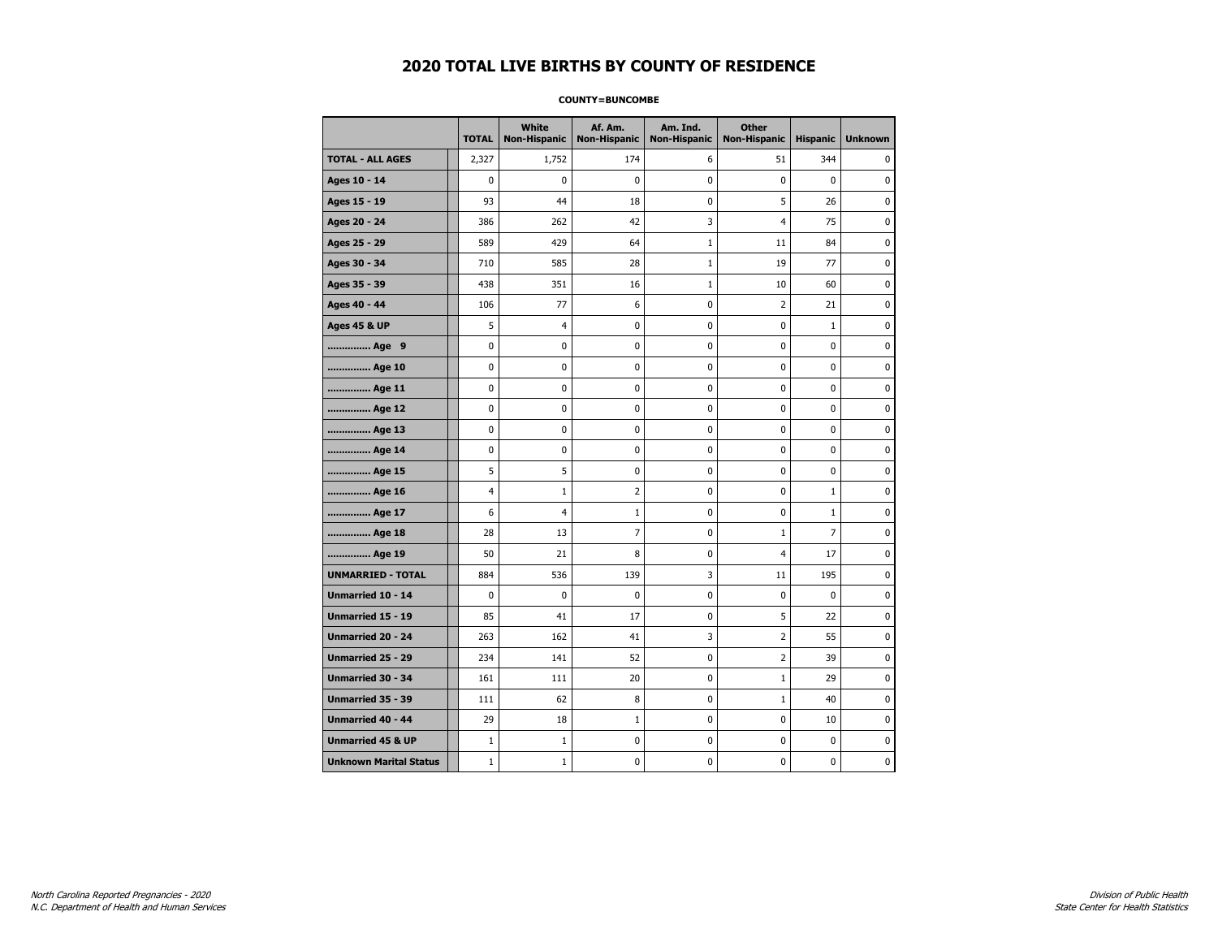# 2020 TOTAL LIVE BIRTHS BY COUNTY OF RESIDENCE

**COUNTY=BUNCOMBE**

| | TOTAL | White Non-Hispanic | Af. Am. Non-Hispanic | Am. Ind. Non-Hispanic | Other Non-Hispanic | Hispanic | Unknown |
|---|---|---|---|---|---|---|---|
| **TOTAL - ALL AGES** | 2,327 | 1,752 | 174 | 6 | 51 | 344 | 0 |
| **Ages 10 - 14** | 0 | 0 | 0 | 0 | 0 | 0 | 0 |
| **Ages 15 - 19** | 93 | 44 | 18 | 0 | 5 | 26 | 0 |
| **Ages 20 - 24** | 386 | 262 | 42 | 3 | 4 | 75 | 0 |
| **Ages 25 - 29** | 589 | 429 | 64 | 1 | 11 | 84 | 0 |
| **Ages 30 - 34** | 710 | 585 | 28 | 1 | 19 | 77 | 0 |
| **Ages 35 - 39** | 438 | 351 | 16 | 1 | 10 | 60 | 0 |
| **Ages 40 - 44** | 106 | 77 | 6 | 0 | 2 | 21 | 0 |
| **Ages 45 & UP** | 5 | 4 | 0 | 0 | 0 | 1 | 0 |
| **.............. Age 9** | 0 | 0 | 0 | 0 | 0 | 0 | 0 |
| **.............. Age 10** | 0 | 0 | 0 | 0 | 0 | 0 | 0 |
| **.............. Age 11** | 0 | 0 | 0 | 0 | 0 | 0 | 0 |
| **.............. Age 12** | 0 | 0 | 0 | 0 | 0 | 0 | 0 |
| **.............. Age 13** | 0 | 0 | 0 | 0 | 0 | 0 | 0 |
| **.............. Age 14** | 0 | 0 | 0 | 0 | 0 | 0 | 0 |
| **.............. Age 15** | 5 | 5 | 0 | 0 | 0 | 0 | 0 |
| **.............. Age 16** | 4 | 1 | 2 | 0 | 0 | 1 | 0 |
| **.............. Age 17** | 6 | 4 | 1 | 0 | 0 | 1 | 0 |
| **.............. Age 18** | 28 | 13 | 7 | 0 | 1 | 7 | 0 |
| **.............. Age 19** | 50 | 21 | 8 | 0 | 4 | 17 | 0 |
| **UNMARRIED - TOTAL** | 884 | 536 | 139 | 3 | 11 | 195 | 0 |
| **Unmarried 10 - 14** | 0 | 0 | 0 | 0 | 0 | 0 | 0 |
| **Unmarried 15 - 19** | 85 | 41 | 17 | 0 | 5 | 22 | 0 |
| **Unmarried 20 - 24** | 263 | 162 | 41 | 3 | 2 | 55 | 0 |
| **Unmarried 25 - 29** | 234 | 141 | 52 | 0 | 2 | 39 | 0 |
| **Unmarried 30 - 34** | 161 | 111 | 20 | 0 | 1 | 29 | 0 |
| **Unmarried 35 - 39** | 111 | 62 | 8 | 0 | 1 | 40 | 0 |
| **Unmarried 40 - 44** | 29 | 18 | 1 | 0 | 0 | 10 | 0 |
| **Unmarried 45 & UP** | 1 | 1 | 0 | 0 | 0 | 0 | 0 |
| **Unknown Marital Status** | 1 | 1 | 0 | 0 | 0 | 0 | 0 |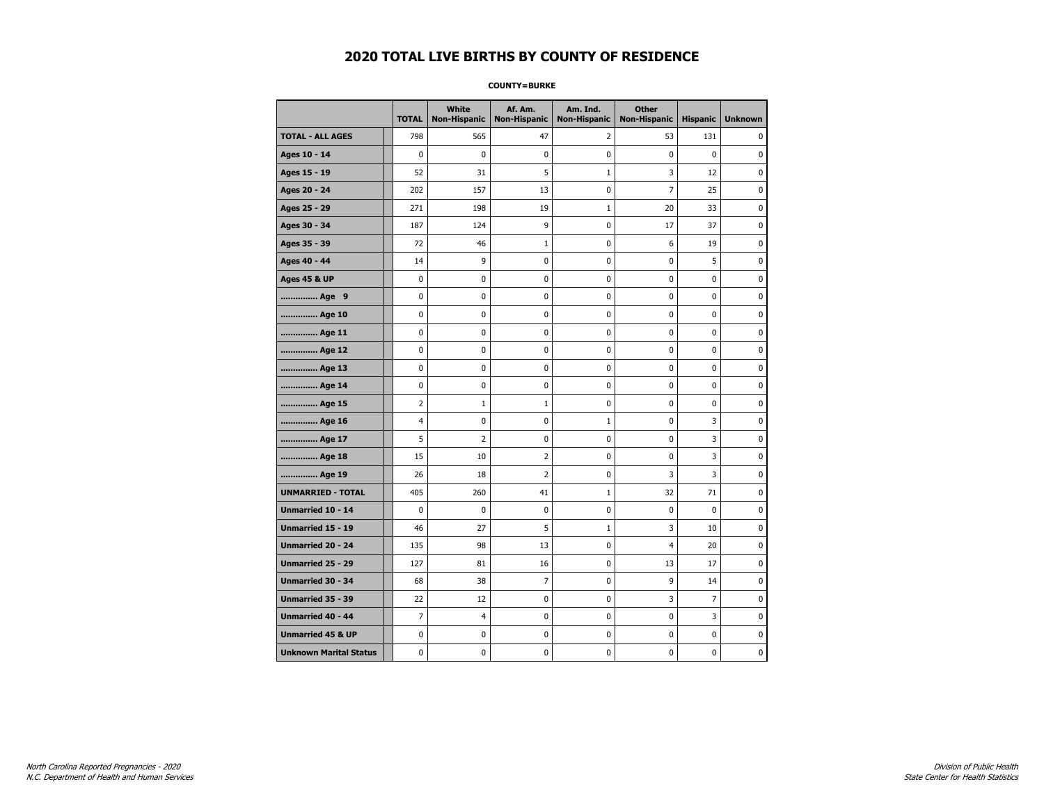# 2020 TOTAL LIVE BIRTHS BY COUNTY OF RESIDENCE

**COUNTY=BURKE**

| | TOTAL | White Non-Hispanic | Af. Am. Non-Hispanic | Am. Ind. Non-Hispanic | Other Non-Hispanic | Hispanic | Unknown |
|---|---|---|---|---|---|---|---|
| **TOTAL - ALL AGES** | 798 | 565 | 47 | 2 | 53 | 131 | 0 |
| **Ages 10 - 14** | 0 | 0 | 0 | 0 | 0 | 0 | 0 |
| **Ages 15 - 19** | 52 | 31 | 5 | 1 | 3 | 12 | 0 |
| **Ages 20 - 24** | 202 | 157 | 13 | 0 | 7 | 25 | 0 |
| **Ages 25 - 29** | 271 | 198 | 19 | 1 | 20 | 33 | 0 |
| **Ages 30 - 34** | 187 | 124 | 9 | 0 | 17 | 37 | 0 |
| **Ages 35 - 39** | 72 | 46 | 1 | 0 | 6 | 19 | 0 |
| **Ages 40 - 44** | 14 | 9 | 0 | 0 | 0 | 5 | 0 |
| **Ages 45 & UP** | 0 | 0 | 0 | 0 | 0 | 0 | 0 |
| **.............. Age 9** | 0 | 0 | 0 | 0 | 0 | 0 | 0 |
| **.............. Age 10** | 0 | 0 | 0 | 0 | 0 | 0 | 0 |
| **.............. Age 11** | 0 | 0 | 0 | 0 | 0 | 0 | 0 |
| **.............. Age 12** | 0 | 0 | 0 | 0 | 0 | 0 | 0 |
| **.............. Age 13** | 0 | 0 | 0 | 0 | 0 | 0 | 0 |
| **.............. Age 14** | 0 | 0 | 0 | 0 | 0 | 0 | 0 |
| **.............. Age 15** | 2 | 1 | 1 | 0 | 0 | 0 | 0 |
| **.............. Age 16** | 4 | 0 | 0 | 1 | 0 | 3 | 0 |
| **.............. Age 17** | 5 | 2 | 0 | 0 | 0 | 3 | 0 |
| **.............. Age 18** | 15 | 10 | 2 | 0 | 0 | 3 | 0 |
| **.............. Age 19** | 26 | 18 | 2 | 0 | 3 | 3 | 0 |
| **UNMARRIED - TOTAL** | 405 | 260 | 41 | 1 | 32 | 71 | 0 |
| **Unmarried 10 - 14** | 0 | 0 | 0 | 0 | 0 | 0 | 0 |
| **Unmarried 15 - 19** | 46 | 27 | 5 | 1 | 3 | 10 | 0 |
| **Unmarried 20 - 24** | 135 | 98 | 13 | 0 | 4 | 20 | 0 |
| **Unmarried 25 - 29** | 127 | 81 | 16 | 0 | 13 | 17 | 0 |
| **Unmarried 30 - 34** | 68 | 38 | 7 | 0 | 9 | 14 | 0 |
| **Unmarried 35 - 39** | 22 | 12 | 0 | 0 | 3 | 7 | 0 |
| **Unmarried 40 - 44** | 7 | 4 | 0 | 0 | 0 | 3 | 0 |
| **Unmarried 45 & UP** | 0 | 0 | 0 | 0 | 0 | 0 | 0 |
| **Unknown Marital Status** | 0 | 0 | 0 | 0 | 0 | 0 | 0 |

*North Carolina Reported Pregnancies - 2020*
*N.C. Department of Health and Human Services*

*Division of Public Health*
*State Center for Health Statistics*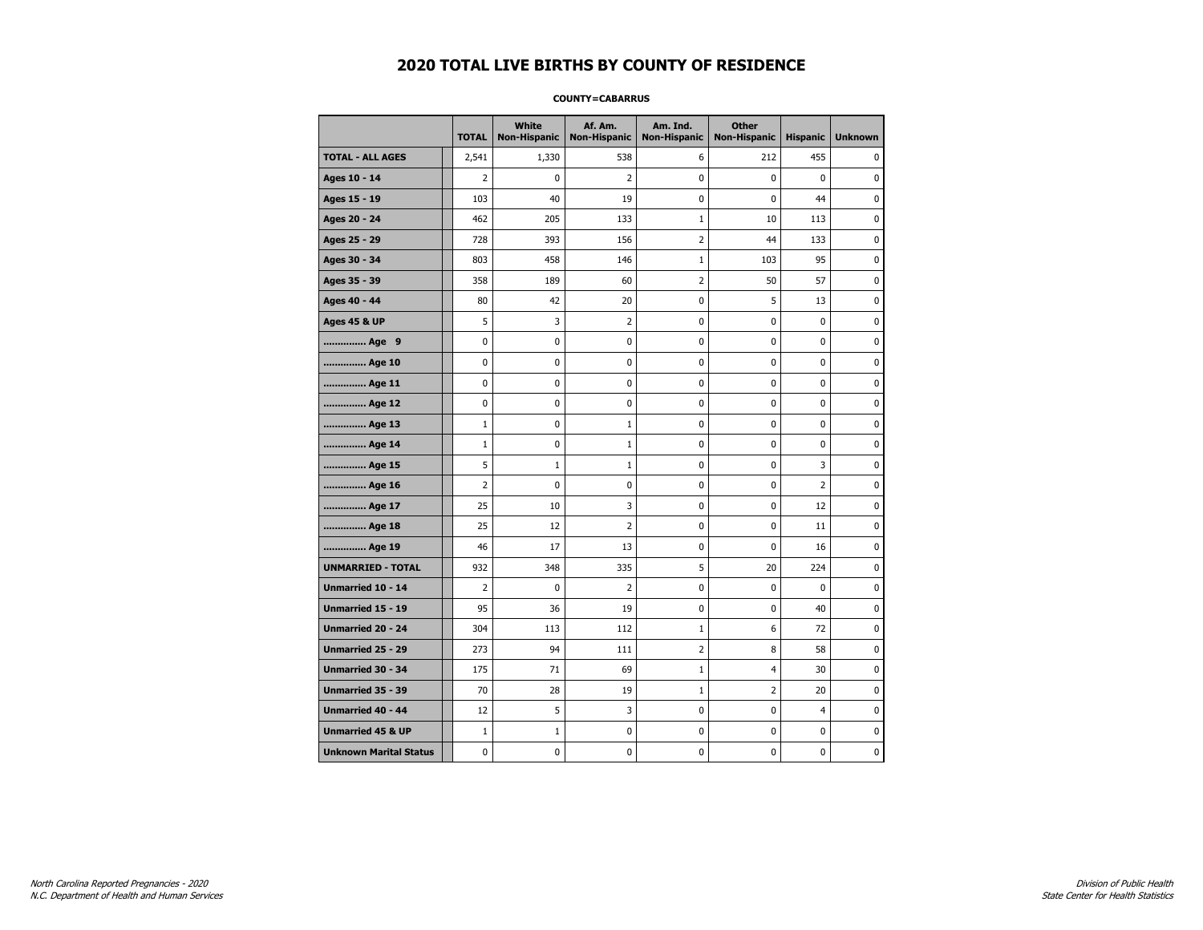# 2020 TOTAL LIVE BIRTHS BY COUNTY OF RESIDENCE

**COUNTY=CABARRUS**

| | TOTAL | White Non-Hispanic | Af. Am. Non-Hispanic | Am. Ind. Non-Hispanic | Other Non-Hispanic | Hispanic | Unknown |
|---|---|---|---|---|---|---|---|
| **TOTAL - ALL AGES** | 2,541 | 1,330 | 538 | 6 | 212 | 455 | 0 |
| **Ages 10 - 14** | 2 | 0 | 2 | 0 | 0 | 0 | 0 |
| **Ages 15 - 19** | 103 | 40 | 19 | 0 | 0 | 44 | 0 |
| **Ages 20 - 24** | 462 | 205 | 133 | 1 | 10 | 113 | 0 |
| **Ages 25 - 29** | 728 | 393 | 156 | 2 | 44 | 133 | 0 |
| **Ages 30 - 34** | 803 | 458 | 146 | 1 | 103 | 95 | 0 |
| **Ages 35 - 39** | 358 | 189 | 60 | 2 | 50 | 57 | 0 |
| **Ages 40 - 44** | 80 | 42 | 20 | 0 | 5 | 13 | 0 |
| **Ages 45 & UP** | 5 | 3 | 2 | 0 | 0 | 0 | 0 |
| **.............. Age 9** | 0 | 0 | 0 | 0 | 0 | 0 | 0 |
| **.............. Age 10** | 0 | 0 | 0 | 0 | 0 | 0 | 0 |
| **.............. Age 11** | 0 | 0 | 0 | 0 | 0 | 0 | 0 |
| **.............. Age 12** | 0 | 0 | 0 | 0 | 0 | 0 | 0 |
| **.............. Age 13** | 1 | 0 | 1 | 0 | 0 | 0 | 0 |
| **.............. Age 14** | 1 | 0 | 1 | 0 | 0 | 0 | 0 |
| **.............. Age 15** | 5 | 1 | 1 | 0 | 0 | 3 | 0 |
| **.............. Age 16** | 2 | 0 | 0 | 0 | 0 | 2 | 0 |
| **.............. Age 17** | 25 | 10 | 3 | 0 | 0 | 12 | 0 |
| **.............. Age 18** | 25 | 12 | 2 | 0 | 0 | 11 | 0 |
| **.............. Age 19** | 46 | 17 | 13 | 0 | 0 | 16 | 0 |
| **UNMARRIED - TOTAL** | 932 | 348 | 335 | 5 | 20 | 224 | 0 |
| **Unmarried 10 - 14** | 2 | 0 | 2 | 0 | 0 | 0 | 0 |
| **Unmarried 15 - 19** | 95 | 36 | 19 | 0 | 0 | 40 | 0 |
| **Unmarried 20 - 24** | 304 | 113 | 112 | 1 | 6 | 72 | 0 |
| **Unmarried 25 - 29** | 273 | 94 | 111 | 2 | 8 | 58 | 0 |
| **Unmarried 30 - 34** | 175 | 71 | 69 | 1 | 4 | 30 | 0 |
| **Unmarried 35 - 39** | 70 | 28 | 19 | 1 | 2 | 20 | 0 |
| **Unmarried 40 - 44** | 12 | 5 | 3 | 0 | 0 | 4 | 0 |
| **Unmarried 45 & UP** | 1 | 1 | 0 | 0 | 0 | 0 | 0 |
| **Unknown Marital Status** | 0 | 0 | 0 | 0 | 0 | 0 | 0 |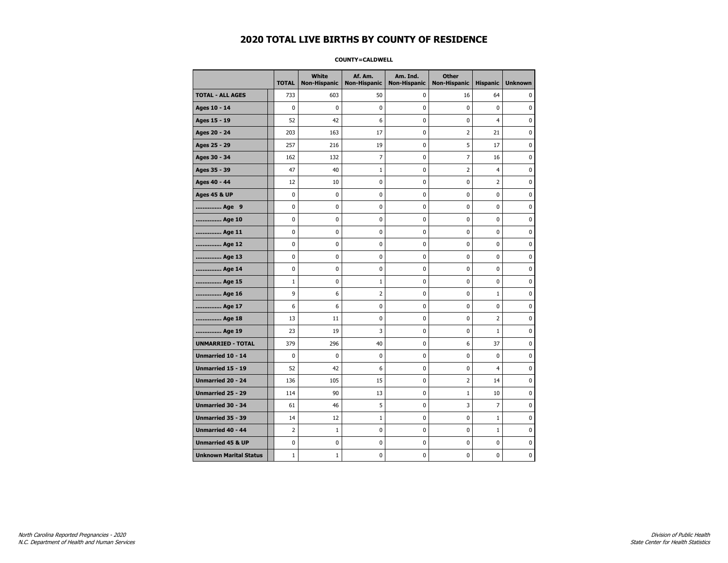# 2020 TOTAL LIVE BIRTHS BY COUNTY OF RESIDENCE

**COUNTY=CALDWELL**

| | TOTAL | White Non-Hispanic | Af. Am. Non-Hispanic | Am. Ind. Non-Hispanic | Other Non-Hispanic | Hispanic | Unknown |
|---|---|---|---|---|---|---|---|
| **TOTAL - ALL AGES** | 733 | 603 | 50 | 0 | 16 | 64 | 0 |
| **Ages 10 - 14** | 0 | 0 | 0 | 0 | 0 | 0 | 0 |
| **Ages 15 - 19** | 52 | 42 | 6 | 0 | 0 | 4 | 0 |
| **Ages 20 - 24** | 203 | 163 | 17 | 0 | 2 | 21 | 0 |
| **Ages 25 - 29** | 257 | 216 | 19 | 0 | 5 | 17 | 0 |
| **Ages 30 - 34** | 162 | 132 | 7 | 0 | 7 | 16 | 0 |
| **Ages 35 - 39** | 47 | 40 | 1 | 0 | 2 | 4 | 0 |
| **Ages 40 - 44** | 12 | 10 | 0 | 0 | 0 | 2 | 0 |
| **Ages 45 & UP** | 0 | 0 | 0 | 0 | 0 | 0 | 0 |
| **.............. Age 9** | 0 | 0 | 0 | 0 | 0 | 0 | 0 |
| **.............. Age 10** | 0 | 0 | 0 | 0 | 0 | 0 | 0 |
| **.............. Age 11** | 0 | 0 | 0 | 0 | 0 | 0 | 0 |
| **.............. Age 12** | 0 | 0 | 0 | 0 | 0 | 0 | 0 |
| **.............. Age 13** | 0 | 0 | 0 | 0 | 0 | 0 | 0 |
| **.............. Age 14** | 0 | 0 | 0 | 0 | 0 | 0 | 0 |
| **.............. Age 15** | 1 | 0 | 1 | 0 | 0 | 0 | 0 |
| **.............. Age 16** | 9 | 6 | 2 | 0 | 0 | 1 | 0 |
| **.............. Age 17** | 6 | 6 | 0 | 0 | 0 | 0 | 0 |
| **.............. Age 18** | 13 | 11 | 0 | 0 | 0 | 2 | 0 |
| **.............. Age 19** | 23 | 19 | 3 | 0 | 0 | 1 | 0 |
| **UNMARRIED - TOTAL** | 379 | 296 | 40 | 0 | 6 | 37 | 0 |
| **Unmarried 10 - 14** | 0 | 0 | 0 | 0 | 0 | 0 | 0 |
| **Unmarried 15 - 19** | 52 | 42 | 6 | 0 | 0 | 4 | 0 |
| **Unmarried 20 - 24** | 136 | 105 | 15 | 0 | 2 | 14 | 0 |
| **Unmarried 25 - 29** | 114 | 90 | 13 | 0 | 1 | 10 | 0 |
| **Unmarried 30 - 34** | 61 | 46 | 5 | 0 | 3 | 7 | 0 |
| **Unmarried 35 - 39** | 14 | 12 | 1 | 0 | 0 | 1 | 0 |
| **Unmarried 40 - 44** | 2 | 1 | 0 | 0 | 0 | 1 | 0 |
| **Unmarried 45 & UP** | 0 | 0 | 0 | 0 | 0 | 0 | 0 |
| **Unknown Marital Status** | 1 | 1 | 0 | 0 | 0 | 0 | 0 |

*North Carolina Reported Pregnancies - 2020*
*N.C. Department of Health and Human Services*

*Division of Public Health*
*State Center for Health Statistics*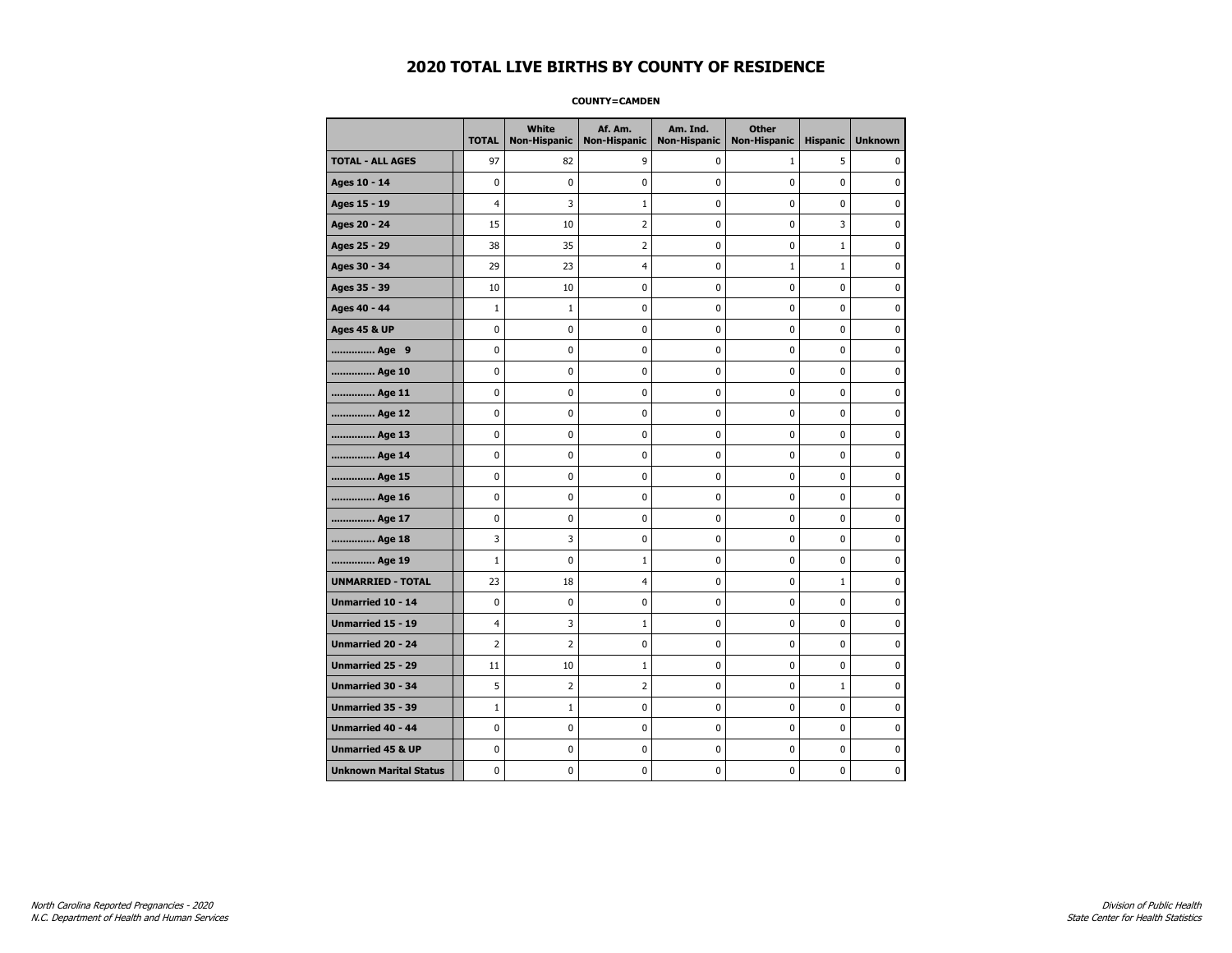# 2020 TOTAL LIVE BIRTHS BY COUNTY OF RESIDENCE

**COUNTY=CAMDEN**

| | TOTAL | White Non-Hispanic | Af. Am. Non-Hispanic | Am. Ind. Non-Hispanic | Other Non-Hispanic | Hispanic | Unknown |
|---|---|---|---|---|---|---|---|
| **TOTAL - ALL AGES** | 97 | 82 | 9 | 0 | 1 | 5 | 0 |
| **Ages 10 - 14** | 0 | 0 | 0 | 0 | 0 | 0 | 0 |
| **Ages 15 - 19** | 4 | 3 | 1 | 0 | 0 | 0 | 0 |
| **Ages 20 - 24** | 15 | 10 | 2 | 0 | 0 | 3 | 0 |
| **Ages 25 - 29** | 38 | 35 | 2 | 0 | 0 | 1 | 0 |
| **Ages 30 - 34** | 29 | 23 | 4 | 0 | 1 | 1 | 0 |
| **Ages 35 - 39** | 10 | 10 | 0 | 0 | 0 | 0 | 0 |
| **Ages 40 - 44** | 1 | 1 | 0 | 0 | 0 | 0 | 0 |
| **Ages 45 & UP** | 0 | 0 | 0 | 0 | 0 | 0 | 0 |
| **.............. Age 9** | 0 | 0 | 0 | 0 | 0 | 0 | 0 |
| **.............. Age 10** | 0 | 0 | 0 | 0 | 0 | 0 | 0 |
| **.............. Age 11** | 0 | 0 | 0 | 0 | 0 | 0 | 0 |
| **.............. Age 12** | 0 | 0 | 0 | 0 | 0 | 0 | 0 |
| **.............. Age 13** | 0 | 0 | 0 | 0 | 0 | 0 | 0 |
| **.............. Age 14** | 0 | 0 | 0 | 0 | 0 | 0 | 0 |
| **.............. Age 15** | 0 | 0 | 0 | 0 | 0 | 0 | 0 |
| **.............. Age 16** | 0 | 0 | 0 | 0 | 0 | 0 | 0 |
| **.............. Age 17** | 0 | 0 | 0 | 0 | 0 | 0 | 0 |
| **.............. Age 18** | 3 | 3 | 0 | 0 | 0 | 0 | 0 |
| **.............. Age 19** | 1 | 0 | 1 | 0 | 0 | 0 | 0 |
| **UNMARRIED - TOTAL** | 23 | 18 | 4 | 0 | 0 | 1 | 0 |
| **Unmarried 10 - 14** | 0 | 0 | 0 | 0 | 0 | 0 | 0 |
| **Unmarried 15 - 19** | 4 | 3 | 1 | 0 | 0 | 0 | 0 |
| **Unmarried 20 - 24** | 2 | 2 | 0 | 0 | 0 | 0 | 0 |
| **Unmarried 25 - 29** | 11 | 10 | 1 | 0 | 0 | 0 | 0 |
| **Unmarried 30 - 34** | 5 | 2 | 2 | 0 | 0 | 1 | 0 |
| **Unmarried 35 - 39** | 1 | 1 | 0 | 0 | 0 | 0 | 0 |
| **Unmarried 40 - 44** | 0 | 0 | 0 | 0 | 0 | 0 | 0 |
| **Unmarried 45 & UP** | 0 | 0 | 0 | 0 | 0 | 0 | 0 |
| **Unknown Marital Status** | 0 | 0 | 0 | 0 | 0 | 0 | 0 |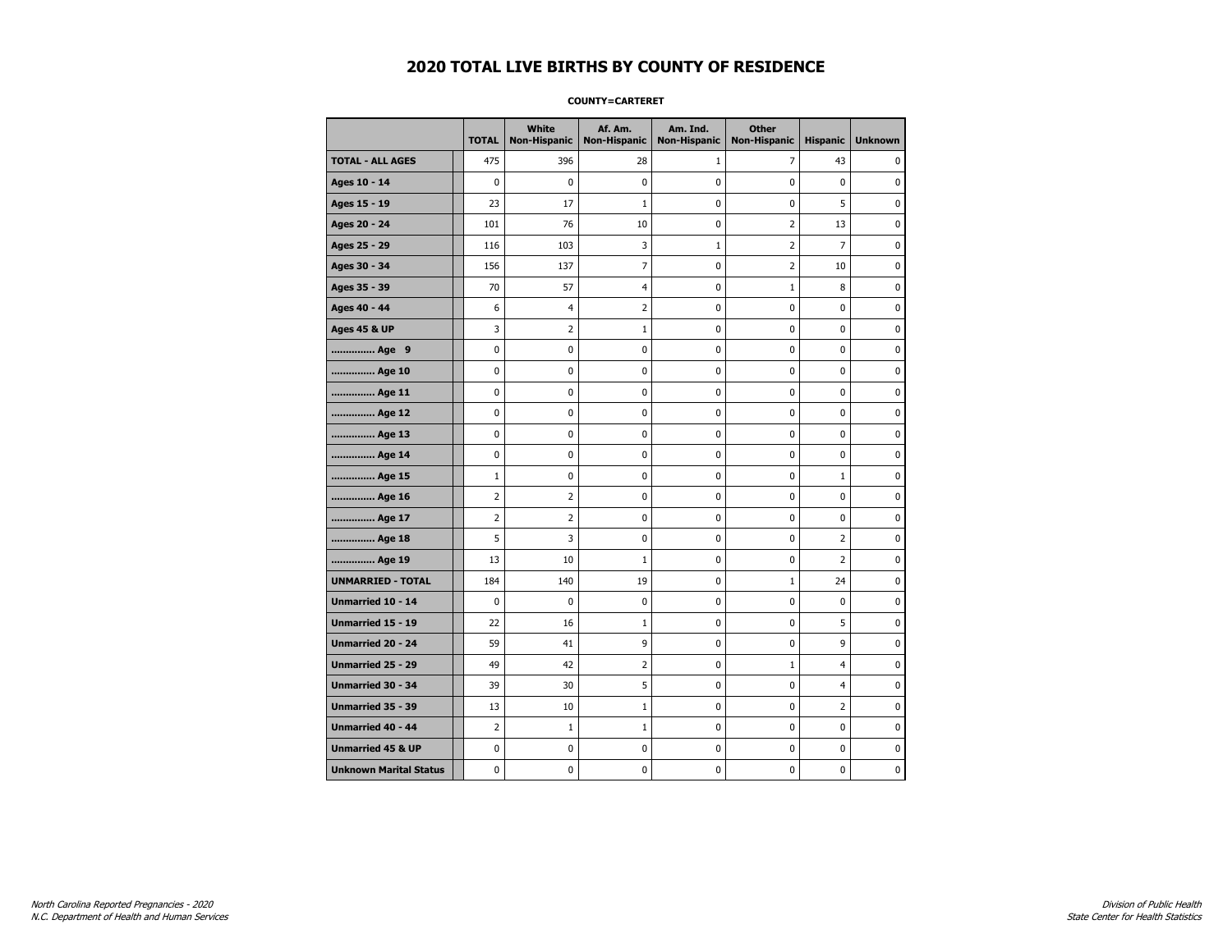# 2020 TOTAL LIVE BIRTHS BY COUNTY OF RESIDENCE

**COUNTY=CARTERET**

| | TOTAL | White Non-Hispanic | Af. Am. Non-Hispanic | Am. Ind. Non-Hispanic | Other Non-Hispanic | Hispanic | Unknown |
|---|---|---|---|---|---|---|---|
| **TOTAL - ALL AGES** | 475 | 396 | 28 | 1 | 7 | 43 | 0 |
| **Ages 10 - 14** | 0 | 0 | 0 | 0 | 0 | 0 | 0 |
| **Ages 15 - 19** | 23 | 17 | 1 | 0 | 0 | 5 | 0 |
| **Ages 20 - 24** | 101 | 76 | 10 | 0 | 2 | 13 | 0 |
| **Ages 25 - 29** | 116 | 103 | 3 | 1 | 2 | 7 | 0 |
| **Ages 30 - 34** | 156 | 137 | 7 | 0 | 2 | 10 | 0 |
| **Ages 35 - 39** | 70 | 57 | 4 | 0 | 1 | 8 | 0 |
| **Ages 40 - 44** | 6 | 4 | 2 | 0 | 0 | 0 | 0 |
| **Ages 45 & UP** | 3 | 2 | 1 | 0 | 0 | 0 | 0 |
| **.............. Age 9** | 0 | 0 | 0 | 0 | 0 | 0 | 0 |
| **.............. Age 10** | 0 | 0 | 0 | 0 | 0 | 0 | 0 |
| **.............. Age 11** | 0 | 0 | 0 | 0 | 0 | 0 | 0 |
| **.............. Age 12** | 0 | 0 | 0 | 0 | 0 | 0 | 0 |
| **.............. Age 13** | 0 | 0 | 0 | 0 | 0 | 0 | 0 |
| **.............. Age 14** | 0 | 0 | 0 | 0 | 0 | 0 | 0 |
| **.............. Age 15** | 1 | 0 | 0 | 0 | 0 | 1 | 0 |
| **.............. Age 16** | 2 | 2 | 0 | 0 | 0 | 0 | 0 |
| **.............. Age 17** | 2 | 2 | 0 | 0 | 0 | 0 | 0 |
| **.............. Age 18** | 5 | 3 | 0 | 0 | 0 | 2 | 0 |
| **.............. Age 19** | 13 | 10 | 1 | 0 | 0 | 2 | 0 |
| **UNMARRIED - TOTAL** | 184 | 140 | 19 | 0 | 1 | 24 | 0 |
| **Unmarried 10 - 14** | 0 | 0 | 0 | 0 | 0 | 0 | 0 |
| **Unmarried 15 - 19** | 22 | 16 | 1 | 0 | 0 | 5 | 0 |
| **Unmarried 20 - 24** | 59 | 41 | 9 | 0 | 0 | 9 | 0 |
| **Unmarried 25 - 29** | 49 | 42 | 2 | 0 | 1 | 4 | 0 |
| **Unmarried 30 - 34** | 39 | 30 | 5 | 0 | 0 | 4 | 0 |
| **Unmarried 35 - 39** | 13 | 10 | 1 | 0 | 0 | 2 | 0 |
| **Unmarried 40 - 44** | 2 | 1 | 1 | 0 | 0 | 0 | 0 |
| **Unmarried 45 & UP** | 0 | 0 | 0 | 0 | 0 | 0 | 0 |
| **Unknown Marital Status** | 0 | 0 | 0 | 0 | 0 | 0 | 0 |

*North Carolina Reported Pregnancies - 2020*
*N.C. Department of Health and Human Services*

*Division of Public Health*
*State Center for Health Statistics*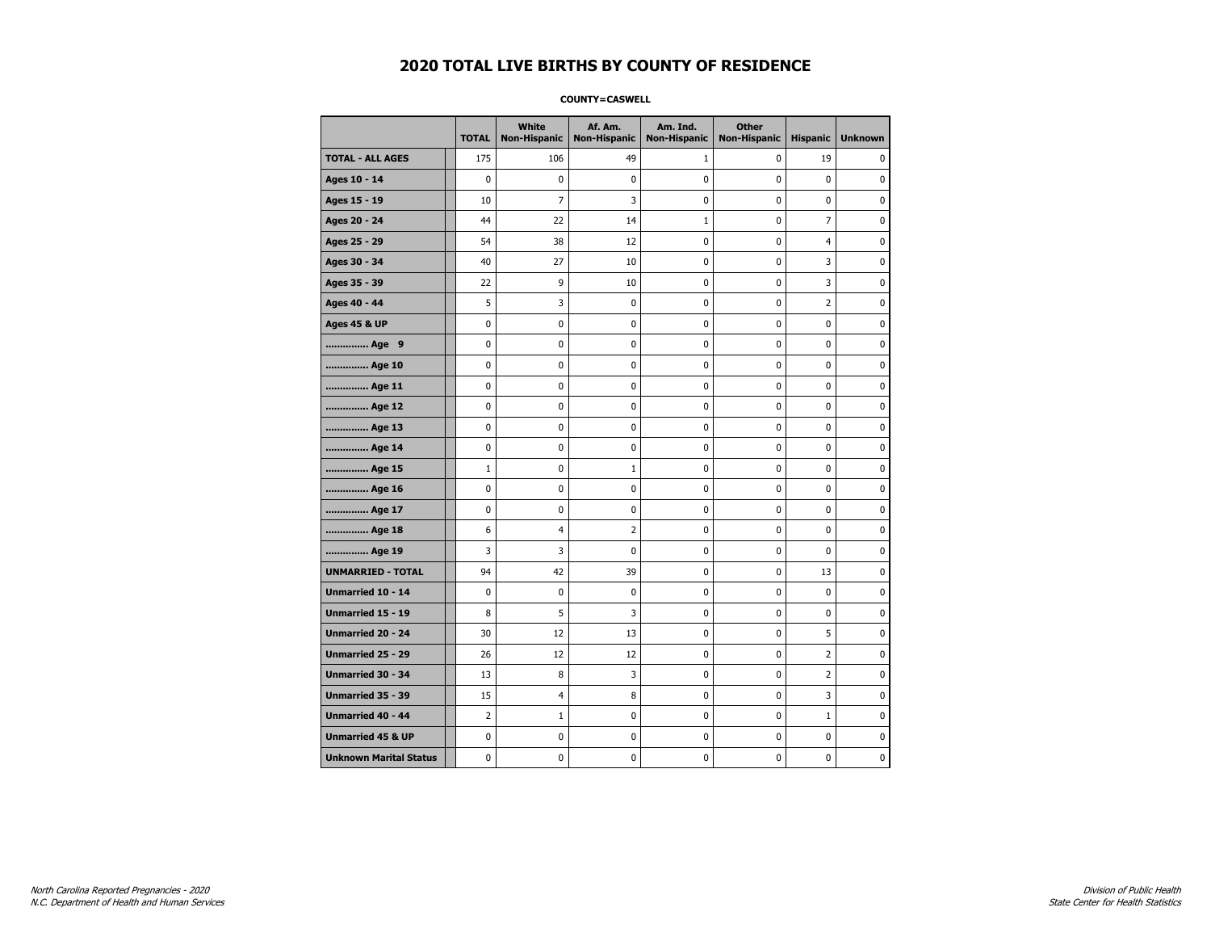# 2020 TOTAL LIVE BIRTHS BY COUNTY OF RESIDENCE

**COUNTY=CASWELL**

| | TOTAL | White Non-Hispanic | Af. Am. Non-Hispanic | Am. Ind. Non-Hispanic | Other Non-Hispanic | Hispanic | Unknown |
|---|---|---|---|---|---|---|---|
| **TOTAL - ALL AGES** | 175 | 106 | 49 | 1 | 0 | 19 | 0 |
| **Ages 10 - 14** | 0 | 0 | 0 | 0 | 0 | 0 | 0 |
| **Ages 15 - 19** | 10 | 7 | 3 | 0 | 0 | 0 | 0 |
| **Ages 20 - 24** | 44 | 22 | 14 | 1 | 0 | 7 | 0 |
| **Ages 25 - 29** | 54 | 38 | 12 | 0 | 0 | 4 | 0 |
| **Ages 30 - 34** | 40 | 27 | 10 | 0 | 0 | 3 | 0 |
| **Ages 35 - 39** | 22 | 9 | 10 | 0 | 0 | 3 | 0 |
| **Ages 40 - 44** | 5 | 3 | 0 | 0 | 0 | 2 | 0 |
| **Ages 45 & UP** | 0 | 0 | 0 | 0 | 0 | 0 | 0 |
| **.............. Age 9** | 0 | 0 | 0 | 0 | 0 | 0 | 0 |
| **.............. Age 10** | 0 | 0 | 0 | 0 | 0 | 0 | 0 |
| **.............. Age 11** | 0 | 0 | 0 | 0 | 0 | 0 | 0 |
| **.............. Age 12** | 0 | 0 | 0 | 0 | 0 | 0 | 0 |
| **.............. Age 13** | 0 | 0 | 0 | 0 | 0 | 0 | 0 |
| **.............. Age 14** | 0 | 0 | 0 | 0 | 0 | 0 | 0 |
| **.............. Age 15** | 1 | 0 | 1 | 0 | 0 | 0 | 0 |
| **.............. Age 16** | 0 | 0 | 0 | 0 | 0 | 0 | 0 |
| **.............. Age 17** | 0 | 0 | 0 | 0 | 0 | 0 | 0 |
| **.............. Age 18** | 6 | 4 | 2 | 0 | 0 | 0 | 0 |
| **.............. Age 19** | 3 | 3 | 0 | 0 | 0 | 0 | 0 |
| **UNMARRIED - TOTAL** | 94 | 42 | 39 | 0 | 0 | 13 | 0 |
| **Unmarried 10 - 14** | 0 | 0 | 0 | 0 | 0 | 0 | 0 |
| **Unmarried 15 - 19** | 8 | 5 | 3 | 0 | 0 | 0 | 0 |
| **Unmarried 20 - 24** | 30 | 12 | 13 | 0 | 0 | 5 | 0 |
| **Unmarried 25 - 29** | 26 | 12 | 12 | 0 | 0 | 2 | 0 |
| **Unmarried 30 - 34** | 13 | 8 | 3 | 0 | 0 | 2 | 0 |
| **Unmarried 35 - 39** | 15 | 4 | 8 | 0 | 0 | 3 | 0 |
| **Unmarried 40 - 44** | 2 | 1 | 0 | 0 | 0 | 1 | 0 |
| **Unmarried 45 & UP** | 0 | 0 | 0 | 0 | 0 | 0 | 0 |
| **Unknown Marital Status** | 0 | 0 | 0 | 0 | 0 | 0 | 0 |

*North Carolina Reported Pregnancies - 2020*
*N.C. Department of Health and Human Services*

*Division of Public Health*
*State Center for Health Statistics*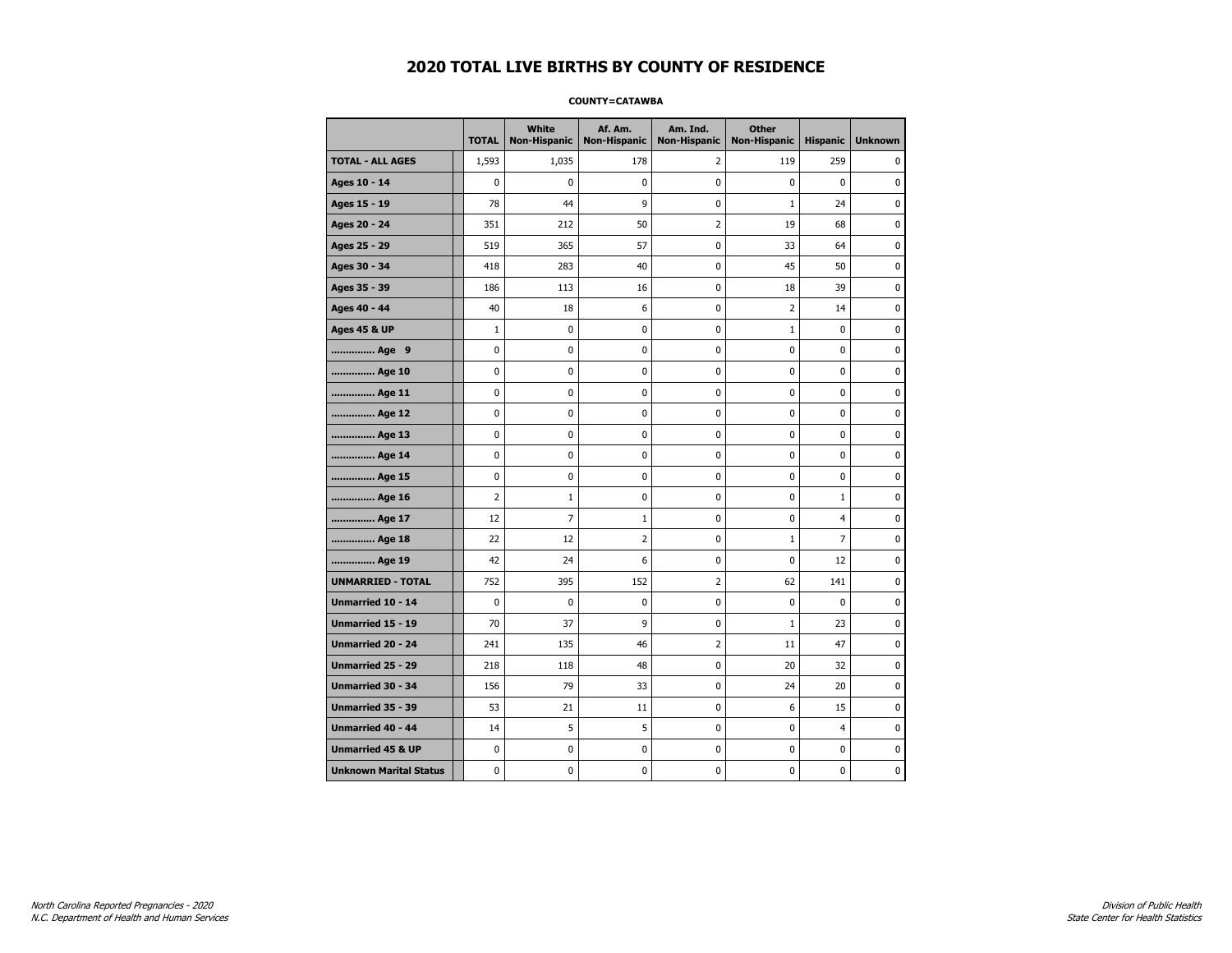# 2020 TOTAL LIVE BIRTHS BY COUNTY OF RESIDENCE

**COUNTY=CATAWBA**

| | TOTAL | White Non-Hispanic | Af. Am. Non-Hispanic | Am. Ind. Non-Hispanic | Other Non-Hispanic | Hispanic | Unknown |
|---|---|---|---|---|---|---|---|
| **TOTAL - ALL AGES** | 1,593 | 1,035 | 178 | 2 | 119 | 259 | 0 |
| **Ages 10 - 14** | 0 | 0 | 0 | 0 | 0 | 0 | 0 |
| **Ages 15 - 19** | 78 | 44 | 9 | 0 | 1 | 24 | 0 |
| **Ages 20 - 24** | 351 | 212 | 50 | 2 | 19 | 68 | 0 |
| **Ages 25 - 29** | 519 | 365 | 57 | 0 | 33 | 64 | 0 |
| **Ages 30 - 34** | 418 | 283 | 40 | 0 | 45 | 50 | 0 |
| **Ages 35 - 39** | 186 | 113 | 16 | 0 | 18 | 39 | 0 |
| **Ages 40 - 44** | 40 | 18 | 6 | 0 | 2 | 14 | 0 |
| **Ages 45 & UP** | 1 | 0 | 0 | 0 | 1 | 0 | 0 |
| **.............. Age 9** | 0 | 0 | 0 | 0 | 0 | 0 | 0 |
| **.............. Age 10** | 0 | 0 | 0 | 0 | 0 | 0 | 0 |
| **.............. Age 11** | 0 | 0 | 0 | 0 | 0 | 0 | 0 |
| **.............. Age 12** | 0 | 0 | 0 | 0 | 0 | 0 | 0 |
| **.............. Age 13** | 0 | 0 | 0 | 0 | 0 | 0 | 0 |
| **.............. Age 14** | 0 | 0 | 0 | 0 | 0 | 0 | 0 |
| **.............. Age 15** | 0 | 0 | 0 | 0 | 0 | 0 | 0 |
| **.............. Age 16** | 2 | 1 | 0 | 0 | 0 | 1 | 0 |
| **.............. Age 17** | 12 | 7 | 1 | 0 | 0 | 4 | 0 |
| **.............. Age 18** | 22 | 12 | 2 | 0 | 1 | 7 | 0 |
| **.............. Age 19** | 42 | 24 | 6 | 0 | 0 | 12 | 0 |
| **UNMARRIED - TOTAL** | 752 | 395 | 152 | 2 | 62 | 141 | 0 |
| **Unmarried 10 - 14** | 0 | 0 | 0 | 0 | 0 | 0 | 0 |
| **Unmarried 15 - 19** | 70 | 37 | 9 | 0 | 1 | 23 | 0 |
| **Unmarried 20 - 24** | 241 | 135 | 46 | 2 | 11 | 47 | 0 |
| **Unmarried 25 - 29** | 218 | 118 | 48 | 0 | 20 | 32 | 0 |
| **Unmarried 30 - 34** | 156 | 79 | 33 | 0 | 24 | 20 | 0 |
| **Unmarried 35 - 39** | 53 | 21 | 11 | 0 | 6 | 15 | 0 |
| **Unmarried 40 - 44** | 14 | 5 | 5 | 0 | 0 | 4 | 0 |
| **Unmarried 45 & UP** | 0 | 0 | 0 | 0 | 0 | 0 | 0 |
| **Unknown Marital Status** | 0 | 0 | 0 | 0 | 0 | 0 | 0 |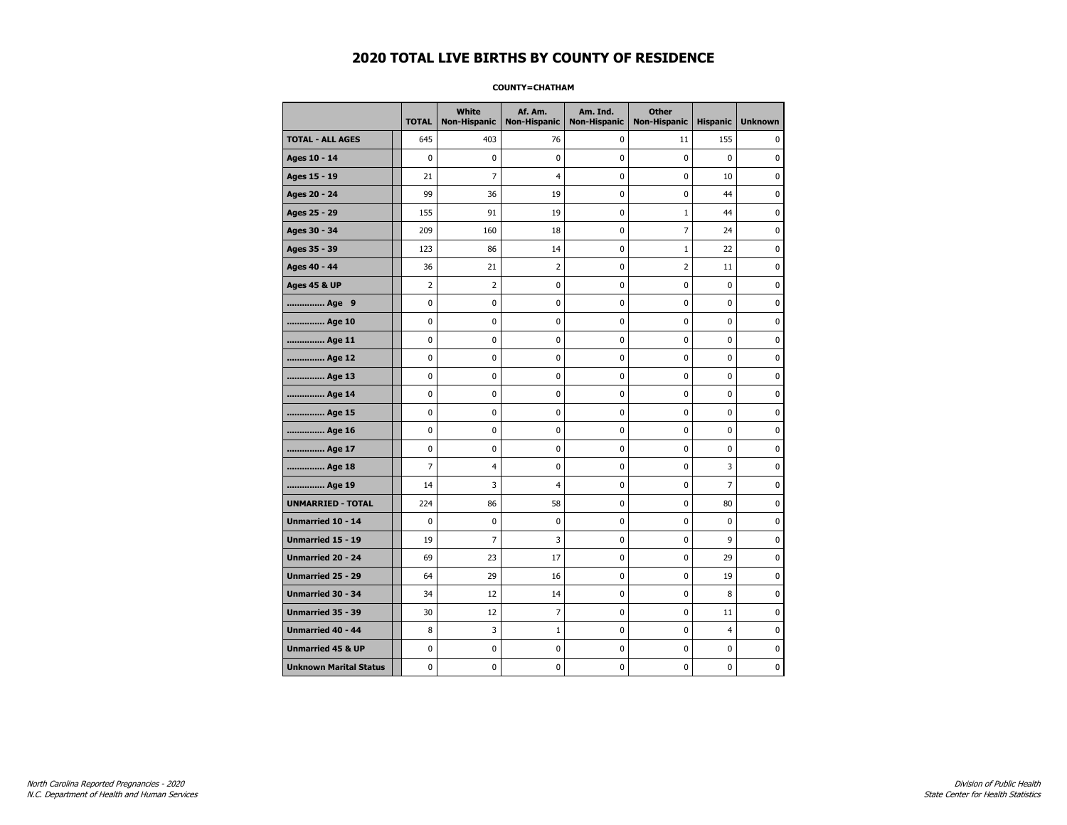# 2020 TOTAL LIVE BIRTHS BY COUNTY OF RESIDENCE

**COUNTY=CHATHAM**

| | TOTAL | White Non-Hispanic | Af. Am. Non-Hispanic | Am. Ind. Non-Hispanic | Other Non-Hispanic | Hispanic | Unknown |
|---|---|---|---|---|---|---|---|
| **TOTAL - ALL AGES** | 645 | 403 | 76 | 0 | 11 | 155 | 0 |
| **Ages 10 - 14** | 0 | 0 | 0 | 0 | 0 | 0 | 0 |
| **Ages 15 - 19** | 21 | 7 | 4 | 0 | 0 | 10 | 0 |
| **Ages 20 - 24** | 99 | 36 | 19 | 0 | 0 | 44 | 0 |
| **Ages 25 - 29** | 155 | 91 | 19 | 0 | 1 | 44 | 0 |
| **Ages 30 - 34** | 209 | 160 | 18 | 0 | 7 | 24 | 0 |
| **Ages 35 - 39** | 123 | 86 | 14 | 0 | 1 | 22 | 0 |
| **Ages 40 - 44** | 36 | 21 | 2 | 0 | 2 | 11 | 0 |
| **Ages 45 & UP** | 2 | 2 | 0 | 0 | 0 | 0 | 0 |
| **.............. Age 9** | 0 | 0 | 0 | 0 | 0 | 0 | 0 |
| **.............. Age 10** | 0 | 0 | 0 | 0 | 0 | 0 | 0 |
| **.............. Age 11** | 0 | 0 | 0 | 0 | 0 | 0 | 0 |
| **.............. Age 12** | 0 | 0 | 0 | 0 | 0 | 0 | 0 |
| **.............. Age 13** | 0 | 0 | 0 | 0 | 0 | 0 | 0 |
| **.............. Age 14** | 0 | 0 | 0 | 0 | 0 | 0 | 0 |
| **.............. Age 15** | 0 | 0 | 0 | 0 | 0 | 0 | 0 |
| **.............. Age 16** | 0 | 0 | 0 | 0 | 0 | 0 | 0 |
| **.............. Age 17** | 0 | 0 | 0 | 0 | 0 | 0 | 0 |
| **.............. Age 18** | 7 | 4 | 0 | 0 | 0 | 3 | 0 |
| **.............. Age 19** | 14 | 3 | 4 | 0 | 0 | 7 | 0 |
| **UNMARRIED - TOTAL** | 224 | 86 | 58 | 0 | 0 | 80 | 0 |
| **Unmarried 10 - 14** | 0 | 0 | 0 | 0 | 0 | 0 | 0 |
| **Unmarried 15 - 19** | 19 | 7 | 3 | 0 | 0 | 9 | 0 |
| **Unmarried 20 - 24** | 69 | 23 | 17 | 0 | 0 | 29 | 0 |
| **Unmarried 25 - 29** | 64 | 29 | 16 | 0 | 0 | 19 | 0 |
| **Unmarried 30 - 34** | 34 | 12 | 14 | 0 | 0 | 8 | 0 |
| **Unmarried 35 - 39** | 30 | 12 | 7 | 0 | 0 | 11 | 0 |
| **Unmarried 40 - 44** | 8 | 3 | 1 | 0 | 0 | 4 | 0 |
| **Unmarried 45 & UP** | 0 | 0 | 0 | 0 | 0 | 0 | 0 |
| **Unknown Marital Status** | 0 | 0 | 0 | 0 | 0 | 0 | 0 |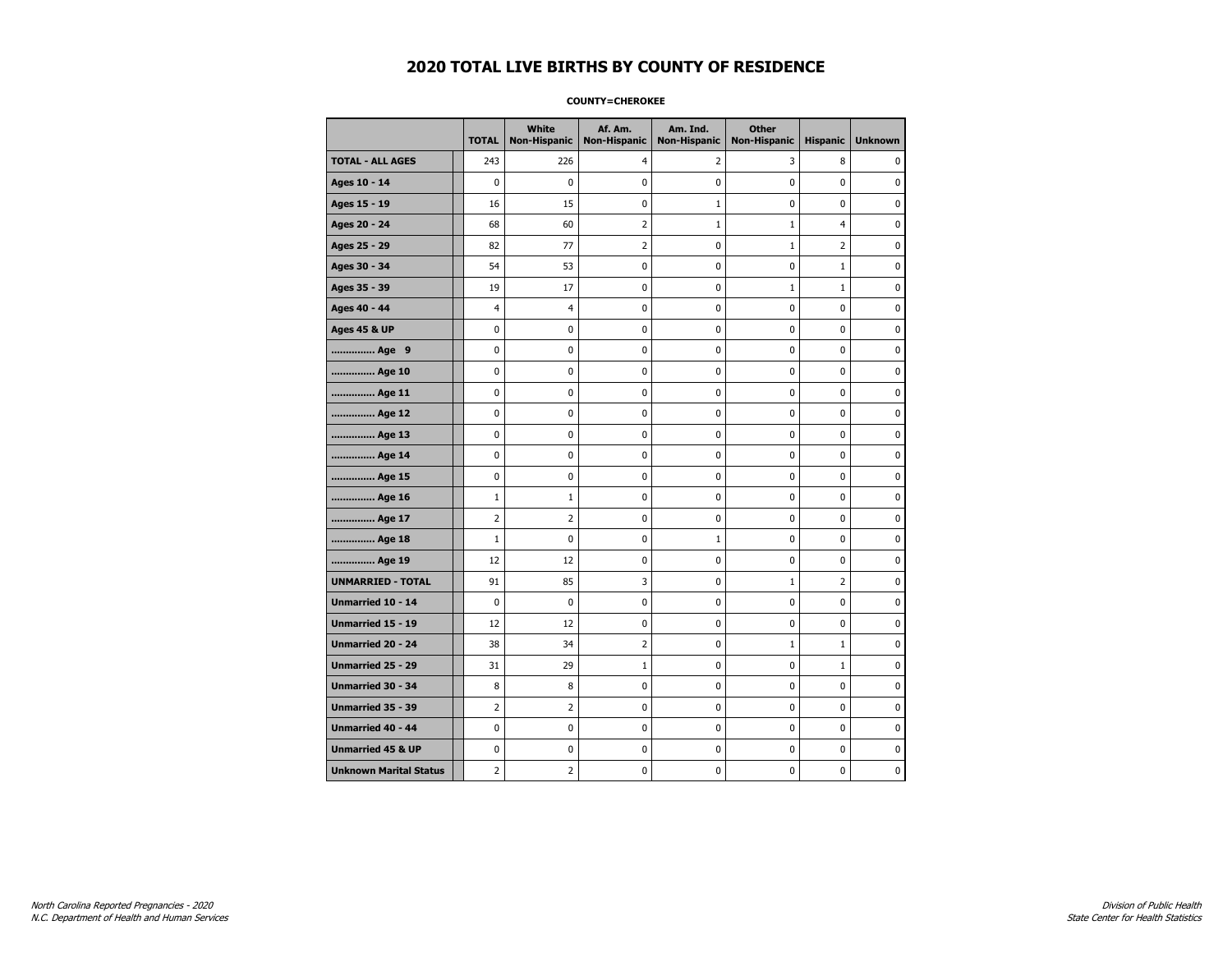# 2020 TOTAL LIVE BIRTHS BY COUNTY OF RESIDENCE

**COUNTY=CHEROKEE**

| | TOTAL | White Non-Hispanic | Af. Am. Non-Hispanic | Am. Ind. Non-Hispanic | Other Non-Hispanic | Hispanic | Unknown |
|---|---|---|---|---|---|---|---|
| **TOTAL - ALL AGES** | 243 | 226 | 4 | 2 | 3 | 8 | 0 |
| **Ages 10 - 14** | 0 | 0 | 0 | 0 | 0 | 0 | 0 |
| **Ages 15 - 19** | 16 | 15 | 0 | 1 | 0 | 0 | 0 |
| **Ages 20 - 24** | 68 | 60 | 2 | 1 | 1 | 4 | 0 |
| **Ages 25 - 29** | 82 | 77 | 2 | 0 | 1 | 2 | 0 |
| **Ages 30 - 34** | 54 | 53 | 0 | 0 | 0 | 1 | 0 |
| **Ages 35 - 39** | 19 | 17 | 0 | 0 | 1 | 1 | 0 |
| **Ages 40 - 44** | 4 | 4 | 0 | 0 | 0 | 0 | 0 |
| **Ages 45 & UP** | 0 | 0 | 0 | 0 | 0 | 0 | 0 |
| **.............. Age 9** | 0 | 0 | 0 | 0 | 0 | 0 | 0 |
| **.............. Age 10** | 0 | 0 | 0 | 0 | 0 | 0 | 0 |
| **.............. Age 11** | 0 | 0 | 0 | 0 | 0 | 0 | 0 |
| **.............. Age 12** | 0 | 0 | 0 | 0 | 0 | 0 | 0 |
| **.............. Age 13** | 0 | 0 | 0 | 0 | 0 | 0 | 0 |
| **.............. Age 14** | 0 | 0 | 0 | 0 | 0 | 0 | 0 |
| **.............. Age 15** | 0 | 0 | 0 | 0 | 0 | 0 | 0 |
| **.............. Age 16** | 1 | 1 | 0 | 0 | 0 | 0 | 0 |
| **.............. Age 17** | 2 | 2 | 0 | 0 | 0 | 0 | 0 |
| **.............. Age 18** | 1 | 0 | 0 | 1 | 0 | 0 | 0 |
| **.............. Age 19** | 12 | 12 | 0 | 0 | 0 | 0 | 0 |
| **UNMARRIED - TOTAL** | 91 | 85 | 3 | 0 | 1 | 2 | 0 |
| **Unmarried 10 - 14** | 0 | 0 | 0 | 0 | 0 | 0 | 0 |
| **Unmarried 15 - 19** | 12 | 12 | 0 | 0 | 0 | 0 | 0 |
| **Unmarried 20 - 24** | 38 | 34 | 2 | 0 | 1 | 1 | 0 |
| **Unmarried 25 - 29** | 31 | 29 | 1 | 0 | 0 | 1 | 0 |
| **Unmarried 30 - 34** | 8 | 8 | 0 | 0 | 0 | 0 | 0 |
| **Unmarried 35 - 39** | 2 | 2 | 0 | 0 | 0 | 0 | 0 |
| **Unmarried 40 - 44** | 0 | 0 | 0 | 0 | 0 | 0 | 0 |
| **Unmarried 45 & UP** | 0 | 0 | 0 | 0 | 0 | 0 | 0 |
| **Unknown Marital Status** | 2 | 2 | 0 | 0 | 0 | 0 | 0 |

*North Carolina Reported Pregnancies - 2020*
*N.C. Department of Health and Human Services*

*Division of Public Health*
*State Center for Health Statistics*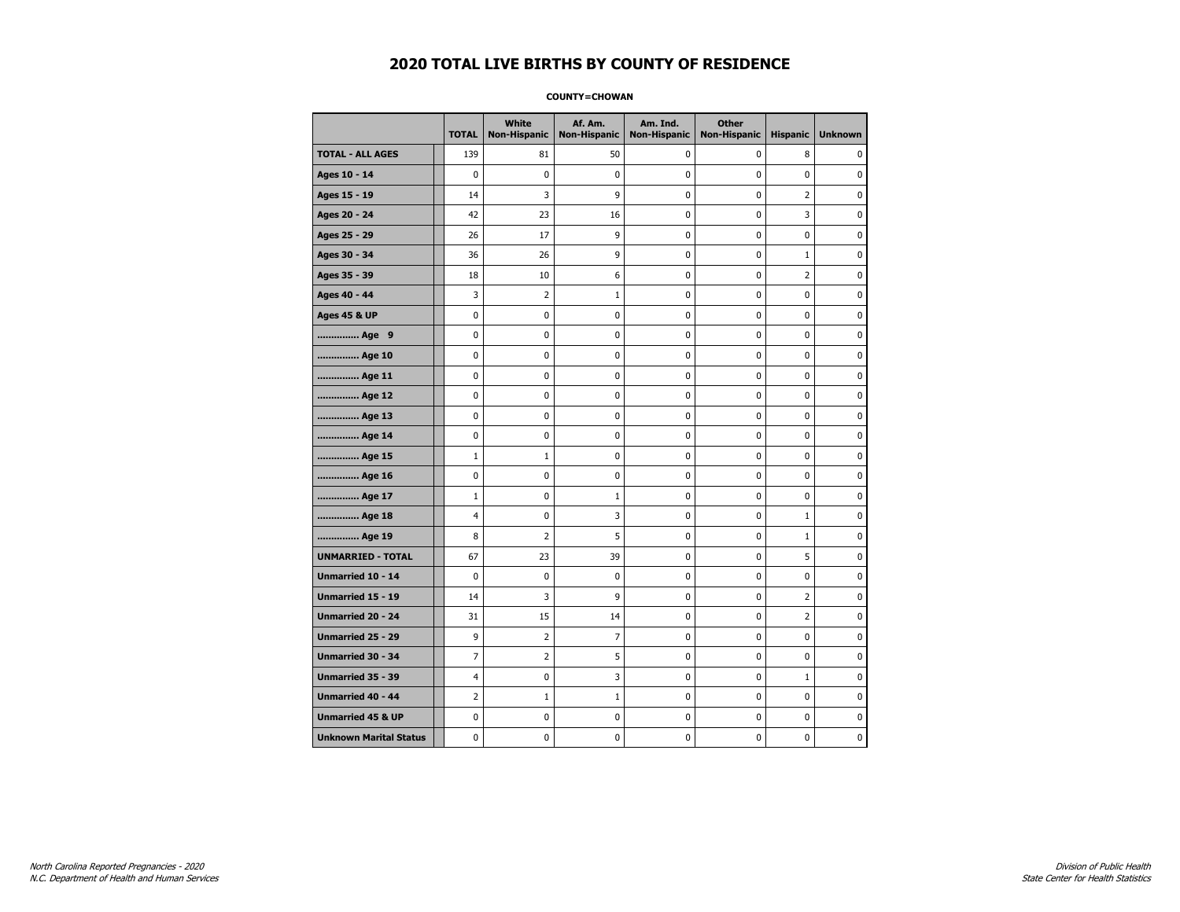# 2020 TOTAL LIVE BIRTHS BY COUNTY OF RESIDENCE

**COUNTY=CHOWAN**

| | TOTAL | White Non-Hispanic | Af. Am. Non-Hispanic | Am. Ind. Non-Hispanic | Other Non-Hispanic | Hispanic | Unknown |
|---|---|---|---|---|---|---|---|
| **TOTAL - ALL AGES** | 139 | 81 | 50 | 0 | 0 | 8 | 0 |
| **Ages 10 - 14** | 0 | 0 | 0 | 0 | 0 | 0 | 0 |
| **Ages 15 - 19** | 14 | 3 | 9 | 0 | 0 | 2 | 0 |
| **Ages 20 - 24** | 42 | 23 | 16 | 0 | 0 | 3 | 0 |
| **Ages 25 - 29** | 26 | 17 | 9 | 0 | 0 | 0 | 0 |
| **Ages 30 - 34** | 36 | 26 | 9 | 0 | 0 | 1 | 0 |
| **Ages 35 - 39** | 18 | 10 | 6 | 0 | 0 | 2 | 0 |
| **Ages 40 - 44** | 3 | 2 | 1 | 0 | 0 | 0 | 0 |
| **Ages 45 & UP** | 0 | 0 | 0 | 0 | 0 | 0 | 0 |
| **.............. Age 9** | 0 | 0 | 0 | 0 | 0 | 0 | 0 |
| **.............. Age 10** | 0 | 0 | 0 | 0 | 0 | 0 | 0 |
| **.............. Age 11** | 0 | 0 | 0 | 0 | 0 | 0 | 0 |
| **.............. Age 12** | 0 | 0 | 0 | 0 | 0 | 0 | 0 |
| **.............. Age 13** | 0 | 0 | 0 | 0 | 0 | 0 | 0 |
| **.............. Age 14** | 0 | 0 | 0 | 0 | 0 | 0 | 0 |
| **.............. Age 15** | 1 | 1 | 0 | 0 | 0 | 0 | 0 |
| **.............. Age 16** | 0 | 0 | 0 | 0 | 0 | 0 | 0 |
| **.............. Age 17** | 1 | 0 | 1 | 0 | 0 | 0 | 0 |
| **.............. Age 18** | 4 | 0 | 3 | 0 | 0 | 1 | 0 |
| **.............. Age 19** | 8 | 2 | 5 | 0 | 0 | 1 | 0 |
| **UNMARRIED - TOTAL** | 67 | 23 | 39 | 0 | 0 | 5 | 0 |
| **Unmarried 10 - 14** | 0 | 0 | 0 | 0 | 0 | 0 | 0 |
| **Unmarried 15 - 19** | 14 | 3 | 9 | 0 | 0 | 2 | 0 |
| **Unmarried 20 - 24** | 31 | 15 | 14 | 0 | 0 | 2 | 0 |
| **Unmarried 25 - 29** | 9 | 2 | 7 | 0 | 0 | 0 | 0 |
| **Unmarried 30 - 34** | 7 | 2 | 5 | 0 | 0 | 0 | 0 |
| **Unmarried 35 - 39** | 4 | 0 | 3 | 0 | 0 | 1 | 0 |
| **Unmarried 40 - 44** | 2 | 1 | 1 | 0 | 0 | 0 | 0 |
| **Unmarried 45 & UP** | 0 | 0 | 0 | 0 | 0 | 0 | 0 |
| **Unknown Marital Status** | 0 | 0 | 0 | 0 | 0 | 0 | 0 |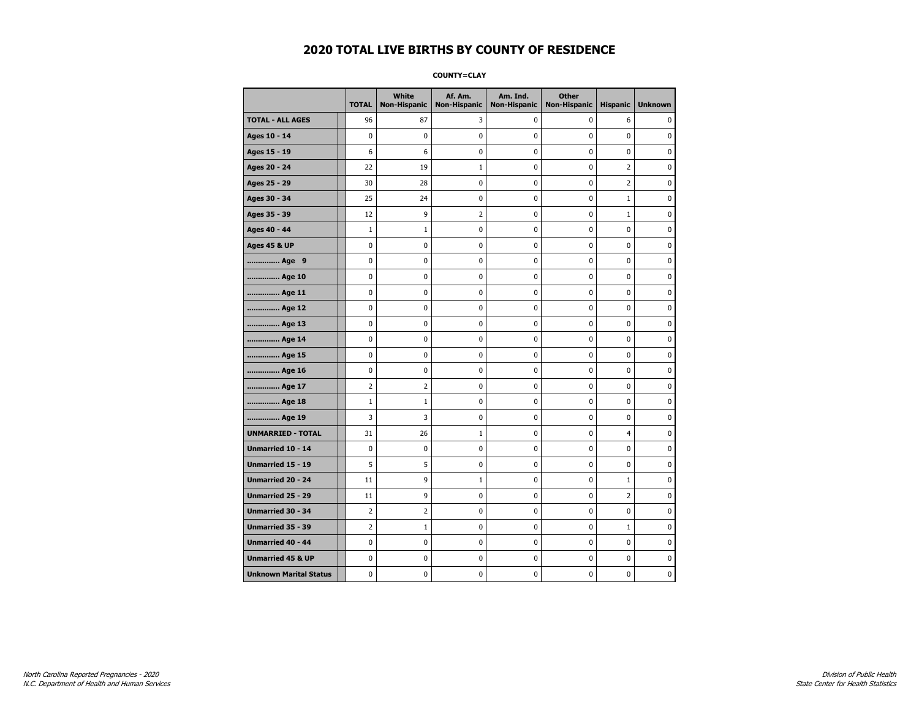# 2020 TOTAL LIVE BIRTHS BY COUNTY OF RESIDENCE

**COUNTY=CLAY**

| | TOTAL | White Non-Hispanic | Af. Am. Non-Hispanic | Am. Ind. Non-Hispanic | Other Non-Hispanic | Hispanic | Unknown |
|---|---|---|---|---|---|---|---|
| **TOTAL - ALL AGES** | 96 | 87 | 3 | 0 | 0 | 6 | 0 |
| **Ages 10 - 14** | 0 | 0 | 0 | 0 | 0 | 0 | 0 |
| **Ages 15 - 19** | 6 | 6 | 0 | 0 | 0 | 0 | 0 |
| **Ages 20 - 24** | 22 | 19 | 1 | 0 | 0 | 2 | 0 |
| **Ages 25 - 29** | 30 | 28 | 0 | 0 | 0 | 2 | 0 |
| **Ages 30 - 34** | 25 | 24 | 0 | 0 | 0 | 1 | 0 |
| **Ages 35 - 39** | 12 | 9 | 2 | 0 | 0 | 1 | 0 |
| **Ages 40 - 44** | 1 | 1 | 0 | 0 | 0 | 0 | 0 |
| **Ages 45 & UP** | 0 | 0 | 0 | 0 | 0 | 0 | 0 |
| **.............. Age 9** | 0 | 0 | 0 | 0 | 0 | 0 | 0 |
| **.............. Age 10** | 0 | 0 | 0 | 0 | 0 | 0 | 0 |
| **.............. Age 11** | 0 | 0 | 0 | 0 | 0 | 0 | 0 |
| **.............. Age 12** | 0 | 0 | 0 | 0 | 0 | 0 | 0 |
| **.............. Age 13** | 0 | 0 | 0 | 0 | 0 | 0 | 0 |
| **.............. Age 14** | 0 | 0 | 0 | 0 | 0 | 0 | 0 |
| **.............. Age 15** | 0 | 0 | 0 | 0 | 0 | 0 | 0 |
| **.............. Age 16** | 0 | 0 | 0 | 0 | 0 | 0 | 0 |
| **.............. Age 17** | 2 | 2 | 0 | 0 | 0 | 0 | 0 |
| **.............. Age 18** | 1 | 1 | 0 | 0 | 0 | 0 | 0 |
| **.............. Age 19** | 3 | 3 | 0 | 0 | 0 | 0 | 0 |
| **UNMARRIED - TOTAL** | 31 | 26 | 1 | 0 | 0 | 4 | 0 |
| **Unmarried 10 - 14** | 0 | 0 | 0 | 0 | 0 | 0 | 0 |
| **Unmarried 15 - 19** | 5 | 5 | 0 | 0 | 0 | 0 | 0 |
| **Unmarried 20 - 24** | 11 | 9 | 1 | 0 | 0 | 1 | 0 |
| **Unmarried 25 - 29** | 11 | 9 | 0 | 0 | 0 | 2 | 0 |
| **Unmarried 30 - 34** | 2 | 2 | 0 | 0 | 0 | 0 | 0 |
| **Unmarried 35 - 39** | 2 | 1 | 0 | 0 | 0 | 1 | 0 |
| **Unmarried 40 - 44** | 0 | 0 | 0 | 0 | 0 | 0 | 0 |
| **Unmarried 45 & UP** | 0 | 0 | 0 | 0 | 0 | 0 | 0 |
| **Unknown Marital Status** | 0 | 0 | 0 | 0 | 0 | 0 | 0 |

*North Carolina Reported Pregnancies - 2020*
*N.C. Department of Health and Human Services*

*Division of Public Health*
*State Center for Health Statistics*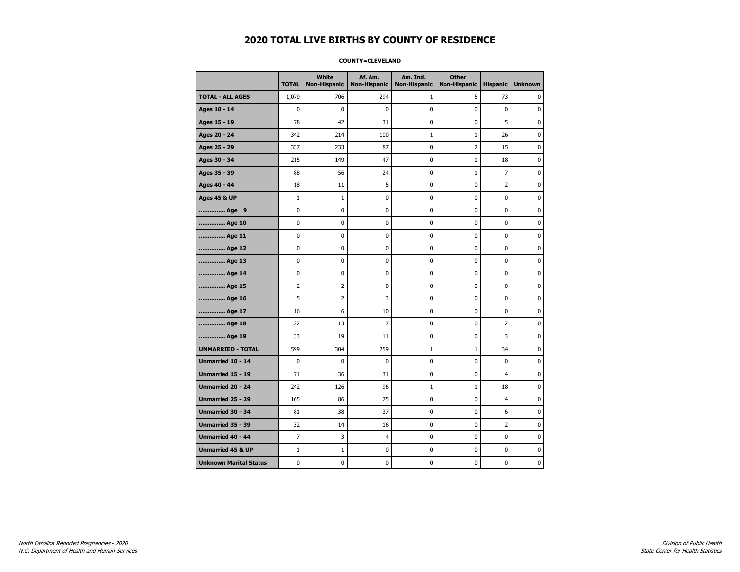# 2020 TOTAL LIVE BIRTHS BY COUNTY OF RESIDENCE

**COUNTY=CLEVELAND**

| | TOTAL | White Non-Hispanic | Af. Am. Non-Hispanic | Am. Ind. Non-Hispanic | Other Non-Hispanic | Hispanic | Unknown |
|---|---|---|---|---|---|---|---|
| **TOTAL - ALL AGES** | 1,079 | 706 | 294 | 1 | 5 | 73 | 0 |
| **Ages 10 - 14** | 0 | 0 | 0 | 0 | 0 | 0 | 0 |
| **Ages 15 - 19** | 78 | 42 | 31 | 0 | 0 | 5 | 0 |
| **Ages 20 - 24** | 342 | 214 | 100 | 1 | 1 | 26 | 0 |
| **Ages 25 - 29** | 337 | 233 | 87 | 0 | 2 | 15 | 0 |
| **Ages 30 - 34** | 215 | 149 | 47 | 0 | 1 | 18 | 0 |
| **Ages 35 - 39** | 88 | 56 | 24 | 0 | 1 | 7 | 0 |
| **Ages 40 - 44** | 18 | 11 | 5 | 0 | 0 | 2 | 0 |
| **Ages 45 & UP** | 1 | 1 | 0 | 0 | 0 | 0 | 0 |
| **.............. Age 9** | 0 | 0 | 0 | 0 | 0 | 0 | 0 |
| **.............. Age 10** | 0 | 0 | 0 | 0 | 0 | 0 | 0 |
| **.............. Age 11** | 0 | 0 | 0 | 0 | 0 | 0 | 0 |
| **.............. Age 12** | 0 | 0 | 0 | 0 | 0 | 0 | 0 |
| **.............. Age 13** | 0 | 0 | 0 | 0 | 0 | 0 | 0 |
| **.............. Age 14** | 0 | 0 | 0 | 0 | 0 | 0 | 0 |
| **.............. Age 15** | 2 | 2 | 0 | 0 | 0 | 0 | 0 |
| **.............. Age 16** | 5 | 2 | 3 | 0 | 0 | 0 | 0 |
| **.............. Age 17** | 16 | 6 | 10 | 0 | 0 | 0 | 0 |
| **.............. Age 18** | 22 | 13 | 7 | 0 | 0 | 2 | 0 |
| **.............. Age 19** | 33 | 19 | 11 | 0 | 0 | 3 | 0 |
| **UNMARRIED - TOTAL** | 599 | 304 | 259 | 1 | 1 | 34 | 0 |
| **Unmarried 10 - 14** | 0 | 0 | 0 | 0 | 0 | 0 | 0 |
| **Unmarried 15 - 19** | 71 | 36 | 31 | 0 | 0 | 4 | 0 |
| **Unmarried 20 - 24** | 242 | 126 | 96 | 1 | 1 | 18 | 0 |
| **Unmarried 25 - 29** | 165 | 86 | 75 | 0 | 0 | 4 | 0 |
| **Unmarried 30 - 34** | 81 | 38 | 37 | 0 | 0 | 6 | 0 |
| **Unmarried 35 - 39** | 32 | 14 | 16 | 0 | 0 | 2 | 0 |
| **Unmarried 40 - 44** | 7 | 3 | 4 | 0 | 0 | 0 | 0 |
| **Unmarried 45 & UP** | 1 | 1 | 0 | 0 | 0 | 0 | 0 |
| **Unknown Marital Status** | 0 | 0 | 0 | 0 | 0 | 0 | 0 |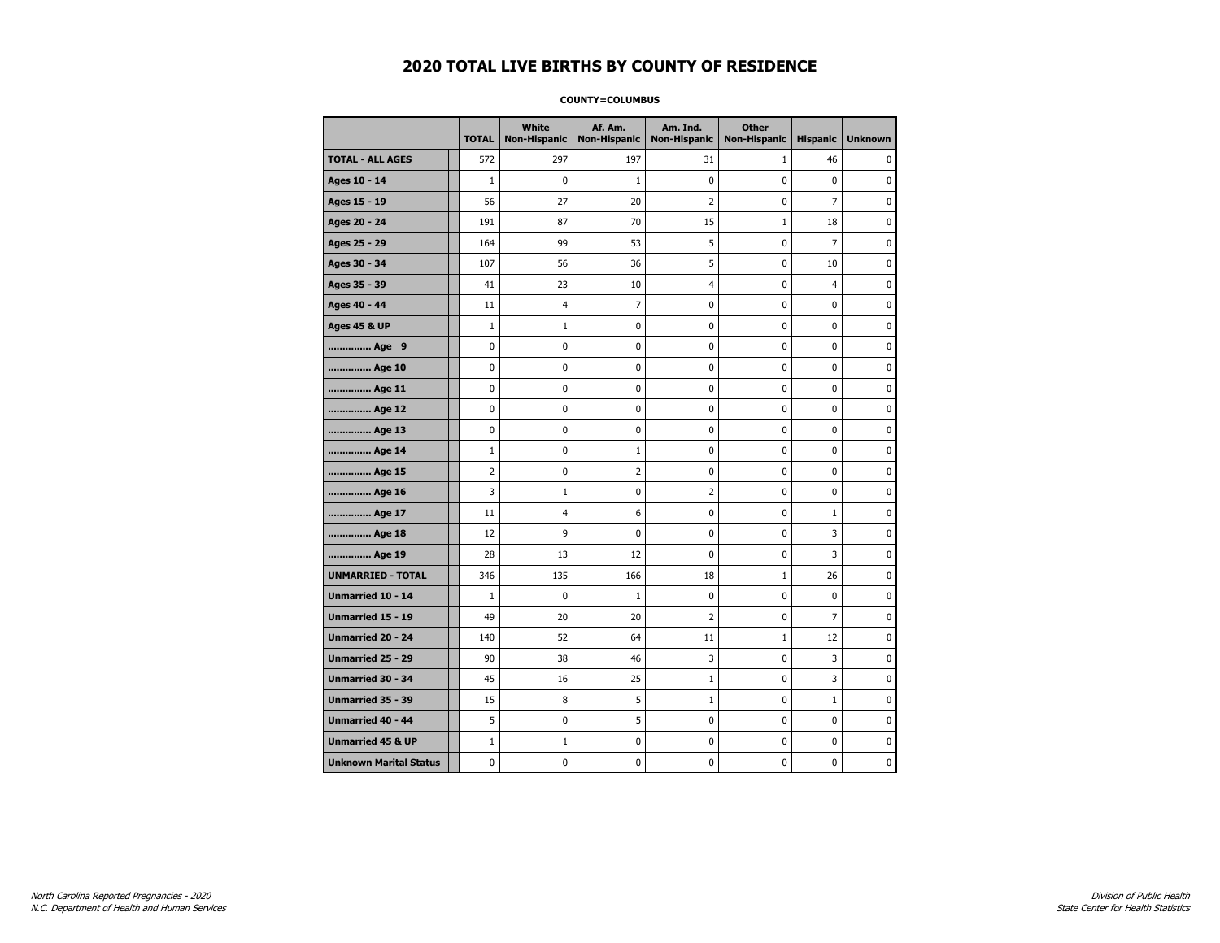# 2020 TOTAL LIVE BIRTHS BY COUNTY OF RESIDENCE

**COUNTY=COLUMBUS**

| | TOTAL | White Non-Hispanic | Af. Am. Non-Hispanic | Am. Ind. Non-Hispanic | Other Non-Hispanic | Hispanic | Unknown |
|---|---|---|---|---|---|---|---|
| **TOTAL - ALL AGES** | 572 | 297 | 197 | 31 | 1 | 46 | 0 |
| **Ages 10 - 14** | 1 | 0 | 1 | 0 | 0 | 0 | 0 |
| **Ages 15 - 19** | 56 | 27 | 20 | 2 | 0 | 7 | 0 |
| **Ages 20 - 24** | 191 | 87 | 70 | 15 | 1 | 18 | 0 |
| **Ages 25 - 29** | 164 | 99 | 53 | 5 | 0 | 7 | 0 |
| **Ages 30 - 34** | 107 | 56 | 36 | 5 | 0 | 10 | 0 |
| **Ages 35 - 39** | 41 | 23 | 10 | 4 | 0 | 4 | 0 |
| **Ages 40 - 44** | 11 | 4 | 7 | 0 | 0 | 0 | 0 |
| **Ages 45 & UP** | 1 | 1 | 0 | 0 | 0 | 0 | 0 |
| **.............. Age 9** | 0 | 0 | 0 | 0 | 0 | 0 | 0 |
| **.............. Age 10** | 0 | 0 | 0 | 0 | 0 | 0 | 0 |
| **.............. Age 11** | 0 | 0 | 0 | 0 | 0 | 0 | 0 |
| **.............. Age 12** | 0 | 0 | 0 | 0 | 0 | 0 | 0 |
| **.............. Age 13** | 0 | 0 | 0 | 0 | 0 | 0 | 0 |
| **.............. Age 14** | 1 | 0 | 1 | 0 | 0 | 0 | 0 |
| **.............. Age 15** | 2 | 0 | 2 | 0 | 0 | 0 | 0 |
| **.............. Age 16** | 3 | 1 | 0 | 2 | 0 | 0 | 0 |
| **.............. Age 17** | 11 | 4 | 6 | 0 | 0 | 1 | 0 |
| **.............. Age 18** | 12 | 9 | 0 | 0 | 0 | 3 | 0 |
| **.............. Age 19** | 28 | 13 | 12 | 0 | 0 | 3 | 0 |
| **UNMARRIED - TOTAL** | 346 | 135 | 166 | 18 | 1 | 26 | 0 |
| **Unmarried 10 - 14** | 1 | 0 | 1 | 0 | 0 | 0 | 0 |
| **Unmarried 15 - 19** | 49 | 20 | 20 | 2 | 0 | 7 | 0 |
| **Unmarried 20 - 24** | 140 | 52 | 64 | 11 | 1 | 12 | 0 |
| **Unmarried 25 - 29** | 90 | 38 | 46 | 3 | 0 | 3 | 0 |
| **Unmarried 30 - 34** | 45 | 16 | 25 | 1 | 0 | 3 | 0 |
| **Unmarried 35 - 39** | 15 | 8 | 5 | 1 | 0 | 1 | 0 |
| **Unmarried 40 - 44** | 5 | 0 | 5 | 0 | 0 | 0 | 0 |
| **Unmarried 45 & UP** | 1 | 1 | 0 | 0 | 0 | 0 | 0 |
| **Unknown Marital Status** | 0 | 0 | 0 | 0 | 0 | 0 | 0 |

*North Carolina Reported Pregnancies - 2020*
*N.C. Department of Health and Human Services*

*Division of Public Health*
*State Center for Health Statistics*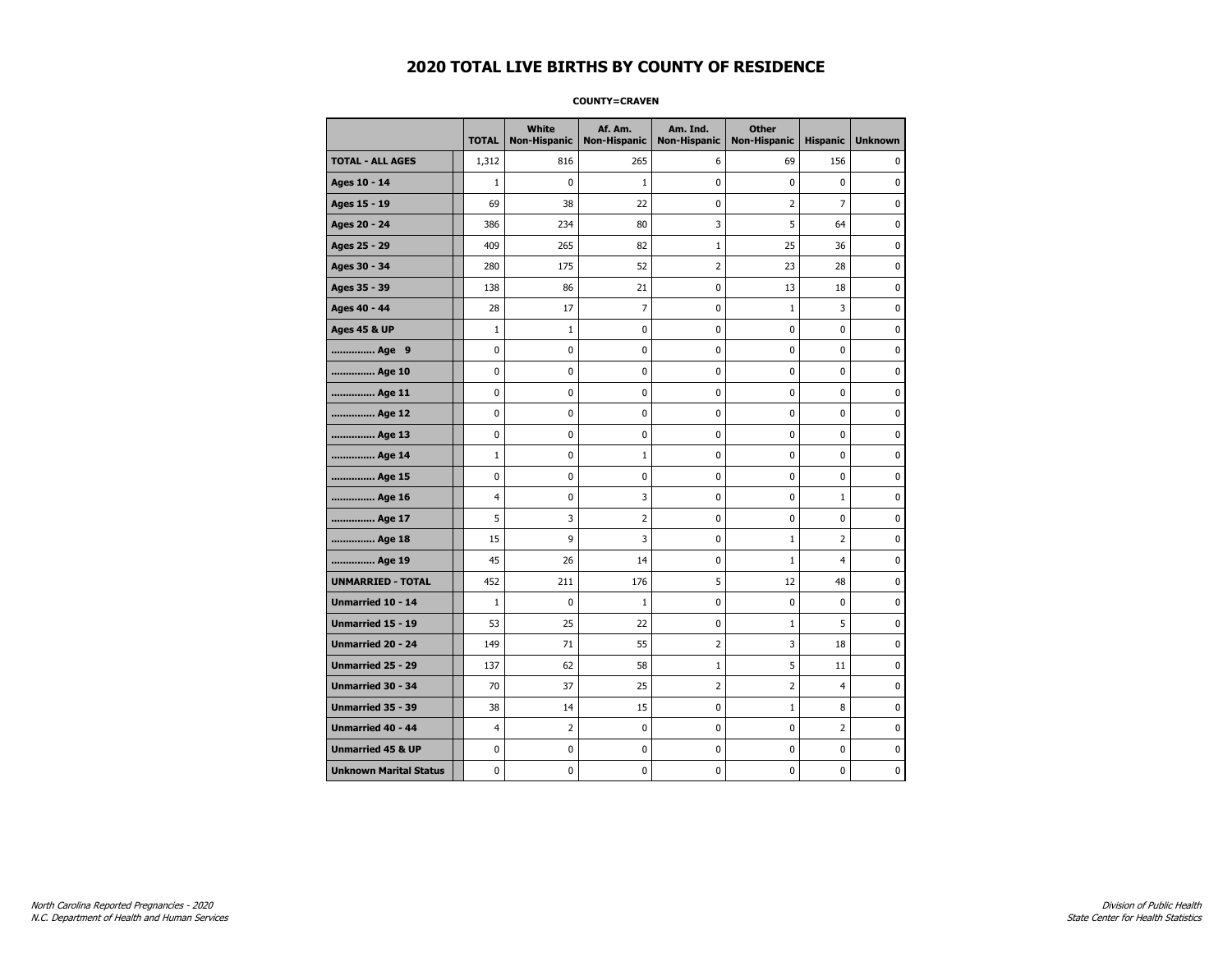# 2020 TOTAL LIVE BIRTHS BY COUNTY OF RESIDENCE

**COUNTY=CRAVEN**

| | TOTAL | White Non-Hispanic | Af. Am. Non-Hispanic | Am. Ind. Non-Hispanic | Other Non-Hispanic | Hispanic | Unknown |
|---|---|---|---|---|---|---|---|
| **TOTAL - ALL AGES** | 1,312 | 816 | 265 | 6 | 69 | 156 | 0 |
| **Ages 10 - 14** | 1 | 0 | 1 | 0 | 0 | 0 | 0 |
| **Ages 15 - 19** | 69 | 38 | 22 | 0 | 2 | 7 | 0 |
| **Ages 20 - 24** | 386 | 234 | 80 | 3 | 5 | 64 | 0 |
| **Ages 25 - 29** | 409 | 265 | 82 | 1 | 25 | 36 | 0 |
| **Ages 30 - 34** | 280 | 175 | 52 | 2 | 23 | 28 | 0 |
| **Ages 35 - 39** | 138 | 86 | 21 | 0 | 13 | 18 | 0 |
| **Ages 40 - 44** | 28 | 17 | 7 | 0 | 1 | 3 | 0 |
| **Ages 45 & UP** | 1 | 1 | 0 | 0 | 0 | 0 | 0 |
| **.............. Age 9** | 0 | 0 | 0 | 0 | 0 | 0 | 0 |
| **.............. Age 10** | 0 | 0 | 0 | 0 | 0 | 0 | 0 |
| **.............. Age 11** | 0 | 0 | 0 | 0 | 0 | 0 | 0 |
| **.............. Age 12** | 0 | 0 | 0 | 0 | 0 | 0 | 0 |
| **.............. Age 13** | 0 | 0 | 0 | 0 | 0 | 0 | 0 |
| **.............. Age 14** | 1 | 0 | 1 | 0 | 0 | 0 | 0 |
| **.............. Age 15** | 0 | 0 | 0 | 0 | 0 | 0 | 0 |
| **.............. Age 16** | 4 | 0 | 3 | 0 | 0 | 1 | 0 |
| **.............. Age 17** | 5 | 3 | 2 | 0 | 0 | 0 | 0 |
| **.............. Age 18** | 15 | 9 | 3 | 0 | 1 | 2 | 0 |
| **.............. Age 19** | 45 | 26 | 14 | 0 | 1 | 4 | 0 |
| **UNMARRIED - TOTAL** | 452 | 211 | 176 | 5 | 12 | 48 | 0 |
| **Unmarried 10 - 14** | 1 | 0 | 1 | 0 | 0 | 0 | 0 |
| **Unmarried 15 - 19** | 53 | 25 | 22 | 0 | 1 | 5 | 0 |
| **Unmarried 20 - 24** | 149 | 71 | 55 | 2 | 3 | 18 | 0 |
| **Unmarried 25 - 29** | 137 | 62 | 58 | 1 | 5 | 11 | 0 |
| **Unmarried 30 - 34** | 70 | 37 | 25 | 2 | 2 | 4 | 0 |
| **Unmarried 35 - 39** | 38 | 14 | 15 | 0 | 1 | 8 | 0 |
| **Unmarried 40 - 44** | 4 | 2 | 0 | 0 | 0 | 2 | 0 |
| **Unmarried 45 & UP** | 0 | 0 | 0 | 0 | 0 | 0 | 0 |
| **Unknown Marital Status** | 0 | 0 | 0 | 0 | 0 | 0 | 0 |

*North Carolina Reported Pregnancies - 2020*
*N.C. Department of Health and Human Services*

*Division of Public Health*
*State Center for Health Statistics*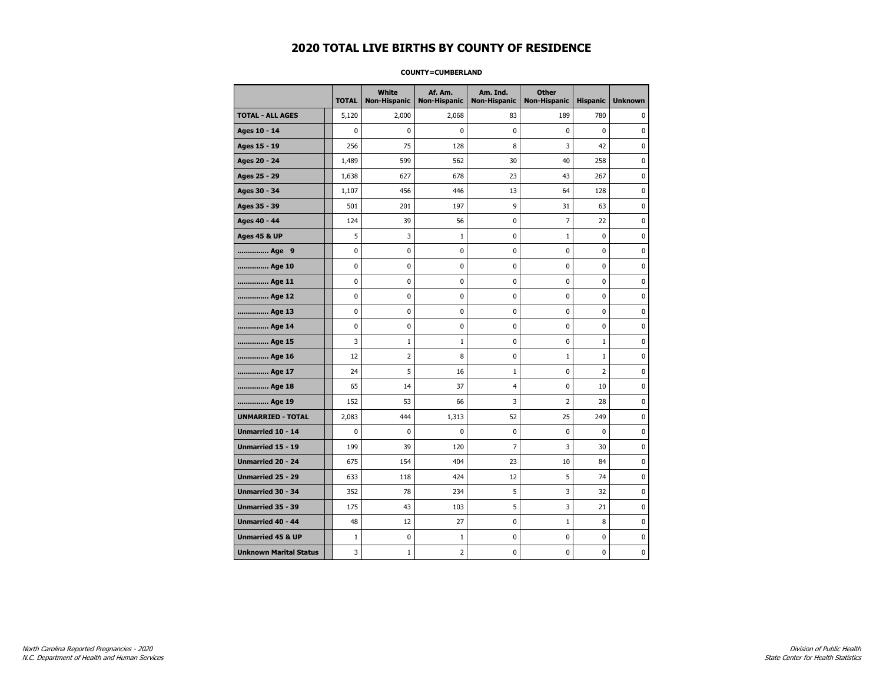# 2020 TOTAL LIVE BIRTHS BY COUNTY OF RESIDENCE

**COUNTY=CUMBERLAND**

| | TOTAL | White Non-Hispanic | Af. Am. Non-Hispanic | Am. Ind. Non-Hispanic | Other Non-Hispanic | Hispanic | Unknown |
|---|---|---|---|---|---|---|---|
| **TOTAL - ALL AGES** | 5,120 | 2,000 | 2,068 | 83 | 189 | 780 | 0 |
| **Ages 10 - 14** | 0 | 0 | 0 | 0 | 0 | 0 | 0 |
| **Ages 15 - 19** | 256 | 75 | 128 | 8 | 3 | 42 | 0 |
| **Ages 20 - 24** | 1,489 | 599 | 562 | 30 | 40 | 258 | 0 |
| **Ages 25 - 29** | 1,638 | 627 | 678 | 23 | 43 | 267 | 0 |
| **Ages 30 - 34** | 1,107 | 456 | 446 | 13 | 64 | 128 | 0 |
| **Ages 35 - 39** | 501 | 201 | 197 | 9 | 31 | 63 | 0 |
| **Ages 40 - 44** | 124 | 39 | 56 | 0 | 7 | 22 | 0 |
| **Ages 45 & UP** | 5 | 3 | 1 | 0 | 1 | 0 | 0 |
| **.............. Age 9** | 0 | 0 | 0 | 0 | 0 | 0 | 0 |
| **.............. Age 10** | 0 | 0 | 0 | 0 | 0 | 0 | 0 |
| **.............. Age 11** | 0 | 0 | 0 | 0 | 0 | 0 | 0 |
| **.............. Age 12** | 0 | 0 | 0 | 0 | 0 | 0 | 0 |
| **.............. Age 13** | 0 | 0 | 0 | 0 | 0 | 0 | 0 |
| **.............. Age 14** | 0 | 0 | 0 | 0 | 0 | 0 | 0 |
| **.............. Age 15** | 3 | 1 | 1 | 0 | 0 | 1 | 0 |
| **.............. Age 16** | 12 | 2 | 8 | 0 | 1 | 1 | 0 |
| **.............. Age 17** | 24 | 5 | 16 | 1 | 0 | 2 | 0 |
| **.............. Age 18** | 65 | 14 | 37 | 4 | 0 | 10 | 0 |
| **.............. Age 19** | 152 | 53 | 66 | 3 | 2 | 28 | 0 |
| **UNMARRIED - TOTAL** | 2,083 | 444 | 1,313 | 52 | 25 | 249 | 0 |
| **Unmarried 10 - 14** | 0 | 0 | 0 | 0 | 0 | 0 | 0 |
| **Unmarried 15 - 19** | 199 | 39 | 120 | 7 | 3 | 30 | 0 |
| **Unmarried 20 - 24** | 675 | 154 | 404 | 23 | 10 | 84 | 0 |
| **Unmarried 25 - 29** | 633 | 118 | 424 | 12 | 5 | 74 | 0 |
| **Unmarried 30 - 34** | 352 | 78 | 234 | 5 | 3 | 32 | 0 |
| **Unmarried 35 - 39** | 175 | 43 | 103 | 5 | 3 | 21 | 0 |
| **Unmarried 40 - 44** | 48 | 12 | 27 | 0 | 1 | 8 | 0 |
| **Unmarried 45 & UP** | 1 | 0 | 1 | 0 | 0 | 0 | 0 |
| **Unknown Marital Status** | 3 | 1 | 2 | 0 | 0 | 0 | 0 |

*North Carolina Reported Pregnancies - 2020*
*N.C. Department of Health and Human Services*

*Division of Public Health*
*State Center for Health Statistics*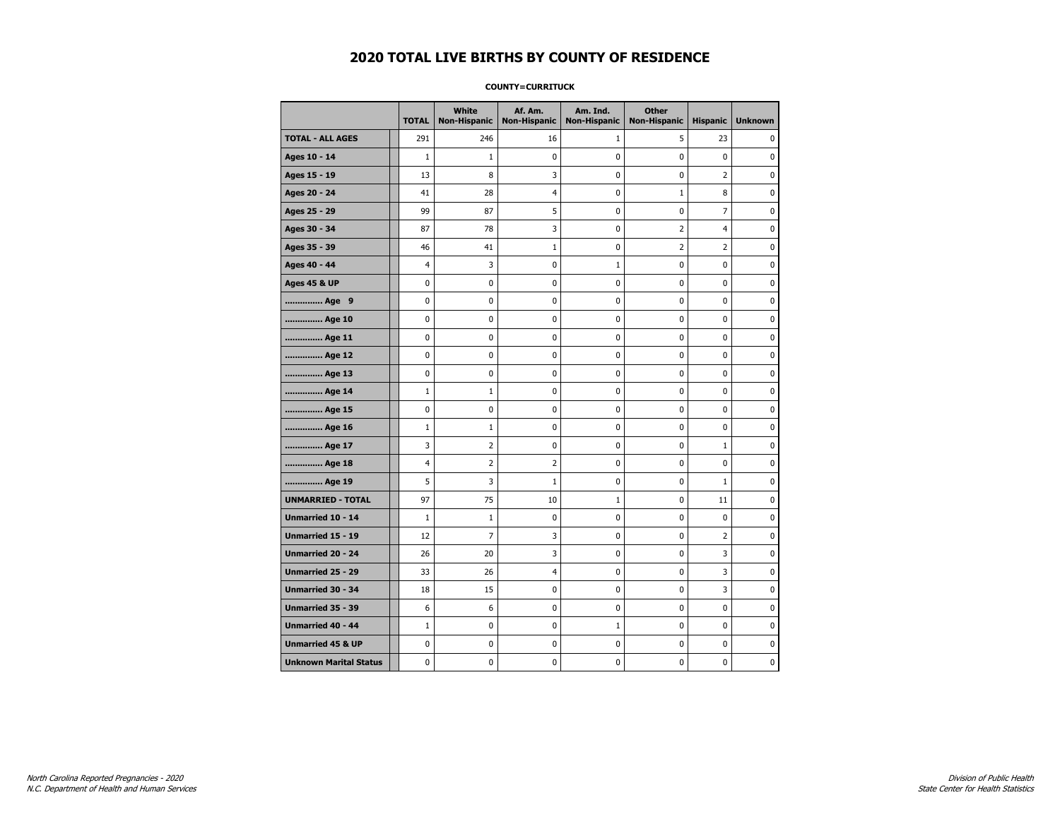# 2020 TOTAL LIVE BIRTHS BY COUNTY OF RESIDENCE

**COUNTY=CURRITUCK**

| | TOTAL | White Non-Hispanic | Af. Am. Non-Hispanic | Am. Ind. Non-Hispanic | Other Non-Hispanic | Hispanic | Unknown |
|---|---|---|---|---|---|---|---|
| **TOTAL - ALL AGES** | 291 | 246 | 16 | 1 | 5 | 23 | 0 |
| **Ages 10 - 14** | 1 | 1 | 0 | 0 | 0 | 0 | 0 |
| **Ages 15 - 19** | 13 | 8 | 3 | 0 | 0 | 2 | 0 |
| **Ages 20 - 24** | 41 | 28 | 4 | 0 | 1 | 8 | 0 |
| **Ages 25 - 29** | 99 | 87 | 5 | 0 | 0 | 7 | 0 |
| **Ages 30 - 34** | 87 | 78 | 3 | 0 | 2 | 4 | 0 |
| **Ages 35 - 39** | 46 | 41 | 1 | 0 | 2 | 2 | 0 |
| **Ages 40 - 44** | 4 | 3 | 0 | 1 | 0 | 0 | 0 |
| **Ages 45 & UP** | 0 | 0 | 0 | 0 | 0 | 0 | 0 |
| **.............. Age 9** | 0 | 0 | 0 | 0 | 0 | 0 | 0 |
| **.............. Age 10** | 0 | 0 | 0 | 0 | 0 | 0 | 0 |
| **.............. Age 11** | 0 | 0 | 0 | 0 | 0 | 0 | 0 |
| **.............. Age 12** | 0 | 0 | 0 | 0 | 0 | 0 | 0 |
| **.............. Age 13** | 0 | 0 | 0 | 0 | 0 | 0 | 0 |
| **.............. Age 14** | 1 | 1 | 0 | 0 | 0 | 0 | 0 |
| **.............. Age 15** | 0 | 0 | 0 | 0 | 0 | 0 | 0 |
| **.............. Age 16** | 1 | 1 | 0 | 0 | 0 | 0 | 0 |
| **.............. Age 17** | 3 | 2 | 0 | 0 | 0 | 1 | 0 |
| **.............. Age 18** | 4 | 2 | 2 | 0 | 0 | 0 | 0 |
| **.............. Age 19** | 5 | 3 | 1 | 0 | 0 | 1 | 0 |
| **UNMARRIED - TOTAL** | 97 | 75 | 10 | 1 | 0 | 11 | 0 |
| **Unmarried 10 - 14** | 1 | 1 | 0 | 0 | 0 | 0 | 0 |
| **Unmarried 15 - 19** | 12 | 7 | 3 | 0 | 0 | 2 | 0 |
| **Unmarried 20 - 24** | 26 | 20 | 3 | 0 | 0 | 3 | 0 |
| **Unmarried 25 - 29** | 33 | 26 | 4 | 0 | 0 | 3 | 0 |
| **Unmarried 30 - 34** | 18 | 15 | 0 | 0 | 0 | 3 | 0 |
| **Unmarried 35 - 39** | 6 | 6 | 0 | 0 | 0 | 0 | 0 |
| **Unmarried 40 - 44** | 1 | 0 | 0 | 1 | 0 | 0 | 0 |
| **Unmarried 45 & UP** | 0 | 0 | 0 | 0 | 0 | 0 | 0 |
| **Unknown Marital Status** | 0 | 0 | 0 | 0 | 0 | 0 | 0 |

*North Carolina Reported Pregnancies - 2020*
*N.C. Department of Health and Human Services*

*Division of Public Health*
*State Center for Health Statistics*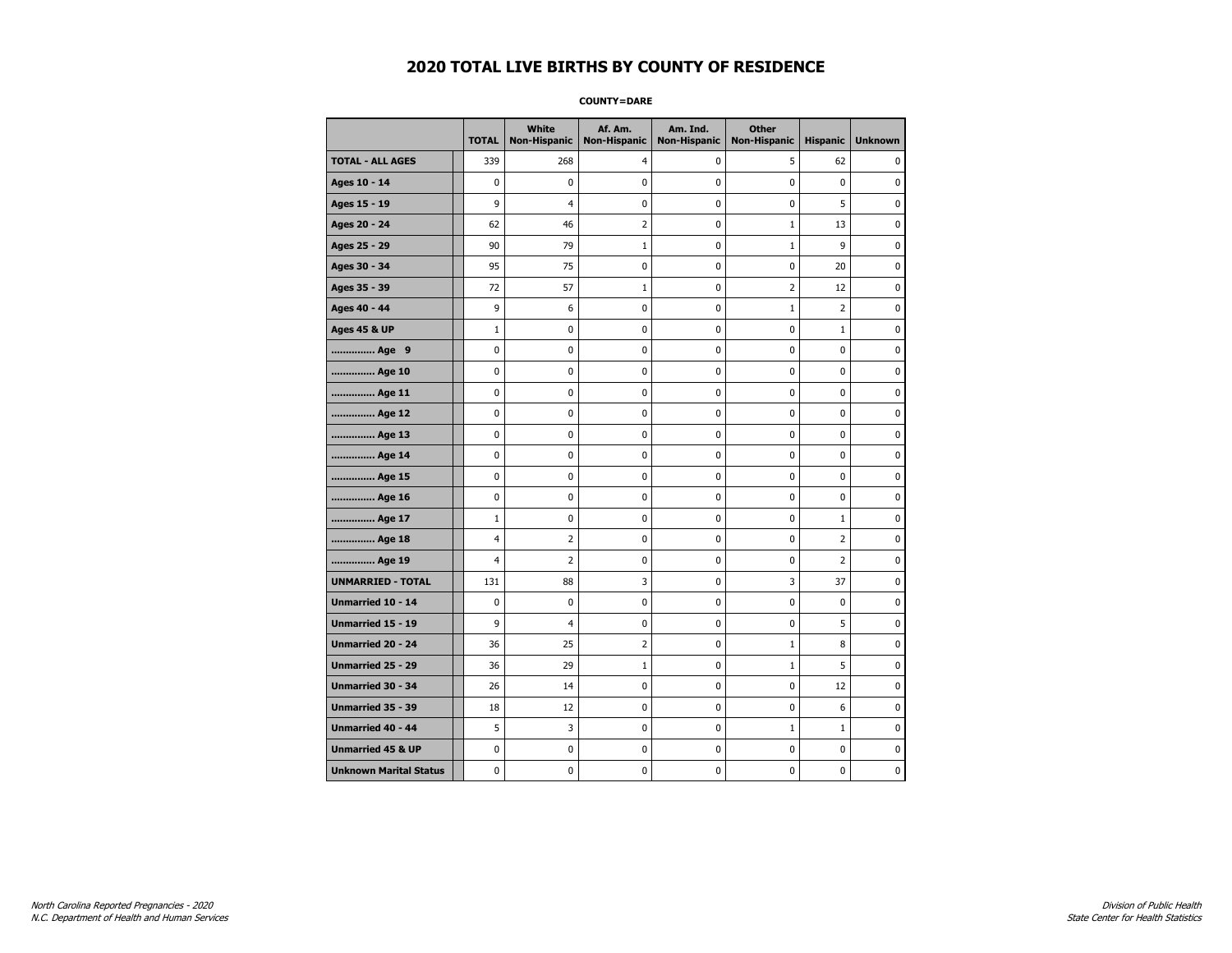# 2020 TOTAL LIVE BIRTHS BY COUNTY OF RESIDENCE

**COUNTY=DARE**

| | TOTAL | White Non-Hispanic | Af. Am. Non-Hispanic | Am. Ind. Non-Hispanic | Other Non-Hispanic | Hispanic | Unknown |
|---|---|---|---|---|---|---|---|
| **TOTAL - ALL AGES** | 339 | 268 | 4 | 0 | 5 | 62 | 0 |
| **Ages 10 - 14** | 0 | 0 | 0 | 0 | 0 | 0 | 0 |
| **Ages 15 - 19** | 9 | 4 | 0 | 0 | 0 | 5 | 0 |
| **Ages 20 - 24** | 62 | 46 | 2 | 0 | 1 | 13 | 0 |
| **Ages 25 - 29** | 90 | 79 | 1 | 0 | 1 | 9 | 0 |
| **Ages 30 - 34** | 95 | 75 | 0 | 0 | 0 | 20 | 0 |
| **Ages 35 - 39** | 72 | 57 | 1 | 0 | 2 | 12 | 0 |
| **Ages 40 - 44** | 9 | 6 | 0 | 0 | 1 | 2 | 0 |
| **Ages 45 & UP** | 1 | 0 | 0 | 0 | 0 | 1 | 0 |
| **.............. Age 9** | 0 | 0 | 0 | 0 | 0 | 0 | 0 |
| **.............. Age 10** | 0 | 0 | 0 | 0 | 0 | 0 | 0 |
| **.............. Age 11** | 0 | 0 | 0 | 0 | 0 | 0 | 0 |
| **.............. Age 12** | 0 | 0 | 0 | 0 | 0 | 0 | 0 |
| **.............. Age 13** | 0 | 0 | 0 | 0 | 0 | 0 | 0 |
| **.............. Age 14** | 0 | 0 | 0 | 0 | 0 | 0 | 0 |
| **.............. Age 15** | 0 | 0 | 0 | 0 | 0 | 0 | 0 |
| **.............. Age 16** | 0 | 0 | 0 | 0 | 0 | 0 | 0 |
| **.............. Age 17** | 1 | 0 | 0 | 0 | 0 | 1 | 0 |
| **.............. Age 18** | 4 | 2 | 0 | 0 | 0 | 2 | 0 |
| **.............. Age 19** | 4 | 2 | 0 | 0 | 0 | 2 | 0 |
| **UNMARRIED - TOTAL** | 131 | 88 | 3 | 0 | 3 | 37 | 0 |
| **Unmarried 10 - 14** | 0 | 0 | 0 | 0 | 0 | 0 | 0 |
| **Unmarried 15 - 19** | 9 | 4 | 0 | 0 | 0 | 5 | 0 |
| **Unmarried 20 - 24** | 36 | 25 | 2 | 0 | 1 | 8 | 0 |
| **Unmarried 25 - 29** | 36 | 29 | 1 | 0 | 1 | 5 | 0 |
| **Unmarried 30 - 34** | 26 | 14 | 0 | 0 | 0 | 12 | 0 |
| **Unmarried 35 - 39** | 18 | 12 | 0 | 0 | 0 | 6 | 0 |
| **Unmarried 40 - 44** | 5 | 3 | 0 | 0 | 1 | 1 | 0 |
| **Unmarried 45 & UP** | 0 | 0 | 0 | 0 | 0 | 0 | 0 |
| **Unknown Marital Status** | 0 | 0 | 0 | 0 | 0 | 0 | 0 |

*North Carolina Reported Pregnancies - 2020*
*N.C. Department of Health and Human Services*

*Division of Public Health*
*State Center for Health Statistics*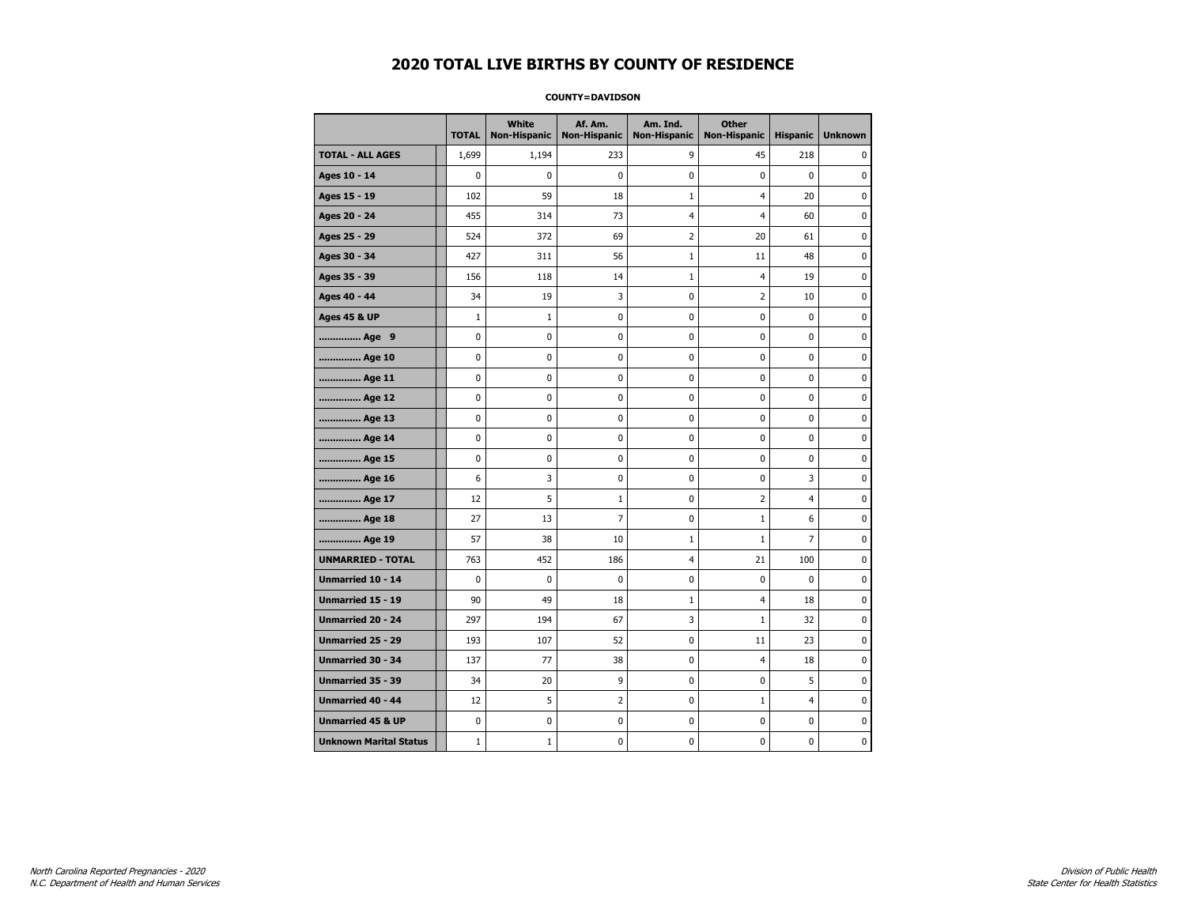# 2020 TOTAL LIVE BIRTHS BY COUNTY OF RESIDENCE

**COUNTY=DAVIDSON**

| | TOTAL | White Non-Hispanic | Af. Am. Non-Hispanic | Am. Ind. Non-Hispanic | Other Non-Hispanic | Hispanic | Unknown |
|---|---|---|---|---|---|---|---|
| **TOTAL - ALL AGES** | 1,699 | 1,194 | 233 | 9 | 45 | 218 | 0 |
| **Ages 10 - 14** | 0 | 0 | 0 | 0 | 0 | 0 | 0 |
| **Ages 15 - 19** | 102 | 59 | 18 | 1 | 4 | 20 | 0 |
| **Ages 20 - 24** | 455 | 314 | 73 | 4 | 4 | 60 | 0 |
| **Ages 25 - 29** | 524 | 372 | 69 | 2 | 20 | 61 | 0 |
| **Ages 30 - 34** | 427 | 311 | 56 | 1 | 11 | 48 | 0 |
| **Ages 35 - 39** | 156 | 118 | 14 | 1 | 4 | 19 | 0 |
| **Ages 40 - 44** | 34 | 19 | 3 | 0 | 2 | 10 | 0 |
| **Ages 45 & UP** | 1 | 1 | 0 | 0 | 0 | 0 | 0 |
| **.............. Age 9** | 0 | 0 | 0 | 0 | 0 | 0 | 0 |
| **.............. Age 10** | 0 | 0 | 0 | 0 | 0 | 0 | 0 |
| **.............. Age 11** | 0 | 0 | 0 | 0 | 0 | 0 | 0 |
| **.............. Age 12** | 0 | 0 | 0 | 0 | 0 | 0 | 0 |
| **.............. Age 13** | 0 | 0 | 0 | 0 | 0 | 0 | 0 |
| **.............. Age 14** | 0 | 0 | 0 | 0 | 0 | 0 | 0 |
| **.............. Age 15** | 0 | 0 | 0 | 0 | 0 | 0 | 0 |
| **.............. Age 16** | 6 | 3 | 0 | 0 | 0 | 3 | 0 |
| **.............. Age 17** | 12 | 5 | 1 | 0 | 2 | 4 | 0 |
| **.............. Age 18** | 27 | 13 | 7 | 0 | 1 | 6 | 0 |
| **.............. Age 19** | 57 | 38 | 10 | 1 | 1 | 7 | 0 |
| **UNMARRIED - TOTAL** | 763 | 452 | 186 | 4 | 21 | 100 | 0 |
| **Unmarried 10 - 14** | 0 | 0 | 0 | 0 | 0 | 0 | 0 |
| **Unmarried 15 - 19** | 90 | 49 | 18 | 1 | 4 | 18 | 0 |
| **Unmarried 20 - 24** | 297 | 194 | 67 | 3 | 1 | 32 | 0 |
| **Unmarried 25 - 29** | 193 | 107 | 52 | 0 | 11 | 23 | 0 |
| **Unmarried 30 - 34** | 137 | 77 | 38 | 0 | 4 | 18 | 0 |
| **Unmarried 35 - 39** | 34 | 20 | 9 | 0 | 0 | 5 | 0 |
| **Unmarried 40 - 44** | 12 | 5 | 2 | 0 | 1 | 4 | 0 |
| **Unmarried 45 & UP** | 0 | 0 | 0 | 0 | 0 | 0 | 0 |
| **Unknown Marital Status** | 1 | 1 | 0 | 0 | 0 | 0 | 0 |

*North Carolina Reported Pregnancies - 2020*
*N.C. Department of Health and Human Services*

*Division of Public Health*
*State Center for Health Statistics*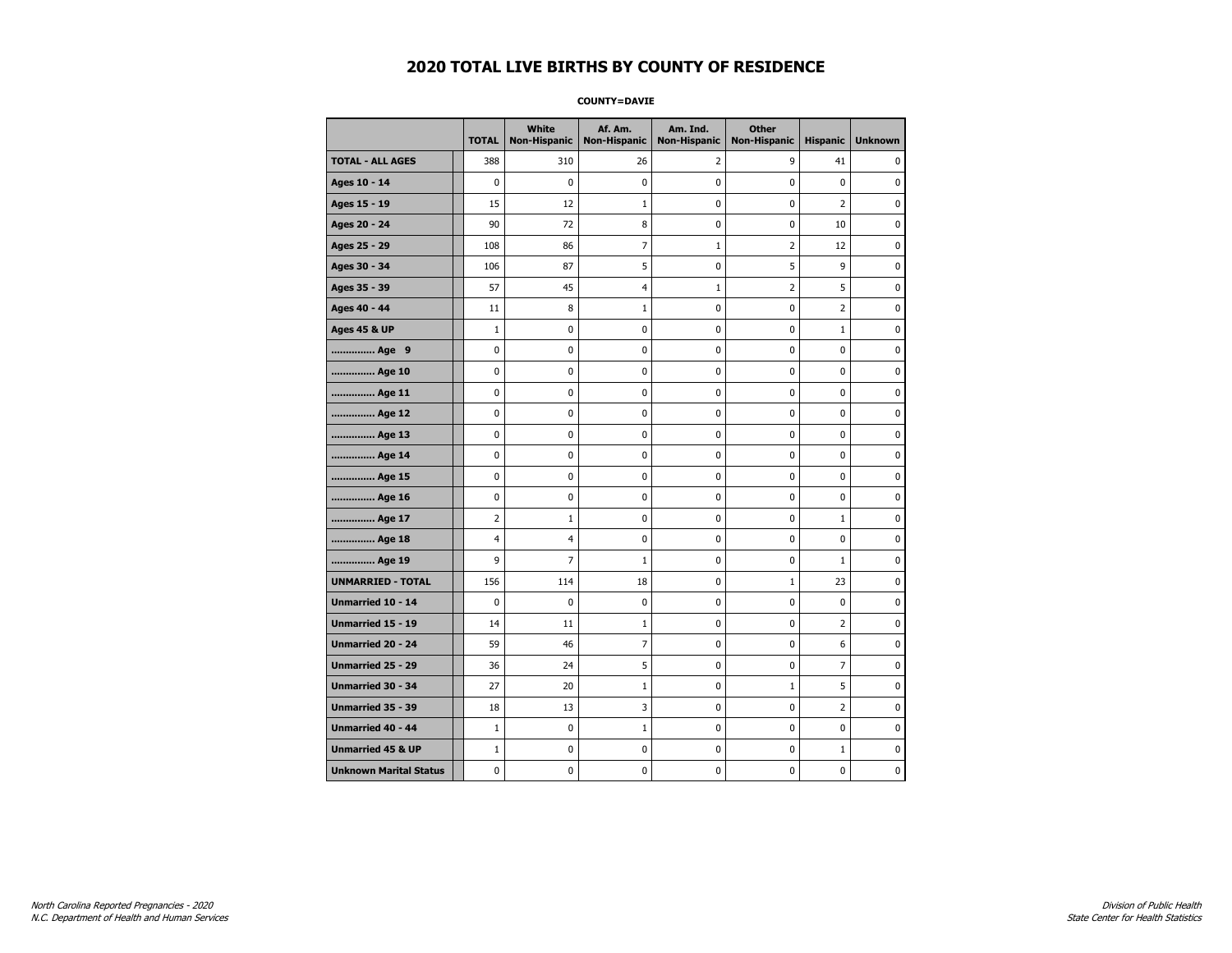# 2020 TOTAL LIVE BIRTHS BY COUNTY OF RESIDENCE

**COUNTY=DAVIE**

| | TOTAL | White Non-Hispanic | Af. Am. Non-Hispanic | Am. Ind. Non-Hispanic | Other Non-Hispanic | Hispanic | Unknown |
|---|---|---|---|---|---|---|---|
| **TOTAL - ALL AGES** | 388 | 310 | 26 | 2 | 9 | 41 | 0 |
| **Ages 10 - 14** | 0 | 0 | 0 | 0 | 0 | 0 | 0 |
| **Ages 15 - 19** | 15 | 12 | 1 | 0 | 0 | 2 | 0 |
| **Ages 20 - 24** | 90 | 72 | 8 | 0 | 0 | 10 | 0 |
| **Ages 25 - 29** | 108 | 86 | 7 | 1 | 2 | 12 | 0 |
| **Ages 30 - 34** | 106 | 87 | 5 | 0 | 5 | 9 | 0 |
| **Ages 35 - 39** | 57 | 45 | 4 | 1 | 2 | 5 | 0 |
| **Ages 40 - 44** | 11 | 8 | 1 | 0 | 0 | 2 | 0 |
| **Ages 45 & UP** | 1 | 0 | 0 | 0 | 0 | 1 | 0 |
| **.............. Age 9** | 0 | 0 | 0 | 0 | 0 | 0 | 0 |
| **.............. Age 10** | 0 | 0 | 0 | 0 | 0 | 0 | 0 |
| **.............. Age 11** | 0 | 0 | 0 | 0 | 0 | 0 | 0 |
| **.............. Age 12** | 0 | 0 | 0 | 0 | 0 | 0 | 0 |
| **.............. Age 13** | 0 | 0 | 0 | 0 | 0 | 0 | 0 |
| **.............. Age 14** | 0 | 0 | 0 | 0 | 0 | 0 | 0 |
| **.............. Age 15** | 0 | 0 | 0 | 0 | 0 | 0 | 0 |
| **.............. Age 16** | 0 | 0 | 0 | 0 | 0 | 0 | 0 |
| **.............. Age 17** | 2 | 1 | 0 | 0 | 0 | 1 | 0 |
| **.............. Age 18** | 4 | 4 | 0 | 0 | 0 | 0 | 0 |
| **.............. Age 19** | 9 | 7 | 1 | 0 | 0 | 1 | 0 |
| **UNMARRIED - TOTAL** | 156 | 114 | 18 | 0 | 1 | 23 | 0 |
| **Unmarried 10 - 14** | 0 | 0 | 0 | 0 | 0 | 0 | 0 |
| **Unmarried 15 - 19** | 14 | 11 | 1 | 0 | 0 | 2 | 0 |
| **Unmarried 20 - 24** | 59 | 46 | 7 | 0 | 0 | 6 | 0 |
| **Unmarried 25 - 29** | 36 | 24 | 5 | 0 | 0 | 7 | 0 |
| **Unmarried 30 - 34** | 27 | 20 | 1 | 0 | 1 | 5 | 0 |
| **Unmarried 35 - 39** | 18 | 13 | 3 | 0 | 0 | 2 | 0 |
| **Unmarried 40 - 44** | 1 | 0 | 1 | 0 | 0 | 0 | 0 |
| **Unmarried 45 & UP** | 1 | 0 | 0 | 0 | 0 | 1 | 0 |
| **Unknown Marital Status** | 0 | 0 | 0 | 0 | 0 | 0 | 0 |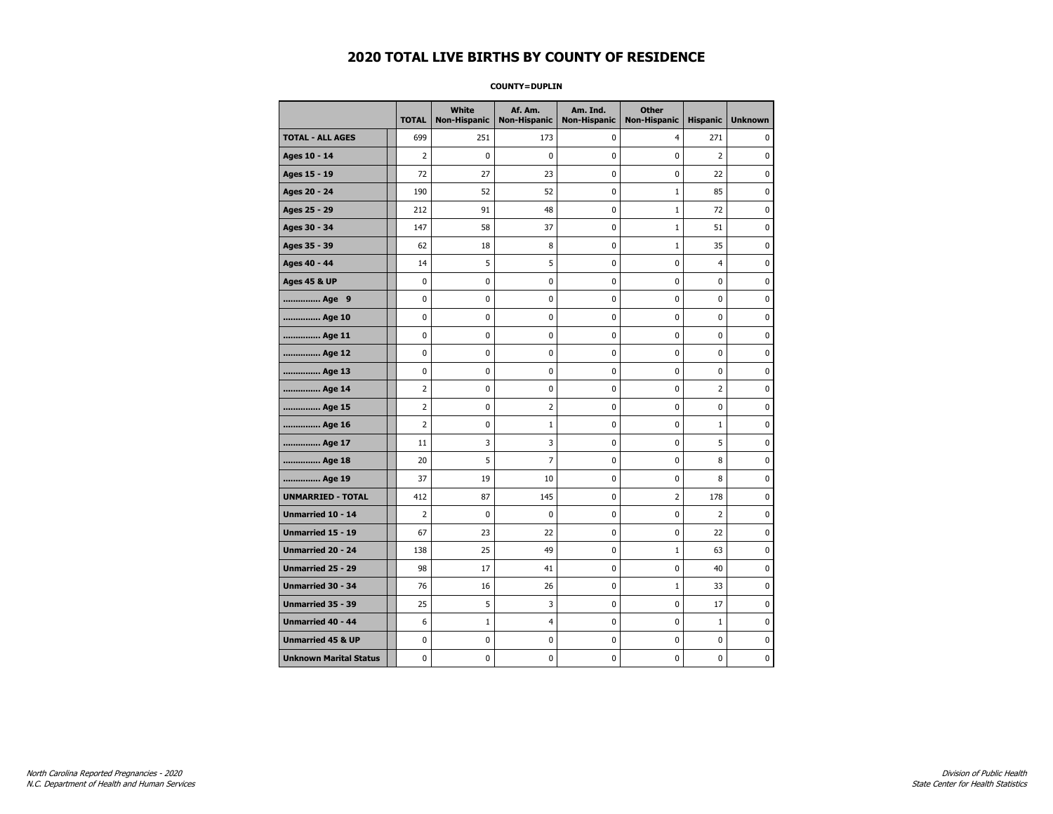# 2020 TOTAL LIVE BIRTHS BY COUNTY OF RESIDENCE

**COUNTY=DUPLIN**

| | TOTAL | White Non-Hispanic | Af. Am. Non-Hispanic | Am. Ind. Non-Hispanic | Other Non-Hispanic | Hispanic | Unknown |
|---|---|---|---|---|---|---|---|
| **TOTAL - ALL AGES** | 699 | 251 | 173 | 0 | 4 | 271 | 0 |
| **Ages 10 - 14** | 2 | 0 | 0 | 0 | 0 | 2 | 0 |
| **Ages 15 - 19** | 72 | 27 | 23 | 0 | 0 | 22 | 0 |
| **Ages 20 - 24** | 190 | 52 | 52 | 0 | 1 | 85 | 0 |
| **Ages 25 - 29** | 212 | 91 | 48 | 0 | 1 | 72 | 0 |
| **Ages 30 - 34** | 147 | 58 | 37 | 0 | 1 | 51 | 0 |
| **Ages 35 - 39** | 62 | 18 | 8 | 0 | 1 | 35 | 0 |
| **Ages 40 - 44** | 14 | 5 | 5 | 0 | 0 | 4 | 0 |
| **Ages 45 & UP** | 0 | 0 | 0 | 0 | 0 | 0 | 0 |
| **.............. Age 9** | 0 | 0 | 0 | 0 | 0 | 0 | 0 |
| **.............. Age 10** | 0 | 0 | 0 | 0 | 0 | 0 | 0 |
| **.............. Age 11** | 0 | 0 | 0 | 0 | 0 | 0 | 0 |
| **.............. Age 12** | 0 | 0 | 0 | 0 | 0 | 0 | 0 |
| **.............. Age 13** | 0 | 0 | 0 | 0 | 0 | 0 | 0 |
| **.............. Age 14** | 2 | 0 | 0 | 0 | 0 | 2 | 0 |
| **.............. Age 15** | 2 | 0 | 2 | 0 | 0 | 0 | 0 |
| **.............. Age 16** | 2 | 0 | 1 | 0 | 0 | 1 | 0 |
| **.............. Age 17** | 11 | 3 | 3 | 0 | 0 | 5 | 0 |
| **.............. Age 18** | 20 | 5 | 7 | 0 | 0 | 8 | 0 |
| **.............. Age 19** | 37 | 19 | 10 | 0 | 0 | 8 | 0 |
| **UNMARRIED - TOTAL** | 412 | 87 | 145 | 0 | 2 | 178 | 0 |
| **Unmarried 10 - 14** | 2 | 0 | 0 | 0 | 0 | 2 | 0 |
| **Unmarried 15 - 19** | 67 | 23 | 22 | 0 | 0 | 22 | 0 |
| **Unmarried 20 - 24** | 138 | 25 | 49 | 0 | 1 | 63 | 0 |
| **Unmarried 25 - 29** | 98 | 17 | 41 | 0 | 0 | 40 | 0 |
| **Unmarried 30 - 34** | 76 | 16 | 26 | 0 | 1 | 33 | 0 |
| **Unmarried 35 - 39** | 25 | 5 | 3 | 0 | 0 | 17 | 0 |
| **Unmarried 40 - 44** | 6 | 1 | 4 | 0 | 0 | 1 | 0 |
| **Unmarried 45 & UP** | 0 | 0 | 0 | 0 | 0 | 0 | 0 |
| **Unknown Marital Status** | 0 | 0 | 0 | 0 | 0 | 0 | 0 |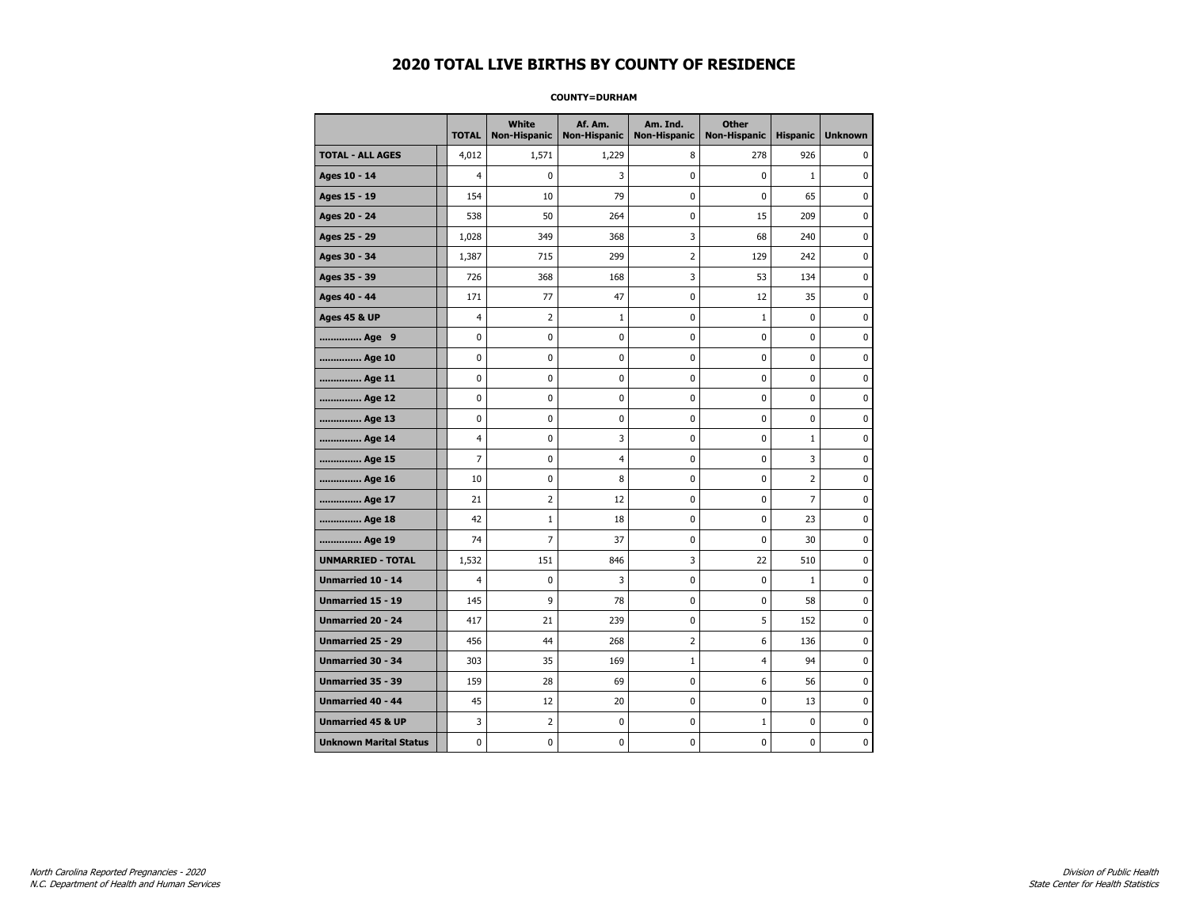# 2020 TOTAL LIVE BIRTHS BY COUNTY OF RESIDENCE

**COUNTY=DURHAM**

| | TOTAL | White Non-Hispanic | Af. Am. Non-Hispanic | Am. Ind. Non-Hispanic | Other Non-Hispanic | Hispanic | Unknown |
|---|---|---|---|---|---|---|---|
| **TOTAL - ALL AGES** | 4,012 | 1,571 | 1,229 | 8 | 278 | 926 | 0 |
| **Ages 10 - 14** | 4 | 0 | 3 | 0 | 0 | 1 | 0 |
| **Ages 15 - 19** | 154 | 10 | 79 | 0 | 0 | 65 | 0 |
| **Ages 20 - 24** | 538 | 50 | 264 | 0 | 15 | 209 | 0 |
| **Ages 25 - 29** | 1,028 | 349 | 368 | 3 | 68 | 240 | 0 |
| **Ages 30 - 34** | 1,387 | 715 | 299 | 2 | 129 | 242 | 0 |
| **Ages 35 - 39** | 726 | 368 | 168 | 3 | 53 | 134 | 0 |
| **Ages 40 - 44** | 171 | 77 | 47 | 0 | 12 | 35 | 0 |
| **Ages 45 & UP** | 4 | 2 | 1 | 0 | 1 | 0 | 0 |
| **.............. Age 9** | 0 | 0 | 0 | 0 | 0 | 0 | 0 |
| **.............. Age 10** | 0 | 0 | 0 | 0 | 0 | 0 | 0 |
| **.............. Age 11** | 0 | 0 | 0 | 0 | 0 | 0 | 0 |
| **.............. Age 12** | 0 | 0 | 0 | 0 | 0 | 0 | 0 |
| **.............. Age 13** | 0 | 0 | 0 | 0 | 0 | 0 | 0 |
| **.............. Age 14** | 4 | 0 | 3 | 0 | 0 | 1 | 0 |
| **.............. Age 15** | 7 | 0 | 4 | 0 | 0 | 3 | 0 |
| **.............. Age 16** | 10 | 0 | 8 | 0 | 0 | 2 | 0 |
| **.............. Age 17** | 21 | 2 | 12 | 0 | 0 | 7 | 0 |
| **.............. Age 18** | 42 | 1 | 18 | 0 | 0 | 23 | 0 |
| **.............. Age 19** | 74 | 7 | 37 | 0 | 0 | 30 | 0 |
| **UNMARRIED - TOTAL** | 1,532 | 151 | 846 | 3 | 22 | 510 | 0 |
| **Unmarried 10 - 14** | 4 | 0 | 3 | 0 | 0 | 1 | 0 |
| **Unmarried 15 - 19** | 145 | 9 | 78 | 0 | 0 | 58 | 0 |
| **Unmarried 20 - 24** | 417 | 21 | 239 | 0 | 5 | 152 | 0 |
| **Unmarried 25 - 29** | 456 | 44 | 268 | 2 | 6 | 136 | 0 |
| **Unmarried 30 - 34** | 303 | 35 | 169 | 1 | 4 | 94 | 0 |
| **Unmarried 35 - 39** | 159 | 28 | 69 | 0 | 6 | 56 | 0 |
| **Unmarried 40 - 44** | 45 | 12 | 20 | 0 | 0 | 13 | 0 |
| **Unmarried 45 & UP** | 3 | 2 | 0 | 0 | 1 | 0 | 0 |
| **Unknown Marital Status** | 0 | 0 | 0 | 0 | 0 | 0 | 0 |

*North Carolina Reported Pregnancies - 2020*
*N.C. Department of Health and Human Services*

*Division of Public Health*
*State Center for Health Statistics*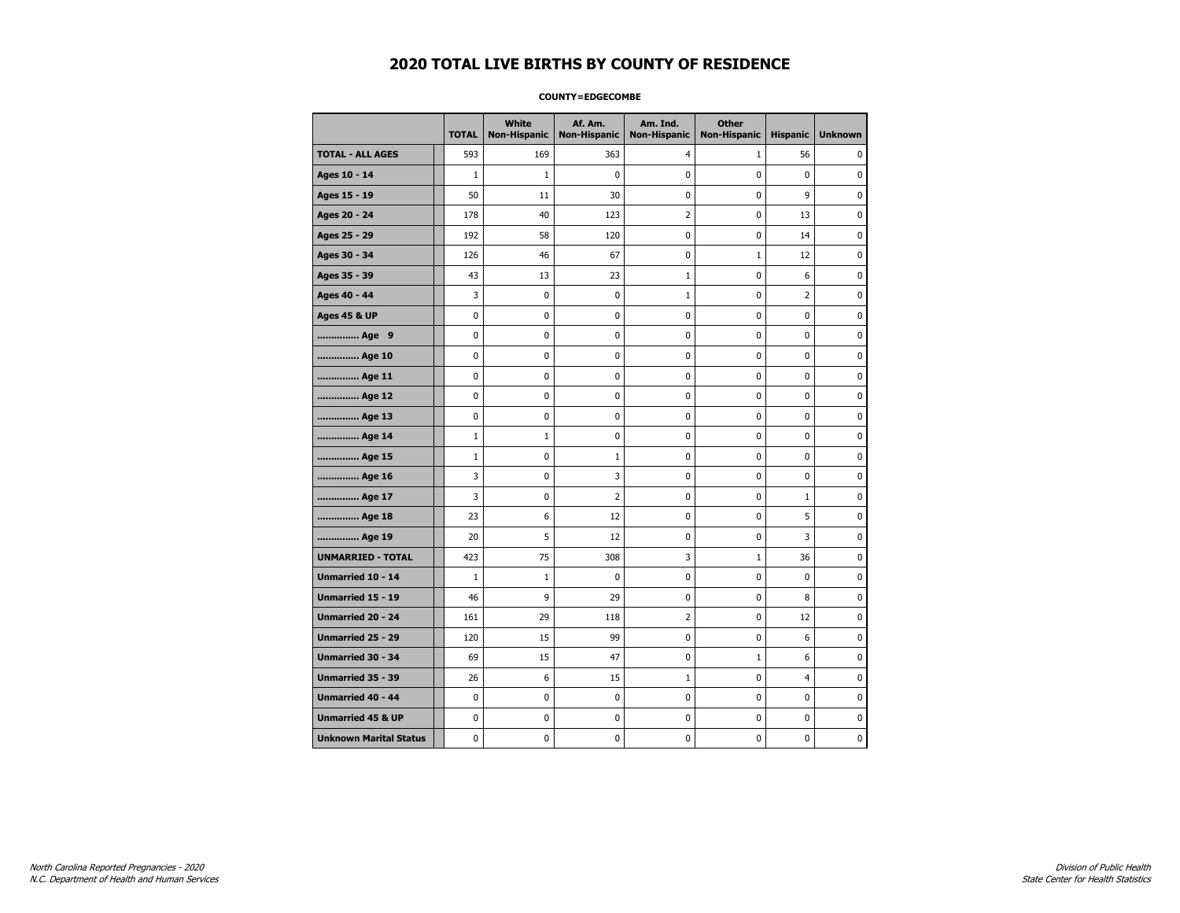# 2020 TOTAL LIVE BIRTHS BY COUNTY OF RESIDENCE

**COUNTY=EDGECOMBE**

| | TOTAL | White Non-Hispanic | Af. Am. Non-Hispanic | Am. Ind. Non-Hispanic | Other Non-Hispanic | Hispanic | Unknown |
|---|---|---|---|---|---|---|---|
| **TOTAL - ALL AGES** | 593 | 169 | 363 | 4 | 1 | 56 | 0 |
| **Ages 10 - 14** | 1 | 1 | 0 | 0 | 0 | 0 | 0 |
| **Ages 15 - 19** | 50 | 11 | 30 | 0 | 0 | 9 | 0 |
| **Ages 20 - 24** | 178 | 40 | 123 | 2 | 0 | 13 | 0 |
| **Ages 25 - 29** | 192 | 58 | 120 | 0 | 0 | 14 | 0 |
| **Ages 30 - 34** | 126 | 46 | 67 | 0 | 1 | 12 | 0 |
| **Ages 35 - 39** | 43 | 13 | 23 | 1 | 0 | 6 | 0 |
| **Ages 40 - 44** | 3 | 0 | 0 | 1 | 0 | 2 | 0 |
| **Ages 45 & UP** | 0 | 0 | 0 | 0 | 0 | 0 | 0 |
| **.............. Age 9** | 0 | 0 | 0 | 0 | 0 | 0 | 0 |
| **.............. Age 10** | 0 | 0 | 0 | 0 | 0 | 0 | 0 |
| **.............. Age 11** | 0 | 0 | 0 | 0 | 0 | 0 | 0 |
| **.............. Age 12** | 0 | 0 | 0 | 0 | 0 | 0 | 0 |
| **.............. Age 13** | 0 | 0 | 0 | 0 | 0 | 0 | 0 |
| **.............. Age 14** | 1 | 1 | 0 | 0 | 0 | 0 | 0 |
| **.............. Age 15** | 1 | 0 | 1 | 0 | 0 | 0 | 0 |
| **.............. Age 16** | 3 | 0 | 3 | 0 | 0 | 0 | 0 |
| **.............. Age 17** | 3 | 0 | 2 | 0 | 0 | 1 | 0 |
| **.............. Age 18** | 23 | 6 | 12 | 0 | 0 | 5 | 0 |
| **.............. Age 19** | 20 | 5 | 12 | 0 | 0 | 3 | 0 |
| **UNMARRIED - TOTAL** | 423 | 75 | 308 | 3 | 1 | 36 | 0 |
| **Unmarried 10 - 14** | 1 | 1 | 0 | 0 | 0 | 0 | 0 |
| **Unmarried 15 - 19** | 46 | 9 | 29 | 0 | 0 | 8 | 0 |
| **Unmarried 20 - 24** | 161 | 29 | 118 | 2 | 0 | 12 | 0 |
| **Unmarried 25 - 29** | 120 | 15 | 99 | 0 | 0 | 6 | 0 |
| **Unmarried 30 - 34** | 69 | 15 | 47 | 0 | 1 | 6 | 0 |
| **Unmarried 35 - 39** | 26 | 6 | 15 | 1 | 0 | 4 | 0 |
| **Unmarried 40 - 44** | 0 | 0 | 0 | 0 | 0 | 0 | 0 |
| **Unmarried 45 & UP** | 0 | 0 | 0 | 0 | 0 | 0 | 0 |
| **Unknown Marital Status** | 0 | 0 | 0 | 0 | 0 | 0 | 0 |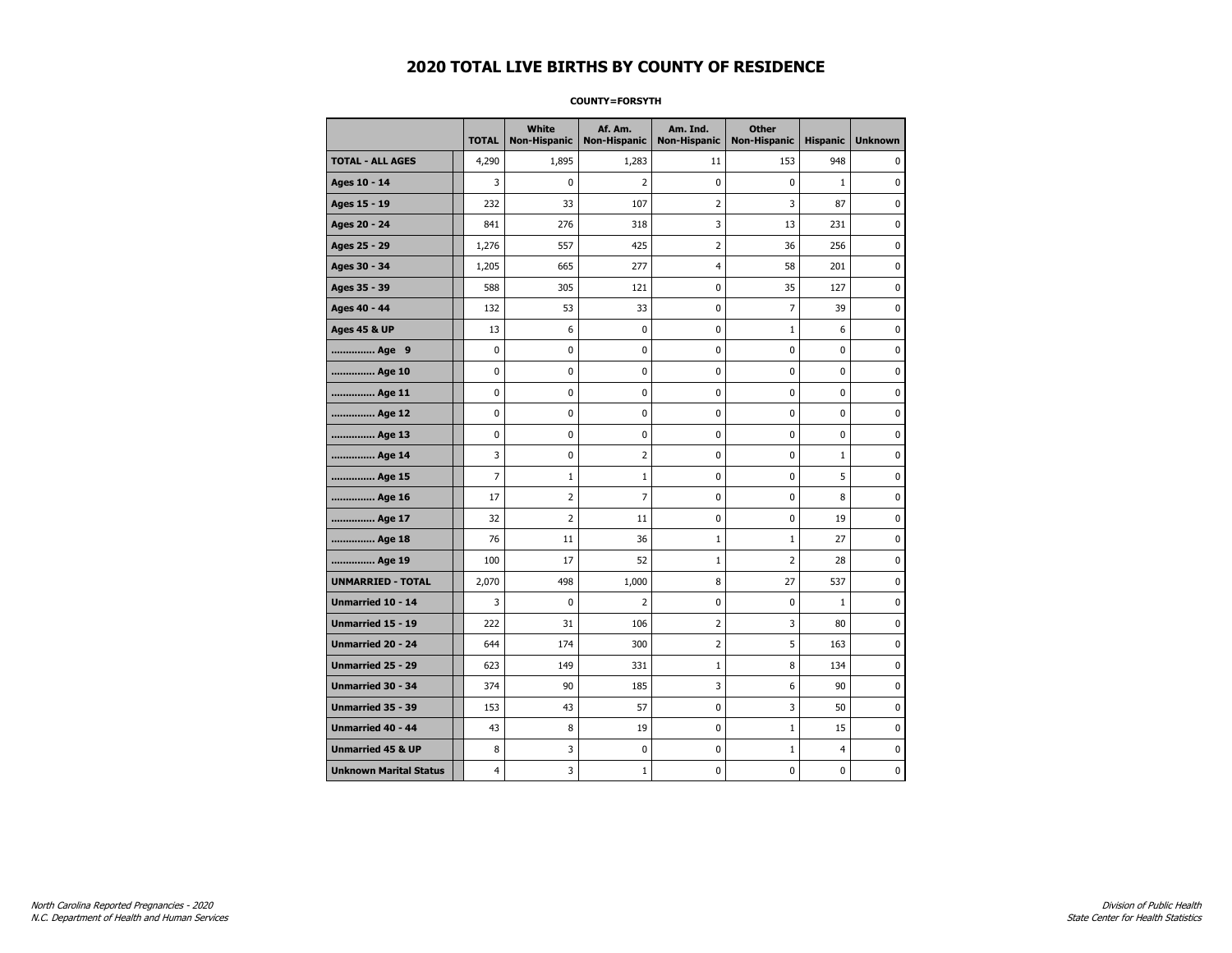# 2020 TOTAL LIVE BIRTHS BY COUNTY OF RESIDENCE

**COUNTY=FORSYTH**

| | TOTAL | White Non-Hispanic | Af. Am. Non-Hispanic | Am. Ind. Non-Hispanic | Other Non-Hispanic | Hispanic | Unknown |
|---|---|---|---|---|---|---|---|
| **TOTAL - ALL AGES** | 4,290 | 1,895 | 1,283 | 11 | 153 | 948 | 0 |
| **Ages 10 - 14** | 3 | 0 | 2 | 0 | 0 | 1 | 0 |
| **Ages 15 - 19** | 232 | 33 | 107 | 2 | 3 | 87 | 0 |
| **Ages 20 - 24** | 841 | 276 | 318 | 3 | 13 | 231 | 0 |
| **Ages 25 - 29** | 1,276 | 557 | 425 | 2 | 36 | 256 | 0 |
| **Ages 30 - 34** | 1,205 | 665 | 277 | 4 | 58 | 201 | 0 |
| **Ages 35 - 39** | 588 | 305 | 121 | 0 | 35 | 127 | 0 |
| **Ages 40 - 44** | 132 | 53 | 33 | 0 | 7 | 39 | 0 |
| **Ages 45 & UP** | 13 | 6 | 0 | 0 | 1 | 6 | 0 |
| **.............. Age 9** | 0 | 0 | 0 | 0 | 0 | 0 | 0 |
| **.............. Age 10** | 0 | 0 | 0 | 0 | 0 | 0 | 0 |
| **.............. Age 11** | 0 | 0 | 0 | 0 | 0 | 0 | 0 |
| **.............. Age 12** | 0 | 0 | 0 | 0 | 0 | 0 | 0 |
| **.............. Age 13** | 0 | 0 | 0 | 0 | 0 | 0 | 0 |
| **.............. Age 14** | 3 | 0 | 2 | 0 | 0 | 1 | 0 |
| **.............. Age 15** | 7 | 1 | 1 | 0 | 0 | 5 | 0 |
| **.............. Age 16** | 17 | 2 | 7 | 0 | 0 | 8 | 0 |
| **.............. Age 17** | 32 | 2 | 11 | 0 | 0 | 19 | 0 |
| **.............. Age 18** | 76 | 11 | 36 | 1 | 1 | 27 | 0 |
| **.............. Age 19** | 100 | 17 | 52 | 1 | 2 | 28 | 0 |
| **UNMARRIED - TOTAL** | 2,070 | 498 | 1,000 | 8 | 27 | 537 | 0 |
| **Unmarried 10 - 14** | 3 | 0 | 2 | 0 | 0 | 1 | 0 |
| **Unmarried 15 - 19** | 222 | 31 | 106 | 2 | 3 | 80 | 0 |
| **Unmarried 20 - 24** | 644 | 174 | 300 | 2 | 5 | 163 | 0 |
| **Unmarried 25 - 29** | 623 | 149 | 331 | 1 | 8 | 134 | 0 |
| **Unmarried 30 - 34** | 374 | 90 | 185 | 3 | 6 | 90 | 0 |
| **Unmarried 35 - 39** | 153 | 43 | 57 | 0 | 3 | 50 | 0 |
| **Unmarried 40 - 44** | 43 | 8 | 19 | 0 | 1 | 15 | 0 |
| **Unmarried 45 & UP** | 8 | 3 | 0 | 0 | 1 | 4 | 0 |
| **Unknown Marital Status** | 4 | 3 | 1 | 0 | 0 | 0 | 0 |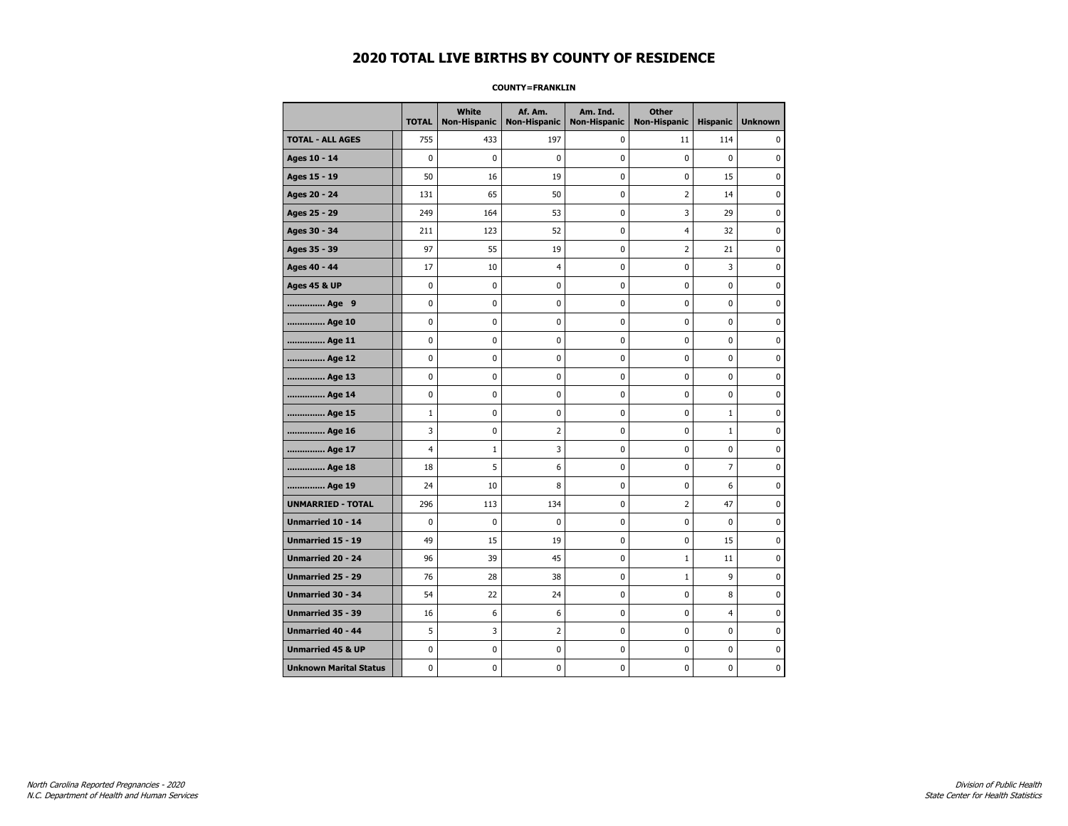# 2020 TOTAL LIVE BIRTHS BY COUNTY OF RESIDENCE

**COUNTY=FRANKLIN**

| | TOTAL | White Non-Hispanic | Af. Am. Non-Hispanic | Am. Ind. Non-Hispanic | Other Non-Hispanic | Hispanic | Unknown |
|---|---|---|---|---|---|---|---|
| **TOTAL - ALL AGES** | 755 | 433 | 197 | 0 | 11 | 114 | 0 |
| **Ages 10 - 14** | 0 | 0 | 0 | 0 | 0 | 0 | 0 |
| **Ages 15 - 19** | 50 | 16 | 19 | 0 | 0 | 15 | 0 |
| **Ages 20 - 24** | 131 | 65 | 50 | 0 | 2 | 14 | 0 |
| **Ages 25 - 29** | 249 | 164 | 53 | 0 | 3 | 29 | 0 |
| **Ages 30 - 34** | 211 | 123 | 52 | 0 | 4 | 32 | 0 |
| **Ages 35 - 39** | 97 | 55 | 19 | 0 | 2 | 21 | 0 |
| **Ages 40 - 44** | 17 | 10 | 4 | 0 | 0 | 3 | 0 |
| **Ages 45 & UP** | 0 | 0 | 0 | 0 | 0 | 0 | 0 |
| **.............. Age 9** | 0 | 0 | 0 | 0 | 0 | 0 | 0 |
| **.............. Age 10** | 0 | 0 | 0 | 0 | 0 | 0 | 0 |
| **.............. Age 11** | 0 | 0 | 0 | 0 | 0 | 0 | 0 |
| **.............. Age 12** | 0 | 0 | 0 | 0 | 0 | 0 | 0 |
| **.............. Age 13** | 0 | 0 | 0 | 0 | 0 | 0 | 0 |
| **.............. Age 14** | 0 | 0 | 0 | 0 | 0 | 0 | 0 |
| **.............. Age 15** | 1 | 0 | 0 | 0 | 0 | 1 | 0 |
| **.............. Age 16** | 3 | 0 | 2 | 0 | 0 | 1 | 0 |
| **.............. Age 17** | 4 | 1 | 3 | 0 | 0 | 0 | 0 |
| **.............. Age 18** | 18 | 5 | 6 | 0 | 0 | 7 | 0 |
| **.............. Age 19** | 24 | 10 | 8 | 0 | 0 | 6 | 0 |
| **UNMARRIED - TOTAL** | 296 | 113 | 134 | 0 | 2 | 47 | 0 |
| **Unmarried 10 - 14** | 0 | 0 | 0 | 0 | 0 | 0 | 0 |
| **Unmarried 15 - 19** | 49 | 15 | 19 | 0 | 0 | 15 | 0 |
| **Unmarried 20 - 24** | 96 | 39 | 45 | 0 | 1 | 11 | 0 |
| **Unmarried 25 - 29** | 76 | 28 | 38 | 0 | 1 | 9 | 0 |
| **Unmarried 30 - 34** | 54 | 22 | 24 | 0 | 0 | 8 | 0 |
| **Unmarried 35 - 39** | 16 | 6 | 6 | 0 | 0 | 4 | 0 |
| **Unmarried 40 - 44** | 5 | 3 | 2 | 0 | 0 | 0 | 0 |
| **Unmarried 45 & UP** | 0 | 0 | 0 | 0 | 0 | 0 | 0 |
| **Unknown Marital Status** | 0 | 0 | 0 | 0 | 0 | 0 | 0 |

*North Carolina Reported Pregnancies - 2020*
*N.C. Department of Health and Human Services*

*Division of Public Health*
*State Center for Health Statistics*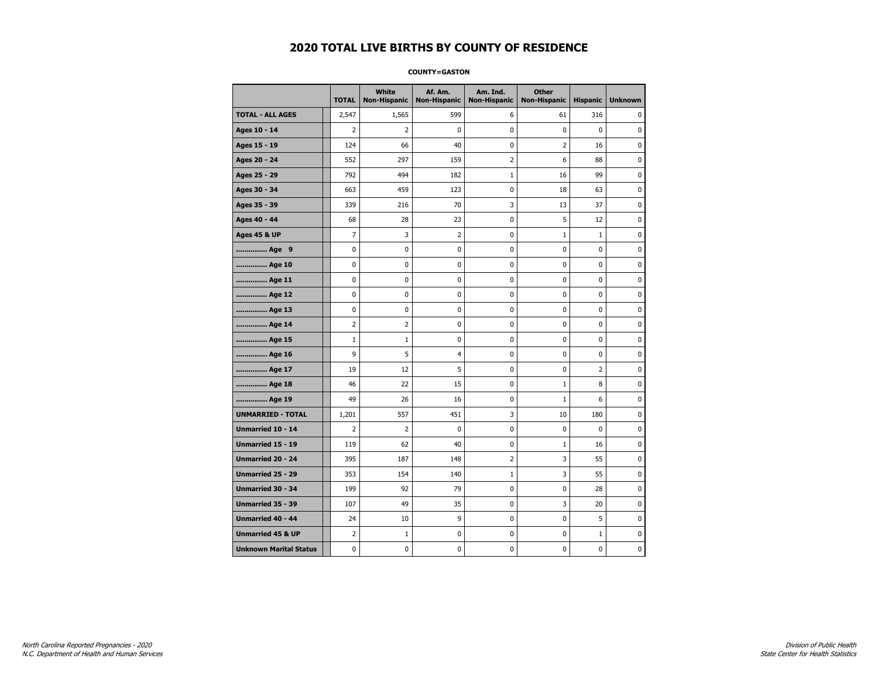# 2020 TOTAL LIVE BIRTHS BY COUNTY OF RESIDENCE

**COUNTY=GASTON**

| | TOTAL | White Non-Hispanic | Af. Am. Non-Hispanic | Am. Ind. Non-Hispanic | Other Non-Hispanic | Hispanic | Unknown |
|---|---|---|---|---|---|---|---|
| **TOTAL - ALL AGES** | 2,547 | 1,565 | 599 | 6 | 61 | 316 | 0 |
| **Ages 10 - 14** | 2 | 2 | 0 | 0 | 0 | 0 | 0 |
| **Ages 15 - 19** | 124 | 66 | 40 | 0 | 2 | 16 | 0 |
| **Ages 20 - 24** | 552 | 297 | 159 | 2 | 6 | 88 | 0 |
| **Ages 25 - 29** | 792 | 494 | 182 | 1 | 16 | 99 | 0 |
| **Ages 30 - 34** | 663 | 459 | 123 | 0 | 18 | 63 | 0 |
| **Ages 35 - 39** | 339 | 216 | 70 | 3 | 13 | 37 | 0 |
| **Ages 40 - 44** | 68 | 28 | 23 | 0 | 5 | 12 | 0 |
| **Ages 45 & UP** | 7 | 3 | 2 | 0 | 1 | 1 | 0 |
| **.............. Age 9** | 0 | 0 | 0 | 0 | 0 | 0 | 0 |
| **.............. Age 10** | 0 | 0 | 0 | 0 | 0 | 0 | 0 |
| **.............. Age 11** | 0 | 0 | 0 | 0 | 0 | 0 | 0 |
| **.............. Age 12** | 0 | 0 | 0 | 0 | 0 | 0 | 0 |
| **.............. Age 13** | 0 | 0 | 0 | 0 | 0 | 0 | 0 |
| **.............. Age 14** | 2 | 2 | 0 | 0 | 0 | 0 | 0 |
| **.............. Age 15** | 1 | 1 | 0 | 0 | 0 | 0 | 0 |
| **.............. Age 16** | 9 | 5 | 4 | 0 | 0 | 0 | 0 |
| **.............. Age 17** | 19 | 12 | 5 | 0 | 0 | 2 | 0 |
| **.............. Age 18** | 46 | 22 | 15 | 0 | 1 | 8 | 0 |
| **.............. Age 19** | 49 | 26 | 16 | 0 | 1 | 6 | 0 |
| **UNMARRIED - TOTAL** | 1,201 | 557 | 451 | 3 | 10 | 180 | 0 |
| **Unmarried 10 - 14** | 2 | 2 | 0 | 0 | 0 | 0 | 0 |
| **Unmarried 15 - 19** | 119 | 62 | 40 | 0 | 1 | 16 | 0 |
| **Unmarried 20 - 24** | 395 | 187 | 148 | 2 | 3 | 55 | 0 |
| **Unmarried 25 - 29** | 353 | 154 | 140 | 1 | 3 | 55 | 0 |
| **Unmarried 30 - 34** | 199 | 92 | 79 | 0 | 0 | 28 | 0 |
| **Unmarried 35 - 39** | 107 | 49 | 35 | 0 | 3 | 20 | 0 |
| **Unmarried 40 - 44** | 24 | 10 | 9 | 0 | 0 | 5 | 0 |
| **Unmarried 45 & UP** | 2 | 1 | 0 | 0 | 0 | 1 | 0 |
| **Unknown Marital Status** | 0 | 0 | 0 | 0 | 0 | 0 | 0 |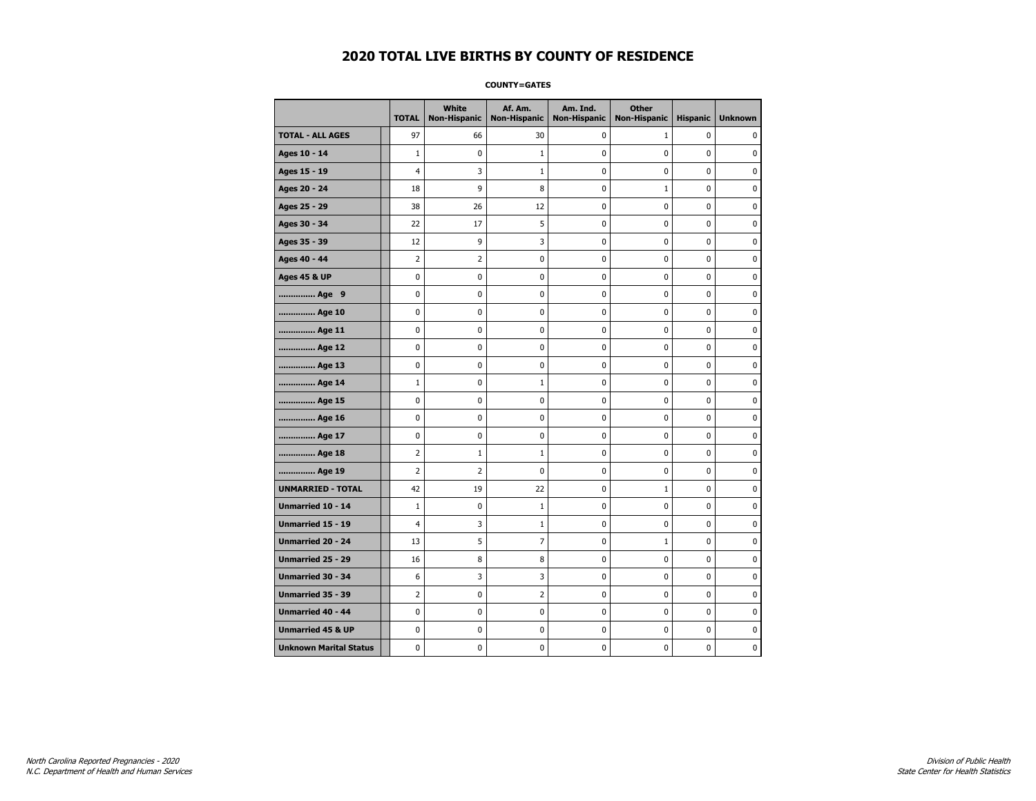# 2020 TOTAL LIVE BIRTHS BY COUNTY OF RESIDENCE

**COUNTY=GATES**

| | TOTAL | White Non-Hispanic | Af. Am. Non-Hispanic | Am. Ind. Non-Hispanic | Other Non-Hispanic | Hispanic | Unknown |
|---|---|---|---|---|---|---|---|
| **TOTAL - ALL AGES** | 97 | 66 | 30 | 0 | 1 | 0 | 0 |
| **Ages 10 - 14** | 1 | 0 | 1 | 0 | 0 | 0 | 0 |
| **Ages 15 - 19** | 4 | 3 | 1 | 0 | 0 | 0 | 0 |
| **Ages 20 - 24** | 18 | 9 | 8 | 0 | 1 | 0 | 0 |
| **Ages 25 - 29** | 38 | 26 | 12 | 0 | 0 | 0 | 0 |
| **Ages 30 - 34** | 22 | 17 | 5 | 0 | 0 | 0 | 0 |
| **Ages 35 - 39** | 12 | 9 | 3 | 0 | 0 | 0 | 0 |
| **Ages 40 - 44** | 2 | 2 | 0 | 0 | 0 | 0 | 0 |
| **Ages 45 & UP** | 0 | 0 | 0 | 0 | 0 | 0 | 0 |
| **.............. Age 9** | 0 | 0 | 0 | 0 | 0 | 0 | 0 |
| **.............. Age 10** | 0 | 0 | 0 | 0 | 0 | 0 | 0 |
| **.............. Age 11** | 0 | 0 | 0 | 0 | 0 | 0 | 0 |
| **.............. Age 12** | 0 | 0 | 0 | 0 | 0 | 0 | 0 |
| **.............. Age 13** | 0 | 0 | 0 | 0 | 0 | 0 | 0 |
| **.............. Age 14** | 1 | 0 | 1 | 0 | 0 | 0 | 0 |
| **.............. Age 15** | 0 | 0 | 0 | 0 | 0 | 0 | 0 |
| **.............. Age 16** | 0 | 0 | 0 | 0 | 0 | 0 | 0 |
| **.............. Age 17** | 0 | 0 | 0 | 0 | 0 | 0 | 0 |
| **.............. Age 18** | 2 | 1 | 1 | 0 | 0 | 0 | 0 |
| **.............. Age 19** | 2 | 2 | 0 | 0 | 0 | 0 | 0 |
| **UNMARRIED - TOTAL** | 42 | 19 | 22 | 0 | 1 | 0 | 0 |
| **Unmarried 10 - 14** | 1 | 0 | 1 | 0 | 0 | 0 | 0 |
| **Unmarried 15 - 19** | 4 | 3 | 1 | 0 | 0 | 0 | 0 |
| **Unmarried 20 - 24** | 13 | 5 | 7 | 0 | 1 | 0 | 0 |
| **Unmarried 25 - 29** | 16 | 8 | 8 | 0 | 0 | 0 | 0 |
| **Unmarried 30 - 34** | 6 | 3 | 3 | 0 | 0 | 0 | 0 |
| **Unmarried 35 - 39** | 2 | 0 | 2 | 0 | 0 | 0 | 0 |
| **Unmarried 40 - 44** | 0 | 0 | 0 | 0 | 0 | 0 | 0 |
| **Unmarried 45 & UP** | 0 | 0 | 0 | 0 | 0 | 0 | 0 |
| **Unknown Marital Status** | 0 | 0 | 0 | 0 | 0 | 0 | 0 |

*North Carolina Reported Pregnancies - 2020*
*N.C. Department of Health and Human Services*

*Division of Public Health*
*State Center for Health Statistics*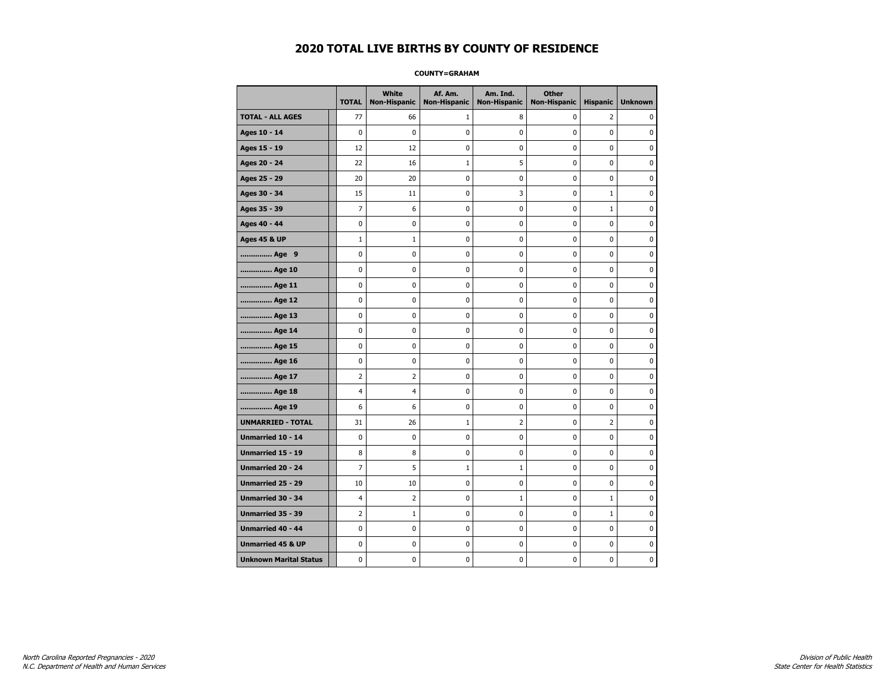# 2020 TOTAL LIVE BIRTHS BY COUNTY OF RESIDENCE

**COUNTY=GRAHAM**

| | TOTAL | White Non-Hispanic | Af. Am. Non-Hispanic | Am. Ind. Non-Hispanic | Other Non-Hispanic | Hispanic | Unknown |
|---|---|---|---|---|---|---|---|
| **TOTAL - ALL AGES** | 77 | 66 | 1 | 8 | 0 | 2 | 0 |
| **Ages 10 - 14** | 0 | 0 | 0 | 0 | 0 | 0 | 0 |
| **Ages 15 - 19** | 12 | 12 | 0 | 0 | 0 | 0 | 0 |
| **Ages 20 - 24** | 22 | 16 | 1 | 5 | 0 | 0 | 0 |
| **Ages 25 - 29** | 20 | 20 | 0 | 0 | 0 | 0 | 0 |
| **Ages 30 - 34** | 15 | 11 | 0 | 3 | 0 | 1 | 0 |
| **Ages 35 - 39** | 7 | 6 | 0 | 0 | 0 | 1 | 0 |
| **Ages 40 - 44** | 0 | 0 | 0 | 0 | 0 | 0 | 0 |
| **Ages 45 & UP** | 1 | 1 | 0 | 0 | 0 | 0 | 0 |
| **.............. Age 9** | 0 | 0 | 0 | 0 | 0 | 0 | 0 |
| **.............. Age 10** | 0 | 0 | 0 | 0 | 0 | 0 | 0 |
| **.............. Age 11** | 0 | 0 | 0 | 0 | 0 | 0 | 0 |
| **.............. Age 12** | 0 | 0 | 0 | 0 | 0 | 0 | 0 |
| **.............. Age 13** | 0 | 0 | 0 | 0 | 0 | 0 | 0 |
| **.............. Age 14** | 0 | 0 | 0 | 0 | 0 | 0 | 0 |
| **.............. Age 15** | 0 | 0 | 0 | 0 | 0 | 0 | 0 |
| **.............. Age 16** | 0 | 0 | 0 | 0 | 0 | 0 | 0 |
| **.............. Age 17** | 2 | 2 | 0 | 0 | 0 | 0 | 0 |
| **.............. Age 18** | 4 | 4 | 0 | 0 | 0 | 0 | 0 |
| **.............. Age 19** | 6 | 6 | 0 | 0 | 0 | 0 | 0 |
| **UNMARRIED - TOTAL** | 31 | 26 | 1 | 2 | 0 | 2 | 0 |
| **Unmarried 10 - 14** | 0 | 0 | 0 | 0 | 0 | 0 | 0 |
| **Unmarried 15 - 19** | 8 | 8 | 0 | 0 | 0 | 0 | 0 |
| **Unmarried 20 - 24** | 7 | 5 | 1 | 1 | 0 | 0 | 0 |
| **Unmarried 25 - 29** | 10 | 10 | 0 | 0 | 0 | 0 | 0 |
| **Unmarried 30 - 34** | 4 | 2 | 0 | 1 | 0 | 1 | 0 |
| **Unmarried 35 - 39** | 2 | 1 | 0 | 0 | 0 | 1 | 0 |
| **Unmarried 40 - 44** | 0 | 0 | 0 | 0 | 0 | 0 | 0 |
| **Unmarried 45 & UP** | 0 | 0 | 0 | 0 | 0 | 0 | 0 |
| **Unknown Marital Status** | 0 | 0 | 0 | 0 | 0 | 0 | 0 |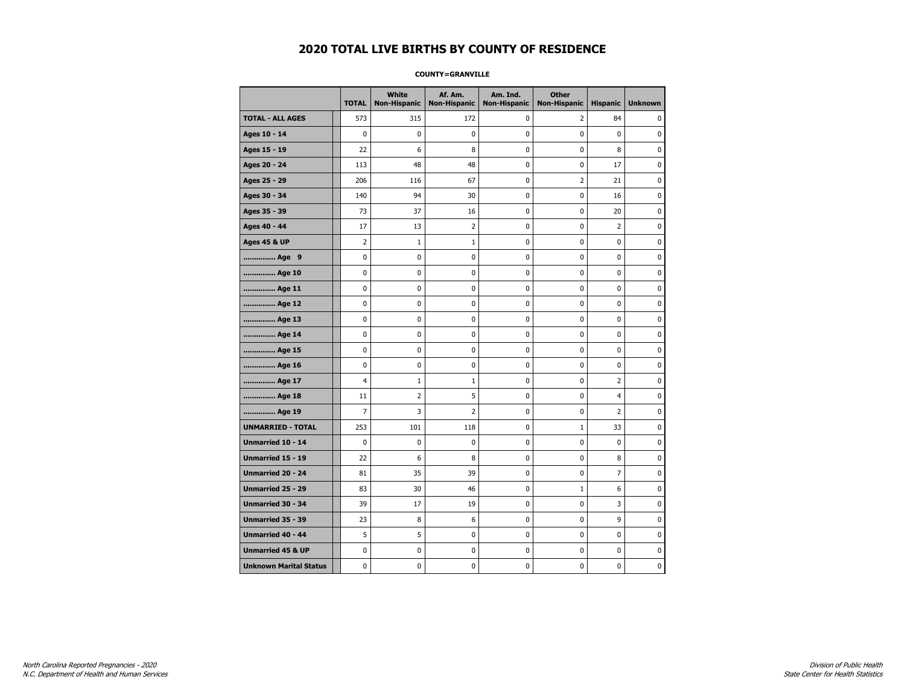# 2020 TOTAL LIVE BIRTHS BY COUNTY OF RESIDENCE

**COUNTY=GRANVILLE**

| | TOTAL | White Non-Hispanic | Af. Am. Non-Hispanic | Am. Ind. Non-Hispanic | Other Non-Hispanic | Hispanic | Unknown |
|---|---|---|---|---|---|---|---|
| **TOTAL - ALL AGES** | 573 | 315 | 172 | 0 | 2 | 84 | 0 |
| **Ages 10 - 14** | 0 | 0 | 0 | 0 | 0 | 0 | 0 |
| **Ages 15 - 19** | 22 | 6 | 8 | 0 | 0 | 8 | 0 |
| **Ages 20 - 24** | 113 | 48 | 48 | 0 | 0 | 17 | 0 |
| **Ages 25 - 29** | 206 | 116 | 67 | 0 | 2 | 21 | 0 |
| **Ages 30 - 34** | 140 | 94 | 30 | 0 | 0 | 16 | 0 |
| **Ages 35 - 39** | 73 | 37 | 16 | 0 | 0 | 20 | 0 |
| **Ages 40 - 44** | 17 | 13 | 2 | 0 | 0 | 2 | 0 |
| **Ages 45 & UP** | 2 | 1 | 1 | 0 | 0 | 0 | 0 |
| **.............. Age 9** | 0 | 0 | 0 | 0 | 0 | 0 | 0 |
| **.............. Age 10** | 0 | 0 | 0 | 0 | 0 | 0 | 0 |
| **.............. Age 11** | 0 | 0 | 0 | 0 | 0 | 0 | 0 |
| **.............. Age 12** | 0 | 0 | 0 | 0 | 0 | 0 | 0 |
| **.............. Age 13** | 0 | 0 | 0 | 0 | 0 | 0 | 0 |
| **.............. Age 14** | 0 | 0 | 0 | 0 | 0 | 0 | 0 |
| **.............. Age 15** | 0 | 0 | 0 | 0 | 0 | 0 | 0 |
| **.............. Age 16** | 0 | 0 | 0 | 0 | 0 | 0 | 0 |
| **.............. Age 17** | 4 | 1 | 1 | 0 | 0 | 2 | 0 |
| **.............. Age 18** | 11 | 2 | 5 | 0 | 0 | 4 | 0 |
| **.............. Age 19** | 7 | 3 | 2 | 0 | 0 | 2 | 0 |
| **UNMARRIED - TOTAL** | 253 | 101 | 118 | 0 | 1 | 33 | 0 |
| **Unmarried 10 - 14** | 0 | 0 | 0 | 0 | 0 | 0 | 0 |
| **Unmarried 15 - 19** | 22 | 6 | 8 | 0 | 0 | 8 | 0 |
| **Unmarried 20 - 24** | 81 | 35 | 39 | 0 | 0 | 7 | 0 |
| **Unmarried 25 - 29** | 83 | 30 | 46 | 0 | 1 | 6 | 0 |
| **Unmarried 30 - 34** | 39 | 17 | 19 | 0 | 0 | 3 | 0 |
| **Unmarried 35 - 39** | 23 | 8 | 6 | 0 | 0 | 9 | 0 |
| **Unmarried 40 - 44** | 5 | 5 | 0 | 0 | 0 | 0 | 0 |
| **Unmarried 45 & UP** | 0 | 0 | 0 | 0 | 0 | 0 | 0 |
| **Unknown Marital Status** | 0 | 0 | 0 | 0 | 0 | 0 | 0 |

*North Carolina Reported Pregnancies - 2020*
*N.C. Department of Health and Human Services*

*Division of Public Health*
*State Center for Health Statistics*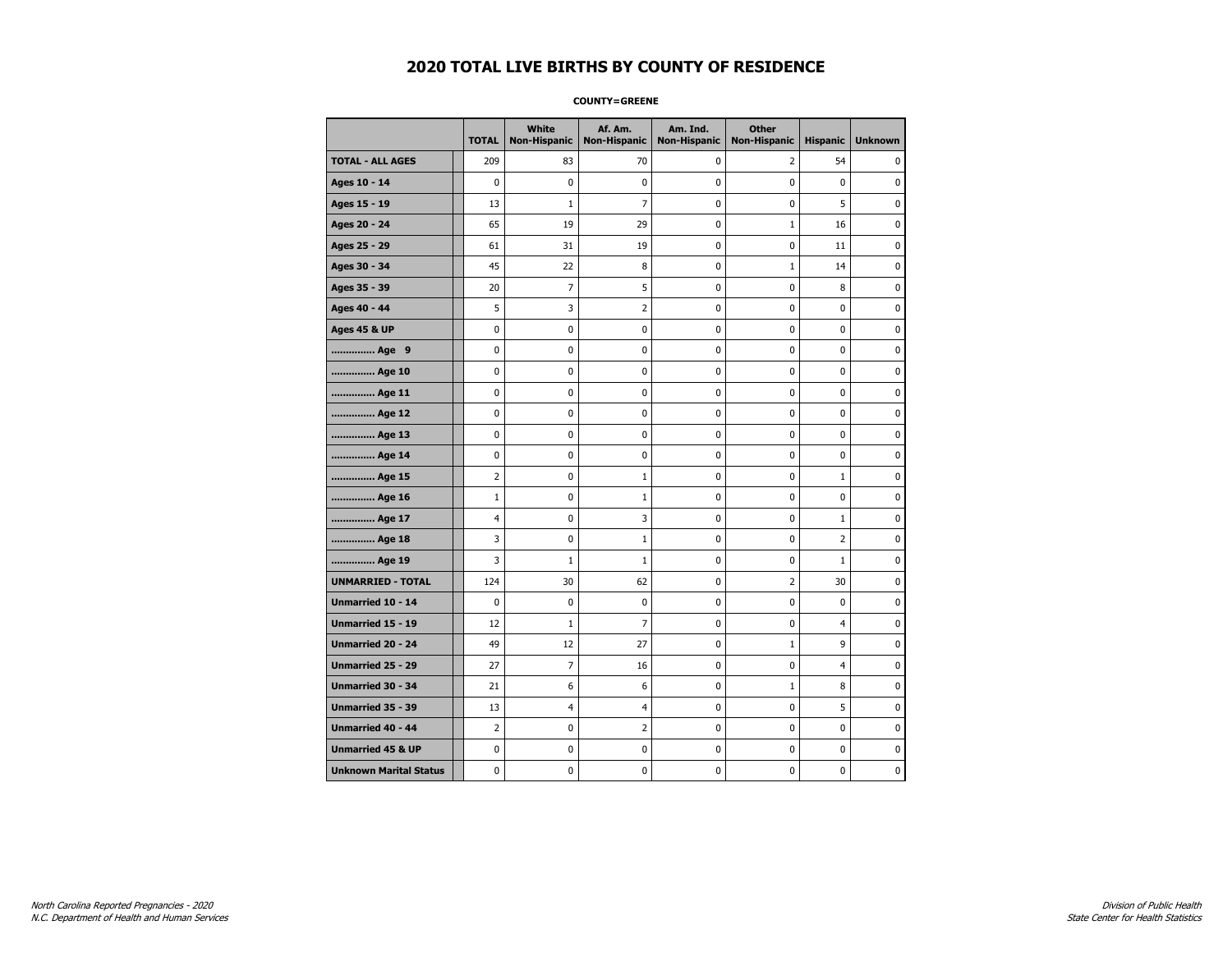# 2020 TOTAL LIVE BIRTHS BY COUNTY OF RESIDENCE

**COUNTY=GREENE**

| | TOTAL | White Non-Hispanic | Af. Am. Non-Hispanic | Am. Ind. Non-Hispanic | Other Non-Hispanic | Hispanic | Unknown |
|---|---|---|---|---|---|---|---|
| **TOTAL - ALL AGES** | 209 | 83 | 70 | 0 | 2 | 54 | 0 |
| **Ages 10 - 14** | 0 | 0 | 0 | 0 | 0 | 0 | 0 |
| **Ages 15 - 19** | 13 | 1 | 7 | 0 | 0 | 5 | 0 |
| **Ages 20 - 24** | 65 | 19 | 29 | 0 | 1 | 16 | 0 |
| **Ages 25 - 29** | 61 | 31 | 19 | 0 | 0 | 11 | 0 |
| **Ages 30 - 34** | 45 | 22 | 8 | 0 | 1 | 14 | 0 |
| **Ages 35 - 39** | 20 | 7 | 5 | 0 | 0 | 8 | 0 |
| **Ages 40 - 44** | 5 | 3 | 2 | 0 | 0 | 0 | 0 |
| **Ages 45 & UP** | 0 | 0 | 0 | 0 | 0 | 0 | 0 |
| **.............. Age 9** | 0 | 0 | 0 | 0 | 0 | 0 | 0 |
| **.............. Age 10** | 0 | 0 | 0 | 0 | 0 | 0 | 0 |
| **.............. Age 11** | 0 | 0 | 0 | 0 | 0 | 0 | 0 |
| **.............. Age 12** | 0 | 0 | 0 | 0 | 0 | 0 | 0 |
| **.............. Age 13** | 0 | 0 | 0 | 0 | 0 | 0 | 0 |
| **.............. Age 14** | 0 | 0 | 0 | 0 | 0 | 0 | 0 |
| **.............. Age 15** | 2 | 0 | 1 | 0 | 0 | 1 | 0 |
| **.............. Age 16** | 1 | 0 | 1 | 0 | 0 | 0 | 0 |
| **.............. Age 17** | 4 | 0 | 3 | 0 | 0 | 1 | 0 |
| **.............. Age 18** | 3 | 0 | 1 | 0 | 0 | 2 | 0 |
| **.............. Age 19** | 3 | 1 | 1 | 0 | 0 | 1 | 0 |
| **UNMARRIED - TOTAL** | 124 | 30 | 62 | 0 | 2 | 30 | 0 |
| **Unmarried 10 - 14** | 0 | 0 | 0 | 0 | 0 | 0 | 0 |
| **Unmarried 15 - 19** | 12 | 1 | 7 | 0 | 0 | 4 | 0 |
| **Unmarried 20 - 24** | 49 | 12 | 27 | 0 | 1 | 9 | 0 |
| **Unmarried 25 - 29** | 27 | 7 | 16 | 0 | 0 | 4 | 0 |
| **Unmarried 30 - 34** | 21 | 6 | 6 | 0 | 1 | 8 | 0 |
| **Unmarried 35 - 39** | 13 | 4 | 4 | 0 | 0 | 5 | 0 |
| **Unmarried 40 - 44** | 2 | 0 | 2 | 0 | 0 | 0 | 0 |
| **Unmarried 45 & UP** | 0 | 0 | 0 | 0 | 0 | 0 | 0 |
| **Unknown Marital Status** | 0 | 0 | 0 | 0 | 0 | 0 | 0 |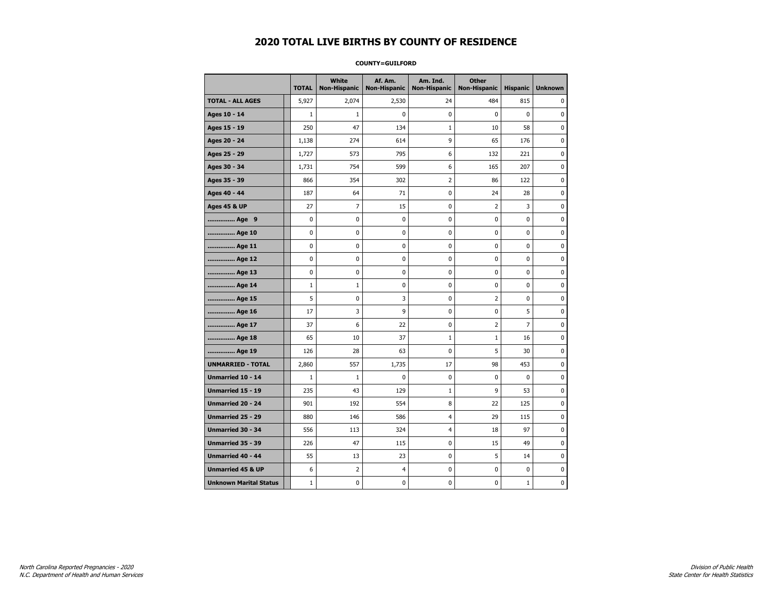# 2020 TOTAL LIVE BIRTHS BY COUNTY OF RESIDENCE

**COUNTY=GUILFORD**

| | TOTAL | White Non-Hispanic | Af. Am. Non-Hispanic | Am. Ind. Non-Hispanic | Other Non-Hispanic | Hispanic | Unknown |
|---|---|---|---|---|---|---|---|
| **TOTAL - ALL AGES** | 5,927 | 2,074 | 2,530 | 24 | 484 | 815 | 0 |
| **Ages 10 - 14** | 1 | 1 | 0 | 0 | 0 | 0 | 0 |
| **Ages 15 - 19** | 250 | 47 | 134 | 1 | 10 | 58 | 0 |
| **Ages 20 - 24** | 1,138 | 274 | 614 | 9 | 65 | 176 | 0 |
| **Ages 25 - 29** | 1,727 | 573 | 795 | 6 | 132 | 221 | 0 |
| **Ages 30 - 34** | 1,731 | 754 | 599 | 6 | 165 | 207 | 0 |
| **Ages 35 - 39** | 866 | 354 | 302 | 2 | 86 | 122 | 0 |
| **Ages 40 - 44** | 187 | 64 | 71 | 0 | 24 | 28 | 0 |
| **Ages 45 & UP** | 27 | 7 | 15 | 0 | 2 | 3 | 0 |
| **.............. Age 9** | 0 | 0 | 0 | 0 | 0 | 0 | 0 |
| **.............. Age 10** | 0 | 0 | 0 | 0 | 0 | 0 | 0 |
| **.............. Age 11** | 0 | 0 | 0 | 0 | 0 | 0 | 0 |
| **.............. Age 12** | 0 | 0 | 0 | 0 | 0 | 0 | 0 |
| **.............. Age 13** | 0 | 0 | 0 | 0 | 0 | 0 | 0 |
| **.............. Age 14** | 1 | 1 | 0 | 0 | 0 | 0 | 0 |
| **.............. Age 15** | 5 | 0 | 3 | 0 | 2 | 0 | 0 |
| **.............. Age 16** | 17 | 3 | 9 | 0 | 0 | 5 | 0 |
| **.............. Age 17** | 37 | 6 | 22 | 0 | 2 | 7 | 0 |
| **.............. Age 18** | 65 | 10 | 37 | 1 | 1 | 16 | 0 |
| **.............. Age 19** | 126 | 28 | 63 | 0 | 5 | 30 | 0 |
| **UNMARRIED - TOTAL** | 2,860 | 557 | 1,735 | 17 | 98 | 453 | 0 |
| **Unmarried 10 - 14** | 1 | 1 | 0 | 0 | 0 | 0 | 0 |
| **Unmarried 15 - 19** | 235 | 43 | 129 | 1 | 9 | 53 | 0 |
| **Unmarried 20 - 24** | 901 | 192 | 554 | 8 | 22 | 125 | 0 |
| **Unmarried 25 - 29** | 880 | 146 | 586 | 4 | 29 | 115 | 0 |
| **Unmarried 30 - 34** | 556 | 113 | 324 | 4 | 18 | 97 | 0 |
| **Unmarried 35 - 39** | 226 | 47 | 115 | 0 | 15 | 49 | 0 |
| **Unmarried 40 - 44** | 55 | 13 | 23 | 0 | 5 | 14 | 0 |
| **Unmarried 45 & UP** | 6 | 2 | 4 | 0 | 0 | 0 | 0 |
| **Unknown Marital Status** | 1 | 0 | 0 | 0 | 0 | 1 | 0 |

*North Carolina Reported Pregnancies - 2020*
*N.C. Department of Health and Human Services*

*Division of Public Health*
*State Center for Health Statistics*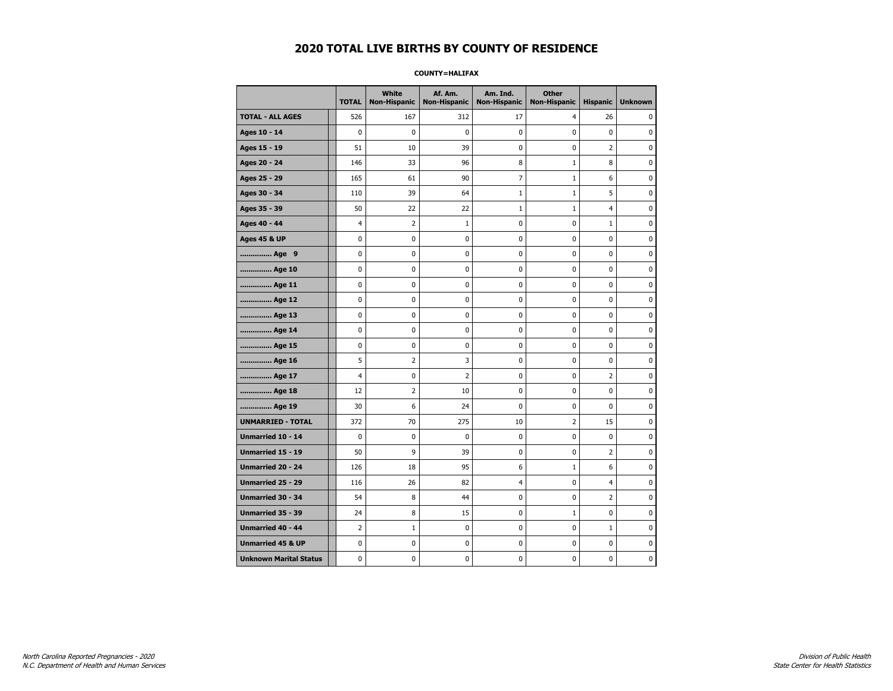# 2020 TOTAL LIVE BIRTHS BY COUNTY OF RESIDENCE

**COUNTY=HALIFAX**

| | TOTAL | White Non-Hispanic | Af. Am. Non-Hispanic | Am. Ind. Non-Hispanic | Other Non-Hispanic | Hispanic | Unknown |
|---|---|---|---|---|---|---|---|
| **TOTAL - ALL AGES** | 526 | 167 | 312 | 17 | 4 | 26 | 0 |
| **Ages 10 - 14** | 0 | 0 | 0 | 0 | 0 | 0 | 0 |
| **Ages 15 - 19** | 51 | 10 | 39 | 0 | 0 | 2 | 0 |
| **Ages 20 - 24** | 146 | 33 | 96 | 8 | 1 | 8 | 0 |
| **Ages 25 - 29** | 165 | 61 | 90 | 7 | 1 | 6 | 0 |
| **Ages 30 - 34** | 110 | 39 | 64 | 1 | 1 | 5 | 0 |
| **Ages 35 - 39** | 50 | 22 | 22 | 1 | 1 | 4 | 0 |
| **Ages 40 - 44** | 4 | 2 | 1 | 0 | 0 | 1 | 0 |
| **Ages 45 & UP** | 0 | 0 | 0 | 0 | 0 | 0 | 0 |
| **.............. Age 9** | 0 | 0 | 0 | 0 | 0 | 0 | 0 |
| **.............. Age 10** | 0 | 0 | 0 | 0 | 0 | 0 | 0 |
| **.............. Age 11** | 0 | 0 | 0 | 0 | 0 | 0 | 0 |
| **.............. Age 12** | 0 | 0 | 0 | 0 | 0 | 0 | 0 |
| **.............. Age 13** | 0 | 0 | 0 | 0 | 0 | 0 | 0 |
| **.............. Age 14** | 0 | 0 | 0 | 0 | 0 | 0 | 0 |
| **.............. Age 15** | 0 | 0 | 0 | 0 | 0 | 0 | 0 |
| **.............. Age 16** | 5 | 2 | 3 | 0 | 0 | 0 | 0 |
| **.............. Age 17** | 4 | 0 | 2 | 0 | 0 | 2 | 0 |
| **.............. Age 18** | 12 | 2 | 10 | 0 | 0 | 0 | 0 |
| **.............. Age 19** | 30 | 6 | 24 | 0 | 0 | 0 | 0 |
| **UNMARRIED - TOTAL** | 372 | 70 | 275 | 10 | 2 | 15 | 0 |
| **Unmarried 10 - 14** | 0 | 0 | 0 | 0 | 0 | 0 | 0 |
| **Unmarried 15 - 19** | 50 | 9 | 39 | 0 | 0 | 2 | 0 |
| **Unmarried 20 - 24** | 126 | 18 | 95 | 6 | 1 | 6 | 0 |
| **Unmarried 25 - 29** | 116 | 26 | 82 | 4 | 0 | 4 | 0 |
| **Unmarried 30 - 34** | 54 | 8 | 44 | 0 | 0 | 2 | 0 |
| **Unmarried 35 - 39** | 24 | 8 | 15 | 0 | 1 | 0 | 0 |
| **Unmarried 40 - 44** | 2 | 1 | 0 | 0 | 0 | 1 | 0 |
| **Unmarried 45 & UP** | 0 | 0 | 0 | 0 | 0 | 0 | 0 |
| **Unknown Marital Status** | 0 | 0 | 0 | 0 | 0 | 0 | 0 |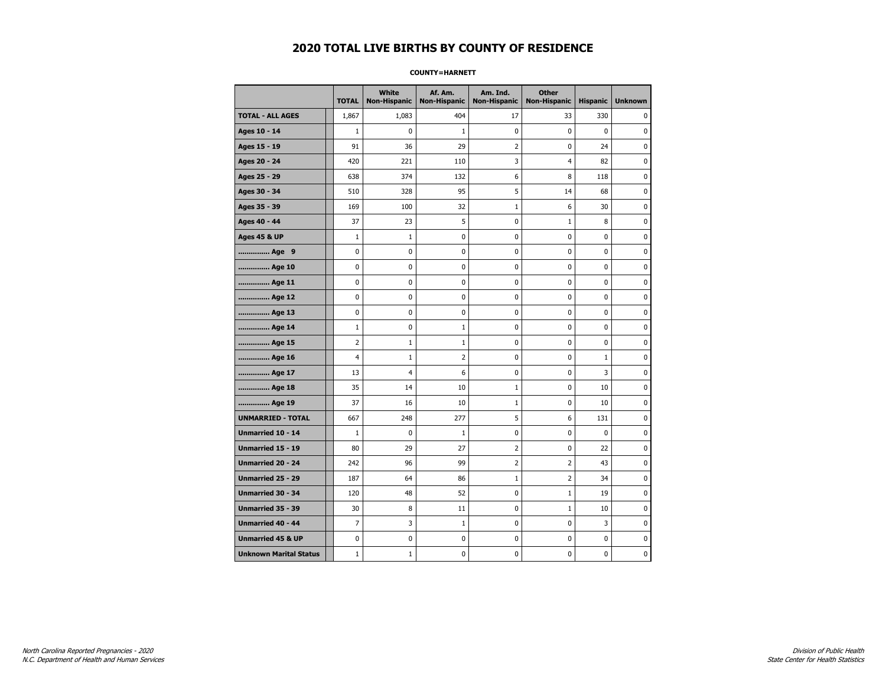# 2020 TOTAL LIVE BIRTHS BY COUNTY OF RESIDENCE

**COUNTY=HARNETT**

| | TOTAL | White Non-Hispanic | Af. Am. Non-Hispanic | Am. Ind. Non-Hispanic | Other Non-Hispanic | Hispanic | Unknown |
|---|---|---|---|---|---|---|---|
| **TOTAL - ALL AGES** | 1,867 | 1,083 | 404 | 17 | 33 | 330 | 0 |
| **Ages 10 - 14** | 1 | 0 | 1 | 0 | 0 | 0 | 0 |
| **Ages 15 - 19** | 91 | 36 | 29 | 2 | 0 | 24 | 0 |
| **Ages 20 - 24** | 420 | 221 | 110 | 3 | 4 | 82 | 0 |
| **Ages 25 - 29** | 638 | 374 | 132 | 6 | 8 | 118 | 0 |
| **Ages 30 - 34** | 510 | 328 | 95 | 5 | 14 | 68 | 0 |
| **Ages 35 - 39** | 169 | 100 | 32 | 1 | 6 | 30 | 0 |
| **Ages 40 - 44** | 37 | 23 | 5 | 0 | 1 | 8 | 0 |
| **Ages 45 & UP** | 1 | 1 | 0 | 0 | 0 | 0 | 0 |
| **.............. Age 9** | 0 | 0 | 0 | 0 | 0 | 0 | 0 |
| **.............. Age 10** | 0 | 0 | 0 | 0 | 0 | 0 | 0 |
| **.............. Age 11** | 0 | 0 | 0 | 0 | 0 | 0 | 0 |
| **.............. Age 12** | 0 | 0 | 0 | 0 | 0 | 0 | 0 |
| **.............. Age 13** | 0 | 0 | 0 | 0 | 0 | 0 | 0 |
| **.............. Age 14** | 1 | 0 | 1 | 0 | 0 | 0 | 0 |
| **.............. Age 15** | 2 | 1 | 1 | 0 | 0 | 0 | 0 |
| **.............. Age 16** | 4 | 1 | 2 | 0 | 0 | 1 | 0 |
| **.............. Age 17** | 13 | 4 | 6 | 0 | 0 | 3 | 0 |
| **.............. Age 18** | 35 | 14 | 10 | 1 | 0 | 10 | 0 |
| **.............. Age 19** | 37 | 16 | 10 | 1 | 0 | 10 | 0 |
| **UNMARRIED - TOTAL** | 667 | 248 | 277 | 5 | 6 | 131 | 0 |
| **Unmarried 10 - 14** | 1 | 0 | 1 | 0 | 0 | 0 | 0 |
| **Unmarried 15 - 19** | 80 | 29 | 27 | 2 | 0 | 22 | 0 |
| **Unmarried 20 - 24** | 242 | 96 | 99 | 2 | 2 | 43 | 0 |
| **Unmarried 25 - 29** | 187 | 64 | 86 | 1 | 2 | 34 | 0 |
| **Unmarried 30 - 34** | 120 | 48 | 52 | 0 | 1 | 19 | 0 |
| **Unmarried 35 - 39** | 30 | 8 | 11 | 0 | 1 | 10 | 0 |
| **Unmarried 40 - 44** | 7 | 3 | 1 | 0 | 0 | 3 | 0 |
| **Unmarried 45 & UP** | 0 | 0 | 0 | 0 | 0 | 0 | 0 |
| **Unknown Marital Status** | 1 | 1 | 0 | 0 | 0 | 0 | 0 |

*North Carolina Reported Pregnancies - 2020*
*N.C. Department of Health and Human Services*

*Division of Public Health*
*State Center for Health Statistics*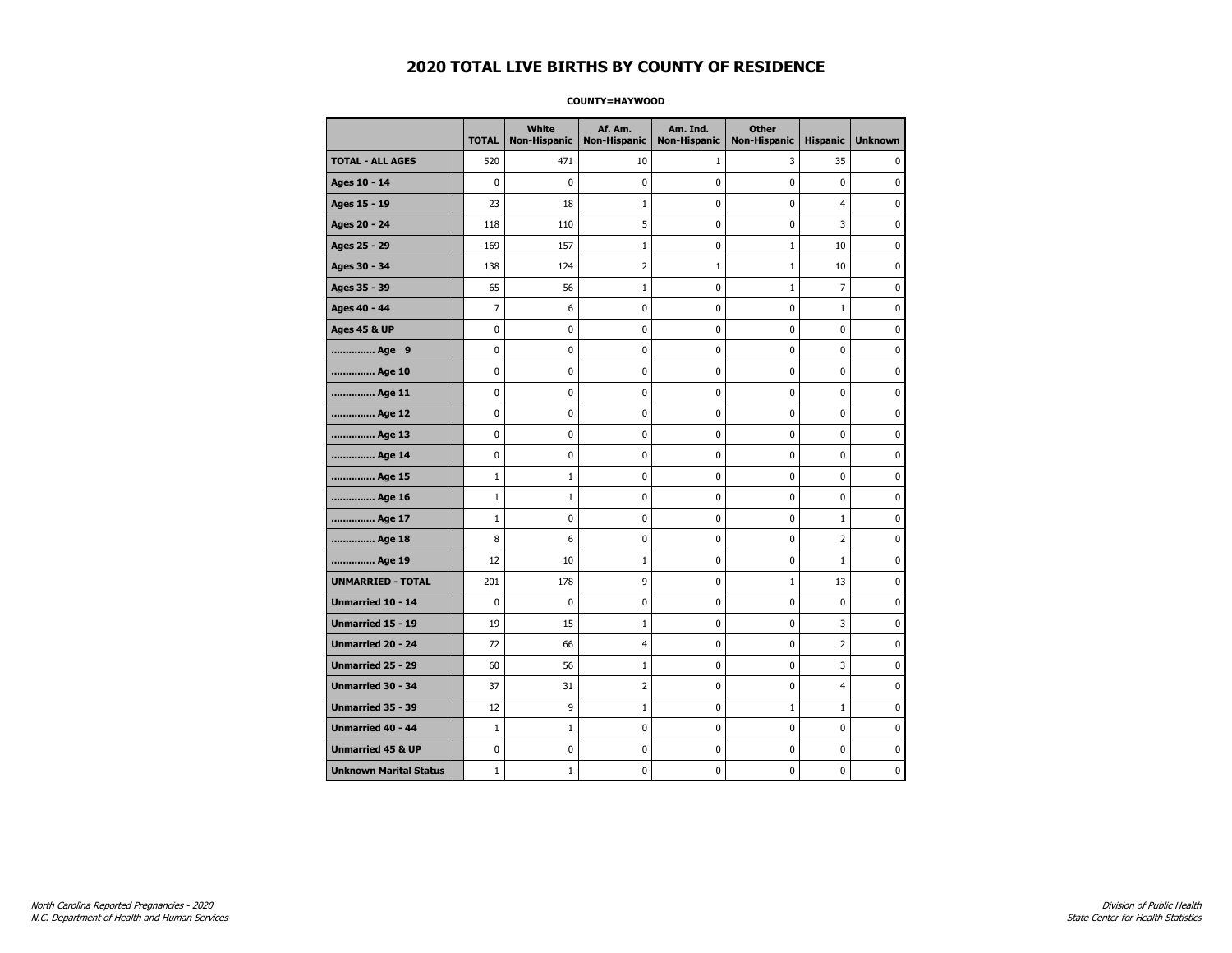# 2020 TOTAL LIVE BIRTHS BY COUNTY OF RESIDENCE

**COUNTY=HAYWOOD**

| | TOTAL | White Non-Hispanic | Af. Am. Non-Hispanic | Am. Ind. Non-Hispanic | Other Non-Hispanic | Hispanic | Unknown |
|---|---|---|---|---|---|---|---|
| **TOTAL - ALL AGES** | 520 | 471 | 10 | 1 | 3 | 35 | 0 |
| **Ages 10 - 14** | 0 | 0 | 0 | 0 | 0 | 0 | 0 |
| **Ages 15 - 19** | 23 | 18 | 1 | 0 | 0 | 4 | 0 |
| **Ages 20 - 24** | 118 | 110 | 5 | 0 | 0 | 3 | 0 |
| **Ages 25 - 29** | 169 | 157 | 1 | 0 | 1 | 10 | 0 |
| **Ages 30 - 34** | 138 | 124 | 2 | 1 | 1 | 10 | 0 |
| **Ages 35 - 39** | 65 | 56 | 1 | 0 | 1 | 7 | 0 |
| **Ages 40 - 44** | 7 | 6 | 0 | 0 | 0 | 1 | 0 |
| **Ages 45 & UP** | 0 | 0 | 0 | 0 | 0 | 0 | 0 |
| **.............. Age 9** | 0 | 0 | 0 | 0 | 0 | 0 | 0 |
| **.............. Age 10** | 0 | 0 | 0 | 0 | 0 | 0 | 0 |
| **.............. Age 11** | 0 | 0 | 0 | 0 | 0 | 0 | 0 |
| **.............. Age 12** | 0 | 0 | 0 | 0 | 0 | 0 | 0 |
| **.............. Age 13** | 0 | 0 | 0 | 0 | 0 | 0 | 0 |
| **.............. Age 14** | 0 | 0 | 0 | 0 | 0 | 0 | 0 |
| **.............. Age 15** | 1 | 1 | 0 | 0 | 0 | 0 | 0 |
| **.............. Age 16** | 1 | 1 | 0 | 0 | 0 | 0 | 0 |
| **.............. Age 17** | 1 | 0 | 0 | 0 | 0 | 1 | 0 |
| **.............. Age 18** | 8 | 6 | 0 | 0 | 0 | 2 | 0 |
| **.............. Age 19** | 12 | 10 | 1 | 0 | 0 | 1 | 0 |
| **UNMARRIED - TOTAL** | 201 | 178 | 9 | 0 | 1 | 13 | 0 |
| **Unmarried 10 - 14** | 0 | 0 | 0 | 0 | 0 | 0 | 0 |
| **Unmarried 15 - 19** | 19 | 15 | 1 | 0 | 0 | 3 | 0 |
| **Unmarried 20 - 24** | 72 | 66 | 4 | 0 | 0 | 2 | 0 |
| **Unmarried 25 - 29** | 60 | 56 | 1 | 0 | 0 | 3 | 0 |
| **Unmarried 30 - 34** | 37 | 31 | 2 | 0 | 0 | 4 | 0 |
| **Unmarried 35 - 39** | 12 | 9 | 1 | 0 | 1 | 1 | 0 |
| **Unmarried 40 - 44** | 1 | 1 | 0 | 0 | 0 | 0 | 0 |
| **Unmarried 45 & UP** | 0 | 0 | 0 | 0 | 0 | 0 | 0 |
| **Unknown Marital Status** | 1 | 1 | 0 | 0 | 0 | 0 | 0 |

*North Carolina Reported Pregnancies - 2020*
*N.C. Department of Health and Human Services*

*Division of Public Health*
*State Center for Health Statistics*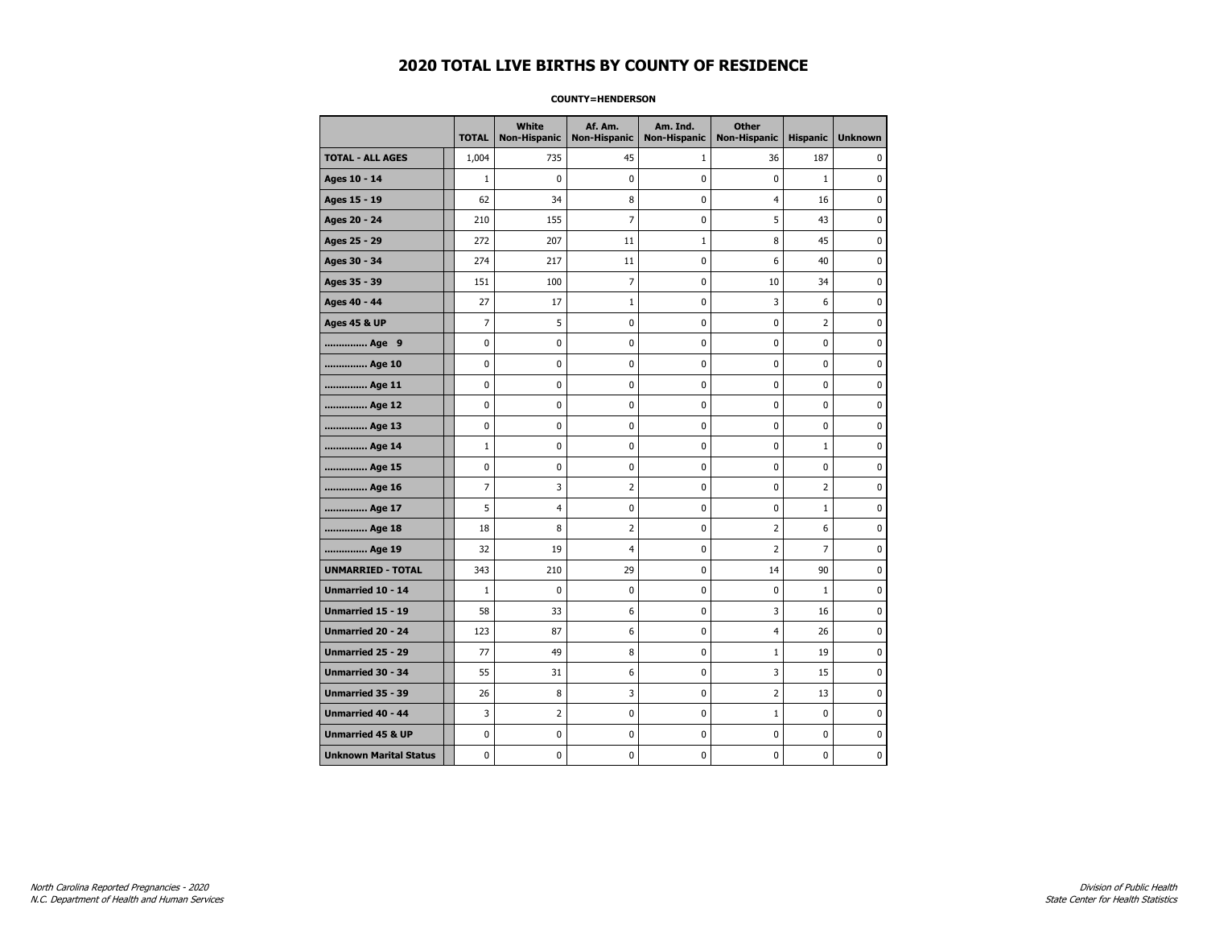# 2020 TOTAL LIVE BIRTHS BY COUNTY OF RESIDENCE

**COUNTY=HENDERSON**

| | TOTAL | White Non-Hispanic | Af. Am. Non-Hispanic | Am. Ind. Non-Hispanic | Other Non-Hispanic | Hispanic | Unknown |
|---|---|---|---|---|---|---|---|
| **TOTAL - ALL AGES** | 1,004 | 735 | 45 | 1 | 36 | 187 | 0 |
| **Ages 10 - 14** | 1 | 0 | 0 | 0 | 0 | 1 | 0 |
| **Ages 15 - 19** | 62 | 34 | 8 | 0 | 4 | 16 | 0 |
| **Ages 20 - 24** | 210 | 155 | 7 | 0 | 5 | 43 | 0 |
| **Ages 25 - 29** | 272 | 207 | 11 | 1 | 8 | 45 | 0 |
| **Ages 30 - 34** | 274 | 217 | 11 | 0 | 6 | 40 | 0 |
| **Ages 35 - 39** | 151 | 100 | 7 | 0 | 10 | 34 | 0 |
| **Ages 40 - 44** | 27 | 17 | 1 | 0 | 3 | 6 | 0 |
| **Ages 45 & UP** | 7 | 5 | 0 | 0 | 0 | 2 | 0 |
| **.............. Age 9** | 0 | 0 | 0 | 0 | 0 | 0 | 0 |
| **.............. Age 10** | 0 | 0 | 0 | 0 | 0 | 0 | 0 |
| **.............. Age 11** | 0 | 0 | 0 | 0 | 0 | 0 | 0 |
| **.............. Age 12** | 0 | 0 | 0 | 0 | 0 | 0 | 0 |
| **.............. Age 13** | 0 | 0 | 0 | 0 | 0 | 0 | 0 |
| **.............. Age 14** | 1 | 0 | 0 | 0 | 0 | 1 | 0 |
| **.............. Age 15** | 0 | 0 | 0 | 0 | 0 | 0 | 0 |
| **.............. Age 16** | 7 | 3 | 2 | 0 | 0 | 2 | 0 |
| **.............. Age 17** | 5 | 4 | 0 | 0 | 0 | 1 | 0 |
| **.............. Age 18** | 18 | 8 | 2 | 0 | 2 | 6 | 0 |
| **.............. Age 19** | 32 | 19 | 4 | 0 | 2 | 7 | 0 |
| **UNMARRIED - TOTAL** | 343 | 210 | 29 | 0 | 14 | 90 | 0 |
| **Unmarried 10 - 14** | 1 | 0 | 0 | 0 | 0 | 1 | 0 |
| **Unmarried 15 - 19** | 58 | 33 | 6 | 0 | 3 | 16 | 0 |
| **Unmarried 20 - 24** | 123 | 87 | 6 | 0 | 4 | 26 | 0 |
| **Unmarried 25 - 29** | 77 | 49 | 8 | 0 | 1 | 19 | 0 |
| **Unmarried 30 - 34** | 55 | 31 | 6 | 0 | 3 | 15 | 0 |
| **Unmarried 35 - 39** | 26 | 8 | 3 | 0 | 2 | 13 | 0 |
| **Unmarried 40 - 44** | 3 | 2 | 0 | 0 | 1 | 0 | 0 |
| **Unmarried 45 & UP** | 0 | 0 | 0 | 0 | 0 | 0 | 0 |
| **Unknown Marital Status** | 0 | 0 | 0 | 0 | 0 | 0 | 0 |

*North Carolina Reported Pregnancies - 2020*
*N.C. Department of Health and Human Services*

*Division of Public Health*
*State Center for Health Statistics*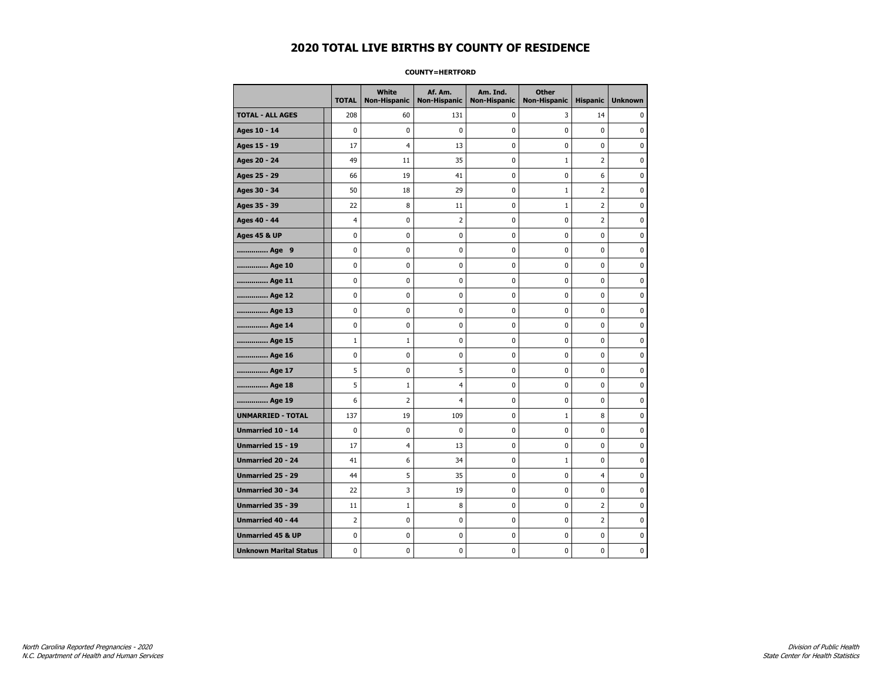# 2020 TOTAL LIVE BIRTHS BY COUNTY OF RESIDENCE

**COUNTY=HERTFORD**

| | TOTAL | White Non-Hispanic | Af. Am. Non-Hispanic | Am. Ind. Non-Hispanic | Other Non-Hispanic | Hispanic | Unknown |
|---|---|---|---|---|---|---|---|
| **TOTAL - ALL AGES** | 208 | 60 | 131 | 0 | 3 | 14 | 0 |
| **Ages 10 - 14** | 0 | 0 | 0 | 0 | 0 | 0 | 0 |
| **Ages 15 - 19** | 17 | 4 | 13 | 0 | 0 | 0 | 0 |
| **Ages 20 - 24** | 49 | 11 | 35 | 0 | 1 | 2 | 0 |
| **Ages 25 - 29** | 66 | 19 | 41 | 0 | 0 | 6 | 0 |
| **Ages 30 - 34** | 50 | 18 | 29 | 0 | 1 | 2 | 0 |
| **Ages 35 - 39** | 22 | 8 | 11 | 0 | 1 | 2 | 0 |
| **Ages 40 - 44** | 4 | 0 | 2 | 0 | 0 | 2 | 0 |
| **Ages 45 & UP** | 0 | 0 | 0 | 0 | 0 | 0 | 0 |
| **.............. Age 9** | 0 | 0 | 0 | 0 | 0 | 0 | 0 |
| **.............. Age 10** | 0 | 0 | 0 | 0 | 0 | 0 | 0 |
| **.............. Age 11** | 0 | 0 | 0 | 0 | 0 | 0 | 0 |
| **.............. Age 12** | 0 | 0 | 0 | 0 | 0 | 0 | 0 |
| **.............. Age 13** | 0 | 0 | 0 | 0 | 0 | 0 | 0 |
| **.............. Age 14** | 0 | 0 | 0 | 0 | 0 | 0 | 0 |
| **.............. Age 15** | 1 | 1 | 0 | 0 | 0 | 0 | 0 |
| **.............. Age 16** | 0 | 0 | 0 | 0 | 0 | 0 | 0 |
| **.............. Age 17** | 5 | 0 | 5 | 0 | 0 | 0 | 0 |
| **.............. Age 18** | 5 | 1 | 4 | 0 | 0 | 0 | 0 |
| **.............. Age 19** | 6 | 2 | 4 | 0 | 0 | 0 | 0 |
| **UNMARRIED - TOTAL** | 137 | 19 | 109 | 0 | 1 | 8 | 0 |
| **Unmarried 10 - 14** | 0 | 0 | 0 | 0 | 0 | 0 | 0 |
| **Unmarried 15 - 19** | 17 | 4 | 13 | 0 | 0 | 0 | 0 |
| **Unmarried 20 - 24** | 41 | 6 | 34 | 0 | 1 | 0 | 0 |
| **Unmarried 25 - 29** | 44 | 5 | 35 | 0 | 0 | 4 | 0 |
| **Unmarried 30 - 34** | 22 | 3 | 19 | 0 | 0 | 0 | 0 |
| **Unmarried 35 - 39** | 11 | 1 | 8 | 0 | 0 | 2 | 0 |
| **Unmarried 40 - 44** | 2 | 0 | 0 | 0 | 0 | 2 | 0 |
| **Unmarried 45 & UP** | 0 | 0 | 0 | 0 | 0 | 0 | 0 |
| **Unknown Marital Status** | 0 | 0 | 0 | 0 | 0 | 0 | 0 |

*North Carolina Reported Pregnancies - 2020*
*N.C. Department of Health and Human Services*

*Division of Public Health*
*State Center for Health Statistics*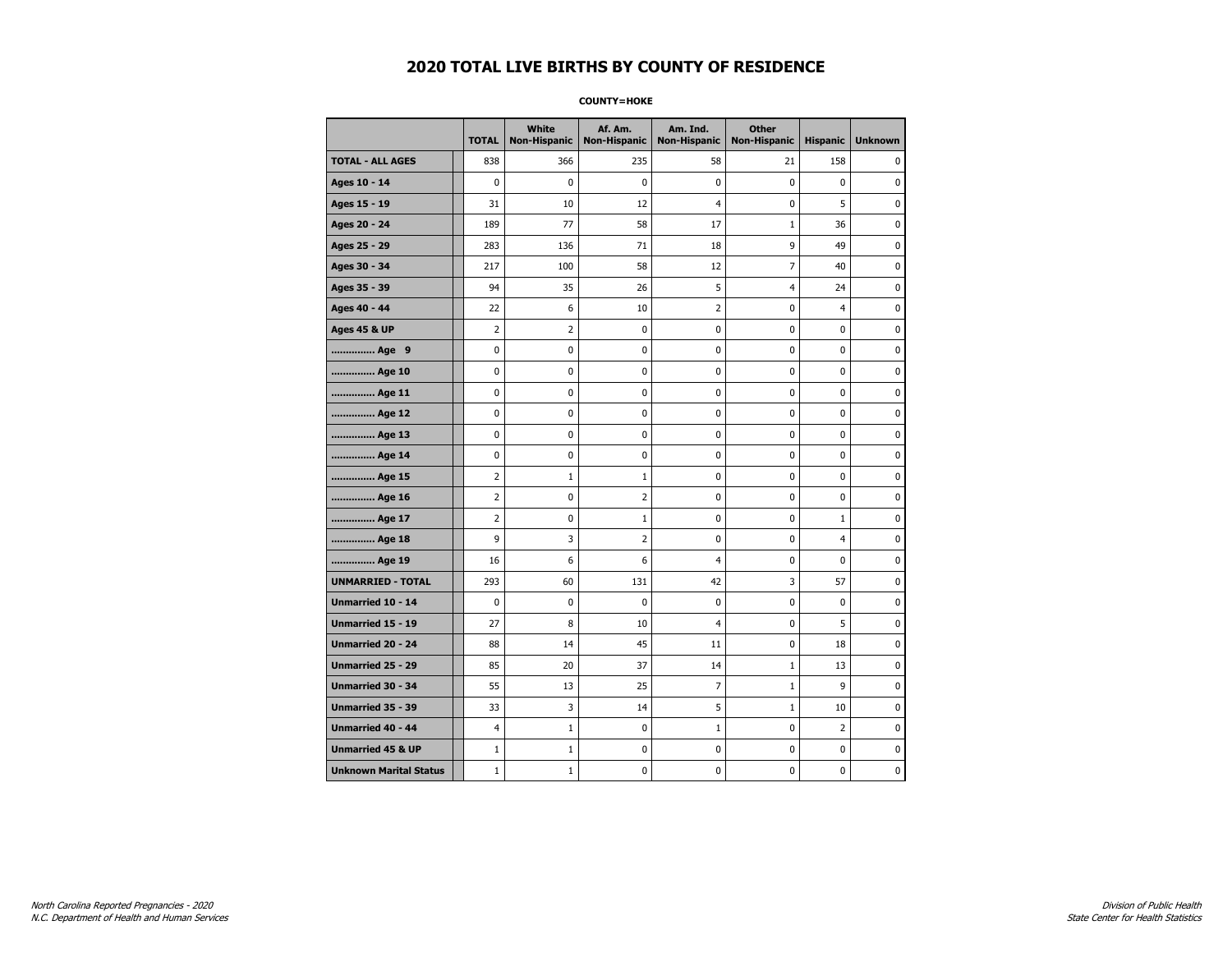# 2020 TOTAL LIVE BIRTHS BY COUNTY OF RESIDENCE

**COUNTY=HOKE**

| | TOTAL | White Non-Hispanic | Af. Am. Non-Hispanic | Am. Ind. Non-Hispanic | Other Non-Hispanic | Hispanic | Unknown |
|---|---|---|---|---|---|---|---|
| **TOTAL - ALL AGES** | 838 | 366 | 235 | 58 | 21 | 158 | 0 |
| **Ages 10 - 14** | 0 | 0 | 0 | 0 | 0 | 0 | 0 |
| **Ages 15 - 19** | 31 | 10 | 12 | 4 | 0 | 5 | 0 |
| **Ages 20 - 24** | 189 | 77 | 58 | 17 | 1 | 36 | 0 |
| **Ages 25 - 29** | 283 | 136 | 71 | 18 | 9 | 49 | 0 |
| **Ages 30 - 34** | 217 | 100 | 58 | 12 | 7 | 40 | 0 |
| **Ages 35 - 39** | 94 | 35 | 26 | 5 | 4 | 24 | 0 |
| **Ages 40 - 44** | 22 | 6 | 10 | 2 | 0 | 4 | 0 |
| **Ages 45 & UP** | 2 | 2 | 0 | 0 | 0 | 0 | 0 |
| **.............. Age 9** | 0 | 0 | 0 | 0 | 0 | 0 | 0 |
| **.............. Age 10** | 0 | 0 | 0 | 0 | 0 | 0 | 0 |
| **.............. Age 11** | 0 | 0 | 0 | 0 | 0 | 0 | 0 |
| **.............. Age 12** | 0 | 0 | 0 | 0 | 0 | 0 | 0 |
| **.............. Age 13** | 0 | 0 | 0 | 0 | 0 | 0 | 0 |
| **.............. Age 14** | 0 | 0 | 0 | 0 | 0 | 0 | 0 |
| **.............. Age 15** | 2 | 1 | 1 | 0 | 0 | 0 | 0 |
| **.............. Age 16** | 2 | 0 | 2 | 0 | 0 | 0 | 0 |
| **.............. Age 17** | 2 | 0 | 1 | 0 | 0 | 1 | 0 |
| **.............. Age 18** | 9 | 3 | 2 | 0 | 0 | 4 | 0 |
| **.............. Age 19** | 16 | 6 | 6 | 4 | 0 | 0 | 0 |
| **UNMARRIED - TOTAL** | 293 | 60 | 131 | 42 | 3 | 57 | 0 |
| **Unmarried 10 - 14** | 0 | 0 | 0 | 0 | 0 | 0 | 0 |
| **Unmarried 15 - 19** | 27 | 8 | 10 | 4 | 0 | 5 | 0 |
| **Unmarried 20 - 24** | 88 | 14 | 45 | 11 | 0 | 18 | 0 |
| **Unmarried 25 - 29** | 85 | 20 | 37 | 14 | 1 | 13 | 0 |
| **Unmarried 30 - 34** | 55 | 13 | 25 | 7 | 1 | 9 | 0 |
| **Unmarried 35 - 39** | 33 | 3 | 14 | 5 | 1 | 10 | 0 |
| **Unmarried 40 - 44** | 4 | 1 | 0 | 1 | 0 | 2 | 0 |
| **Unmarried 45 & UP** | 1 | 1 | 0 | 0 | 0 | 0 | 0 |
| **Unknown Marital Status** | 1 | 1 | 0 | 0 | 0 | 0 | 0 |

*North Carolina Reported Pregnancies - 2020*
*N.C. Department of Health and Human Services*

*Division of Public Health*
*State Center for Health Statistics*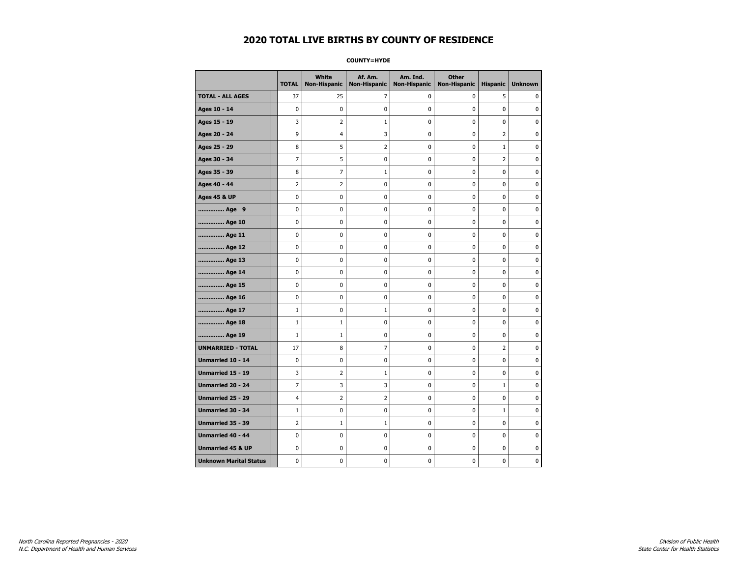# 2020 TOTAL LIVE BIRTHS BY COUNTY OF RESIDENCE

**COUNTY=HYDE**

| | TOTAL | White Non-Hispanic | Af. Am. Non-Hispanic | Am. Ind. Non-Hispanic | Other Non-Hispanic | Hispanic | Unknown |
|---|---|---|---|---|---|---|---|
| **TOTAL - ALL AGES** | 37 | 25 | 7 | 0 | 0 | 5 | 0 |
| **Ages 10 - 14** | 0 | 0 | 0 | 0 | 0 | 0 | 0 |
| **Ages 15 - 19** | 3 | 2 | 1 | 0 | 0 | 0 | 0 |
| **Ages 20 - 24** | 9 | 4 | 3 | 0 | 0 | 2 | 0 |
| **Ages 25 - 29** | 8 | 5 | 2 | 0 | 0 | 1 | 0 |
| **Ages 30 - 34** | 7 | 5 | 0 | 0 | 0 | 2 | 0 |
| **Ages 35 - 39** | 8 | 7 | 1 | 0 | 0 | 0 | 0 |
| **Ages 40 - 44** | 2 | 2 | 0 | 0 | 0 | 0 | 0 |
| **Ages 45 & UP** | 0 | 0 | 0 | 0 | 0 | 0 | 0 |
| **.............. Age 9** | 0 | 0 | 0 | 0 | 0 | 0 | 0 |
| **.............. Age 10** | 0 | 0 | 0 | 0 | 0 | 0 | 0 |
| **.............. Age 11** | 0 | 0 | 0 | 0 | 0 | 0 | 0 |
| **.............. Age 12** | 0 | 0 | 0 | 0 | 0 | 0 | 0 |
| **.............. Age 13** | 0 | 0 | 0 | 0 | 0 | 0 | 0 |
| **.............. Age 14** | 0 | 0 | 0 | 0 | 0 | 0 | 0 |
| **.............. Age 15** | 0 | 0 | 0 | 0 | 0 | 0 | 0 |
| **.............. Age 16** | 0 | 0 | 0 | 0 | 0 | 0 | 0 |
| **.............. Age 17** | 1 | 0 | 1 | 0 | 0 | 0 | 0 |
| **.............. Age 18** | 1 | 1 | 0 | 0 | 0 | 0 | 0 |
| **.............. Age 19** | 1 | 1 | 0 | 0 | 0 | 0 | 0 |
| **UNMARRIED - TOTAL** | 17 | 8 | 7 | 0 | 0 | 2 | 0 |
| **Unmarried 10 - 14** | 0 | 0 | 0 | 0 | 0 | 0 | 0 |
| **Unmarried 15 - 19** | 3 | 2 | 1 | 0 | 0 | 0 | 0 |
| **Unmarried 20 - 24** | 7 | 3 | 3 | 0 | 0 | 1 | 0 |
| **Unmarried 25 - 29** | 4 | 2 | 2 | 0 | 0 | 0 | 0 |
| **Unmarried 30 - 34** | 1 | 0 | 0 | 0 | 0 | 1 | 0 |
| **Unmarried 35 - 39** | 2 | 1 | 1 | 0 | 0 | 0 | 0 |
| **Unmarried 40 - 44** | 0 | 0 | 0 | 0 | 0 | 0 | 0 |
| **Unmarried 45 & UP** | 0 | 0 | 0 | 0 | 0 | 0 | 0 |
| **Unknown Marital Status** | 0 | 0 | 0 | 0 | 0 | 0 | 0 |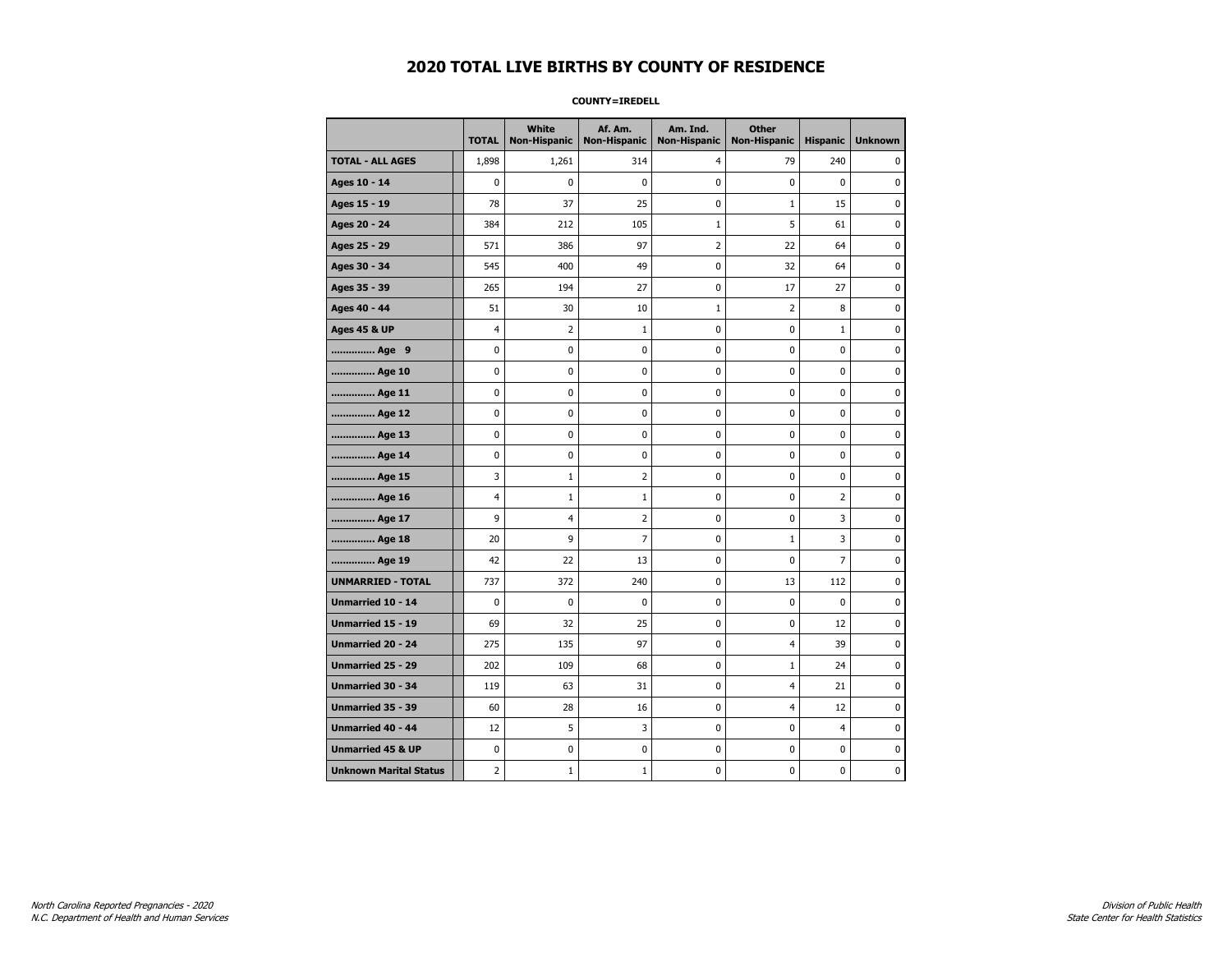# 2020 TOTAL LIVE BIRTHS BY COUNTY OF RESIDENCE

**COUNTY=IREDELL**

| | TOTAL | White Non-Hispanic | Af. Am. Non-Hispanic | Am. Ind. Non-Hispanic | Other Non-Hispanic | Hispanic | Unknown |
|---|---|---|---|---|---|---|---|
| **TOTAL - ALL AGES** | 1,898 | 1,261 | 314 | 4 | 79 | 240 | 0 |
| **Ages 10 - 14** | 0 | 0 | 0 | 0 | 0 | 0 | 0 |
| **Ages 15 - 19** | 78 | 37 | 25 | 0 | 1 | 15 | 0 |
| **Ages 20 - 24** | 384 | 212 | 105 | 1 | 5 | 61 | 0 |
| **Ages 25 - 29** | 571 | 386 | 97 | 2 | 22 | 64 | 0 |
| **Ages 30 - 34** | 545 | 400 | 49 | 0 | 32 | 64 | 0 |
| **Ages 35 - 39** | 265 | 194 | 27 | 0 | 17 | 27 | 0 |
| **Ages 40 - 44** | 51 | 30 | 10 | 1 | 2 | 8 | 0 |
| **Ages 45 & UP** | 4 | 2 | 1 | 0 | 0 | 1 | 0 |
| **.............. Age 9** | 0 | 0 | 0 | 0 | 0 | 0 | 0 |
| **.............. Age 10** | 0 | 0 | 0 | 0 | 0 | 0 | 0 |
| **.............. Age 11** | 0 | 0 | 0 | 0 | 0 | 0 | 0 |
| **.............. Age 12** | 0 | 0 | 0 | 0 | 0 | 0 | 0 |
| **.............. Age 13** | 0 | 0 | 0 | 0 | 0 | 0 | 0 |
| **.............. Age 14** | 0 | 0 | 0 | 0 | 0 | 0 | 0 |
| **.............. Age 15** | 3 | 1 | 2 | 0 | 0 | 0 | 0 |
| **.............. Age 16** | 4 | 1 | 1 | 0 | 0 | 2 | 0 |
| **.............. Age 17** | 9 | 4 | 2 | 0 | 0 | 3 | 0 |
| **.............. Age 18** | 20 | 9 | 7 | 0 | 1 | 3 | 0 |
| **.............. Age 19** | 42 | 22 | 13 | 0 | 0 | 7 | 0 |
| **UNMARRIED - TOTAL** | 737 | 372 | 240 | 0 | 13 | 112 | 0 |
| **Unmarried 10 - 14** | 0 | 0 | 0 | 0 | 0 | 0 | 0 |
| **Unmarried 15 - 19** | 69 | 32 | 25 | 0 | 0 | 12 | 0 |
| **Unmarried 20 - 24** | 275 | 135 | 97 | 0 | 4 | 39 | 0 |
| **Unmarried 25 - 29** | 202 | 109 | 68 | 0 | 1 | 24 | 0 |
| **Unmarried 30 - 34** | 119 | 63 | 31 | 0 | 4 | 21 | 0 |
| **Unmarried 35 - 39** | 60 | 28 | 16 | 0 | 4 | 12 | 0 |
| **Unmarried 40 - 44** | 12 | 5 | 3 | 0 | 0 | 4 | 0 |
| **Unmarried 45 & UP** | 0 | 0 | 0 | 0 | 0 | 0 | 0 |
| **Unknown Marital Status** | 2 | 1 | 1 | 0 | 0 | 0 | 0 |

*North Carolina Reported Pregnancies - 2020*
*N.C. Department of Health and Human Services*

*Division of Public Health*
*State Center for Health Statistics*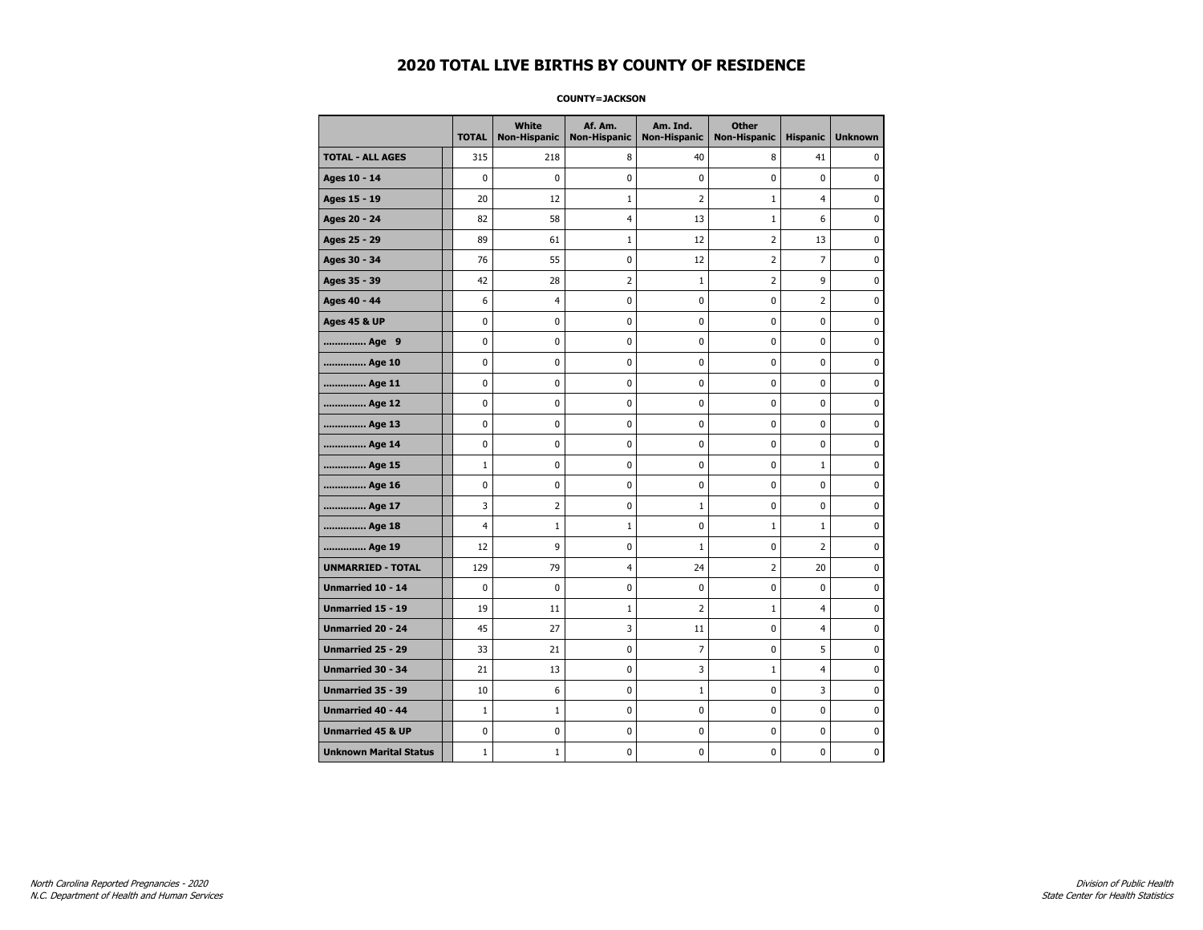# 2020 TOTAL LIVE BIRTHS BY COUNTY OF RESIDENCE

**COUNTY=JACKSON**

| | TOTAL | White Non-Hispanic | Af. Am. Non-Hispanic | Am. Ind. Non-Hispanic | Other Non-Hispanic | Hispanic | Unknown |
|---|---|---|---|---|---|---|---|
| **TOTAL - ALL AGES** | 315 | 218 | 8 | 40 | 8 | 41 | 0 |
| **Ages 10 - 14** | 0 | 0 | 0 | 0 | 0 | 0 | 0 |
| **Ages 15 - 19** | 20 | 12 | 1 | 2 | 1 | 4 | 0 |
| **Ages 20 - 24** | 82 | 58 | 4 | 13 | 1 | 6 | 0 |
| **Ages 25 - 29** | 89 | 61 | 1 | 12 | 2 | 13 | 0 |
| **Ages 30 - 34** | 76 | 55 | 0 | 12 | 2 | 7 | 0 |
| **Ages 35 - 39** | 42 | 28 | 2 | 1 | 2 | 9 | 0 |
| **Ages 40 - 44** | 6 | 4 | 0 | 0 | 0 | 2 | 0 |
| **Ages 45 & UP** | 0 | 0 | 0 | 0 | 0 | 0 | 0 |
| **.............. Age 9** | 0 | 0 | 0 | 0 | 0 | 0 | 0 |
| **.............. Age 10** | 0 | 0 | 0 | 0 | 0 | 0 | 0 |
| **.............. Age 11** | 0 | 0 | 0 | 0 | 0 | 0 | 0 |
| **.............. Age 12** | 0 | 0 | 0 | 0 | 0 | 0 | 0 |
| **.............. Age 13** | 0 | 0 | 0 | 0 | 0 | 0 | 0 |
| **.............. Age 14** | 0 | 0 | 0 | 0 | 0 | 0 | 0 |
| **.............. Age 15** | 1 | 0 | 0 | 0 | 0 | 1 | 0 |
| **.............. Age 16** | 0 | 0 | 0 | 0 | 0 | 0 | 0 |
| **.............. Age 17** | 3 | 2 | 0 | 1 | 0 | 0 | 0 |
| **.............. Age 18** | 4 | 1 | 1 | 0 | 1 | 1 | 0 |
| **.............. Age 19** | 12 | 9 | 0 | 1 | 0 | 2 | 0 |
| **UNMARRIED - TOTAL** | 129 | 79 | 4 | 24 | 2 | 20 | 0 |
| **Unmarried 10 - 14** | 0 | 0 | 0 | 0 | 0 | 0 | 0 |
| **Unmarried 15 - 19** | 19 | 11 | 1 | 2 | 1 | 4 | 0 |
| **Unmarried 20 - 24** | 45 | 27 | 3 | 11 | 0 | 4 | 0 |
| **Unmarried 25 - 29** | 33 | 21 | 0 | 7 | 0 | 5 | 0 |
| **Unmarried 30 - 34** | 21 | 13 | 0 | 3 | 1 | 4 | 0 |
| **Unmarried 35 - 39** | 10 | 6 | 0 | 1 | 0 | 3 | 0 |
| **Unmarried 40 - 44** | 1 | 1 | 0 | 0 | 0 | 0 | 0 |
| **Unmarried 45 & UP** | 0 | 0 | 0 | 0 | 0 | 0 | 0 |
| **Unknown Marital Status** | 1 | 1 | 0 | 0 | 0 | 0 | 0 |

*North Carolina Reported Pregnancies - 2020*
*N.C. Department of Health and Human Services*

*Division of Public Health*
*State Center for Health Statistics*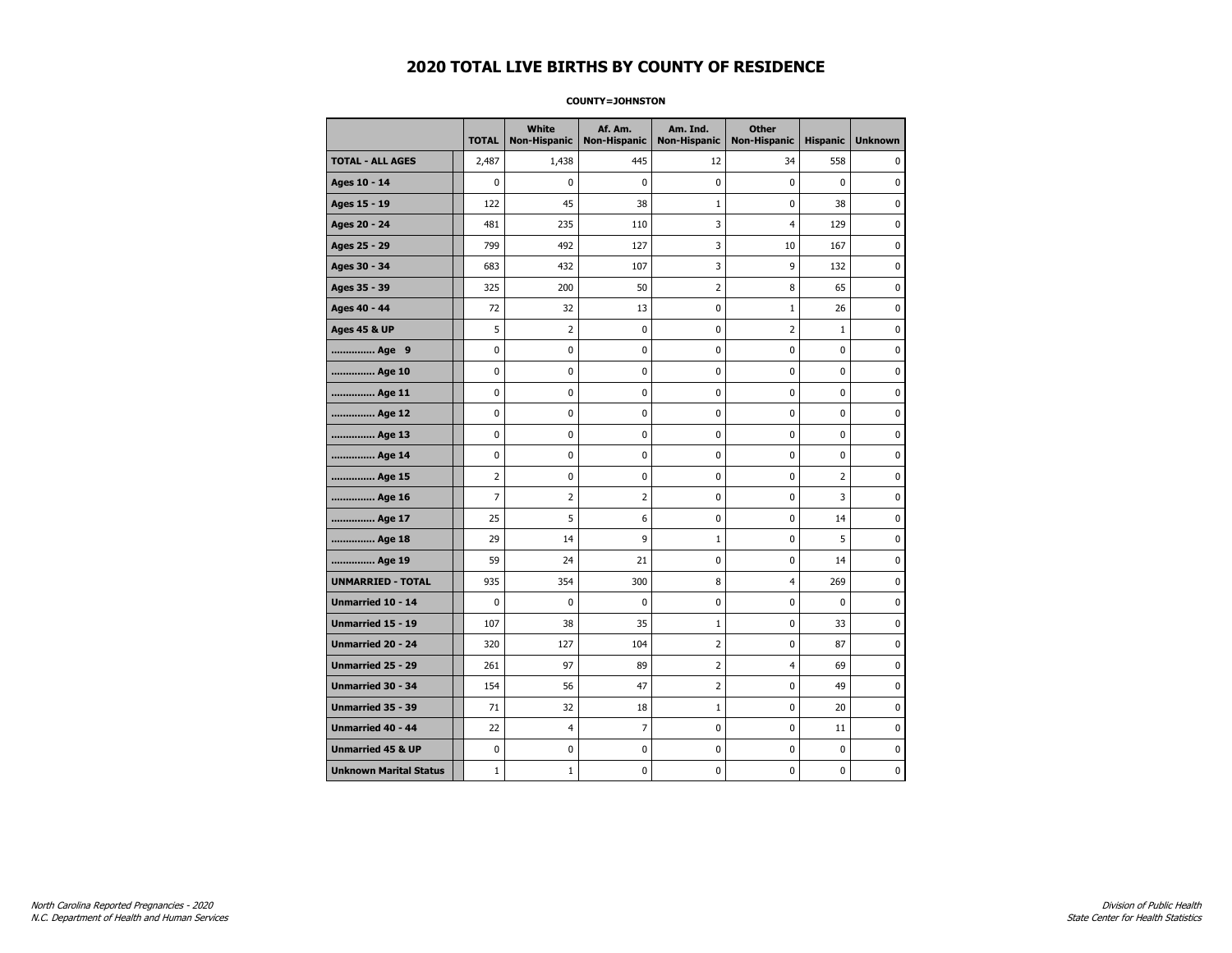# 2020 TOTAL LIVE BIRTHS BY COUNTY OF RESIDENCE

**COUNTY=JOHNSTON**

| | TOTAL | White Non-Hispanic | Af. Am. Non-Hispanic | Am. Ind. Non-Hispanic | Other Non-Hispanic | Hispanic | Unknown |
|---|---|---|---|---|---|---|---|
| **TOTAL - ALL AGES** | 2,487 | 1,438 | 445 | 12 | 34 | 558 | 0 |
| **Ages 10 - 14** | 0 | 0 | 0 | 0 | 0 | 0 | 0 |
| **Ages 15 - 19** | 122 | 45 | 38 | 1 | 0 | 38 | 0 |
| **Ages 20 - 24** | 481 | 235 | 110 | 3 | 4 | 129 | 0 |
| **Ages 25 - 29** | 799 | 492 | 127 | 3 | 10 | 167 | 0 |
| **Ages 30 - 34** | 683 | 432 | 107 | 3 | 9 | 132 | 0 |
| **Ages 35 - 39** | 325 | 200 | 50 | 2 | 8 | 65 | 0 |
| **Ages 40 - 44** | 72 | 32 | 13 | 0 | 1 | 26 | 0 |
| **Ages 45 & UP** | 5 | 2 | 0 | 0 | 2 | 1 | 0 |
| **.............. Age 9** | 0 | 0 | 0 | 0 | 0 | 0 | 0 |
| **.............. Age 10** | 0 | 0 | 0 | 0 | 0 | 0 | 0 |
| **.............. Age 11** | 0 | 0 | 0 | 0 | 0 | 0 | 0 |
| **.............. Age 12** | 0 | 0 | 0 | 0 | 0 | 0 | 0 |
| **.............. Age 13** | 0 | 0 | 0 | 0 | 0 | 0 | 0 |
| **.............. Age 14** | 0 | 0 | 0 | 0 | 0 | 0 | 0 |
| **.............. Age 15** | 2 | 0 | 0 | 0 | 0 | 2 | 0 |
| **.............. Age 16** | 7 | 2 | 2 | 0 | 0 | 3 | 0 |
| **.............. Age 17** | 25 | 5 | 6 | 0 | 0 | 14 | 0 |
| **.............. Age 18** | 29 | 14 | 9 | 1 | 0 | 5 | 0 |
| **.............. Age 19** | 59 | 24 | 21 | 0 | 0 | 14 | 0 |
| **UNMARRIED - TOTAL** | 935 | 354 | 300 | 8 | 4 | 269 | 0 |
| **Unmarried 10 - 14** | 0 | 0 | 0 | 0 | 0 | 0 | 0 |
| **Unmarried 15 - 19** | 107 | 38 | 35 | 1 | 0 | 33 | 0 |
| **Unmarried 20 - 24** | 320 | 127 | 104 | 2 | 0 | 87 | 0 |
| **Unmarried 25 - 29** | 261 | 97 | 89 | 2 | 4 | 69 | 0 |
| **Unmarried 30 - 34** | 154 | 56 | 47 | 2 | 0 | 49 | 0 |
| **Unmarried 35 - 39** | 71 | 32 | 18 | 1 | 0 | 20 | 0 |
| **Unmarried 40 - 44** | 22 | 4 | 7 | 0 | 0 | 11 | 0 |
| **Unmarried 45 & UP** | 0 | 0 | 0 | 0 | 0 | 0 | 0 |
| **Unknown Marital Status** | 1 | 1 | 0 | 0 | 0 | 0 | 0 |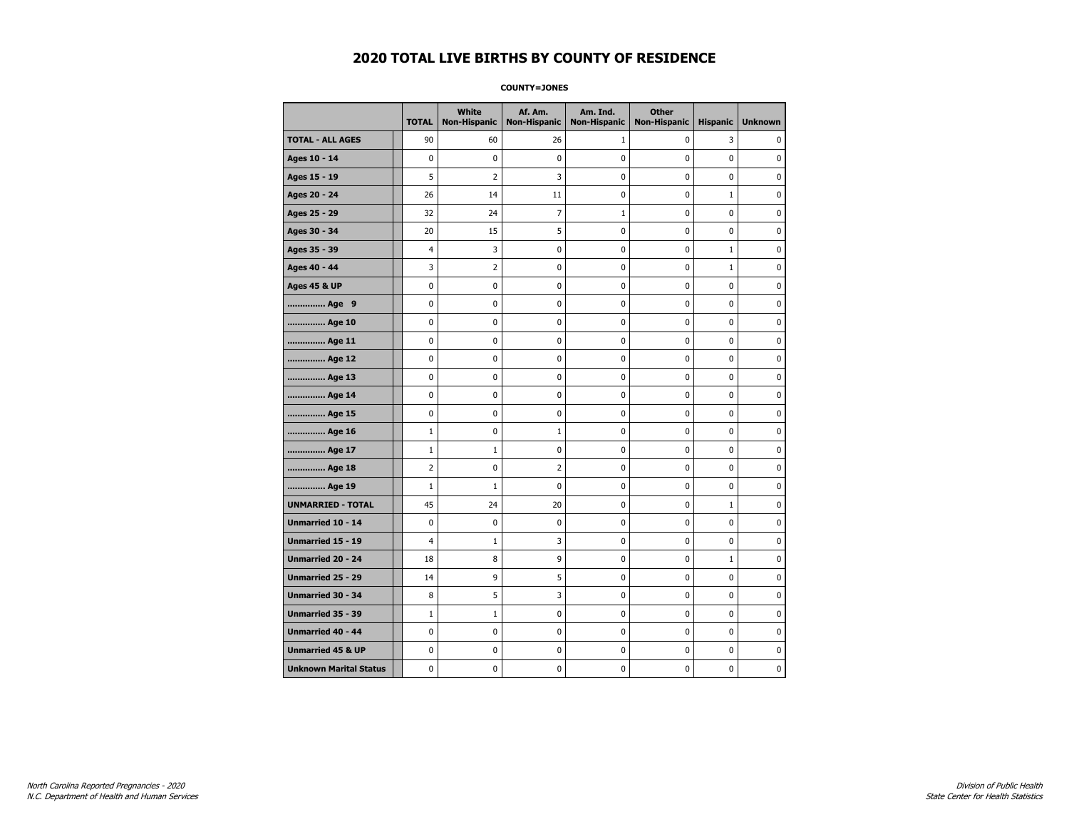# 2020 TOTAL LIVE BIRTHS BY COUNTY OF RESIDENCE

**COUNTY=JONES**

| | TOTAL | White Non-Hispanic | Af. Am. Non-Hispanic | Am. Ind. Non-Hispanic | Other Non-Hispanic | Hispanic | Unknown |
|---|---|---|---|---|---|---|---|
| **TOTAL - ALL AGES** | 90 | 60 | 26 | 1 | 0 | 3 | 0 |
| **Ages 10 - 14** | 0 | 0 | 0 | 0 | 0 | 0 | 0 |
| **Ages 15 - 19** | 5 | 2 | 3 | 0 | 0 | 0 | 0 |
| **Ages 20 - 24** | 26 | 14 | 11 | 0 | 0 | 1 | 0 |
| **Ages 25 - 29** | 32 | 24 | 7 | 1 | 0 | 0 | 0 |
| **Ages 30 - 34** | 20 | 15 | 5 | 0 | 0 | 0 | 0 |
| **Ages 35 - 39** | 4 | 3 | 0 | 0 | 0 | 1 | 0 |
| **Ages 40 - 44** | 3 | 2 | 0 | 0 | 0 | 1 | 0 |
| **Ages 45 & UP** | 0 | 0 | 0 | 0 | 0 | 0 | 0 |
| **.............. Age 9** | 0 | 0 | 0 | 0 | 0 | 0 | 0 |
| **.............. Age 10** | 0 | 0 | 0 | 0 | 0 | 0 | 0 |
| **.............. Age 11** | 0 | 0 | 0 | 0 | 0 | 0 | 0 |
| **.............. Age 12** | 0 | 0 | 0 | 0 | 0 | 0 | 0 |
| **.............. Age 13** | 0 | 0 | 0 | 0 | 0 | 0 | 0 |
| **.............. Age 14** | 0 | 0 | 0 | 0 | 0 | 0 | 0 |
| **.............. Age 15** | 0 | 0 | 0 | 0 | 0 | 0 | 0 |
| **.............. Age 16** | 1 | 0 | 1 | 0 | 0 | 0 | 0 |
| **.............. Age 17** | 1 | 1 | 0 | 0 | 0 | 0 | 0 |
| **.............. Age 18** | 2 | 0 | 2 | 0 | 0 | 0 | 0 |
| **.............. Age 19** | 1 | 1 | 0 | 0 | 0 | 0 | 0 |
| **UNMARRIED - TOTAL** | 45 | 24 | 20 | 0 | 0 | 1 | 0 |
| **Unmarried 10 - 14** | 0 | 0 | 0 | 0 | 0 | 0 | 0 |
| **Unmarried 15 - 19** | 4 | 1 | 3 | 0 | 0 | 0 | 0 |
| **Unmarried 20 - 24** | 18 | 8 | 9 | 0 | 0 | 1 | 0 |
| **Unmarried 25 - 29** | 14 | 9 | 5 | 0 | 0 | 0 | 0 |
| **Unmarried 30 - 34** | 8 | 5 | 3 | 0 | 0 | 0 | 0 |
| **Unmarried 35 - 39** | 1 | 1 | 0 | 0 | 0 | 0 | 0 |
| **Unmarried 40 - 44** | 0 | 0 | 0 | 0 | 0 | 0 | 0 |
| **Unmarried 45 & UP** | 0 | 0 | 0 | 0 | 0 | 0 | 0 |
| **Unknown Marital Status** | 0 | 0 | 0 | 0 | 0 | 0 | 0 |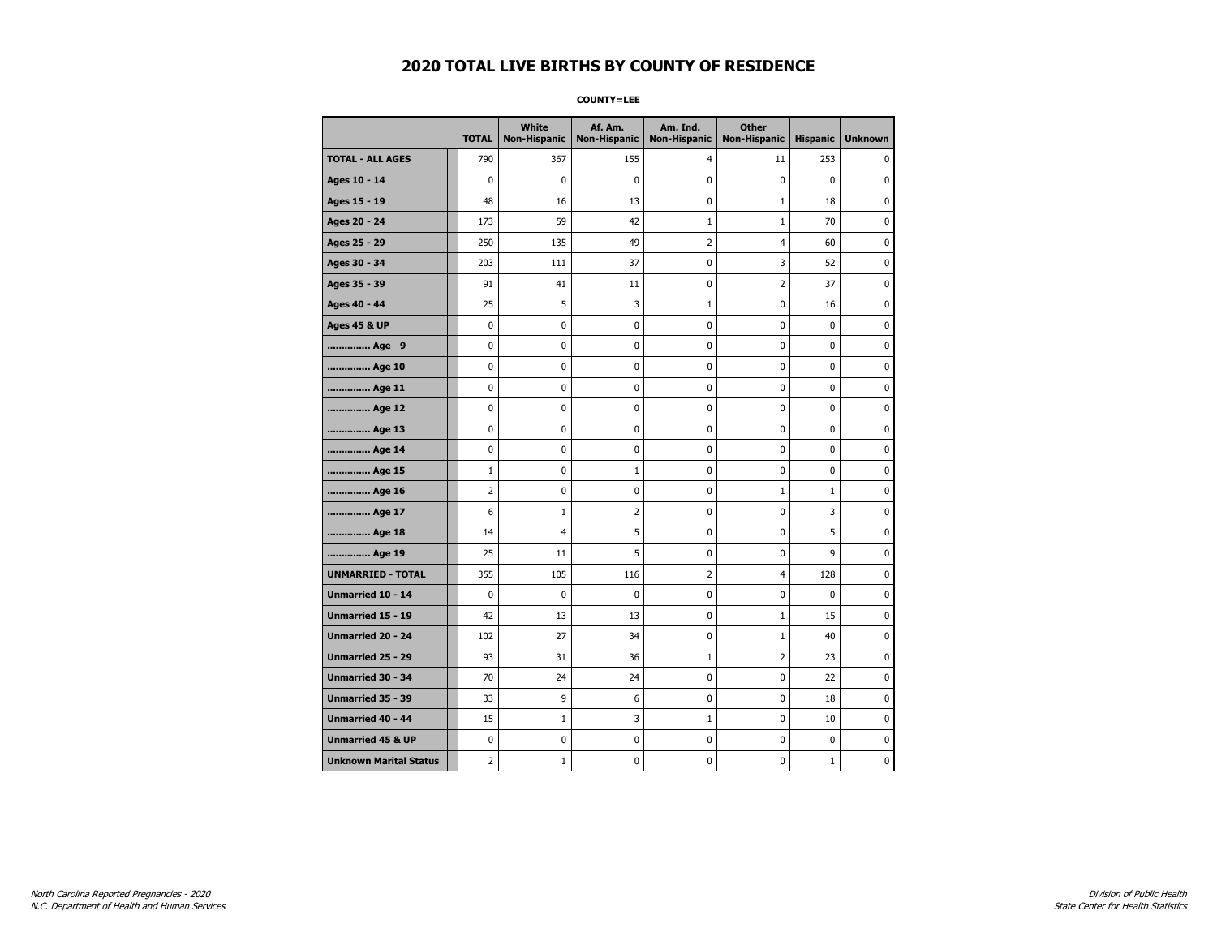# 2020 TOTAL LIVE BIRTHS BY COUNTY OF RESIDENCE

**COUNTY=LEE**

| | TOTAL | White Non-Hispanic | Af. Am. Non-Hispanic | Am. Ind. Non-Hispanic | Other Non-Hispanic | Hispanic | Unknown |
|---|---|---|---|---|---|---|---|
| **TOTAL - ALL AGES** | 790 | 367 | 155 | 4 | 11 | 253 | 0 |
| **Ages 10 - 14** | 0 | 0 | 0 | 0 | 0 | 0 | 0 |
| **Ages 15 - 19** | 48 | 16 | 13 | 0 | 1 | 18 | 0 |
| **Ages 20 - 24** | 173 | 59 | 42 | 1 | 1 | 70 | 0 |
| **Ages 25 - 29** | 250 | 135 | 49 | 2 | 4 | 60 | 0 |
| **Ages 30 - 34** | 203 | 111 | 37 | 0 | 3 | 52 | 0 |
| **Ages 35 - 39** | 91 | 41 | 11 | 0 | 2 | 37 | 0 |
| **Ages 40 - 44** | 25 | 5 | 3 | 1 | 0 | 16 | 0 |
| **Ages 45 & UP** | 0 | 0 | 0 | 0 | 0 | 0 | 0 |
| **.............. Age 9** | 0 | 0 | 0 | 0 | 0 | 0 | 0 |
| **.............. Age 10** | 0 | 0 | 0 | 0 | 0 | 0 | 0 |
| **.............. Age 11** | 0 | 0 | 0 | 0 | 0 | 0 | 0 |
| **.............. Age 12** | 0 | 0 | 0 | 0 | 0 | 0 | 0 |
| **.............. Age 13** | 0 | 0 | 0 | 0 | 0 | 0 | 0 |
| **.............. Age 14** | 0 | 0 | 0 | 0 | 0 | 0 | 0 |
| **.............. Age 15** | 1 | 0 | 1 | 0 | 0 | 0 | 0 |
| **.............. Age 16** | 2 | 0 | 0 | 0 | 1 | 1 | 0 |
| **.............. Age 17** | 6 | 1 | 2 | 0 | 0 | 3 | 0 |
| **.............. Age 18** | 14 | 4 | 5 | 0 | 0 | 5 | 0 |
| **.............. Age 19** | 25 | 11 | 5 | 0 | 0 | 9 | 0 |
| **UNMARRIED - TOTAL** | 355 | 105 | 116 | 2 | 4 | 128 | 0 |
| **Unmarried 10 - 14** | 0 | 0 | 0 | 0 | 0 | 0 | 0 |
| **Unmarried 15 - 19** | 42 | 13 | 13 | 0 | 1 | 15 | 0 |
| **Unmarried 20 - 24** | 102 | 27 | 34 | 0 | 1 | 40 | 0 |
| **Unmarried 25 - 29** | 93 | 31 | 36 | 1 | 2 | 23 | 0 |
| **Unmarried 30 - 34** | 70 | 24 | 24 | 0 | 0 | 22 | 0 |
| **Unmarried 35 - 39** | 33 | 9 | 6 | 0 | 0 | 18 | 0 |
| **Unmarried 40 - 44** | 15 | 1 | 3 | 1 | 0 | 10 | 0 |
| **Unmarried 45 & UP** | 0 | 0 | 0 | 0 | 0 | 0 | 0 |
| **Unknown Marital Status** | 2 | 1 | 0 | 0 | 0 | 1 | 0 |

*North Carolina Reported Pregnancies - 2020*
*N.C. Department of Health and Human Services*

*Division of Public Health*
*State Center for Health Statistics*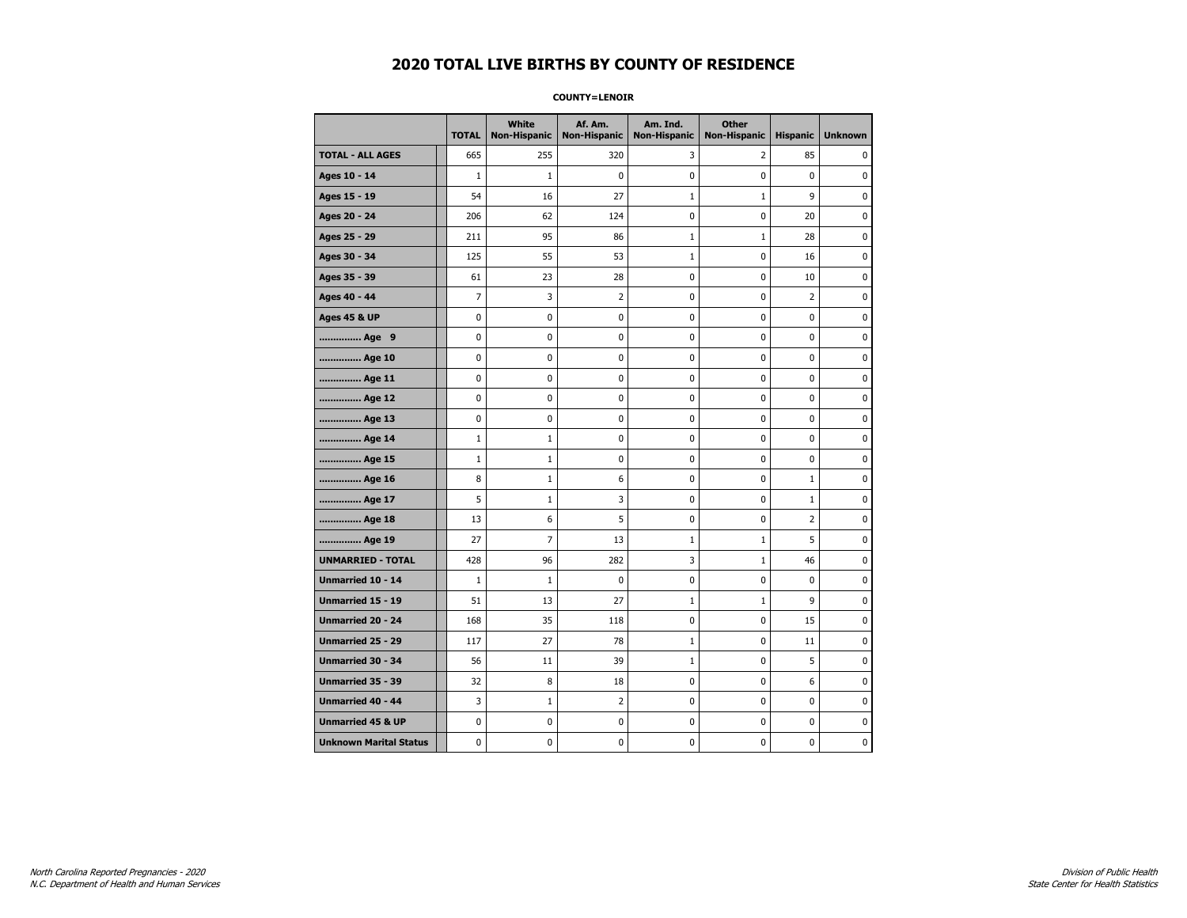# 2020 TOTAL LIVE BIRTHS BY COUNTY OF RESIDENCE

**COUNTY=LENOIR**

| | TOTAL | White Non-Hispanic | Af. Am. Non-Hispanic | Am. Ind. Non-Hispanic | Other Non-Hispanic | Hispanic | Unknown |
|---|---|---|---|---|---|---|---|
| **TOTAL - ALL AGES** | 665 | 255 | 320 | 3 | 2 | 85 | 0 |
| **Ages 10 - 14** | 1 | 1 | 0 | 0 | 0 | 0 | 0 |
| **Ages 15 - 19** | 54 | 16 | 27 | 1 | 1 | 9 | 0 |
| **Ages 20 - 24** | 206 | 62 | 124 | 0 | 0 | 20 | 0 |
| **Ages 25 - 29** | 211 | 95 | 86 | 1 | 1 | 28 | 0 |
| **Ages 30 - 34** | 125 | 55 | 53 | 1 | 0 | 16 | 0 |
| **Ages 35 - 39** | 61 | 23 | 28 | 0 | 0 | 10 | 0 |
| **Ages 40 - 44** | 7 | 3 | 2 | 0 | 0 | 2 | 0 |
| **Ages 45 & UP** | 0 | 0 | 0 | 0 | 0 | 0 | 0 |
| **.............. Age 9** | 0 | 0 | 0 | 0 | 0 | 0 | 0 |
| **.............. Age 10** | 0 | 0 | 0 | 0 | 0 | 0 | 0 |
| **.............. Age 11** | 0 | 0 | 0 | 0 | 0 | 0 | 0 |
| **.............. Age 12** | 0 | 0 | 0 | 0 | 0 | 0 | 0 |
| **.............. Age 13** | 0 | 0 | 0 | 0 | 0 | 0 | 0 |
| **.............. Age 14** | 1 | 1 | 0 | 0 | 0 | 0 | 0 |
| **.............. Age 15** | 1 | 1 | 0 | 0 | 0 | 0 | 0 |
| **.............. Age 16** | 8 | 1 | 6 | 0 | 0 | 1 | 0 |
| **.............. Age 17** | 5 | 1 | 3 | 0 | 0 | 1 | 0 |
| **.............. Age 18** | 13 | 6 | 5 | 0 | 0 | 2 | 0 |
| **.............. Age 19** | 27 | 7 | 13 | 1 | 1 | 5 | 0 |
| **UNMARRIED - TOTAL** | 428 | 96 | 282 | 3 | 1 | 46 | 0 |
| **Unmarried 10 - 14** | 1 | 1 | 0 | 0 | 0 | 0 | 0 |
| **Unmarried 15 - 19** | 51 | 13 | 27 | 1 | 1 | 9 | 0 |
| **Unmarried 20 - 24** | 168 | 35 | 118 | 0 | 0 | 15 | 0 |
| **Unmarried 25 - 29** | 117 | 27 | 78 | 1 | 0 | 11 | 0 |
| **Unmarried 30 - 34** | 56 | 11 | 39 | 1 | 0 | 5 | 0 |
| **Unmarried 35 - 39** | 32 | 8 | 18 | 0 | 0 | 6 | 0 |
| **Unmarried 40 - 44** | 3 | 1 | 2 | 0 | 0 | 0 | 0 |
| **Unmarried 45 & UP** | 0 | 0 | 0 | 0 | 0 | 0 | 0 |
| **Unknown Marital Status** | 0 | 0 | 0 | 0 | 0 | 0 | 0 |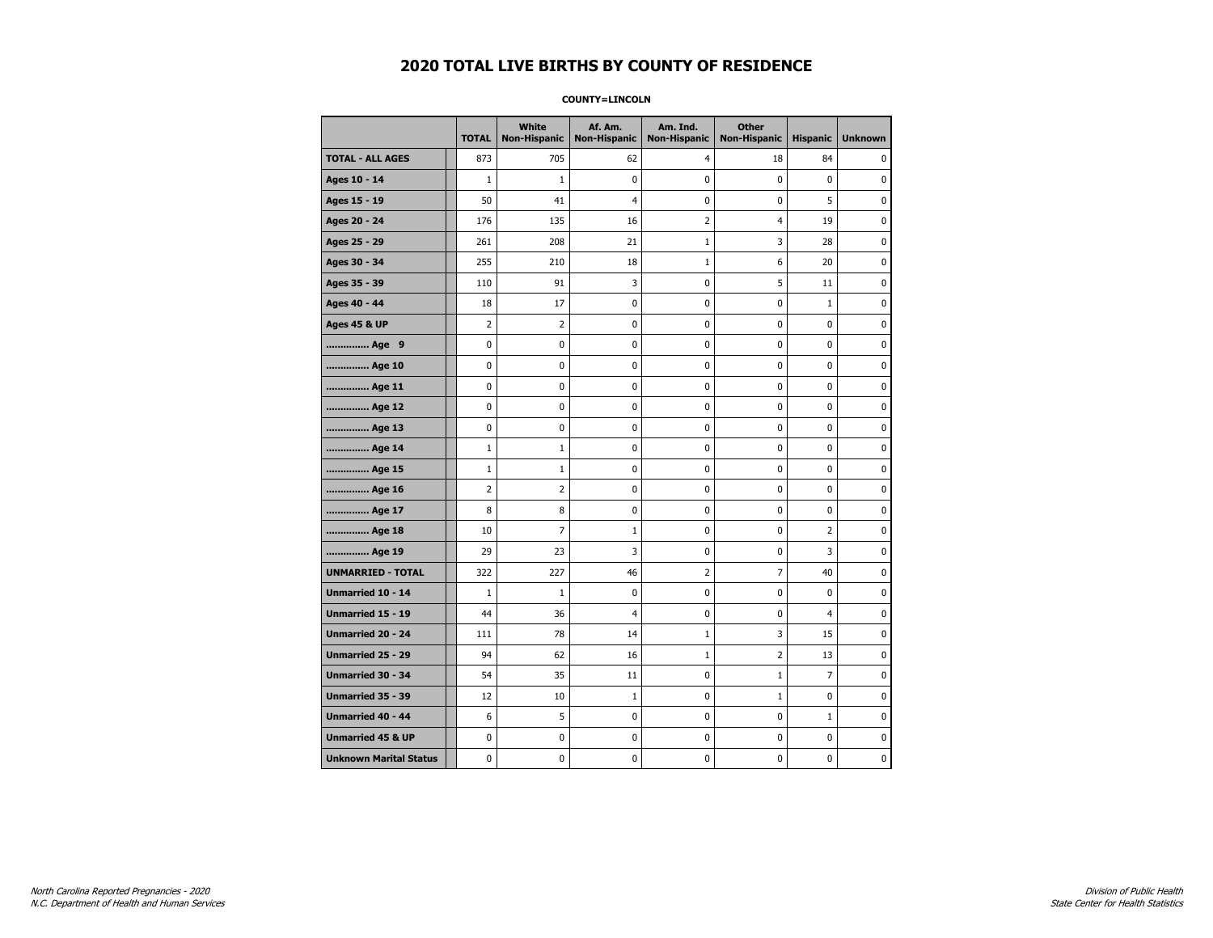# 2020 TOTAL LIVE BIRTHS BY COUNTY OF RESIDENCE

**COUNTY=LINCOLN**

| | TOTAL | White Non-Hispanic | Af. Am. Non-Hispanic | Am. Ind. Non-Hispanic | Other Non-Hispanic | Hispanic | Unknown |
|---|---|---|---|---|---|---|---|
| **TOTAL - ALL AGES** | 873 | 705 | 62 | 4 | 18 | 84 | 0 |
| **Ages 10 - 14** | 1 | 1 | 0 | 0 | 0 | 0 | 0 |
| **Ages 15 - 19** | 50 | 41 | 4 | 0 | 0 | 5 | 0 |
| **Ages 20 - 24** | 176 | 135 | 16 | 2 | 4 | 19 | 0 |
| **Ages 25 - 29** | 261 | 208 | 21 | 1 | 3 | 28 | 0 |
| **Ages 30 - 34** | 255 | 210 | 18 | 1 | 6 | 20 | 0 |
| **Ages 35 - 39** | 110 | 91 | 3 | 0 | 5 | 11 | 0 |
| **Ages 40 - 44** | 18 | 17 | 0 | 0 | 0 | 1 | 0 |
| **Ages 45 & UP** | 2 | 2 | 0 | 0 | 0 | 0 | 0 |
| **.............. Age 9** | 0 | 0 | 0 | 0 | 0 | 0 | 0 |
| **.............. Age 10** | 0 | 0 | 0 | 0 | 0 | 0 | 0 |
| **.............. Age 11** | 0 | 0 | 0 | 0 | 0 | 0 | 0 |
| **.............. Age 12** | 0 | 0 | 0 | 0 | 0 | 0 | 0 |
| **.............. Age 13** | 0 | 0 | 0 | 0 | 0 | 0 | 0 |
| **.............. Age 14** | 1 | 1 | 0 | 0 | 0 | 0 | 0 |
| **.............. Age 15** | 1 | 1 | 0 | 0 | 0 | 0 | 0 |
| **.............. Age 16** | 2 | 2 | 0 | 0 | 0 | 0 | 0 |
| **.............. Age 17** | 8 | 8 | 0 | 0 | 0 | 0 | 0 |
| **.............. Age 18** | 10 | 7 | 1 | 0 | 0 | 2 | 0 |
| **.............. Age 19** | 29 | 23 | 3 | 0 | 0 | 3 | 0 |
| **UNMARRIED - TOTAL** | 322 | 227 | 46 | 2 | 7 | 40 | 0 |
| **Unmarried 10 - 14** | 1 | 1 | 0 | 0 | 0 | 0 | 0 |
| **Unmarried 15 - 19** | 44 | 36 | 4 | 0 | 0 | 4 | 0 |
| **Unmarried 20 - 24** | 111 | 78 | 14 | 1 | 3 | 15 | 0 |
| **Unmarried 25 - 29** | 94 | 62 | 16 | 1 | 2 | 13 | 0 |
| **Unmarried 30 - 34** | 54 | 35 | 11 | 0 | 1 | 7 | 0 |
| **Unmarried 35 - 39** | 12 | 10 | 1 | 0 | 1 | 0 | 0 |
| **Unmarried 40 - 44** | 6 | 5 | 0 | 0 | 0 | 1 | 0 |
| **Unmarried 45 & UP** | 0 | 0 | 0 | 0 | 0 | 0 | 0 |
| **Unknown Marital Status** | 0 | 0 | 0 | 0 | 0 | 0 | 0 |

*North Carolina Reported Pregnancies - 2020*
*N.C. Department of Health and Human Services*

*Division of Public Health*
*State Center for Health Statistics*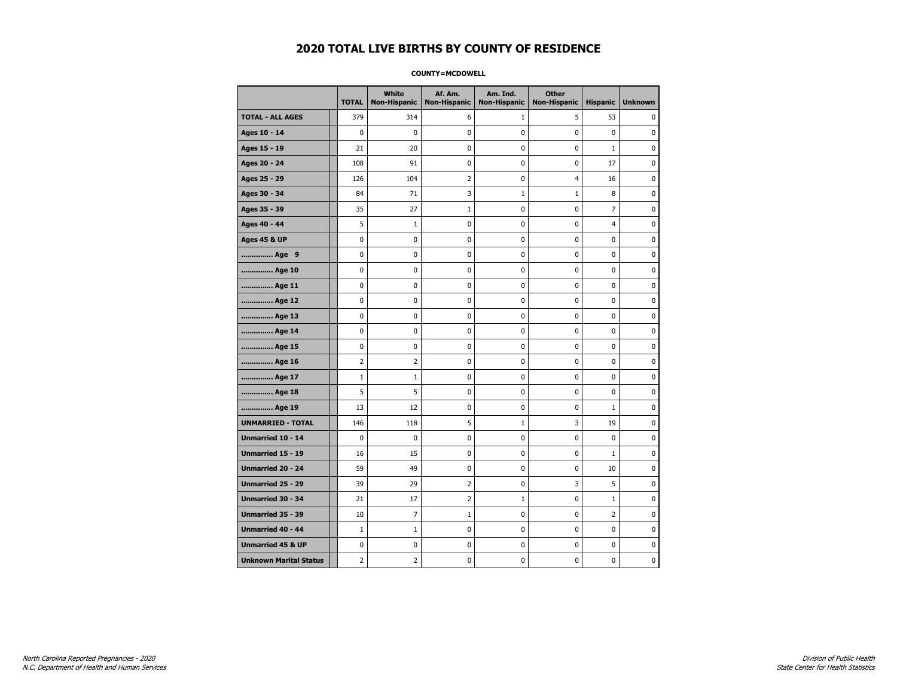# 2020 TOTAL LIVE BIRTHS BY COUNTY OF RESIDENCE

**COUNTY=MCDOWELL**

| | TOTAL | White Non-Hispanic | Af. Am. Non-Hispanic | Am. Ind. Non-Hispanic | Other Non-Hispanic | Hispanic | Unknown |
|---|---|---|---|---|---|---|---|
| **TOTAL - ALL AGES** | 379 | 314 | 6 | 1 | 5 | 53 | 0 |
| **Ages 10 - 14** | 0 | 0 | 0 | 0 | 0 | 0 | 0 |
| **Ages 15 - 19** | 21 | 20 | 0 | 0 | 0 | 1 | 0 |
| **Ages 20 - 24** | 108 | 91 | 0 | 0 | 0 | 17 | 0 |
| **Ages 25 - 29** | 126 | 104 | 2 | 0 | 4 | 16 | 0 |
| **Ages 30 - 34** | 84 | 71 | 3 | 1 | 1 | 8 | 0 |
| **Ages 35 - 39** | 35 | 27 | 1 | 0 | 0 | 7 | 0 |
| **Ages 40 - 44** | 5 | 1 | 0 | 0 | 0 | 4 | 0 |
| **Ages 45 & UP** | 0 | 0 | 0 | 0 | 0 | 0 | 0 |
| **.............. Age 9** | 0 | 0 | 0 | 0 | 0 | 0 | 0 |
| **.............. Age 10** | 0 | 0 | 0 | 0 | 0 | 0 | 0 |
| **.............. Age 11** | 0 | 0 | 0 | 0 | 0 | 0 | 0 |
| **.............. Age 12** | 0 | 0 | 0 | 0 | 0 | 0 | 0 |
| **.............. Age 13** | 0 | 0 | 0 | 0 | 0 | 0 | 0 |
| **.............. Age 14** | 0 | 0 | 0 | 0 | 0 | 0 | 0 |
| **.............. Age 15** | 0 | 0 | 0 | 0 | 0 | 0 | 0 |
| **.............. Age 16** | 2 | 2 | 0 | 0 | 0 | 0 | 0 |
| **.............. Age 17** | 1 | 1 | 0 | 0 | 0 | 0 | 0 |
| **.............. Age 18** | 5 | 5 | 0 | 0 | 0 | 0 | 0 |
| **.............. Age 19** | 13 | 12 | 0 | 0 | 0 | 1 | 0 |
| **UNMARRIED - TOTAL** | 146 | 118 | 5 | 1 | 3 | 19 | 0 |
| **Unmarried 10 - 14** | 0 | 0 | 0 | 0 | 0 | 0 | 0 |
| **Unmarried 15 - 19** | 16 | 15 | 0 | 0 | 0 | 1 | 0 |
| **Unmarried 20 - 24** | 59 | 49 | 0 | 0 | 0 | 10 | 0 |
| **Unmarried 25 - 29** | 39 | 29 | 2 | 0 | 3 | 5 | 0 |
| **Unmarried 30 - 34** | 21 | 17 | 2 | 1 | 0 | 1 | 0 |
| **Unmarried 35 - 39** | 10 | 7 | 1 | 0 | 0 | 2 | 0 |
| **Unmarried 40 - 44** | 1 | 1 | 0 | 0 | 0 | 0 | 0 |
| **Unmarried 45 & UP** | 0 | 0 | 0 | 0 | 0 | 0 | 0 |
| **Unknown Marital Status** | 2 | 2 | 0 | 0 | 0 | 0 | 0 |

*North Carolina Reported Pregnancies - 2020*
*N.C. Department of Health and Human Services*

*Division of Public Health*
*State Center for Health Statistics*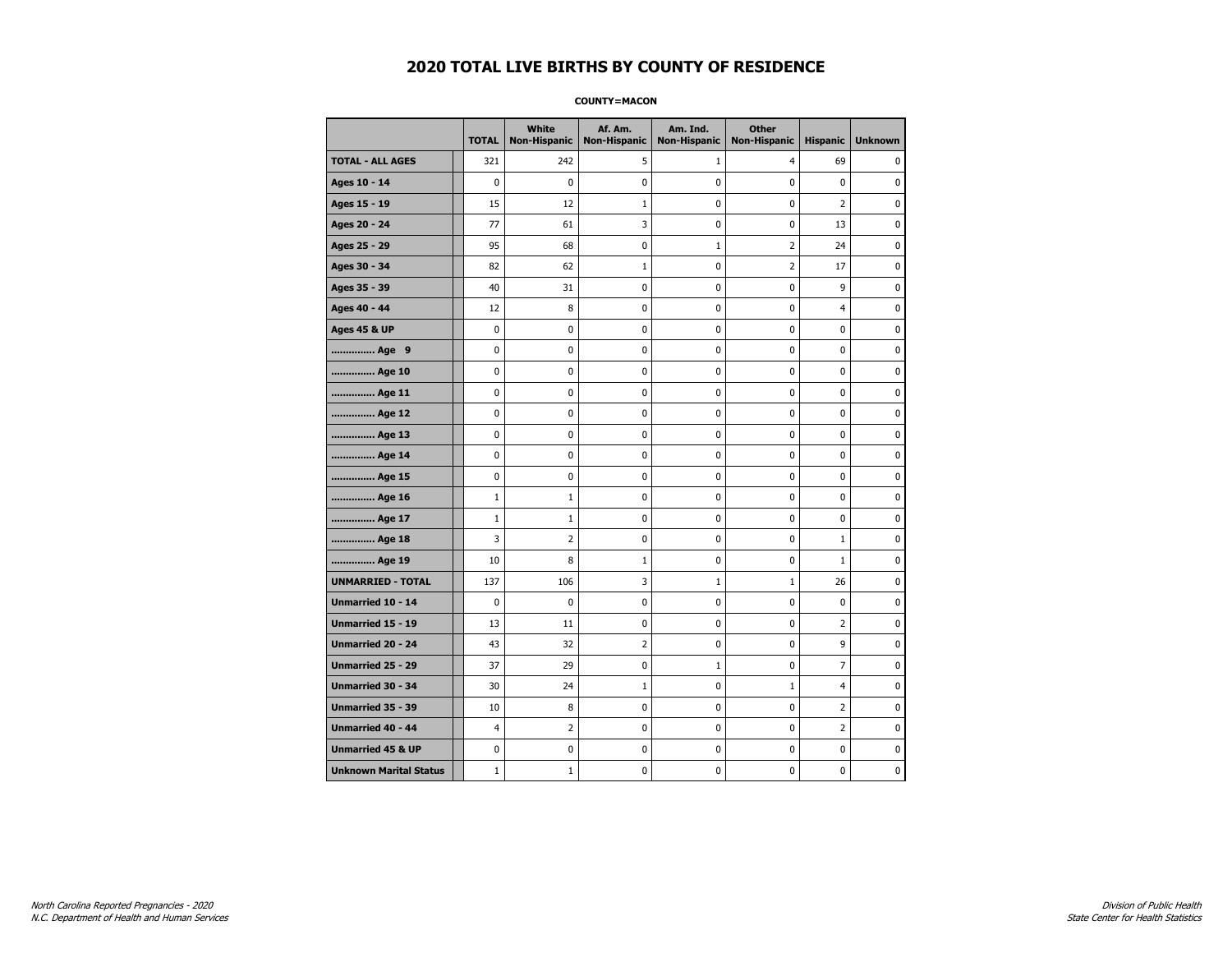# 2020 TOTAL LIVE BIRTHS BY COUNTY OF RESIDENCE

**COUNTY=MACON**

| | TOTAL | White Non-Hispanic | Af. Am. Non-Hispanic | Am. Ind. Non-Hispanic | Other Non-Hispanic | Hispanic | Unknown |
|---|---|---|---|---|---|---|---|
| **TOTAL - ALL AGES** | 321 | 242 | 5 | 1 | 4 | 69 | 0 |
| **Ages 10 - 14** | 0 | 0 | 0 | 0 | 0 | 0 | 0 |
| **Ages 15 - 19** | 15 | 12 | 1 | 0 | 0 | 2 | 0 |
| **Ages 20 - 24** | 77 | 61 | 3 | 0 | 0 | 13 | 0 |
| **Ages 25 - 29** | 95 | 68 | 0 | 1 | 2 | 24 | 0 |
| **Ages 30 - 34** | 82 | 62 | 1 | 0 | 2 | 17 | 0 |
| **Ages 35 - 39** | 40 | 31 | 0 | 0 | 0 | 9 | 0 |
| **Ages 40 - 44** | 12 | 8 | 0 | 0 | 0 | 4 | 0 |
| **Ages 45 & UP** | 0 | 0 | 0 | 0 | 0 | 0 | 0 |
| **.............. Age 9** | 0 | 0 | 0 | 0 | 0 | 0 | 0 |
| **.............. Age 10** | 0 | 0 | 0 | 0 | 0 | 0 | 0 |
| **.............. Age 11** | 0 | 0 | 0 | 0 | 0 | 0 | 0 |
| **.............. Age 12** | 0 | 0 | 0 | 0 | 0 | 0 | 0 |
| **.............. Age 13** | 0 | 0 | 0 | 0 | 0 | 0 | 0 |
| **.............. Age 14** | 0 | 0 | 0 | 0 | 0 | 0 | 0 |
| **.............. Age 15** | 0 | 0 | 0 | 0 | 0 | 0 | 0 |
| **.............. Age 16** | 1 | 1 | 0 | 0 | 0 | 0 | 0 |
| **.............. Age 17** | 1 | 1 | 0 | 0 | 0 | 0 | 0 |
| **.............. Age 18** | 3 | 2 | 0 | 0 | 0 | 1 | 0 |
| **.............. Age 19** | 10 | 8 | 1 | 0 | 0 | 1 | 0 |
| **UNMARRIED - TOTAL** | 137 | 106 | 3 | 1 | 1 | 26 | 0 |
| **Unmarried 10 - 14** | 0 | 0 | 0 | 0 | 0 | 0 | 0 |
| **Unmarried 15 - 19** | 13 | 11 | 0 | 0 | 0 | 2 | 0 |
| **Unmarried 20 - 24** | 43 | 32 | 2 | 0 | 0 | 9 | 0 |
| **Unmarried 25 - 29** | 37 | 29 | 0 | 1 | 0 | 7 | 0 |
| **Unmarried 30 - 34** | 30 | 24 | 1 | 0 | 1 | 4 | 0 |
| **Unmarried 35 - 39** | 10 | 8 | 0 | 0 | 0 | 2 | 0 |
| **Unmarried 40 - 44** | 4 | 2 | 0 | 0 | 0 | 2 | 0 |
| **Unmarried 45 & UP** | 0 | 0 | 0 | 0 | 0 | 0 | 0 |
| **Unknown Marital Status** | 1 | 1 | 0 | 0 | 0 | 0 | 0 |

*North Carolina Reported Pregnancies - 2020*
*N.C. Department of Health and Human Services*

*Division of Public Health*
*State Center for Health Statistics*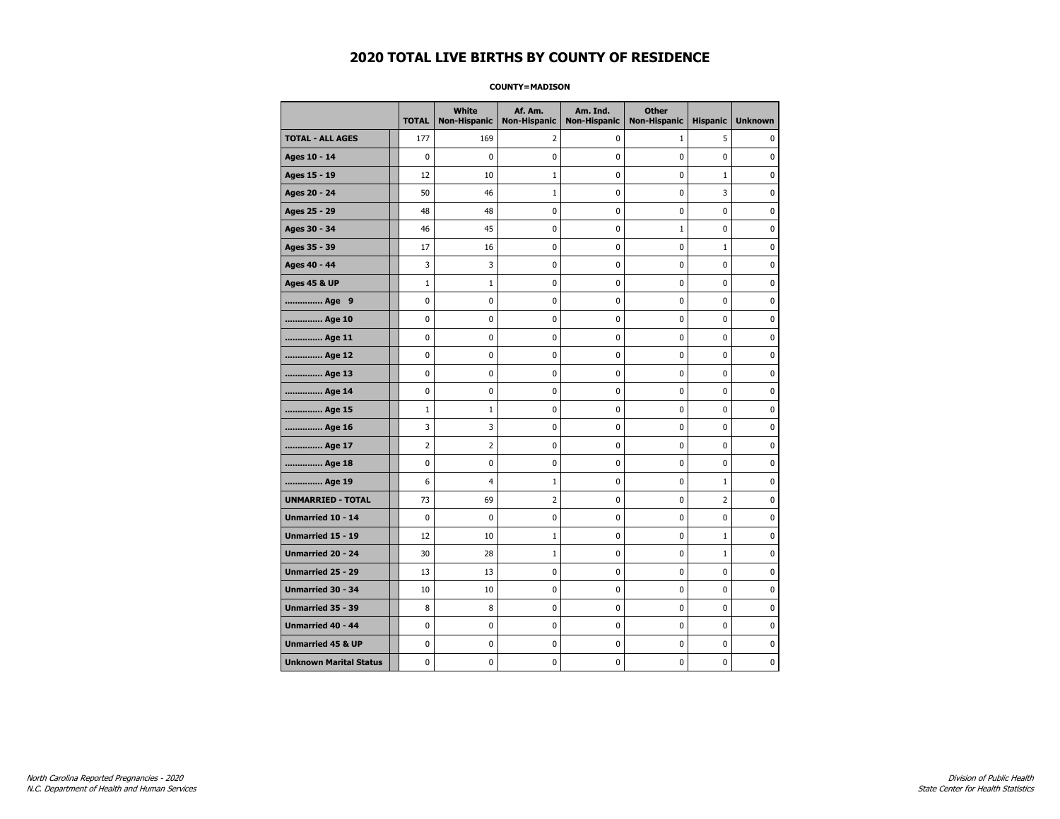# 2020 TOTAL LIVE BIRTHS BY COUNTY OF RESIDENCE

**COUNTY=MADISON**

| | TOTAL | White Non-Hispanic | Af. Am. Non-Hispanic | Am. Ind. Non-Hispanic | Other Non-Hispanic | Hispanic | Unknown |
|---|---|---|---|---|---|---|---|
| **TOTAL - ALL AGES** | 177 | 169 | 2 | 0 | 1 | 5 | 0 |
| **Ages 10 - 14** | 0 | 0 | 0 | 0 | 0 | 0 | 0 |
| **Ages 15 - 19** | 12 | 10 | 1 | 0 | 0 | 1 | 0 |
| **Ages 20 - 24** | 50 | 46 | 1 | 0 | 0 | 3 | 0 |
| **Ages 25 - 29** | 48 | 48 | 0 | 0 | 0 | 0 | 0 |
| **Ages 30 - 34** | 46 | 45 | 0 | 0 | 1 | 0 | 0 |
| **Ages 35 - 39** | 17 | 16 | 0 | 0 | 0 | 1 | 0 |
| **Ages 40 - 44** | 3 | 3 | 0 | 0 | 0 | 0 | 0 |
| **Ages 45 & UP** | 1 | 1 | 0 | 0 | 0 | 0 | 0 |
| **.............. Age 9** | 0 | 0 | 0 | 0 | 0 | 0 | 0 |
| **.............. Age 10** | 0 | 0 | 0 | 0 | 0 | 0 | 0 |
| **.............. Age 11** | 0 | 0 | 0 | 0 | 0 | 0 | 0 |
| **.............. Age 12** | 0 | 0 | 0 | 0 | 0 | 0 | 0 |
| **.............. Age 13** | 0 | 0 | 0 | 0 | 0 | 0 | 0 |
| **.............. Age 14** | 0 | 0 | 0 | 0 | 0 | 0 | 0 |
| **.............. Age 15** | 1 | 1 | 0 | 0 | 0 | 0 | 0 |
| **.............. Age 16** | 3 | 3 | 0 | 0 | 0 | 0 | 0 |
| **.............. Age 17** | 2 | 2 | 0 | 0 | 0 | 0 | 0 |
| **.............. Age 18** | 0 | 0 | 0 | 0 | 0 | 0 | 0 |
| **.............. Age 19** | 6 | 4 | 1 | 0 | 0 | 1 | 0 |
| **UNMARRIED - TOTAL** | 73 | 69 | 2 | 0 | 0 | 2 | 0 |
| **Unmarried 10 - 14** | 0 | 0 | 0 | 0 | 0 | 0 | 0 |
| **Unmarried 15 - 19** | 12 | 10 | 1 | 0 | 0 | 1 | 0 |
| **Unmarried 20 - 24** | 30 | 28 | 1 | 0 | 0 | 1 | 0 |
| **Unmarried 25 - 29** | 13 | 13 | 0 | 0 | 0 | 0 | 0 |
| **Unmarried 30 - 34** | 10 | 10 | 0 | 0 | 0 | 0 | 0 |
| **Unmarried 35 - 39** | 8 | 8 | 0 | 0 | 0 | 0 | 0 |
| **Unmarried 40 - 44** | 0 | 0 | 0 | 0 | 0 | 0 | 0 |
| **Unmarried 45 & UP** | 0 | 0 | 0 | 0 | 0 | 0 | 0 |
| **Unknown Marital Status** | 0 | 0 | 0 | 0 | 0 | 0 | 0 |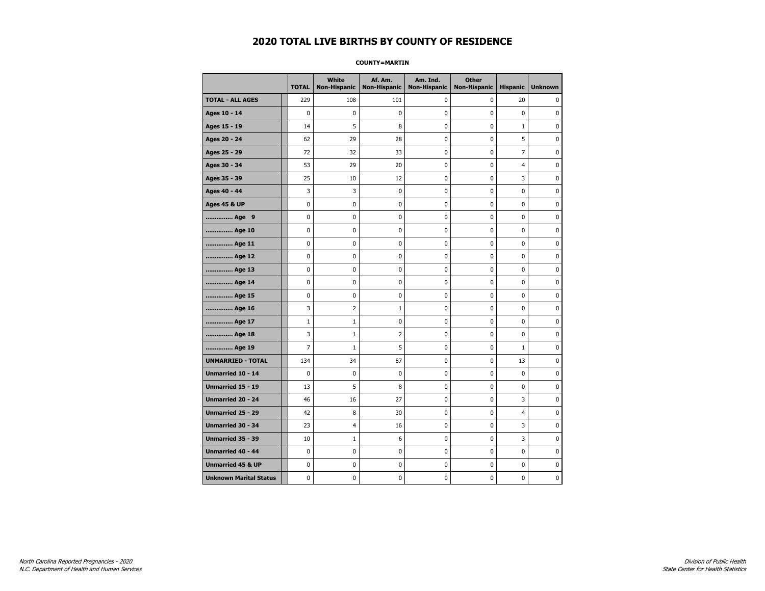# 2020 TOTAL LIVE BIRTHS BY COUNTY OF RESIDENCE

**COUNTY=MARTIN**

| | TOTAL | White Non-Hispanic | Af. Am. Non-Hispanic | Am. Ind. Non-Hispanic | Other Non-Hispanic | Hispanic | Unknown |
|---|---|---|---|---|---|---|---|
| **TOTAL - ALL AGES** | 229 | 108 | 101 | 0 | 0 | 20 | 0 |
| **Ages 10 - 14** | 0 | 0 | 0 | 0 | 0 | 0 | 0 |
| **Ages 15 - 19** | 14 | 5 | 8 | 0 | 0 | 1 | 0 |
| **Ages 20 - 24** | 62 | 29 | 28 | 0 | 0 | 5 | 0 |
| **Ages 25 - 29** | 72 | 32 | 33 | 0 | 0 | 7 | 0 |
| **Ages 30 - 34** | 53 | 29 | 20 | 0 | 0 | 4 | 0 |
| **Ages 35 - 39** | 25 | 10 | 12 | 0 | 0 | 3 | 0 |
| **Ages 40 - 44** | 3 | 3 | 0 | 0 | 0 | 0 | 0 |
| **Ages 45 & UP** | 0 | 0 | 0 | 0 | 0 | 0 | 0 |
| **.............. Age 9** | 0 | 0 | 0 | 0 | 0 | 0 | 0 |
| **.............. Age 10** | 0 | 0 | 0 | 0 | 0 | 0 | 0 |
| **.............. Age 11** | 0 | 0 | 0 | 0 | 0 | 0 | 0 |
| **.............. Age 12** | 0 | 0 | 0 | 0 | 0 | 0 | 0 |
| **.............. Age 13** | 0 | 0 | 0 | 0 | 0 | 0 | 0 |
| **.............. Age 14** | 0 | 0 | 0 | 0 | 0 | 0 | 0 |
| **.............. Age 15** | 0 | 0 | 0 | 0 | 0 | 0 | 0 |
| **.............. Age 16** | 3 | 2 | 1 | 0 | 0 | 0 | 0 |
| **.............. Age 17** | 1 | 1 | 0 | 0 | 0 | 0 | 0 |
| **.............. Age 18** | 3 | 1 | 2 | 0 | 0 | 0 | 0 |
| **.............. Age 19** | 7 | 1 | 5 | 0 | 0 | 1 | 0 |
| **UNMARRIED - TOTAL** | 134 | 34 | 87 | 0 | 0 | 13 | 0 |
| **Unmarried 10 - 14** | 0 | 0 | 0 | 0 | 0 | 0 | 0 |
| **Unmarried 15 - 19** | 13 | 5 | 8 | 0 | 0 | 0 | 0 |
| **Unmarried 20 - 24** | 46 | 16 | 27 | 0 | 0 | 3 | 0 |
| **Unmarried 25 - 29** | 42 | 8 | 30 | 0 | 0 | 4 | 0 |
| **Unmarried 30 - 34** | 23 | 4 | 16 | 0 | 0 | 3 | 0 |
| **Unmarried 35 - 39** | 10 | 1 | 6 | 0 | 0 | 3 | 0 |
| **Unmarried 40 - 44** | 0 | 0 | 0 | 0 | 0 | 0 | 0 |
| **Unmarried 45 & UP** | 0 | 0 | 0 | 0 | 0 | 0 | 0 |
| **Unknown Marital Status** | 0 | 0 | 0 | 0 | 0 | 0 | 0 |

*North Carolina Reported Pregnancies - 2020*
*N.C. Department of Health and Human Services*

*Division of Public Health*
*State Center for Health Statistics*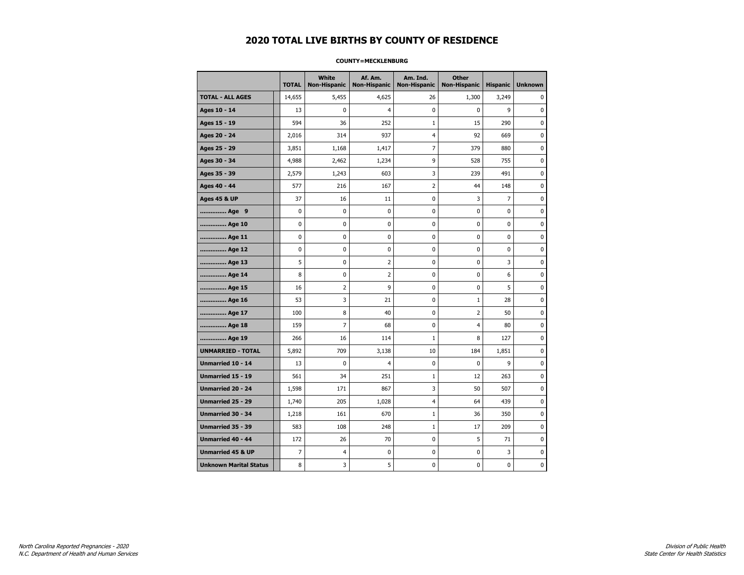# 2020 TOTAL LIVE BIRTHS BY COUNTY OF RESIDENCE

**COUNTY=MECKLENBURG**

| | TOTAL | White Non-Hispanic | Af. Am. Non-Hispanic | Am. Ind. Non-Hispanic | Other Non-Hispanic | Hispanic | Unknown |
|---|---|---|---|---|---|---|---|
| **TOTAL - ALL AGES** | 14,655 | 5,455 | 4,625 | 26 | 1,300 | 3,249 | 0 |
| **Ages 10 - 14** | 13 | 0 | 4 | 0 | 0 | 9 | 0 |
| **Ages 15 - 19** | 594 | 36 | 252 | 1 | 15 | 290 | 0 |
| **Ages 20 - 24** | 2,016 | 314 | 937 | 4 | 92 | 669 | 0 |
| **Ages 25 - 29** | 3,851 | 1,168 | 1,417 | 7 | 379 | 880 | 0 |
| **Ages 30 - 34** | 4,988 | 2,462 | 1,234 | 9 | 528 | 755 | 0 |
| **Ages 35 - 39** | 2,579 | 1,243 | 603 | 3 | 239 | 491 | 0 |
| **Ages 40 - 44** | 577 | 216 | 167 | 2 | 44 | 148 | 0 |
| **Ages 45 & UP** | 37 | 16 | 11 | 0 | 3 | 7 | 0 |
| **.............. Age 9** | 0 | 0 | 0 | 0 | 0 | 0 | 0 |
| **.............. Age 10** | 0 | 0 | 0 | 0 | 0 | 0 | 0 |
| **.............. Age 11** | 0 | 0 | 0 | 0 | 0 | 0 | 0 |
| **.............. Age 12** | 0 | 0 | 0 | 0 | 0 | 0 | 0 |
| **.............. Age 13** | 5 | 0 | 2 | 0 | 0 | 3 | 0 |
| **.............. Age 14** | 8 | 0 | 2 | 0 | 0 | 6 | 0 |
| **.............. Age 15** | 16 | 2 | 9 | 0 | 0 | 5 | 0 |
| **.............. Age 16** | 53 | 3 | 21 | 0 | 1 | 28 | 0 |
| **.............. Age 17** | 100 | 8 | 40 | 0 | 2 | 50 | 0 |
| **.............. Age 18** | 159 | 7 | 68 | 0 | 4 | 80 | 0 |
| **.............. Age 19** | 266 | 16 | 114 | 1 | 8 | 127 | 0 |
| **UNMARRIED - TOTAL** | 5,892 | 709 | 3,138 | 10 | 184 | 1,851 | 0 |
| **Unmarried 10 - 14** | 13 | 0 | 4 | 0 | 0 | 9 | 0 |
| **Unmarried 15 - 19** | 561 | 34 | 251 | 1 | 12 | 263 | 0 |
| **Unmarried 20 - 24** | 1,598 | 171 | 867 | 3 | 50 | 507 | 0 |
| **Unmarried 25 - 29** | 1,740 | 205 | 1,028 | 4 | 64 | 439 | 0 |
| **Unmarried 30 - 34** | 1,218 | 161 | 670 | 1 | 36 | 350 | 0 |
| **Unmarried 35 - 39** | 583 | 108 | 248 | 1 | 17 | 209 | 0 |
| **Unmarried 40 - 44** | 172 | 26 | 70 | 0 | 5 | 71 | 0 |
| **Unmarried 45 & UP** | 7 | 4 | 0 | 0 | 0 | 3 | 0 |
| **Unknown Marital Status** | 8 | 3 | 5 | 0 | 0 | 0 | 0 |

*North Carolina Reported Pregnancies - 2020*
*N.C. Department of Health and Human Services*

*Division of Public Health*
*State Center for Health Statistics*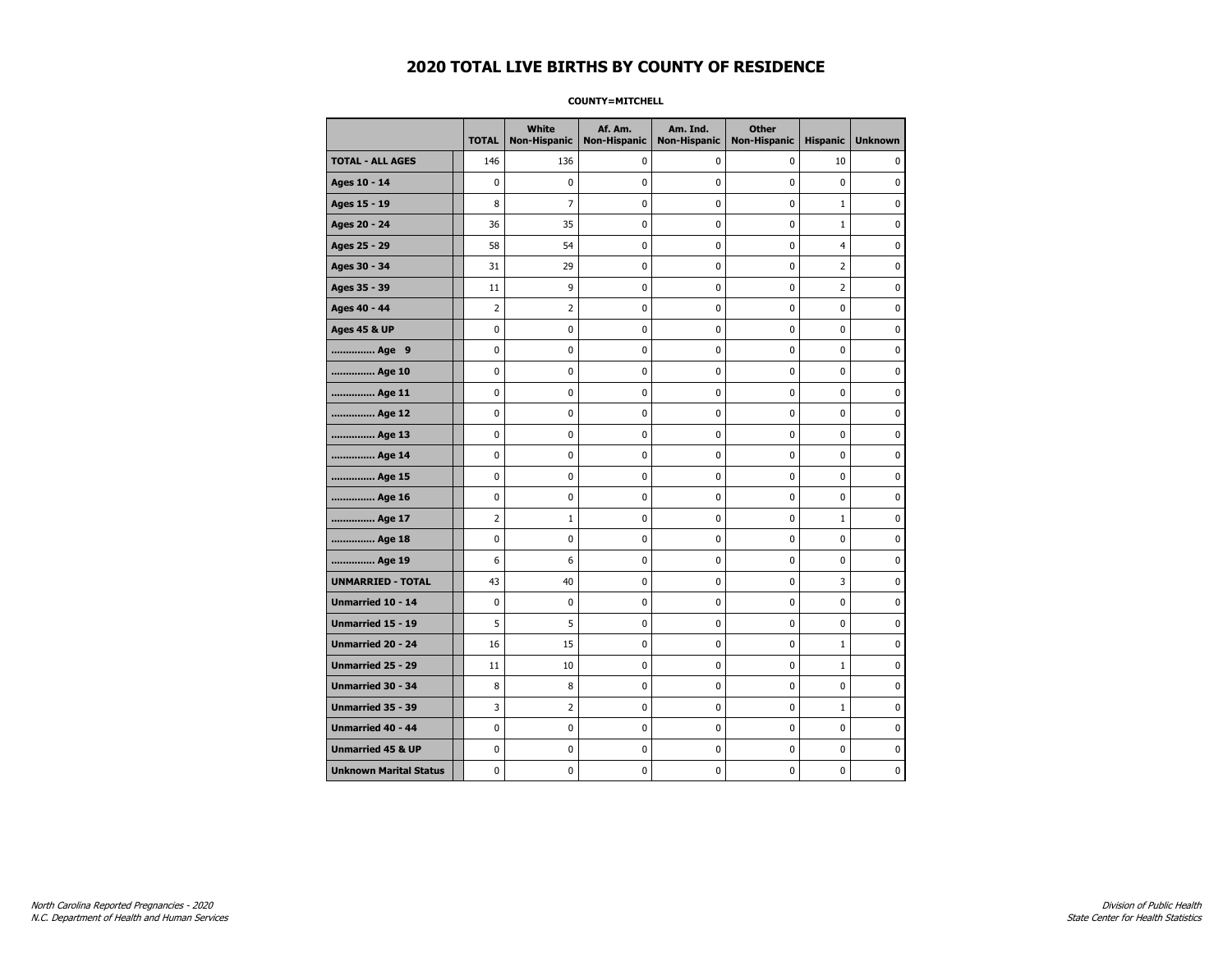# 2020 TOTAL LIVE BIRTHS BY COUNTY OF RESIDENCE

**COUNTY=MITCHELL**

| | TOTAL | White Non-Hispanic | Af. Am. Non-Hispanic | Am. Ind. Non-Hispanic | Other Non-Hispanic | Hispanic | Unknown |
|---|---|---|---|---|---|---|---|
| **TOTAL - ALL AGES** | 146 | 136 | 0 | 0 | 0 | 10 | 0 |
| **Ages 10 - 14** | 0 | 0 | 0 | 0 | 0 | 0 | 0 |
| **Ages 15 - 19** | 8 | 7 | 0 | 0 | 0 | 1 | 0 |
| **Ages 20 - 24** | 36 | 35 | 0 | 0 | 0 | 1 | 0 |
| **Ages 25 - 29** | 58 | 54 | 0 | 0 | 0 | 4 | 0 |
| **Ages 30 - 34** | 31 | 29 | 0 | 0 | 0 | 2 | 0 |
| **Ages 35 - 39** | 11 | 9 | 0 | 0 | 0 | 2 | 0 |
| **Ages 40 - 44** | 2 | 2 | 0 | 0 | 0 | 0 | 0 |
| **Ages 45 & UP** | 0 | 0 | 0 | 0 | 0 | 0 | 0 |
| **.............. Age 9** | 0 | 0 | 0 | 0 | 0 | 0 | 0 |
| **.............. Age 10** | 0 | 0 | 0 | 0 | 0 | 0 | 0 |
| **.............. Age 11** | 0 | 0 | 0 | 0 | 0 | 0 | 0 |
| **.............. Age 12** | 0 | 0 | 0 | 0 | 0 | 0 | 0 |
| **.............. Age 13** | 0 | 0 | 0 | 0 | 0 | 0 | 0 |
| **.............. Age 14** | 0 | 0 | 0 | 0 | 0 | 0 | 0 |
| **.............. Age 15** | 0 | 0 | 0 | 0 | 0 | 0 | 0 |
| **.............. Age 16** | 0 | 0 | 0 | 0 | 0 | 0 | 0 |
| **.............. Age 17** | 2 | 1 | 0 | 0 | 0 | 1 | 0 |
| **.............. Age 18** | 0 | 0 | 0 | 0 | 0 | 0 | 0 |
| **.............. Age 19** | 6 | 6 | 0 | 0 | 0 | 0 | 0 |
| **UNMARRIED - TOTAL** | 43 | 40 | 0 | 0 | 0 | 3 | 0 |
| **Unmarried 10 - 14** | 0 | 0 | 0 | 0 | 0 | 0 | 0 |
| **Unmarried 15 - 19** | 5 | 5 | 0 | 0 | 0 | 0 | 0 |
| **Unmarried 20 - 24** | 16 | 15 | 0 | 0 | 0 | 1 | 0 |
| **Unmarried 25 - 29** | 11 | 10 | 0 | 0 | 0 | 1 | 0 |
| **Unmarried 30 - 34** | 8 | 8 | 0 | 0 | 0 | 0 | 0 |
| **Unmarried 35 - 39** | 3 | 2 | 0 | 0 | 0 | 1 | 0 |
| **Unmarried 40 - 44** | 0 | 0 | 0 | 0 | 0 | 0 | 0 |
| **Unmarried 45 & UP** | 0 | 0 | 0 | 0 | 0 | 0 | 0 |
| **Unknown Marital Status** | 0 | 0 | 0 | 0 | 0 | 0 | 0 |

*North Carolina Reported Pregnancies - 2020*
*N.C. Department of Health and Human Services*

*Division of Public Health*
*State Center for Health Statistics*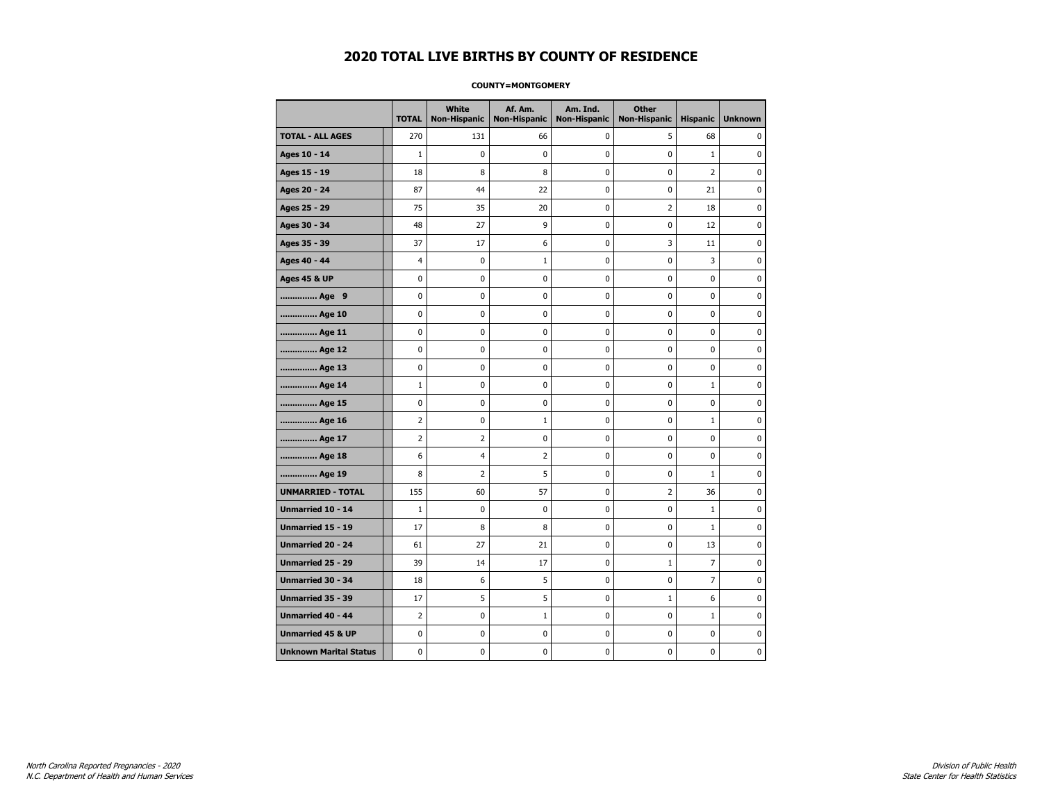# 2020 TOTAL LIVE BIRTHS BY COUNTY OF RESIDENCE

**COUNTY=MONTGOMERY**

| | TOTAL | White Non-Hispanic | Af. Am. Non-Hispanic | Am. Ind. Non-Hispanic | Other Non-Hispanic | Hispanic | Unknown |
|---|---|---|---|---|---|---|---|
| **TOTAL - ALL AGES** | 270 | 131 | 66 | 0 | 5 | 68 | 0 |
| **Ages 10 - 14** | 1 | 0 | 0 | 0 | 0 | 1 | 0 |
| **Ages 15 - 19** | 18 | 8 | 8 | 0 | 0 | 2 | 0 |
| **Ages 20 - 24** | 87 | 44 | 22 | 0 | 0 | 21 | 0 |
| **Ages 25 - 29** | 75 | 35 | 20 | 0 | 2 | 18 | 0 |
| **Ages 30 - 34** | 48 | 27 | 9 | 0 | 0 | 12 | 0 |
| **Ages 35 - 39** | 37 | 17 | 6 | 0 | 3 | 11 | 0 |
| **Ages 40 - 44** | 4 | 0 | 1 | 0 | 0 | 3 | 0 |
| **Ages 45 & UP** | 0 | 0 | 0 | 0 | 0 | 0 | 0 |
| **.............. Age 9** | 0 | 0 | 0 | 0 | 0 | 0 | 0 |
| **.............. Age 10** | 0 | 0 | 0 | 0 | 0 | 0 | 0 |
| **.............. Age 11** | 0 | 0 | 0 | 0 | 0 | 0 | 0 |
| **.............. Age 12** | 0 | 0 | 0 | 0 | 0 | 0 | 0 |
| **.............. Age 13** | 0 | 0 | 0 | 0 | 0 | 0 | 0 |
| **.............. Age 14** | 1 | 0 | 0 | 0 | 0 | 1 | 0 |
| **.............. Age 15** | 0 | 0 | 0 | 0 | 0 | 0 | 0 |
| **.............. Age 16** | 2 | 0 | 1 | 0 | 0 | 1 | 0 |
| **.............. Age 17** | 2 | 2 | 0 | 0 | 0 | 0 | 0 |
| **.............. Age 18** | 6 | 4 | 2 | 0 | 0 | 0 | 0 |
| **.............. Age 19** | 8 | 2 | 5 | 0 | 0 | 1 | 0 |
| **UNMARRIED - TOTAL** | 155 | 60 | 57 | 0 | 2 | 36 | 0 |
| **Unmarried 10 - 14** | 1 | 0 | 0 | 0 | 0 | 1 | 0 |
| **Unmarried 15 - 19** | 17 | 8 | 8 | 0 | 0 | 1 | 0 |
| **Unmarried 20 - 24** | 61 | 27 | 21 | 0 | 0 | 13 | 0 |
| **Unmarried 25 - 29** | 39 | 14 | 17 | 0 | 1 | 7 | 0 |
| **Unmarried 30 - 34** | 18 | 6 | 5 | 0 | 0 | 7 | 0 |
| **Unmarried 35 - 39** | 17 | 5 | 5 | 0 | 1 | 6 | 0 |
| **Unmarried 40 - 44** | 2 | 0 | 1 | 0 | 0 | 1 | 0 |
| **Unmarried 45 & UP** | 0 | 0 | 0 | 0 | 0 | 0 | 0 |
| **Unknown Marital Status** | 0 | 0 | 0 | 0 | 0 | 0 | 0 |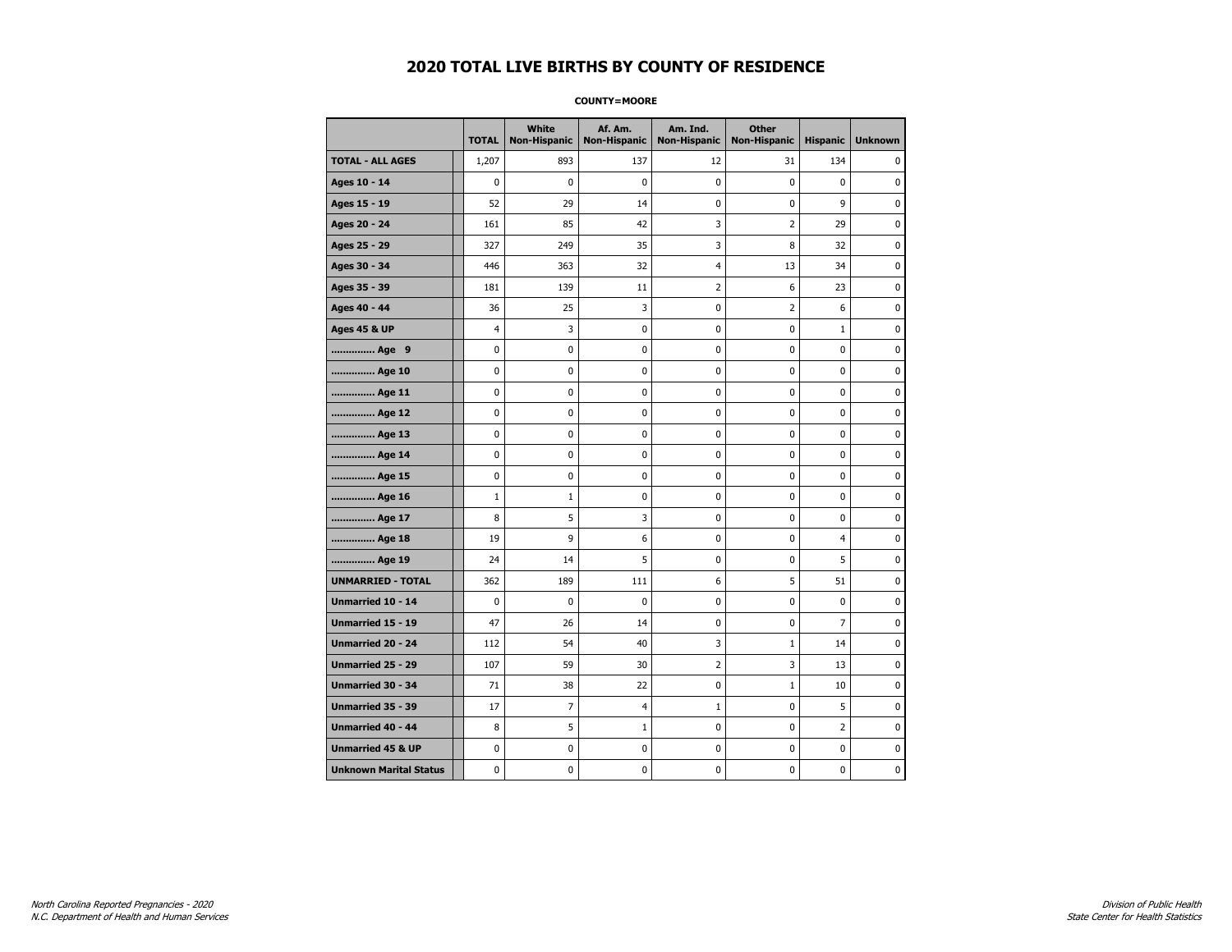# 2020 TOTAL LIVE BIRTHS BY COUNTY OF RESIDENCE

**COUNTY=MOORE**

| | TOTAL | White Non-Hispanic | Af. Am. Non-Hispanic | Am. Ind. Non-Hispanic | Other Non-Hispanic | Hispanic | Unknown |
|---|---|---|---|---|---|---|---|
| **TOTAL - ALL AGES** | 1,207 | 893 | 137 | 12 | 31 | 134 | 0 |
| **Ages 10 - 14** | 0 | 0 | 0 | 0 | 0 | 0 | 0 |
| **Ages 15 - 19** | 52 | 29 | 14 | 0 | 0 | 9 | 0 |
| **Ages 20 - 24** | 161 | 85 | 42 | 3 | 2 | 29 | 0 |
| **Ages 25 - 29** | 327 | 249 | 35 | 3 | 8 | 32 | 0 |
| **Ages 30 - 34** | 446 | 363 | 32 | 4 | 13 | 34 | 0 |
| **Ages 35 - 39** | 181 | 139 | 11 | 2 | 6 | 23 | 0 |
| **Ages 40 - 44** | 36 | 25 | 3 | 0 | 2 | 6 | 0 |
| **Ages 45 & UP** | 4 | 3 | 0 | 0 | 0 | 1 | 0 |
| **.............. Age 9** | 0 | 0 | 0 | 0 | 0 | 0 | 0 |
| **.............. Age 10** | 0 | 0 | 0 | 0 | 0 | 0 | 0 |
| **.............. Age 11** | 0 | 0 | 0 | 0 | 0 | 0 | 0 |
| **.............. Age 12** | 0 | 0 | 0 | 0 | 0 | 0 | 0 |
| **.............. Age 13** | 0 | 0 | 0 | 0 | 0 | 0 | 0 |
| **.............. Age 14** | 0 | 0 | 0 | 0 | 0 | 0 | 0 |
| **.............. Age 15** | 0 | 0 | 0 | 0 | 0 | 0 | 0 |
| **.............. Age 16** | 1 | 1 | 0 | 0 | 0 | 0 | 0 |
| **.............. Age 17** | 8 | 5 | 3 | 0 | 0 | 0 | 0 |
| **.............. Age 18** | 19 | 9 | 6 | 0 | 0 | 4 | 0 |
| **.............. Age 19** | 24 | 14 | 5 | 0 | 0 | 5 | 0 |
| **UNMARRIED - TOTAL** | 362 | 189 | 111 | 6 | 5 | 51 | 0 |
| **Unmarried 10 - 14** | 0 | 0 | 0 | 0 | 0 | 0 | 0 |
| **Unmarried 15 - 19** | 47 | 26 | 14 | 0 | 0 | 7 | 0 |
| **Unmarried 20 - 24** | 112 | 54 | 40 | 3 | 1 | 14 | 0 |
| **Unmarried 25 - 29** | 107 | 59 | 30 | 2 | 3 | 13 | 0 |
| **Unmarried 30 - 34** | 71 | 38 | 22 | 0 | 1 | 10 | 0 |
| **Unmarried 35 - 39** | 17 | 7 | 4 | 1 | 0 | 5 | 0 |
| **Unmarried 40 - 44** | 8 | 5 | 1 | 0 | 0 | 2 | 0 |
| **Unmarried 45 & UP** | 0 | 0 | 0 | 0 | 0 | 0 | 0 |
| **Unknown Marital Status** | 0 | 0 | 0 | 0 | 0 | 0 | 0 |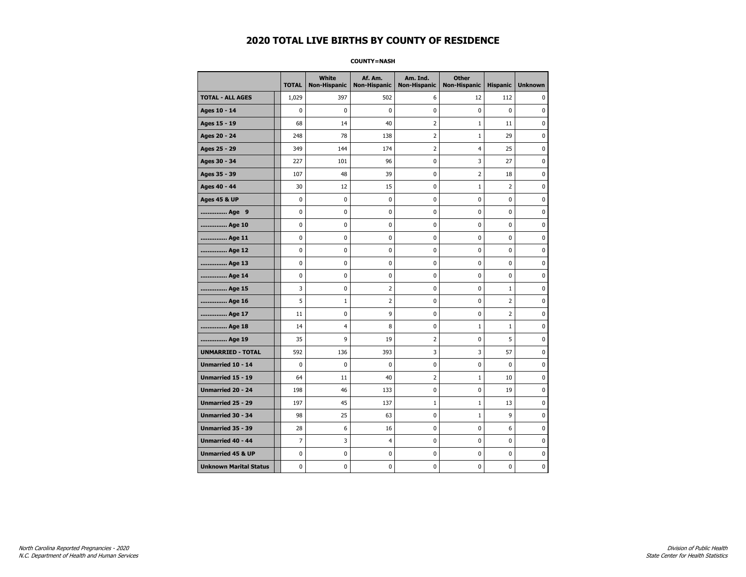# 2020 TOTAL LIVE BIRTHS BY COUNTY OF RESIDENCE

**COUNTY=NASH**

| | TOTAL | White Non-Hispanic | Af. Am. Non-Hispanic | Am. Ind. Non-Hispanic | Other Non-Hispanic | Hispanic | Unknown |
|---|---|---|---|---|---|---|---|
| **TOTAL - ALL AGES** | 1,029 | 397 | 502 | 6 | 12 | 112 | 0 |
| **Ages 10 - 14** | 0 | 0 | 0 | 0 | 0 | 0 | 0 |
| **Ages 15 - 19** | 68 | 14 | 40 | 2 | 1 | 11 | 0 |
| **Ages 20 - 24** | 248 | 78 | 138 | 2 | 1 | 29 | 0 |
| **Ages 25 - 29** | 349 | 144 | 174 | 2 | 4 | 25 | 0 |
| **Ages 30 - 34** | 227 | 101 | 96 | 0 | 3 | 27 | 0 |
| **Ages 35 - 39** | 107 | 48 | 39 | 0 | 2 | 18 | 0 |
| **Ages 40 - 44** | 30 | 12 | 15 | 0 | 1 | 2 | 0 |
| **Ages 45 & UP** | 0 | 0 | 0 | 0 | 0 | 0 | 0 |
| **.............. Age 9** | 0 | 0 | 0 | 0 | 0 | 0 | 0 |
| **.............. Age 10** | 0 | 0 | 0 | 0 | 0 | 0 | 0 |
| **.............. Age 11** | 0 | 0 | 0 | 0 | 0 | 0 | 0 |
| **.............. Age 12** | 0 | 0 | 0 | 0 | 0 | 0 | 0 |
| **.............. Age 13** | 0 | 0 | 0 | 0 | 0 | 0 | 0 |
| **.............. Age 14** | 0 | 0 | 0 | 0 | 0 | 0 | 0 |
| **.............. Age 15** | 3 | 0 | 2 | 0 | 0 | 1 | 0 |
| **.............. Age 16** | 5 | 1 | 2 | 0 | 0 | 2 | 0 |
| **.............. Age 17** | 11 | 0 | 9 | 0 | 0 | 2 | 0 |
| **.............. Age 18** | 14 | 4 | 8 | 0 | 1 | 1 | 0 |
| **.............. Age 19** | 35 | 9 | 19 | 2 | 0 | 5 | 0 |
| **UNMARRIED - TOTAL** | 592 | 136 | 393 | 3 | 3 | 57 | 0 |
| **Unmarried 10 - 14** | 0 | 0 | 0 | 0 | 0 | 0 | 0 |
| **Unmarried 15 - 19** | 64 | 11 | 40 | 2 | 1 | 10 | 0 |
| **Unmarried 20 - 24** | 198 | 46 | 133 | 0 | 0 | 19 | 0 |
| **Unmarried 25 - 29** | 197 | 45 | 137 | 1 | 1 | 13 | 0 |
| **Unmarried 30 - 34** | 98 | 25 | 63 | 0 | 1 | 9 | 0 |
| **Unmarried 35 - 39** | 28 | 6 | 16 | 0 | 0 | 6 | 0 |
| **Unmarried 40 - 44** | 7 | 3 | 4 | 0 | 0 | 0 | 0 |
| **Unmarried 45 & UP** | 0 | 0 | 0 | 0 | 0 | 0 | 0 |
| **Unknown Marital Status** | 0 | 0 | 0 | 0 | 0 | 0 | 0 |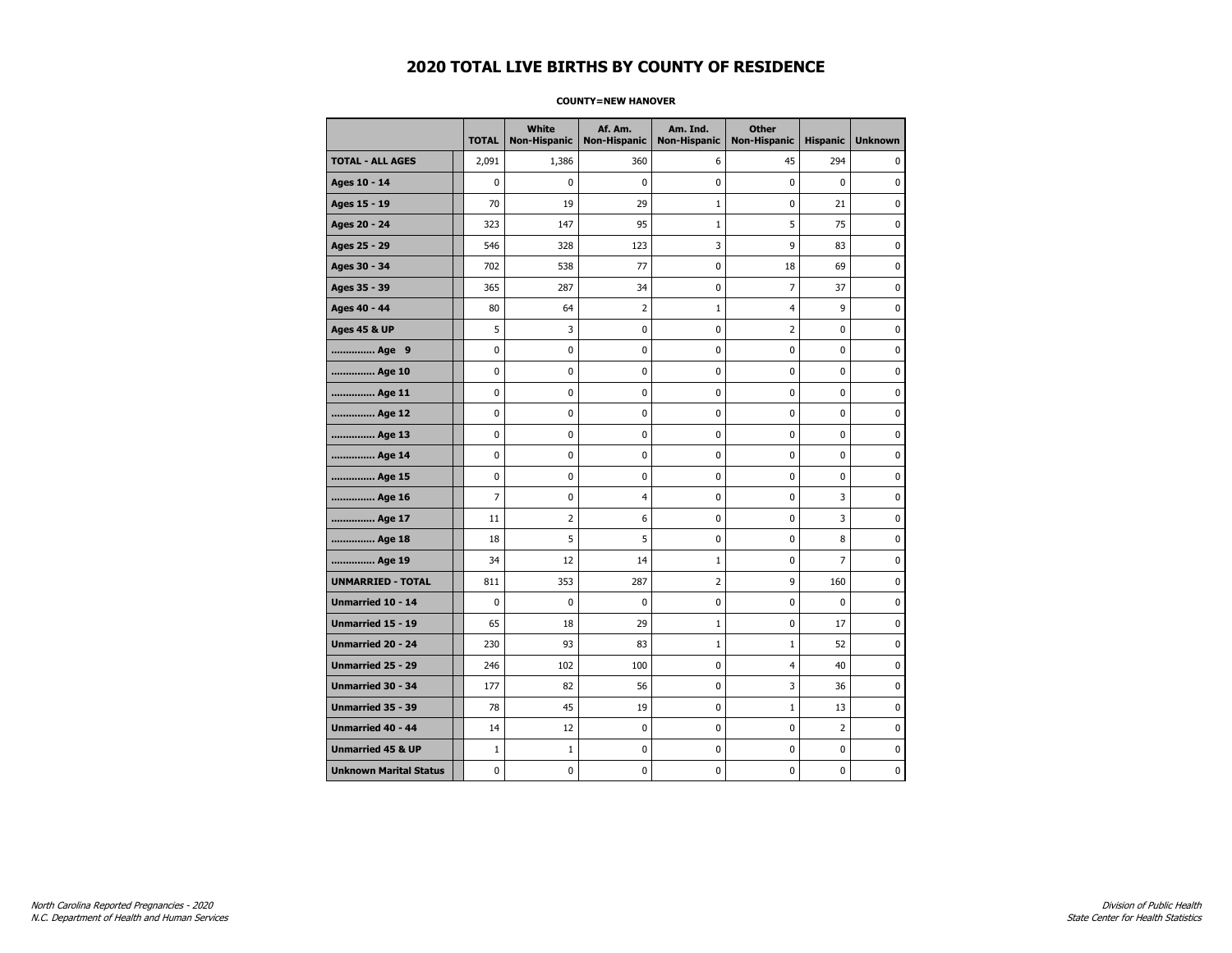# 2020 TOTAL LIVE BIRTHS BY COUNTY OF RESIDENCE

**COUNTY=NEW HANOVER**

| | TOTAL | White Non-Hispanic | Af. Am. Non-Hispanic | Am. Ind. Non-Hispanic | Other Non-Hispanic | Hispanic | Unknown |
|---|---|---|---|---|---|---|---|
| **TOTAL - ALL AGES** | 2,091 | 1,386 | 360 | 6 | 45 | 294 | 0 |
| **Ages 10 - 14** | 0 | 0 | 0 | 0 | 0 | 0 | 0 |
| **Ages 15 - 19** | 70 | 19 | 29 | 1 | 0 | 21 | 0 |
| **Ages 20 - 24** | 323 | 147 | 95 | 1 | 5 | 75 | 0 |
| **Ages 25 - 29** | 546 | 328 | 123 | 3 | 9 | 83 | 0 |
| **Ages 30 - 34** | 702 | 538 | 77 | 0 | 18 | 69 | 0 |
| **Ages 35 - 39** | 365 | 287 | 34 | 0 | 7 | 37 | 0 |
| **Ages 40 - 44** | 80 | 64 | 2 | 1 | 4 | 9 | 0 |
| **Ages 45 & UP** | 5 | 3 | 0 | 0 | 2 | 0 | 0 |
| **.............. Age 9** | 0 | 0 | 0 | 0 | 0 | 0 | 0 |
| **.............. Age 10** | 0 | 0 | 0 | 0 | 0 | 0 | 0 |
| **.............. Age 11** | 0 | 0 | 0 | 0 | 0 | 0 | 0 |
| **.............. Age 12** | 0 | 0 | 0 | 0 | 0 | 0 | 0 |
| **.............. Age 13** | 0 | 0 | 0 | 0 | 0 | 0 | 0 |
| **.............. Age 14** | 0 | 0 | 0 | 0 | 0 | 0 | 0 |
| **.............. Age 15** | 0 | 0 | 0 | 0 | 0 | 0 | 0 |
| **.............. Age 16** | 7 | 0 | 4 | 0 | 0 | 3 | 0 |
| **.............. Age 17** | 11 | 2 | 6 | 0 | 0 | 3 | 0 |
| **.............. Age 18** | 18 | 5 | 5 | 0 | 0 | 8 | 0 |
| **.............. Age 19** | 34 | 12 | 14 | 1 | 0 | 7 | 0 |
| **UNMARRIED - TOTAL** | 811 | 353 | 287 | 2 | 9 | 160 | 0 |
| **Unmarried 10 - 14** | 0 | 0 | 0 | 0 | 0 | 0 | 0 |
| **Unmarried 15 - 19** | 65 | 18 | 29 | 1 | 0 | 17 | 0 |
| **Unmarried 20 - 24** | 230 | 93 | 83 | 1 | 1 | 52 | 0 |
| **Unmarried 25 - 29** | 246 | 102 | 100 | 0 | 4 | 40 | 0 |
| **Unmarried 30 - 34** | 177 | 82 | 56 | 0 | 3 | 36 | 0 |
| **Unmarried 35 - 39** | 78 | 45 | 19 | 0 | 1 | 13 | 0 |
| **Unmarried 40 - 44** | 14 | 12 | 0 | 0 | 0 | 2 | 0 |
| **Unmarried 45 & UP** | 1 | 1 | 0 | 0 | 0 | 0 | 0 |
| **Unknown Marital Status** | 0 | 0 | 0 | 0 | 0 | 0 | 0 |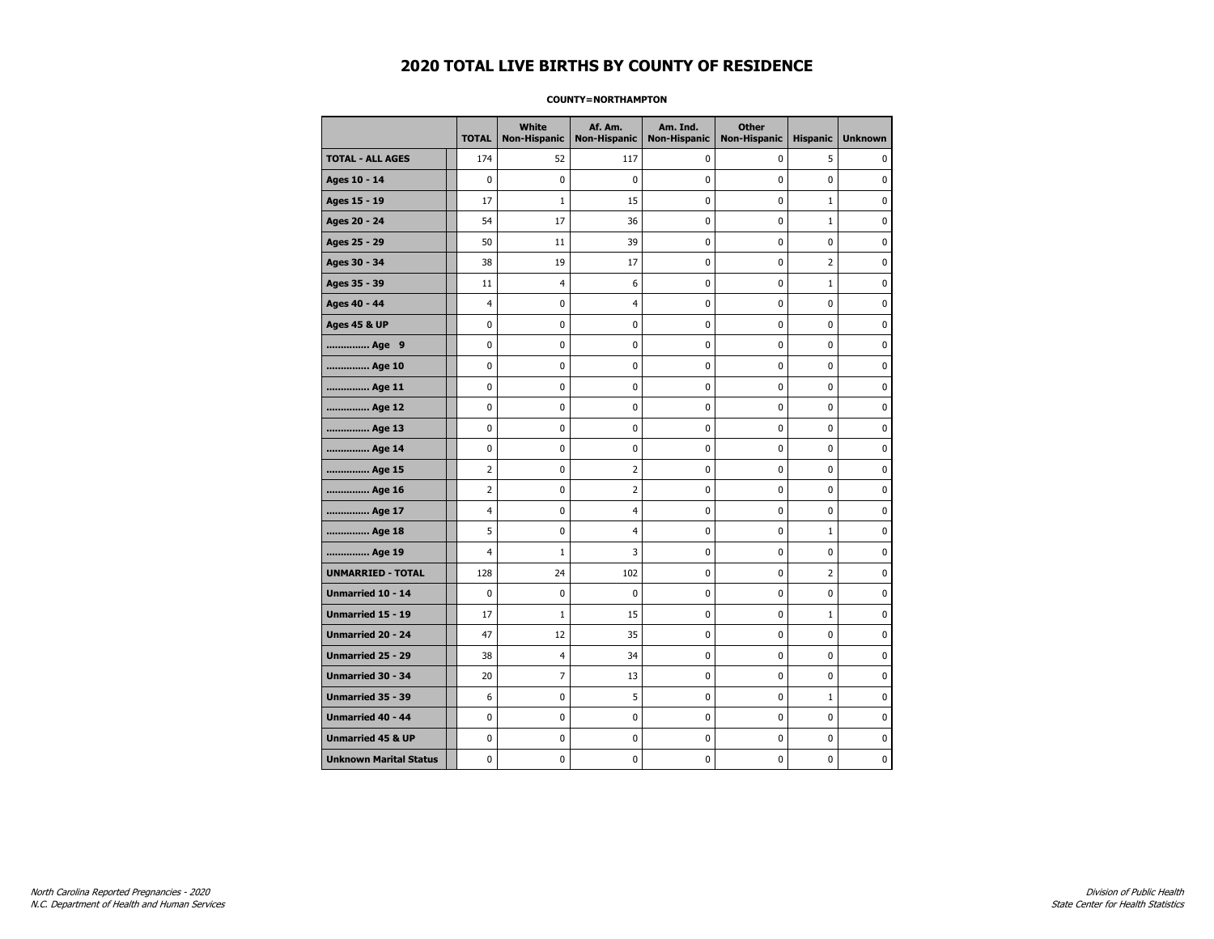# 2020 TOTAL LIVE BIRTHS BY COUNTY OF RESIDENCE

**COUNTY=NORTHAMPTON**

| | TOTAL | White Non-Hispanic | Af. Am. Non-Hispanic | Am. Ind. Non-Hispanic | Other Non-Hispanic | Hispanic | Unknown |
|---|---|---|---|---|---|---|---|
| **TOTAL - ALL AGES** | 174 | 52 | 117 | 0 | 0 | 5 | 0 |
| **Ages 10 - 14** | 0 | 0 | 0 | 0 | 0 | 0 | 0 |
| **Ages 15 - 19** | 17 | 1 | 15 | 0 | 0 | 1 | 0 |
| **Ages 20 - 24** | 54 | 17 | 36 | 0 | 0 | 1 | 0 |
| **Ages 25 - 29** | 50 | 11 | 39 | 0 | 0 | 0 | 0 |
| **Ages 30 - 34** | 38 | 19 | 17 | 0 | 0 | 2 | 0 |
| **Ages 35 - 39** | 11 | 4 | 6 | 0 | 0 | 1 | 0 |
| **Ages 40 - 44** | 4 | 0 | 4 | 0 | 0 | 0 | 0 |
| **Ages 45 & UP** | 0 | 0 | 0 | 0 | 0 | 0 | 0 |
| **.............. Age 9** | 0 | 0 | 0 | 0 | 0 | 0 | 0 |
| **.............. Age 10** | 0 | 0 | 0 | 0 | 0 | 0 | 0 |
| **.............. Age 11** | 0 | 0 | 0 | 0 | 0 | 0 | 0 |
| **.............. Age 12** | 0 | 0 | 0 | 0 | 0 | 0 | 0 |
| **.............. Age 13** | 0 | 0 | 0 | 0 | 0 | 0 | 0 |
| **.............. Age 14** | 0 | 0 | 0 | 0 | 0 | 0 | 0 |
| **.............. Age 15** | 2 | 0 | 2 | 0 | 0 | 0 | 0 |
| **.............. Age 16** | 2 | 0 | 2 | 0 | 0 | 0 | 0 |
| **.............. Age 17** | 4 | 0 | 4 | 0 | 0 | 0 | 0 |
| **.............. Age 18** | 5 | 0 | 4 | 0 | 0 | 1 | 0 |
| **.............. Age 19** | 4 | 1 | 3 | 0 | 0 | 0 | 0 |
| **UNMARRIED - TOTAL** | 128 | 24 | 102 | 0 | 0 | 2 | 0 |
| **Unmarried 10 - 14** | 0 | 0 | 0 | 0 | 0 | 0 | 0 |
| **Unmarried 15 - 19** | 17 | 1 | 15 | 0 | 0 | 1 | 0 |
| **Unmarried 20 - 24** | 47 | 12 | 35 | 0 | 0 | 0 | 0 |
| **Unmarried 25 - 29** | 38 | 4 | 34 | 0 | 0 | 0 | 0 |
| **Unmarried 30 - 34** | 20 | 7 | 13 | 0 | 0 | 0 | 0 |
| **Unmarried 35 - 39** | 6 | 0 | 5 | 0 | 0 | 1 | 0 |
| **Unmarried 40 - 44** | 0 | 0 | 0 | 0 | 0 | 0 | 0 |
| **Unmarried 45 & UP** | 0 | 0 | 0 | 0 | 0 | 0 | 0 |
| **Unknown Marital Status** | 0 | 0 | 0 | 0 | 0 | 0 | 0 |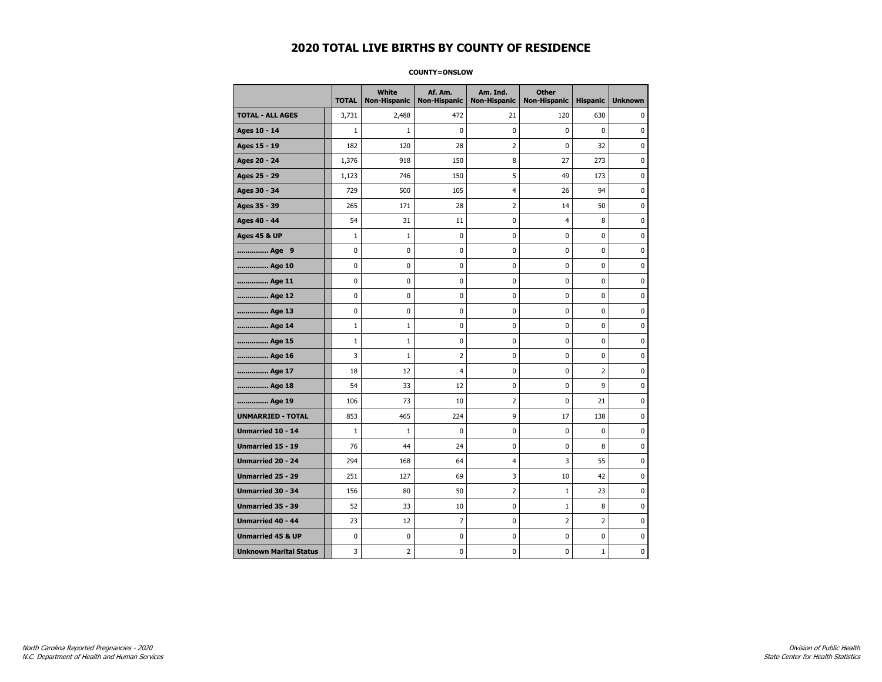# 2020 TOTAL LIVE BIRTHS BY COUNTY OF RESIDENCE

**COUNTY=ONSLOW**

| | TOTAL | White Non-Hispanic | Af. Am. Non-Hispanic | Am. Ind. Non-Hispanic | Other Non-Hispanic | Hispanic | Unknown |
|---|---|---|---|---|---|---|---|
| **TOTAL - ALL AGES** | 3,731 | 2,488 | 472 | 21 | 120 | 630 | 0 |
| **Ages 10 - 14** | 1 | 1 | 0 | 0 | 0 | 0 | 0 |
| **Ages 15 - 19** | 182 | 120 | 28 | 2 | 0 | 32 | 0 |
| **Ages 20 - 24** | 1,376 | 918 | 150 | 8 | 27 | 273 | 0 |
| **Ages 25 - 29** | 1,123 | 746 | 150 | 5 | 49 | 173 | 0 |
| **Ages 30 - 34** | 729 | 500 | 105 | 4 | 26 | 94 | 0 |
| **Ages 35 - 39** | 265 | 171 | 28 | 2 | 14 | 50 | 0 |
| **Ages 40 - 44** | 54 | 31 | 11 | 0 | 4 | 8 | 0 |
| **Ages 45 & UP** | 1 | 1 | 0 | 0 | 0 | 0 | 0 |
| **.............. Age 9** | 0 | 0 | 0 | 0 | 0 | 0 | 0 |
| **.............. Age 10** | 0 | 0 | 0 | 0 | 0 | 0 | 0 |
| **.............. Age 11** | 0 | 0 | 0 | 0 | 0 | 0 | 0 |
| **.............. Age 12** | 0 | 0 | 0 | 0 | 0 | 0 | 0 |
| **.............. Age 13** | 0 | 0 | 0 | 0 | 0 | 0 | 0 |
| **.............. Age 14** | 1 | 1 | 0 | 0 | 0 | 0 | 0 |
| **.............. Age 15** | 1 | 1 | 0 | 0 | 0 | 0 | 0 |
| **.............. Age 16** | 3 | 1 | 2 | 0 | 0 | 0 | 0 |
| **.............. Age 17** | 18 | 12 | 4 | 0 | 0 | 2 | 0 |
| **.............. Age 18** | 54 | 33 | 12 | 0 | 0 | 9 | 0 |
| **.............. Age 19** | 106 | 73 | 10 | 2 | 0 | 21 | 0 |
| **UNMARRIED - TOTAL** | 853 | 465 | 224 | 9 | 17 | 138 | 0 |
| **Unmarried 10 - 14** | 1 | 1 | 0 | 0 | 0 | 0 | 0 |
| **Unmarried 15 - 19** | 76 | 44 | 24 | 0 | 0 | 8 | 0 |
| **Unmarried 20 - 24** | 294 | 168 | 64 | 4 | 3 | 55 | 0 |
| **Unmarried 25 - 29** | 251 | 127 | 69 | 3 | 10 | 42 | 0 |
| **Unmarried 30 - 34** | 156 | 80 | 50 | 2 | 1 | 23 | 0 |
| **Unmarried 35 - 39** | 52 | 33 | 10 | 0 | 1 | 8 | 0 |
| **Unmarried 40 - 44** | 23 | 12 | 7 | 0 | 2 | 2 | 0 |
| **Unmarried 45 & UP** | 0 | 0 | 0 | 0 | 0 | 0 | 0 |
| **Unknown Marital Status** | 3 | 2 | 0 | 0 | 0 | 1 | 0 |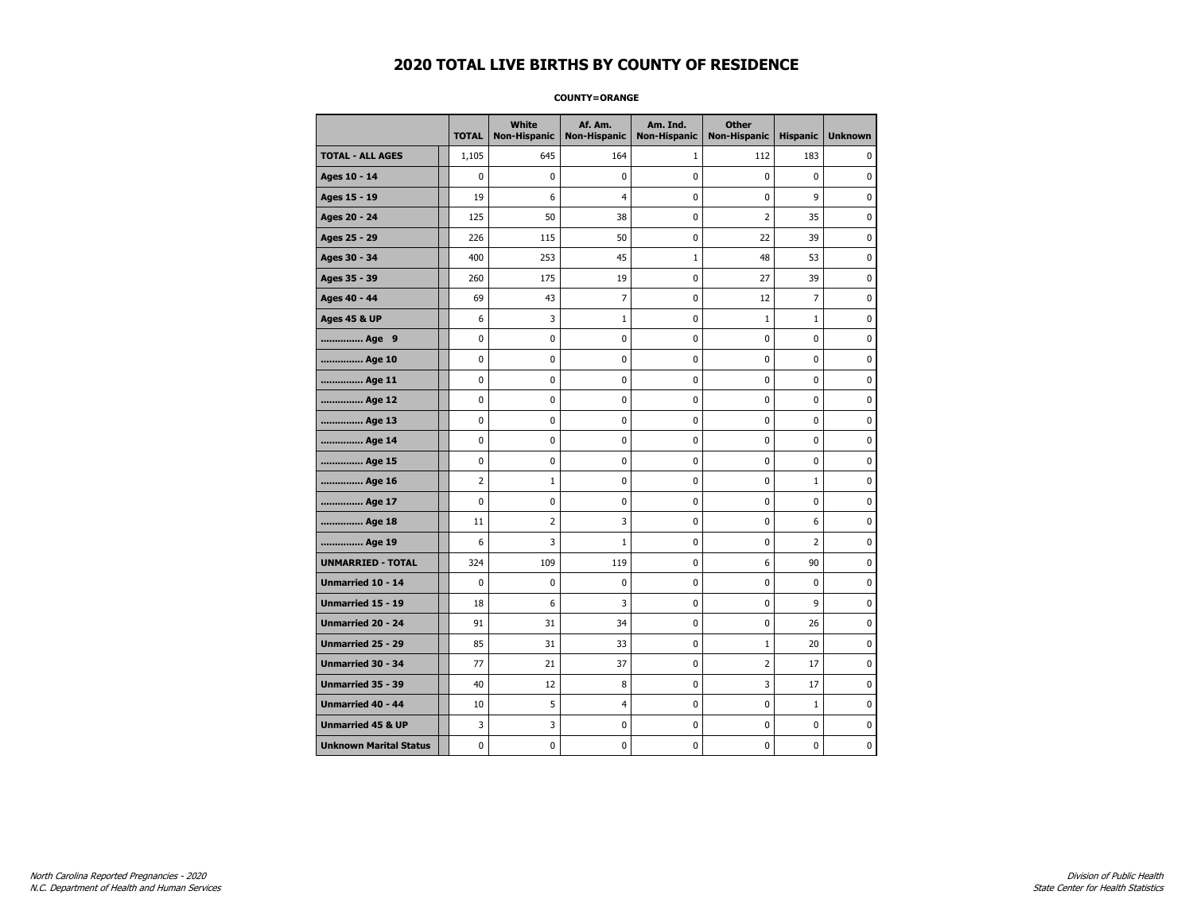# 2020 TOTAL LIVE BIRTHS BY COUNTY OF RESIDENCE

**COUNTY=ORANGE**

| | TOTAL | White Non-Hispanic | Af. Am. Non-Hispanic | Am. Ind. Non-Hispanic | Other Non-Hispanic | Hispanic | Unknown |
|---|---|---|---|---|---|---|---|
| **TOTAL - ALL AGES** | 1,105 | 645 | 164 | 1 | 112 | 183 | 0 |
| **Ages 10 - 14** | 0 | 0 | 0 | 0 | 0 | 0 | 0 |
| **Ages 15 - 19** | 19 | 6 | 4 | 0 | 0 | 9 | 0 |
| **Ages 20 - 24** | 125 | 50 | 38 | 0 | 2 | 35 | 0 |
| **Ages 25 - 29** | 226 | 115 | 50 | 0 | 22 | 39 | 0 |
| **Ages 30 - 34** | 400 | 253 | 45 | 1 | 48 | 53 | 0 |
| **Ages 35 - 39** | 260 | 175 | 19 | 0 | 27 | 39 | 0 |
| **Ages 40 - 44** | 69 | 43 | 7 | 0 | 12 | 7 | 0 |
| **Ages 45 & UP** | 6 | 3 | 1 | 0 | 1 | 1 | 0 |
| **.............. Age 9** | 0 | 0 | 0 | 0 | 0 | 0 | 0 |
| **.............. Age 10** | 0 | 0 | 0 | 0 | 0 | 0 | 0 |
| **.............. Age 11** | 0 | 0 | 0 | 0 | 0 | 0 | 0 |
| **.............. Age 12** | 0 | 0 | 0 | 0 | 0 | 0 | 0 |
| **.............. Age 13** | 0 | 0 | 0 | 0 | 0 | 0 | 0 |
| **.............. Age 14** | 0 | 0 | 0 | 0 | 0 | 0 | 0 |
| **.............. Age 15** | 0 | 0 | 0 | 0 | 0 | 0 | 0 |
| **.............. Age 16** | 2 | 1 | 0 | 0 | 0 | 1 | 0 |
| **.............. Age 17** | 0 | 0 | 0 | 0 | 0 | 0 | 0 |
| **.............. Age 18** | 11 | 2 | 3 | 0 | 0 | 6 | 0 |
| **.............. Age 19** | 6 | 3 | 1 | 0 | 0 | 2 | 0 |
| **UNMARRIED - TOTAL** | 324 | 109 | 119 | 0 | 6 | 90 | 0 |
| **Unmarried 10 - 14** | 0 | 0 | 0 | 0 | 0 | 0 | 0 |
| **Unmarried 15 - 19** | 18 | 6 | 3 | 0 | 0 | 9 | 0 |
| **Unmarried 20 - 24** | 91 | 31 | 34 | 0 | 0 | 26 | 0 |
| **Unmarried 25 - 29** | 85 | 31 | 33 | 0 | 1 | 20 | 0 |
| **Unmarried 30 - 34** | 77 | 21 | 37 | 0 | 2 | 17 | 0 |
| **Unmarried 35 - 39** | 40 | 12 | 8 | 0 | 3 | 17 | 0 |
| **Unmarried 40 - 44** | 10 | 5 | 4 | 0 | 0 | 1 | 0 |
| **Unmarried 45 & UP** | 3 | 3 | 0 | 0 | 0 | 0 | 0 |
| **Unknown Marital Status** | 0 | 0 | 0 | 0 | 0 | 0 | 0 |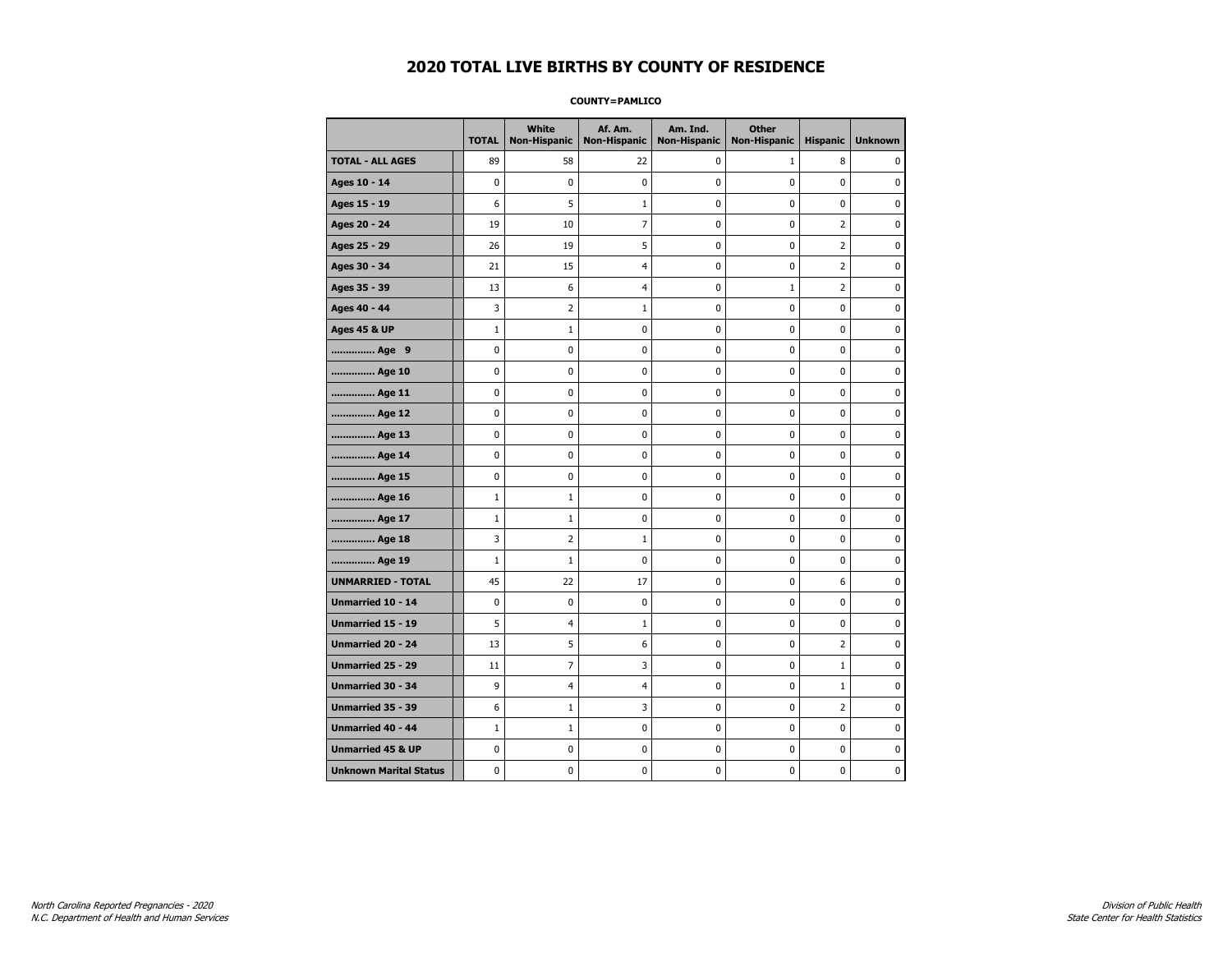# 2020 TOTAL LIVE BIRTHS BY COUNTY OF RESIDENCE

**COUNTY=PAMLICO**

| | TOTAL | White Non-Hispanic | Af. Am. Non-Hispanic | Am. Ind. Non-Hispanic | Other Non-Hispanic | Hispanic | Unknown |
|---|---|---|---|---|---|---|---|
| **TOTAL - ALL AGES** | 89 | 58 | 22 | 0 | 1 | 8 | 0 |
| **Ages 10 - 14** | 0 | 0 | 0 | 0 | 0 | 0 | 0 |
| **Ages 15 - 19** | 6 | 5 | 1 | 0 | 0 | 0 | 0 |
| **Ages 20 - 24** | 19 | 10 | 7 | 0 | 0 | 2 | 0 |
| **Ages 25 - 29** | 26 | 19 | 5 | 0 | 0 | 2 | 0 |
| **Ages 30 - 34** | 21 | 15 | 4 | 0 | 0 | 2 | 0 |
| **Ages 35 - 39** | 13 | 6 | 4 | 0 | 1 | 2 | 0 |
| **Ages 40 - 44** | 3 | 2 | 1 | 0 | 0 | 0 | 0 |
| **Ages 45 & UP** | 1 | 1 | 0 | 0 | 0 | 0 | 0 |
| **.............. Age 9** | 0 | 0 | 0 | 0 | 0 | 0 | 0 |
| **.............. Age 10** | 0 | 0 | 0 | 0 | 0 | 0 | 0 |
| **.............. Age 11** | 0 | 0 | 0 | 0 | 0 | 0 | 0 |
| **.............. Age 12** | 0 | 0 | 0 | 0 | 0 | 0 | 0 |
| **.............. Age 13** | 0 | 0 | 0 | 0 | 0 | 0 | 0 |
| **.............. Age 14** | 0 | 0 | 0 | 0 | 0 | 0 | 0 |
| **.............. Age 15** | 0 | 0 | 0 | 0 | 0 | 0 | 0 |
| **.............. Age 16** | 1 | 1 | 0 | 0 | 0 | 0 | 0 |
| **.............. Age 17** | 1 | 1 | 0 | 0 | 0 | 0 | 0 |
| **.............. Age 18** | 3 | 2 | 1 | 0 | 0 | 0 | 0 |
| **.............. Age 19** | 1 | 1 | 0 | 0 | 0 | 0 | 0 |
| **UNMARRIED - TOTAL** | 45 | 22 | 17 | 0 | 0 | 6 | 0 |
| **Unmarried 10 - 14** | 0 | 0 | 0 | 0 | 0 | 0 | 0 |
| **Unmarried 15 - 19** | 5 | 4 | 1 | 0 | 0 | 0 | 0 |
| **Unmarried 20 - 24** | 13 | 5 | 6 | 0 | 0 | 2 | 0 |
| **Unmarried 25 - 29** | 11 | 7 | 3 | 0 | 0 | 1 | 0 |
| **Unmarried 30 - 34** | 9 | 4 | 4 | 0 | 0 | 1 | 0 |
| **Unmarried 35 - 39** | 6 | 1 | 3 | 0 | 0 | 2 | 0 |
| **Unmarried 40 - 44** | 1 | 1 | 0 | 0 | 0 | 0 | 0 |
| **Unmarried 45 & UP** | 0 | 0 | 0 | 0 | 0 | 0 | 0 |
| **Unknown Marital Status** | 0 | 0 | 0 | 0 | 0 | 0 | 0 |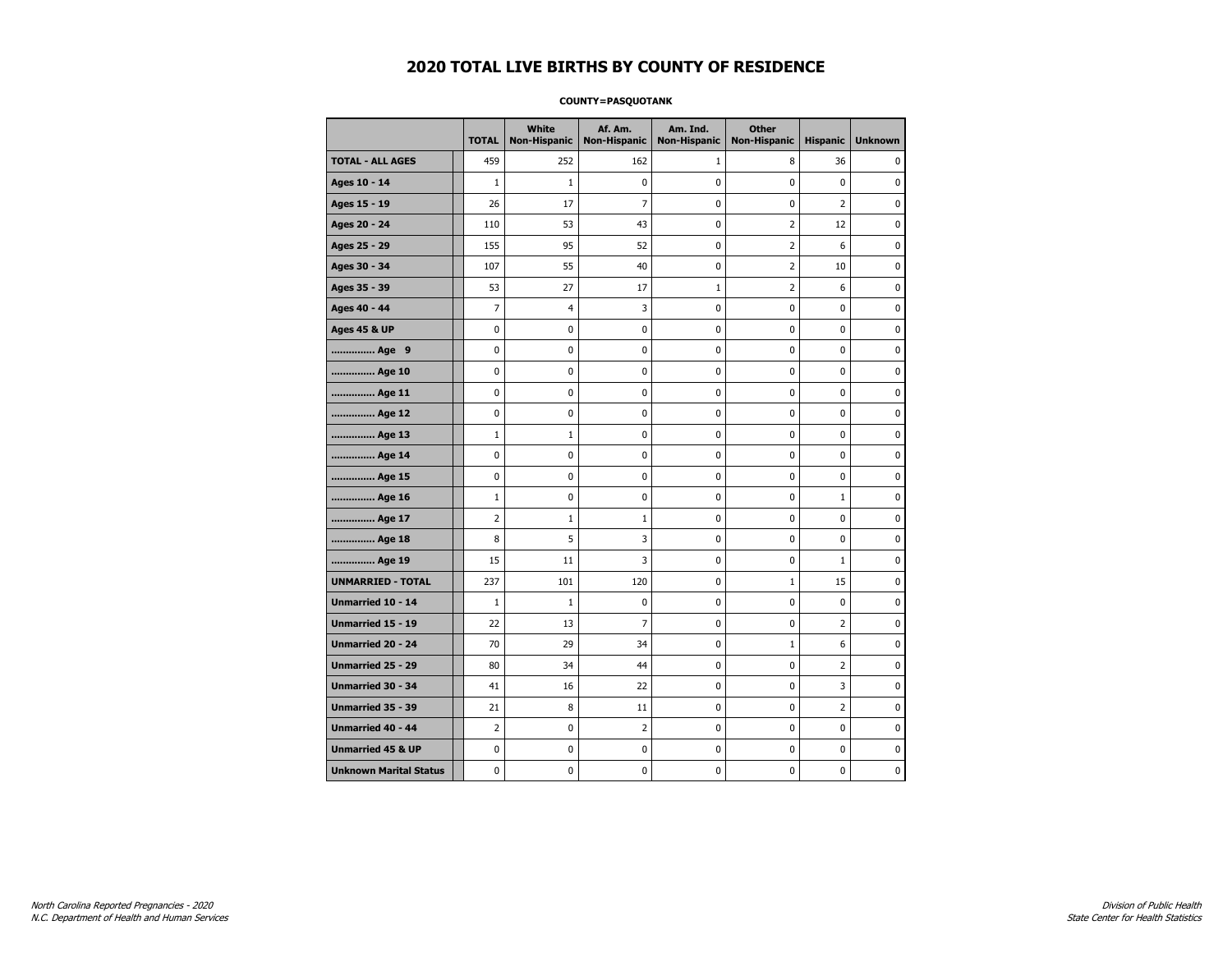# 2020 TOTAL LIVE BIRTHS BY COUNTY OF RESIDENCE

**COUNTY=PASQUOTANK**

| | TOTAL | White Non-Hispanic | Af. Am. Non-Hispanic | Am. Ind. Non-Hispanic | Other Non-Hispanic | Hispanic | Unknown |
|---|---|---|---|---|---|---|---|
| **TOTAL - ALL AGES** | 459 | 252 | 162 | 1 | 8 | 36 | 0 |
| **Ages 10 - 14** | 1 | 1 | 0 | 0 | 0 | 0 | 0 |
| **Ages 15 - 19** | 26 | 17 | 7 | 0 | 0 | 2 | 0 |
| **Ages 20 - 24** | 110 | 53 | 43 | 0 | 2 | 12 | 0 |
| **Ages 25 - 29** | 155 | 95 | 52 | 0 | 2 | 6 | 0 |
| **Ages 30 - 34** | 107 | 55 | 40 | 0 | 2 | 10 | 0 |
| **Ages 35 - 39** | 53 | 27 | 17 | 1 | 2 | 6 | 0 |
| **Ages 40 - 44** | 7 | 4 | 3 | 0 | 0 | 0 | 0 |
| **Ages 45 & UP** | 0 | 0 | 0 | 0 | 0 | 0 | 0 |
| **.............. Age 9** | 0 | 0 | 0 | 0 | 0 | 0 | 0 |
| **.............. Age 10** | 0 | 0 | 0 | 0 | 0 | 0 | 0 |
| **.............. Age 11** | 0 | 0 | 0 | 0 | 0 | 0 | 0 |
| **.............. Age 12** | 0 | 0 | 0 | 0 | 0 | 0 | 0 |
| **.............. Age 13** | 1 | 1 | 0 | 0 | 0 | 0 | 0 |
| **.............. Age 14** | 0 | 0 | 0 | 0 | 0 | 0 | 0 |
| **.............. Age 15** | 0 | 0 | 0 | 0 | 0 | 0 | 0 |
| **.............. Age 16** | 1 | 0 | 0 | 0 | 0 | 1 | 0 |
| **.............. Age 17** | 2 | 1 | 1 | 0 | 0 | 0 | 0 |
| **.............. Age 18** | 8 | 5 | 3 | 0 | 0 | 0 | 0 |
| **.............. Age 19** | 15 | 11 | 3 | 0 | 0 | 1 | 0 |
| **UNMARRIED - TOTAL** | 237 | 101 | 120 | 0 | 1 | 15 | 0 |
| **Unmarried 10 - 14** | 1 | 1 | 0 | 0 | 0 | 0 | 0 |
| **Unmarried 15 - 19** | 22 | 13 | 7 | 0 | 0 | 2 | 0 |
| **Unmarried 20 - 24** | 70 | 29 | 34 | 0 | 1 | 6 | 0 |
| **Unmarried 25 - 29** | 80 | 34 | 44 | 0 | 0 | 2 | 0 |
| **Unmarried 30 - 34** | 41 | 16 | 22 | 0 | 0 | 3 | 0 |
| **Unmarried 35 - 39** | 21 | 8 | 11 | 0 | 0 | 2 | 0 |
| **Unmarried 40 - 44** | 2 | 0 | 2 | 0 | 0 | 0 | 0 |
| **Unmarried 45 & UP** | 0 | 0 | 0 | 0 | 0 | 0 | 0 |
| **Unknown Marital Status** | 0 | 0 | 0 | 0 | 0 | 0 | 0 |

*North Carolina Reported Pregnancies - 2020*
*N.C. Department of Health and Human Services*

*Division of Public Health*
*State Center for Health Statistics*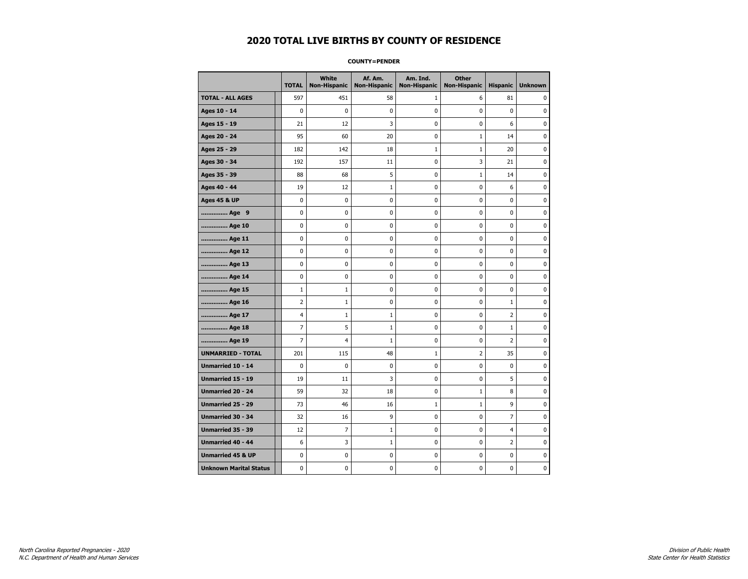# 2020 TOTAL LIVE BIRTHS BY COUNTY OF RESIDENCE

**COUNTY=PENDER**

| | TOTAL | White Non-Hispanic | Af. Am. Non-Hispanic | Am. Ind. Non-Hispanic | Other Non-Hispanic | Hispanic | Unknown |
|---|---|---|---|---|---|---|---|
| **TOTAL - ALL AGES** | 597 | 451 | 58 | 1 | 6 | 81 | 0 |
| **Ages 10 - 14** | 0 | 0 | 0 | 0 | 0 | 0 | 0 |
| **Ages 15 - 19** | 21 | 12 | 3 | 0 | 0 | 6 | 0 |
| **Ages 20 - 24** | 95 | 60 | 20 | 0 | 1 | 14 | 0 |
| **Ages 25 - 29** | 182 | 142 | 18 | 1 | 1 | 20 | 0 |
| **Ages 30 - 34** | 192 | 157 | 11 | 0 | 3 | 21 | 0 |
| **Ages 35 - 39** | 88 | 68 | 5 | 0 | 1 | 14 | 0 |
| **Ages 40 - 44** | 19 | 12 | 1 | 0 | 0 | 6 | 0 |
| **Ages 45 & UP** | 0 | 0 | 0 | 0 | 0 | 0 | 0 |
| **.............. Age 9** | 0 | 0 | 0 | 0 | 0 | 0 | 0 |
| **.............. Age 10** | 0 | 0 | 0 | 0 | 0 | 0 | 0 |
| **.............. Age 11** | 0 | 0 | 0 | 0 | 0 | 0 | 0 |
| **.............. Age 12** | 0 | 0 | 0 | 0 | 0 | 0 | 0 |
| **.............. Age 13** | 0 | 0 | 0 | 0 | 0 | 0 | 0 |
| **.............. Age 14** | 0 | 0 | 0 | 0 | 0 | 0 | 0 |
| **.............. Age 15** | 1 | 1 | 0 | 0 | 0 | 0 | 0 |
| **.............. Age 16** | 2 | 1 | 0 | 0 | 0 | 1 | 0 |
| **.............. Age 17** | 4 | 1 | 1 | 0 | 0 | 2 | 0 |
| **.............. Age 18** | 7 | 5 | 1 | 0 | 0 | 1 | 0 |
| **.............. Age 19** | 7 | 4 | 1 | 0 | 0 | 2 | 0 |
| **UNMARRIED - TOTAL** | 201 | 115 | 48 | 1 | 2 | 35 | 0 |
| **Unmarried 10 - 14** | 0 | 0 | 0 | 0 | 0 | 0 | 0 |
| **Unmarried 15 - 19** | 19 | 11 | 3 | 0 | 0 | 5 | 0 |
| **Unmarried 20 - 24** | 59 | 32 | 18 | 0 | 1 | 8 | 0 |
| **Unmarried 25 - 29** | 73 | 46 | 16 | 1 | 1 | 9 | 0 |
| **Unmarried 30 - 34** | 32 | 16 | 9 | 0 | 0 | 7 | 0 |
| **Unmarried 35 - 39** | 12 | 7 | 1 | 0 | 0 | 4 | 0 |
| **Unmarried 40 - 44** | 6 | 3 | 1 | 0 | 0 | 2 | 0 |
| **Unmarried 45 & UP** | 0 | 0 | 0 | 0 | 0 | 0 | 0 |
| **Unknown Marital Status** | 0 | 0 | 0 | 0 | 0 | 0 | 0 |

*North Carolina Reported Pregnancies - 2020*
*N.C. Department of Health and Human Services*

*Division of Public Health*
*State Center for Health Statistics*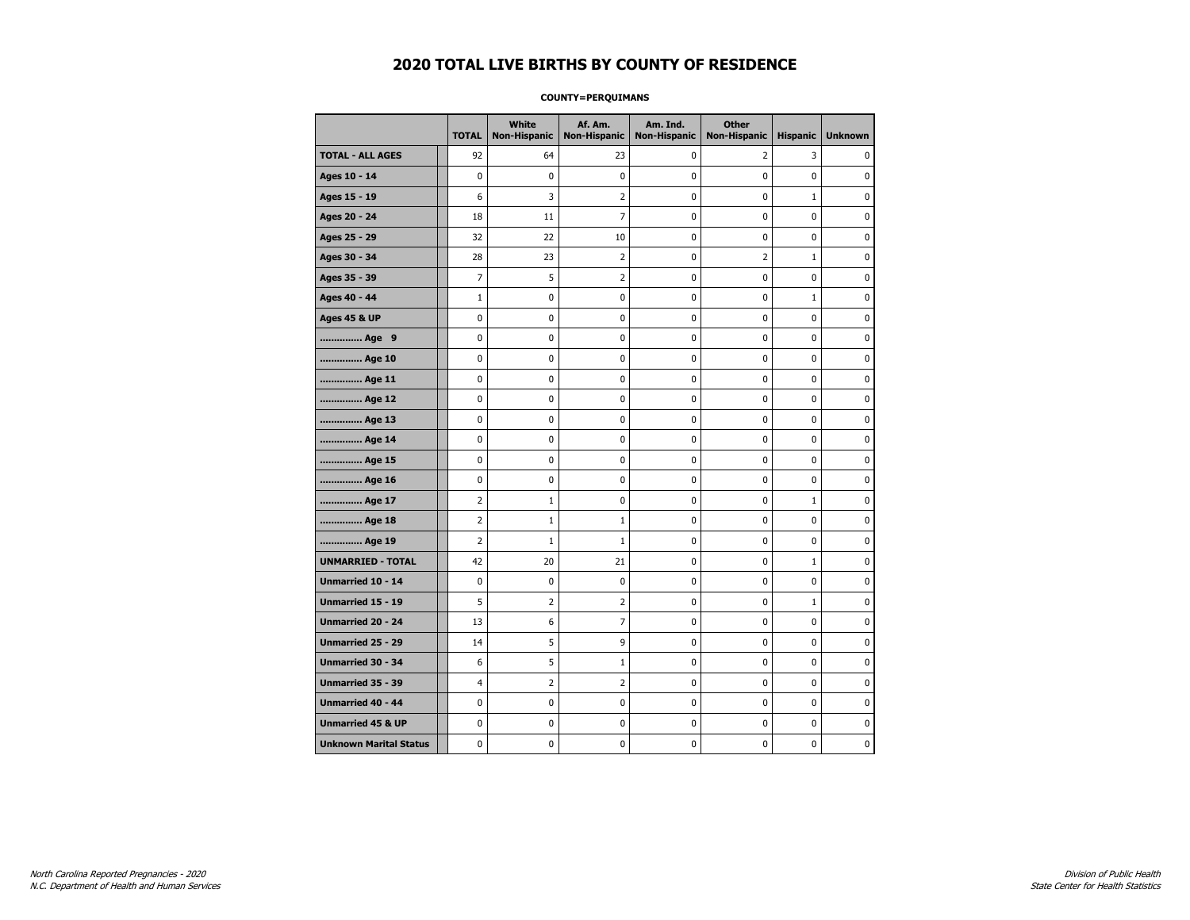# 2020 TOTAL LIVE BIRTHS BY COUNTY OF RESIDENCE

**COUNTY=PERQUIMANS**

| | TOTAL | White Non-Hispanic | Af. Am. Non-Hispanic | Am. Ind. Non-Hispanic | Other Non-Hispanic | Hispanic | Unknown |
|---|---|---|---|---|---|---|---|
| **TOTAL - ALL AGES** | 92 | 64 | 23 | 0 | 2 | 3 | 0 |
| **Ages 10 - 14** | 0 | 0 | 0 | 0 | 0 | 0 | 0 |
| **Ages 15 - 19** | 6 | 3 | 2 | 0 | 0 | 1 | 0 |
| **Ages 20 - 24** | 18 | 11 | 7 | 0 | 0 | 0 | 0 |
| **Ages 25 - 29** | 32 | 22 | 10 | 0 | 0 | 0 | 0 |
| **Ages 30 - 34** | 28 | 23 | 2 | 0 | 2 | 1 | 0 |
| **Ages 35 - 39** | 7 | 5 | 2 | 0 | 0 | 0 | 0 |
| **Ages 40 - 44** | 1 | 0 | 0 | 0 | 0 | 1 | 0 |
| **Ages 45 & UP** | 0 | 0 | 0 | 0 | 0 | 0 | 0 |
| **.............. Age 9** | 0 | 0 | 0 | 0 | 0 | 0 | 0 |
| **.............. Age 10** | 0 | 0 | 0 | 0 | 0 | 0 | 0 |
| **.............. Age 11** | 0 | 0 | 0 | 0 | 0 | 0 | 0 |
| **.............. Age 12** | 0 | 0 | 0 | 0 | 0 | 0 | 0 |
| **.............. Age 13** | 0 | 0 | 0 | 0 | 0 | 0 | 0 |
| **.............. Age 14** | 0 | 0 | 0 | 0 | 0 | 0 | 0 |
| **.............. Age 15** | 0 | 0 | 0 | 0 | 0 | 0 | 0 |
| **.............. Age 16** | 0 | 0 | 0 | 0 | 0 | 0 | 0 |
| **.............. Age 17** | 2 | 1 | 0 | 0 | 0 | 1 | 0 |
| **.............. Age 18** | 2 | 1 | 1 | 0 | 0 | 0 | 0 |
| **.............. Age 19** | 2 | 1 | 1 | 0 | 0 | 0 | 0 |
| **UNMARRIED - TOTAL** | 42 | 20 | 21 | 0 | 0 | 1 | 0 |
| **Unmarried 10 - 14** | 0 | 0 | 0 | 0 | 0 | 0 | 0 |
| **Unmarried 15 - 19** | 5 | 2 | 2 | 0 | 0 | 1 | 0 |
| **Unmarried 20 - 24** | 13 | 6 | 7 | 0 | 0 | 0 | 0 |
| **Unmarried 25 - 29** | 14 | 5 | 9 | 0 | 0 | 0 | 0 |
| **Unmarried 30 - 34** | 6 | 5 | 1 | 0 | 0 | 0 | 0 |
| **Unmarried 35 - 39** | 4 | 2 | 2 | 0 | 0 | 0 | 0 |
| **Unmarried 40 - 44** | 0 | 0 | 0 | 0 | 0 | 0 | 0 |
| **Unmarried 45 & UP** | 0 | 0 | 0 | 0 | 0 | 0 | 0 |
| **Unknown Marital Status** | 0 | 0 | 0 | 0 | 0 | 0 | 0 |

*North Carolina Reported Pregnancies - 2020*
*N.C. Department of Health and Human Services*

*Division of Public Health*
*State Center for Health Statistics*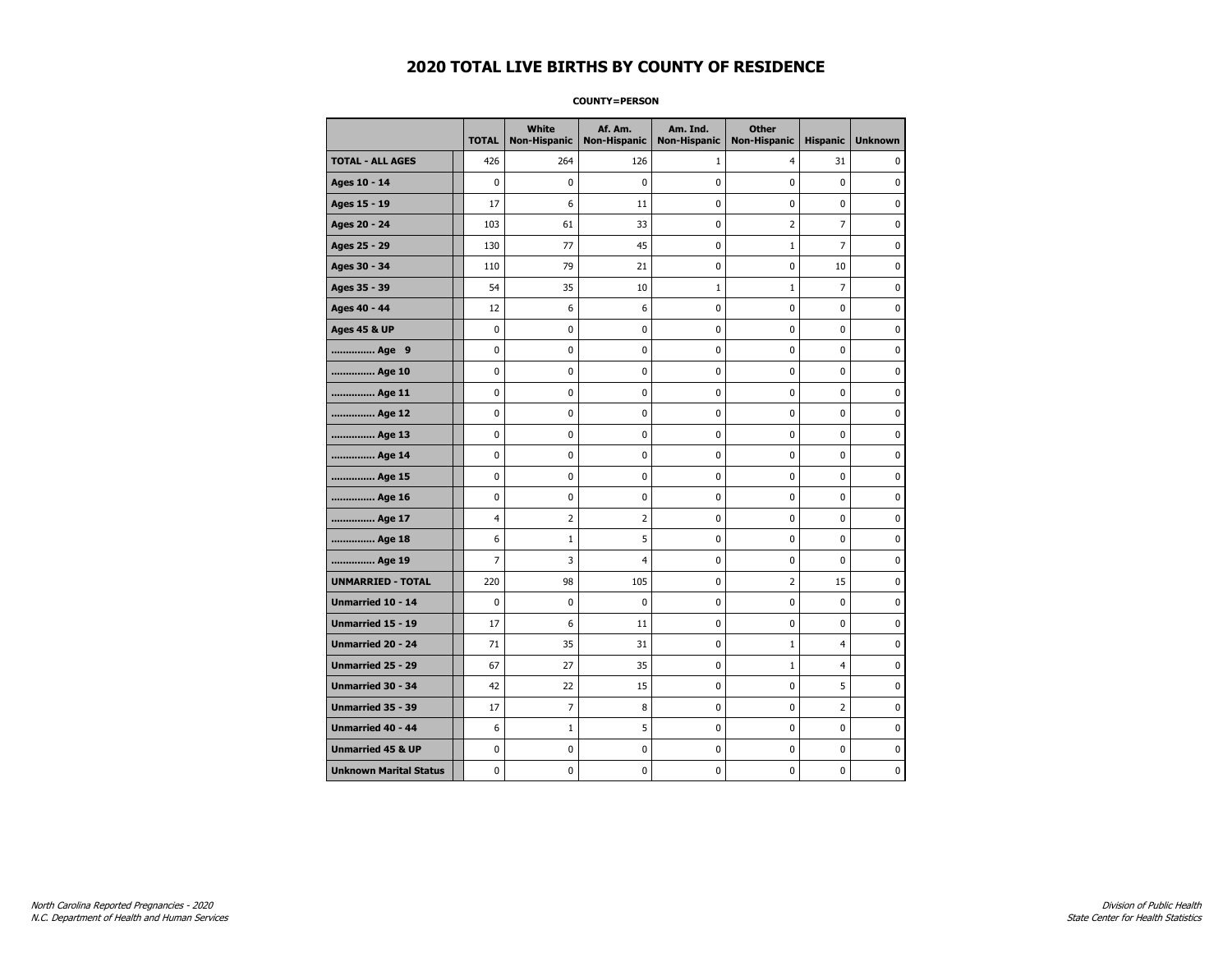# 2020 TOTAL LIVE BIRTHS BY COUNTY OF RESIDENCE

**COUNTY=PERSON**

| | TOTAL | White Non-Hispanic | Af. Am. Non-Hispanic | Am. Ind. Non-Hispanic | Other Non-Hispanic | Hispanic | Unknown |
|---|---|---|---|---|---|---|---|
| **TOTAL - ALL AGES** | 426 | 264 | 126 | 1 | 4 | 31 | 0 |
| **Ages 10 - 14** | 0 | 0 | 0 | 0 | 0 | 0 | 0 |
| **Ages 15 - 19** | 17 | 6 | 11 | 0 | 0 | 0 | 0 |
| **Ages 20 - 24** | 103 | 61 | 33 | 0 | 2 | 7 | 0 |
| **Ages 25 - 29** | 130 | 77 | 45 | 0 | 1 | 7 | 0 |
| **Ages 30 - 34** | 110 | 79 | 21 | 0 | 0 | 10 | 0 |
| **Ages 35 - 39** | 54 | 35 | 10 | 1 | 1 | 7 | 0 |
| **Ages 40 - 44** | 12 | 6 | 6 | 0 | 0 | 0 | 0 |
| **Ages 45 & UP** | 0 | 0 | 0 | 0 | 0 | 0 | 0 |
| **.............. Age 9** | 0 | 0 | 0 | 0 | 0 | 0 | 0 |
| **.............. Age 10** | 0 | 0 | 0 | 0 | 0 | 0 | 0 |
| **.............. Age 11** | 0 | 0 | 0 | 0 | 0 | 0 | 0 |
| **.............. Age 12** | 0 | 0 | 0 | 0 | 0 | 0 | 0 |
| **.............. Age 13** | 0 | 0 | 0 | 0 | 0 | 0 | 0 |
| **.............. Age 14** | 0 | 0 | 0 | 0 | 0 | 0 | 0 |
| **.............. Age 15** | 0 | 0 | 0 | 0 | 0 | 0 | 0 |
| **.............. Age 16** | 0 | 0 | 0 | 0 | 0 | 0 | 0 |
| **.............. Age 17** | 4 | 2 | 2 | 0 | 0 | 0 | 0 |
| **.............. Age 18** | 6 | 1 | 5 | 0 | 0 | 0 | 0 |
| **.............. Age 19** | 7 | 3 | 4 | 0 | 0 | 0 | 0 |
| **UNMARRIED - TOTAL** | 220 | 98 | 105 | 0 | 2 | 15 | 0 |
| **Unmarried 10 - 14** | 0 | 0 | 0 | 0 | 0 | 0 | 0 |
| **Unmarried 15 - 19** | 17 | 6 | 11 | 0 | 0 | 0 | 0 |
| **Unmarried 20 - 24** | 71 | 35 | 31 | 0 | 1 | 4 | 0 |
| **Unmarried 25 - 29** | 67 | 27 | 35 | 0 | 1 | 4 | 0 |
| **Unmarried 30 - 34** | 42 | 22 | 15 | 0 | 0 | 5 | 0 |
| **Unmarried 35 - 39** | 17 | 7 | 8 | 0 | 0 | 2 | 0 |
| **Unmarried 40 - 44** | 6 | 1 | 5 | 0 | 0 | 0 | 0 |
| **Unmarried 45 & UP** | 0 | 0 | 0 | 0 | 0 | 0 | 0 |
| **Unknown Marital Status** | 0 | 0 | 0 | 0 | 0 | 0 | 0 |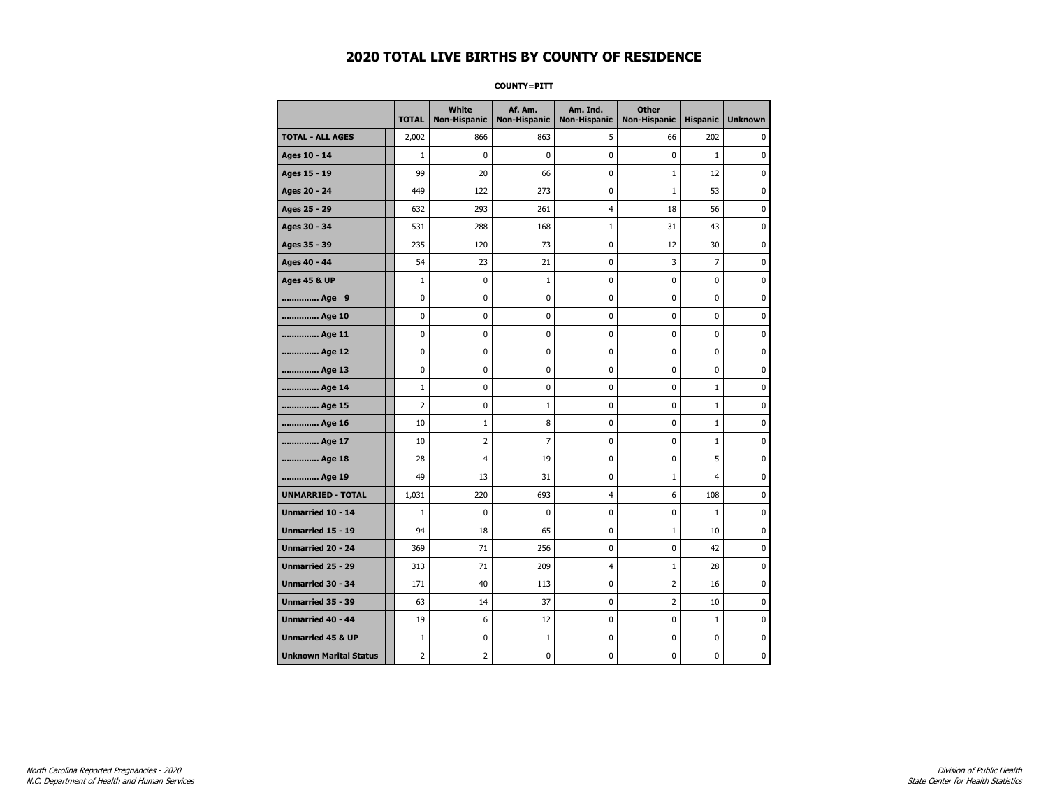# 2020 TOTAL LIVE BIRTHS BY COUNTY OF RESIDENCE

**COUNTY=PITT**

| | TOTAL | White Non-Hispanic | Af. Am. Non-Hispanic | Am. Ind. Non-Hispanic | Other Non-Hispanic | Hispanic | Unknown |
|---|---|---|---|---|---|---|---|
| **TOTAL - ALL AGES** | 2,002 | 866 | 863 | 5 | 66 | 202 | 0 |
| **Ages 10 - 14** | 1 | 0 | 0 | 0 | 0 | 1 | 0 |
| **Ages 15 - 19** | 99 | 20 | 66 | 0 | 1 | 12 | 0 |
| **Ages 20 - 24** | 449 | 122 | 273 | 0 | 1 | 53 | 0 |
| **Ages 25 - 29** | 632 | 293 | 261 | 4 | 18 | 56 | 0 |
| **Ages 30 - 34** | 531 | 288 | 168 | 1 | 31 | 43 | 0 |
| **Ages 35 - 39** | 235 | 120 | 73 | 0 | 12 | 30 | 0 |
| **Ages 40 - 44** | 54 | 23 | 21 | 0 | 3 | 7 | 0 |
| **Ages 45 & UP** | 1 | 0 | 1 | 0 | 0 | 0 | 0 |
| **.............. Age 9** | 0 | 0 | 0 | 0 | 0 | 0 | 0 |
| **.............. Age 10** | 0 | 0 | 0 | 0 | 0 | 0 | 0 |
| **.............. Age 11** | 0 | 0 | 0 | 0 | 0 | 0 | 0 |
| **.............. Age 12** | 0 | 0 | 0 | 0 | 0 | 0 | 0 |
| **.............. Age 13** | 0 | 0 | 0 | 0 | 0 | 0 | 0 |
| **.............. Age 14** | 1 | 0 | 0 | 0 | 0 | 1 | 0 |
| **.............. Age 15** | 2 | 0 | 1 | 0 | 0 | 1 | 0 |
| **.............. Age 16** | 10 | 1 | 8 | 0 | 0 | 1 | 0 |
| **.............. Age 17** | 10 | 2 | 7 | 0 | 0 | 1 | 0 |
| **.............. Age 18** | 28 | 4 | 19 | 0 | 0 | 5 | 0 |
| **.............. Age 19** | 49 | 13 | 31 | 0 | 1 | 4 | 0 |
| **UNMARRIED - TOTAL** | 1,031 | 220 | 693 | 4 | 6 | 108 | 0 |
| **Unmarried 10 - 14** | 1 | 0 | 0 | 0 | 0 | 1 | 0 |
| **Unmarried 15 - 19** | 94 | 18 | 65 | 0 | 1 | 10 | 0 |
| **Unmarried 20 - 24** | 369 | 71 | 256 | 0 | 0 | 42 | 0 |
| **Unmarried 25 - 29** | 313 | 71 | 209 | 4 | 1 | 28 | 0 |
| **Unmarried 30 - 34** | 171 | 40 | 113 | 0 | 2 | 16 | 0 |
| **Unmarried 35 - 39** | 63 | 14 | 37 | 0 | 2 | 10 | 0 |
| **Unmarried 40 - 44** | 19 | 6 | 12 | 0 | 0 | 1 | 0 |
| **Unmarried 45 & UP** | 1 | 0 | 1 | 0 | 0 | 0 | 0 |
| **Unknown Marital Status** | 2 | 2 | 0 | 0 | 0 | 0 | 0 |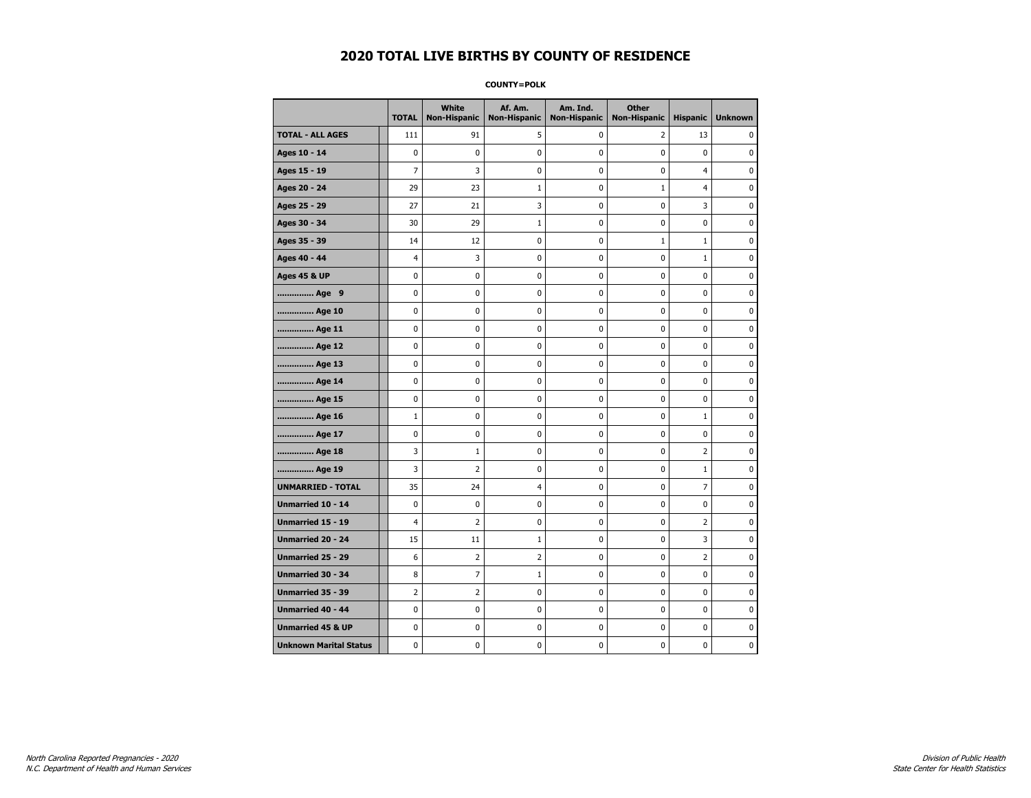# 2020 TOTAL LIVE BIRTHS BY COUNTY OF RESIDENCE

**COUNTY=POLK**

| | TOTAL | White Non-Hispanic | Af. Am. Non-Hispanic | Am. Ind. Non-Hispanic | Other Non-Hispanic | Hispanic | Unknown |
|---|---|---|---|---|---|---|---|
| **TOTAL - ALL AGES** | 111 | 91 | 5 | 0 | 2 | 13 | 0 |
| **Ages 10 - 14** | 0 | 0 | 0 | 0 | 0 | 0 | 0 |
| **Ages 15 - 19** | 7 | 3 | 0 | 0 | 0 | 4 | 0 |
| **Ages 20 - 24** | 29 | 23 | 1 | 0 | 1 | 4 | 0 |
| **Ages 25 - 29** | 27 | 21 | 3 | 0 | 0 | 3 | 0 |
| **Ages 30 - 34** | 30 | 29 | 1 | 0 | 0 | 0 | 0 |
| **Ages 35 - 39** | 14 | 12 | 0 | 0 | 1 | 1 | 0 |
| **Ages 40 - 44** | 4 | 3 | 0 | 0 | 0 | 1 | 0 |
| **Ages 45 & UP** | 0 | 0 | 0 | 0 | 0 | 0 | 0 |
| **.............. Age 9** | 0 | 0 | 0 | 0 | 0 | 0 | 0 |
| **.............. Age 10** | 0 | 0 | 0 | 0 | 0 | 0 | 0 |
| **.............. Age 11** | 0 | 0 | 0 | 0 | 0 | 0 | 0 |
| **.............. Age 12** | 0 | 0 | 0 | 0 | 0 | 0 | 0 |
| **.............. Age 13** | 0 | 0 | 0 | 0 | 0 | 0 | 0 |
| **.............. Age 14** | 0 | 0 | 0 | 0 | 0 | 0 | 0 |
| **.............. Age 15** | 0 | 0 | 0 | 0 | 0 | 0 | 0 |
| **.............. Age 16** | 1 | 0 | 0 | 0 | 0 | 1 | 0 |
| **.............. Age 17** | 0 | 0 | 0 | 0 | 0 | 0 | 0 |
| **.............. Age 18** | 3 | 1 | 0 | 0 | 0 | 2 | 0 |
| **.............. Age 19** | 3 | 2 | 0 | 0 | 0 | 1 | 0 |
| **UNMARRIED - TOTAL** | 35 | 24 | 4 | 0 | 0 | 7 | 0 |
| **Unmarried 10 - 14** | 0 | 0 | 0 | 0 | 0 | 0 | 0 |
| **Unmarried 15 - 19** | 4 | 2 | 0 | 0 | 0 | 2 | 0 |
| **Unmarried 20 - 24** | 15 | 11 | 1 | 0 | 0 | 3 | 0 |
| **Unmarried 25 - 29** | 6 | 2 | 2 | 0 | 0 | 2 | 0 |
| **Unmarried 30 - 34** | 8 | 7 | 1 | 0 | 0 | 0 | 0 |
| **Unmarried 35 - 39** | 2 | 2 | 0 | 0 | 0 | 0 | 0 |
| **Unmarried 40 - 44** | 0 | 0 | 0 | 0 | 0 | 0 | 0 |
| **Unmarried 45 & UP** | 0 | 0 | 0 | 0 | 0 | 0 | 0 |
| **Unknown Marital Status** | 0 | 0 | 0 | 0 | 0 | 0 | 0 |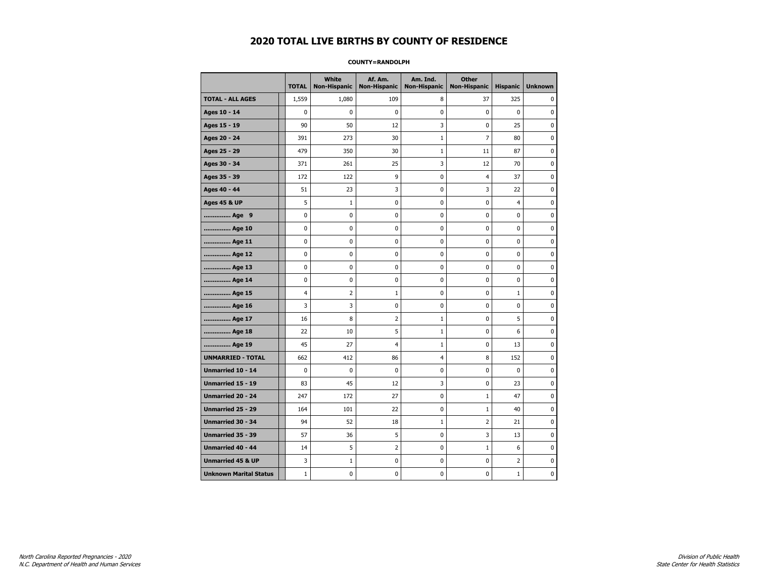# 2020 TOTAL LIVE BIRTHS BY COUNTY OF RESIDENCE

**COUNTY=RANDOLPH**

| | TOTAL | White Non-Hispanic | Af. Am. Non-Hispanic | Am. Ind. Non-Hispanic | Other Non-Hispanic | Hispanic | Unknown |
|---|---|---|---|---|---|---|---|
| **TOTAL - ALL AGES** | 1,559 | 1,080 | 109 | 8 | 37 | 325 | 0 |
| **Ages 10 - 14** | 0 | 0 | 0 | 0 | 0 | 0 | 0 |
| **Ages 15 - 19** | 90 | 50 | 12 | 3 | 0 | 25 | 0 |
| **Ages 20 - 24** | 391 | 273 | 30 | 1 | 7 | 80 | 0 |
| **Ages 25 - 29** | 479 | 350 | 30 | 1 | 11 | 87 | 0 |
| **Ages 30 - 34** | 371 | 261 | 25 | 3 | 12 | 70 | 0 |
| **Ages 35 - 39** | 172 | 122 | 9 | 0 | 4 | 37 | 0 |
| **Ages 40 - 44** | 51 | 23 | 3 | 0 | 3 | 22 | 0 |
| **Ages 45 & UP** | 5 | 1 | 0 | 0 | 0 | 4 | 0 |
| **.............. Age 9** | 0 | 0 | 0 | 0 | 0 | 0 | 0 |
| **.............. Age 10** | 0 | 0 | 0 | 0 | 0 | 0 | 0 |
| **.............. Age 11** | 0 | 0 | 0 | 0 | 0 | 0 | 0 |
| **.............. Age 12** | 0 | 0 | 0 | 0 | 0 | 0 | 0 |
| **.............. Age 13** | 0 | 0 | 0 | 0 | 0 | 0 | 0 |
| **.............. Age 14** | 0 | 0 | 0 | 0 | 0 | 0 | 0 |
| **.............. Age 15** | 4 | 2 | 1 | 0 | 0 | 1 | 0 |
| **.............. Age 16** | 3 | 3 | 0 | 0 | 0 | 0 | 0 |
| **.............. Age 17** | 16 | 8 | 2 | 1 | 0 | 5 | 0 |
| **.............. Age 18** | 22 | 10 | 5 | 1 | 0 | 6 | 0 |
| **.............. Age 19** | 45 | 27 | 4 | 1 | 0 | 13 | 0 |
| **UNMARRIED - TOTAL** | 662 | 412 | 86 | 4 | 8 | 152 | 0 |
| **Unmarried 10 - 14** | 0 | 0 | 0 | 0 | 0 | 0 | 0 |
| **Unmarried 15 - 19** | 83 | 45 | 12 | 3 | 0 | 23 | 0 |
| **Unmarried 20 - 24** | 247 | 172 | 27 | 0 | 1 | 47 | 0 |
| **Unmarried 25 - 29** | 164 | 101 | 22 | 0 | 1 | 40 | 0 |
| **Unmarried 30 - 34** | 94 | 52 | 18 | 1 | 2 | 21 | 0 |
| **Unmarried 35 - 39** | 57 | 36 | 5 | 0 | 3 | 13 | 0 |
| **Unmarried 40 - 44** | 14 | 5 | 2 | 0 | 1 | 6 | 0 |
| **Unmarried 45 & UP** | 3 | 1 | 0 | 0 | 0 | 2 | 0 |
| **Unknown Marital Status** | 1 | 0 | 0 | 0 | 0 | 1 | 0 |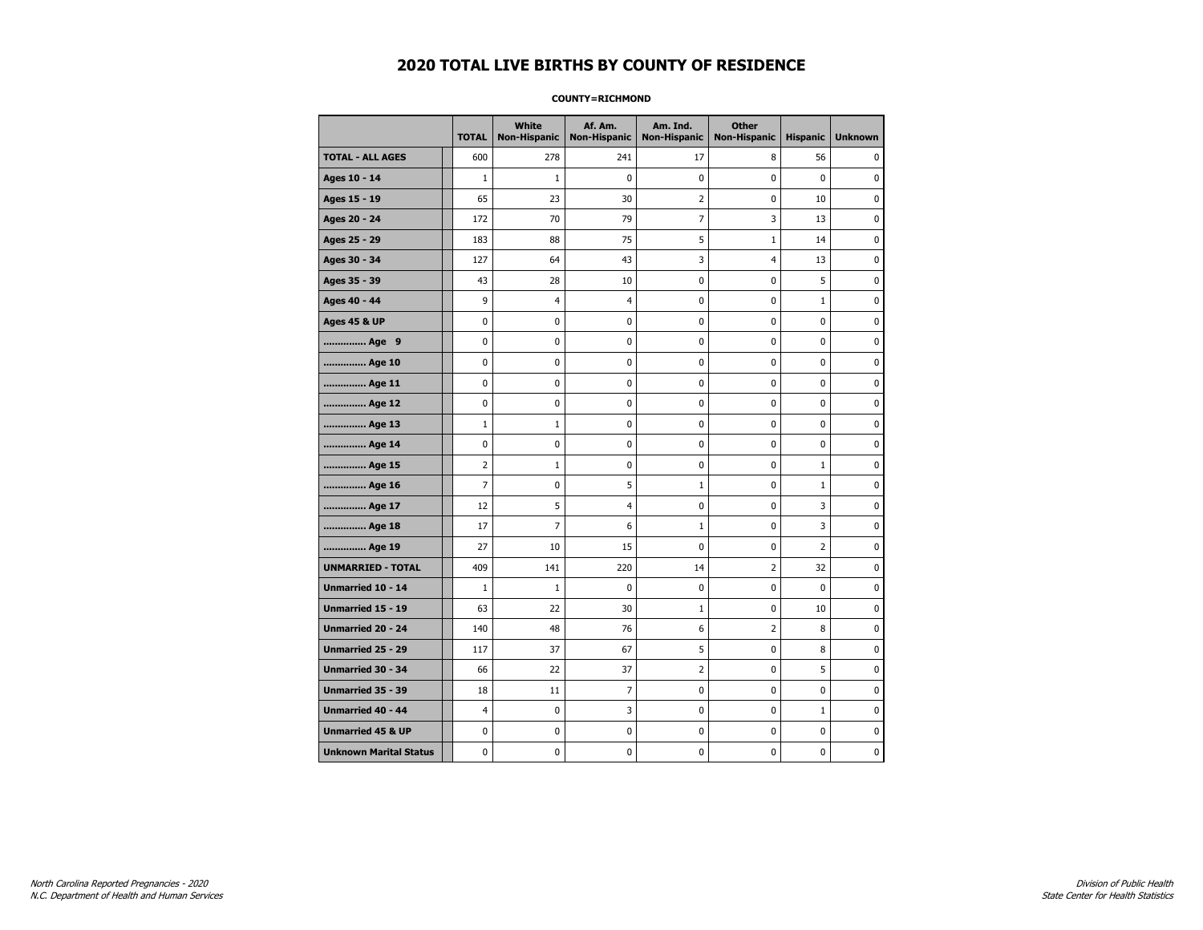# 2020 TOTAL LIVE BIRTHS BY COUNTY OF RESIDENCE

**COUNTY=RICHMOND**

| | TOTAL | White Non-Hispanic | Af. Am. Non-Hispanic | Am. Ind. Non-Hispanic | Other Non-Hispanic | Hispanic | Unknown |
|---|---|---|---|---|---|---|---|
| **TOTAL - ALL AGES** | 600 | 278 | 241 | 17 | 8 | 56 | 0 |
| **Ages 10 - 14** | 1 | 1 | 0 | 0 | 0 | 0 | 0 |
| **Ages 15 - 19** | 65 | 23 | 30 | 2 | 0 | 10 | 0 |
| **Ages 20 - 24** | 172 | 70 | 79 | 7 | 3 | 13 | 0 |
| **Ages 25 - 29** | 183 | 88 | 75 | 5 | 1 | 14 | 0 |
| **Ages 30 - 34** | 127 | 64 | 43 | 3 | 4 | 13 | 0 |
| **Ages 35 - 39** | 43 | 28 | 10 | 0 | 0 | 5 | 0 |
| **Ages 40 - 44** | 9 | 4 | 4 | 0 | 0 | 1 | 0 |
| **Ages 45 & UP** | 0 | 0 | 0 | 0 | 0 | 0 | 0 |
| **.............. Age 9** | 0 | 0 | 0 | 0 | 0 | 0 | 0 |
| **.............. Age 10** | 0 | 0 | 0 | 0 | 0 | 0 | 0 |
| **.............. Age 11** | 0 | 0 | 0 | 0 | 0 | 0 | 0 |
| **.............. Age 12** | 0 | 0 | 0 | 0 | 0 | 0 | 0 |
| **.............. Age 13** | 1 | 1 | 0 | 0 | 0 | 0 | 0 |
| **.............. Age 14** | 0 | 0 | 0 | 0 | 0 | 0 | 0 |
| **.............. Age 15** | 2 | 1 | 0 | 0 | 0 | 1 | 0 |
| **.............. Age 16** | 7 | 0 | 5 | 1 | 0 | 1 | 0 |
| **.............. Age 17** | 12 | 5 | 4 | 0 | 0 | 3 | 0 |
| **.............. Age 18** | 17 | 7 | 6 | 1 | 0 | 3 | 0 |
| **.............. Age 19** | 27 | 10 | 15 | 0 | 0 | 2 | 0 |
| **UNMARRIED - TOTAL** | 409 | 141 | 220 | 14 | 2 | 32 | 0 |
| **Unmarried 10 - 14** | 1 | 1 | 0 | 0 | 0 | 0 | 0 |
| **Unmarried 15 - 19** | 63 | 22 | 30 | 1 | 0 | 10 | 0 |
| **Unmarried 20 - 24** | 140 | 48 | 76 | 6 | 2 | 8 | 0 |
| **Unmarried 25 - 29** | 117 | 37 | 67 | 5 | 0 | 8 | 0 |
| **Unmarried 30 - 34** | 66 | 22 | 37 | 2 | 0 | 5 | 0 |
| **Unmarried 35 - 39** | 18 | 11 | 7 | 0 | 0 | 0 | 0 |
| **Unmarried 40 - 44** | 4 | 0 | 3 | 0 | 0 | 1 | 0 |
| **Unmarried 45 & UP** | 0 | 0 | 0 | 0 | 0 | 0 | 0 |
| **Unknown Marital Status** | 0 | 0 | 0 | 0 | 0 | 0 | 0 |

*North Carolina Reported Pregnancies - 2020*
*N.C. Department of Health and Human Services*

*Division of Public Health*
*State Center for Health Statistics*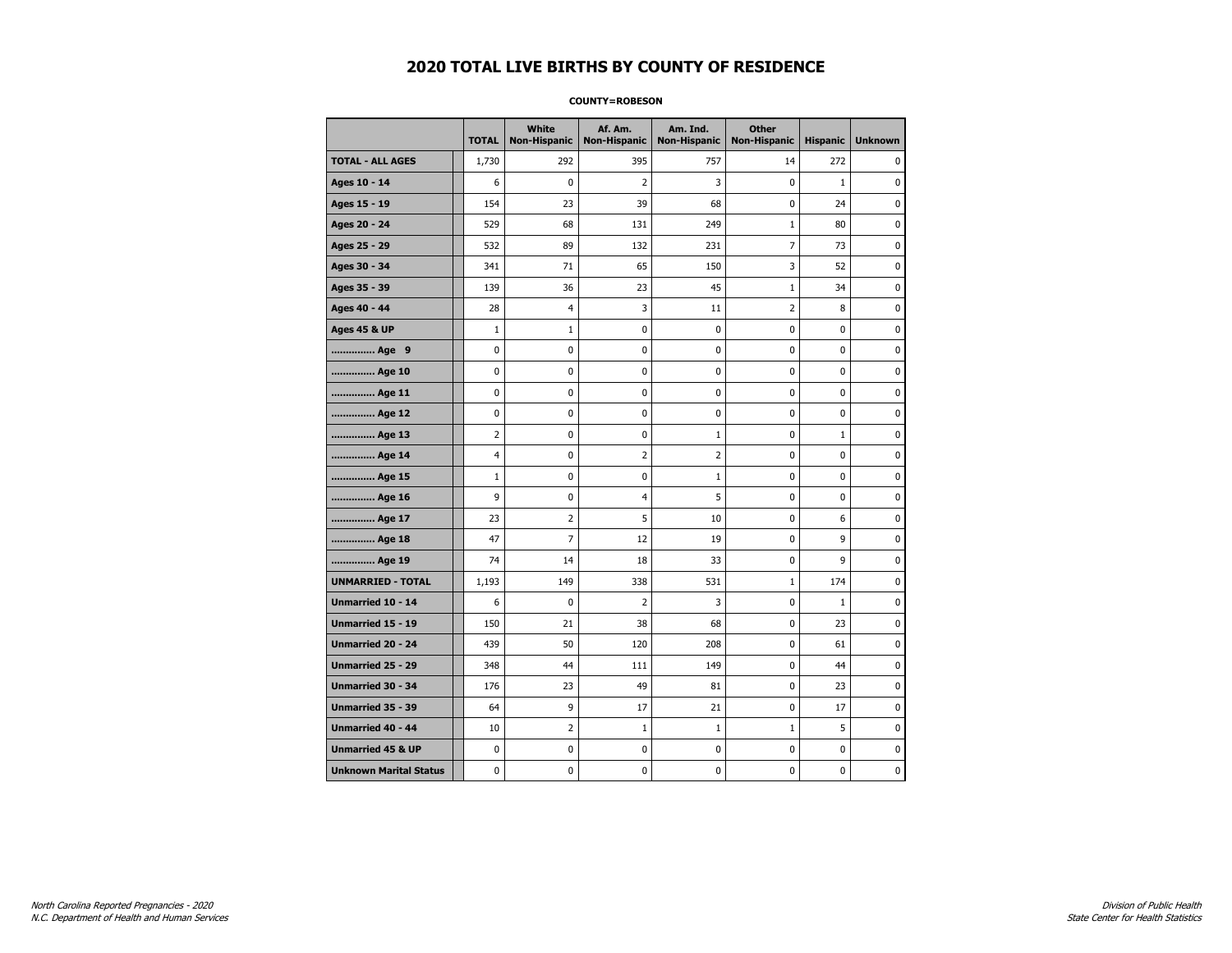# 2020 TOTAL LIVE BIRTHS BY COUNTY OF RESIDENCE

**COUNTY=ROBESON**

| | TOTAL | White Non-Hispanic | Af. Am. Non-Hispanic | Am. Ind. Non-Hispanic | Other Non-Hispanic | Hispanic | Unknown |
|---|---|---|---|---|---|---|---|
| **TOTAL - ALL AGES** | 1,730 | 292 | 395 | 757 | 14 | 272 | 0 |
| **Ages 10 - 14** | 6 | 0 | 2 | 3 | 0 | 1 | 0 |
| **Ages 15 - 19** | 154 | 23 | 39 | 68 | 0 | 24 | 0 |
| **Ages 20 - 24** | 529 | 68 | 131 | 249 | 1 | 80 | 0 |
| **Ages 25 - 29** | 532 | 89 | 132 | 231 | 7 | 73 | 0 |
| **Ages 30 - 34** | 341 | 71 | 65 | 150 | 3 | 52 | 0 |
| **Ages 35 - 39** | 139 | 36 | 23 | 45 | 1 | 34 | 0 |
| **Ages 40 - 44** | 28 | 4 | 3 | 11 | 2 | 8 | 0 |
| **Ages 45 & UP** | 1 | 1 | 0 | 0 | 0 | 0 | 0 |
| **.............. Age 9** | 0 | 0 | 0 | 0 | 0 | 0 | 0 |
| **.............. Age 10** | 0 | 0 | 0 | 0 | 0 | 0 | 0 |
| **.............. Age 11** | 0 | 0 | 0 | 0 | 0 | 0 | 0 |
| **.............. Age 12** | 0 | 0 | 0 | 0 | 0 | 0 | 0 |
| **.............. Age 13** | 2 | 0 | 0 | 1 | 0 | 1 | 0 |
| **.............. Age 14** | 4 | 0 | 2 | 2 | 0 | 0 | 0 |
| **.............. Age 15** | 1 | 0 | 0 | 1 | 0 | 0 | 0 |
| **.............. Age 16** | 9 | 0 | 4 | 5 | 0 | 0 | 0 |
| **.............. Age 17** | 23 | 2 | 5 | 10 | 0 | 6 | 0 |
| **.............. Age 18** | 47 | 7 | 12 | 19 | 0 | 9 | 0 |
| **.............. Age 19** | 74 | 14 | 18 | 33 | 0 | 9 | 0 |
| **UNMARRIED - TOTAL** | 1,193 | 149 | 338 | 531 | 1 | 174 | 0 |
| **Unmarried 10 - 14** | 6 | 0 | 2 | 3 | 0 | 1 | 0 |
| **Unmarried 15 - 19** | 150 | 21 | 38 | 68 | 0 | 23 | 0 |
| **Unmarried 20 - 24** | 439 | 50 | 120 | 208 | 0 | 61 | 0 |
| **Unmarried 25 - 29** | 348 | 44 | 111 | 149 | 0 | 44 | 0 |
| **Unmarried 30 - 34** | 176 | 23 | 49 | 81 | 0 | 23 | 0 |
| **Unmarried 35 - 39** | 64 | 9 | 17 | 21 | 0 | 17 | 0 |
| **Unmarried 40 - 44** | 10 | 2 | 1 | 1 | 1 | 5 | 0 |
| **Unmarried 45 & UP** | 0 | 0 | 0 | 0 | 0 | 0 | 0 |
| **Unknown Marital Status** | 0 | 0 | 0 | 0 | 0 | 0 | 0 |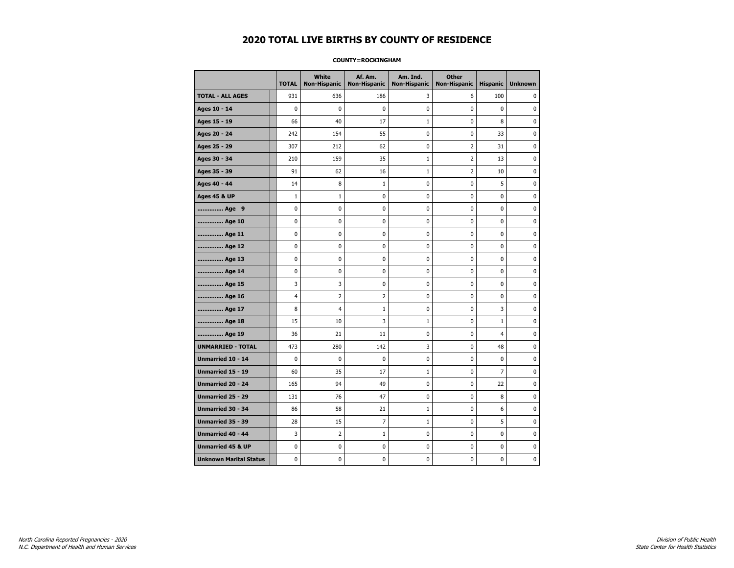# 2020 TOTAL LIVE BIRTHS BY COUNTY OF RESIDENCE

**COUNTY=ROCKINGHAM**

| | TOTAL | White Non-Hispanic | Af. Am. Non-Hispanic | Am. Ind. Non-Hispanic | Other Non-Hispanic | Hispanic | Unknown |
|---|---|---|---|---|---|---|---|
| **TOTAL - ALL AGES** | 931 | 636 | 186 | 3 | 6 | 100 | 0 |
| **Ages 10 - 14** | 0 | 0 | 0 | 0 | 0 | 0 | 0 |
| **Ages 15 - 19** | 66 | 40 | 17 | 1 | 0 | 8 | 0 |
| **Ages 20 - 24** | 242 | 154 | 55 | 0 | 0 | 33 | 0 |
| **Ages 25 - 29** | 307 | 212 | 62 | 0 | 2 | 31 | 0 |
| **Ages 30 - 34** | 210 | 159 | 35 | 1 | 2 | 13 | 0 |
| **Ages 35 - 39** | 91 | 62 | 16 | 1 | 2 | 10 | 0 |
| **Ages 40 - 44** | 14 | 8 | 1 | 0 | 0 | 5 | 0 |
| **Ages 45 & UP** | 1 | 1 | 0 | 0 | 0 | 0 | 0 |
| **.............. Age 9** | 0 | 0 | 0 | 0 | 0 | 0 | 0 |
| **.............. Age 10** | 0 | 0 | 0 | 0 | 0 | 0 | 0 |
| **.............. Age 11** | 0 | 0 | 0 | 0 | 0 | 0 | 0 |
| **.............. Age 12** | 0 | 0 | 0 | 0 | 0 | 0 | 0 |
| **.............. Age 13** | 0 | 0 | 0 | 0 | 0 | 0 | 0 |
| **.............. Age 14** | 0 | 0 | 0 | 0 | 0 | 0 | 0 |
| **.............. Age 15** | 3 | 3 | 0 | 0 | 0 | 0 | 0 |
| **.............. Age 16** | 4 | 2 | 2 | 0 | 0 | 0 | 0 |
| **.............. Age 17** | 8 | 4 | 1 | 0 | 0 | 3 | 0 |
| **.............. Age 18** | 15 | 10 | 3 | 1 | 0 | 1 | 0 |
| **.............. Age 19** | 36 | 21 | 11 | 0 | 0 | 4 | 0 |
| **UNMARRIED - TOTAL** | 473 | 280 | 142 | 3 | 0 | 48 | 0 |
| **Unmarried 10 - 14** | 0 | 0 | 0 | 0 | 0 | 0 | 0 |
| **Unmarried 15 - 19** | 60 | 35 | 17 | 1 | 0 | 7 | 0 |
| **Unmarried 20 - 24** | 165 | 94 | 49 | 0 | 0 | 22 | 0 |
| **Unmarried 25 - 29** | 131 | 76 | 47 | 0 | 0 | 8 | 0 |
| **Unmarried 30 - 34** | 86 | 58 | 21 | 1 | 0 | 6 | 0 |
| **Unmarried 35 - 39** | 28 | 15 | 7 | 1 | 0 | 5 | 0 |
| **Unmarried 40 - 44** | 3 | 2 | 1 | 0 | 0 | 0 | 0 |
| **Unmarried 45 & UP** | 0 | 0 | 0 | 0 | 0 | 0 | 0 |
| **Unknown Marital Status** | 0 | 0 | 0 | 0 | 0 | 0 | 0 |

*North Carolina Reported Pregnancies - 2020*
*N.C. Department of Health and Human Services*

*Division of Public Health*
*State Center for Health Statistics*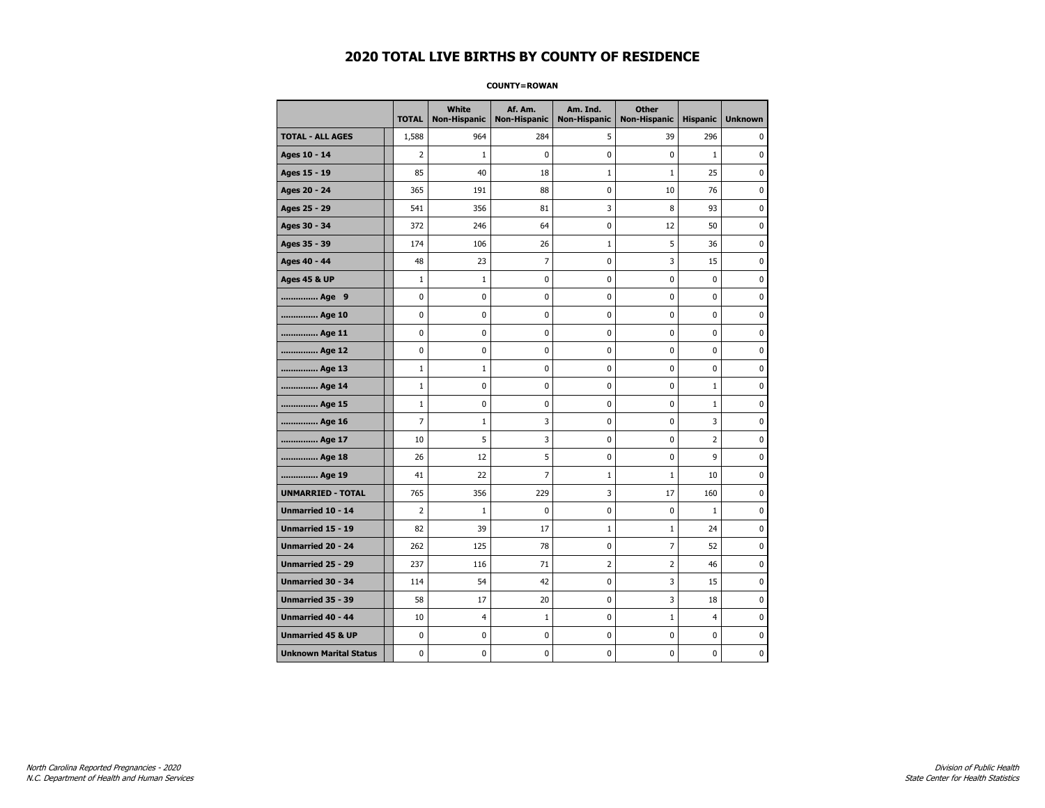# 2020 TOTAL LIVE BIRTHS BY COUNTY OF RESIDENCE

**COUNTY=ROWAN**

| | TOTAL | White Non-Hispanic | Af. Am. Non-Hispanic | Am. Ind. Non-Hispanic | Other Non-Hispanic | Hispanic | Unknown |
|---|---|---|---|---|---|---|---|
| **TOTAL - ALL AGES** | 1,588 | 964 | 284 | 5 | 39 | 296 | 0 |
| **Ages 10 - 14** | 2 | 1 | 0 | 0 | 0 | 1 | 0 |
| **Ages 15 - 19** | 85 | 40 | 18 | 1 | 1 | 25 | 0 |
| **Ages 20 - 24** | 365 | 191 | 88 | 0 | 10 | 76 | 0 |
| **Ages 25 - 29** | 541 | 356 | 81 | 3 | 8 | 93 | 0 |
| **Ages 30 - 34** | 372 | 246 | 64 | 0 | 12 | 50 | 0 |
| **Ages 35 - 39** | 174 | 106 | 26 | 1 | 5 | 36 | 0 |
| **Ages 40 - 44** | 48 | 23 | 7 | 0 | 3 | 15 | 0 |
| **Ages 45 & UP** | 1 | 1 | 0 | 0 | 0 | 0 | 0 |
| **.............. Age 9** | 0 | 0 | 0 | 0 | 0 | 0 | 0 |
| **.............. Age 10** | 0 | 0 | 0 | 0 | 0 | 0 | 0 |
| **.............. Age 11** | 0 | 0 | 0 | 0 | 0 | 0 | 0 |
| **.............. Age 12** | 0 | 0 | 0 | 0 | 0 | 0 | 0 |
| **.............. Age 13** | 1 | 1 | 0 | 0 | 0 | 0 | 0 |
| **.............. Age 14** | 1 | 0 | 0 | 0 | 0 | 1 | 0 |
| **.............. Age 15** | 1 | 0 | 0 | 0 | 0 | 1 | 0 |
| **.............. Age 16** | 7 | 1 | 3 | 0 | 0 | 3 | 0 |
| **.............. Age 17** | 10 | 5 | 3 | 0 | 0 | 2 | 0 |
| **.............. Age 18** | 26 | 12 | 5 | 0 | 0 | 9 | 0 |
| **.............. Age 19** | 41 | 22 | 7 | 1 | 1 | 10 | 0 |
| **UNMARRIED - TOTAL** | 765 | 356 | 229 | 3 | 17 | 160 | 0 |
| **Unmarried 10 - 14** | 2 | 1 | 0 | 0 | 0 | 1 | 0 |
| **Unmarried 15 - 19** | 82 | 39 | 17 | 1 | 1 | 24 | 0 |
| **Unmarried 20 - 24** | 262 | 125 | 78 | 0 | 7 | 52 | 0 |
| **Unmarried 25 - 29** | 237 | 116 | 71 | 2 | 2 | 46 | 0 |
| **Unmarried 30 - 34** | 114 | 54 | 42 | 0 | 3 | 15 | 0 |
| **Unmarried 35 - 39** | 58 | 17 | 20 | 0 | 3 | 18 | 0 |
| **Unmarried 40 - 44** | 10 | 4 | 1 | 0 | 1 | 4 | 0 |
| **Unmarried 45 & UP** | 0 | 0 | 0 | 0 | 0 | 0 | 0 |
| **Unknown Marital Status** | 0 | 0 | 0 | 0 | 0 | 0 | 0 |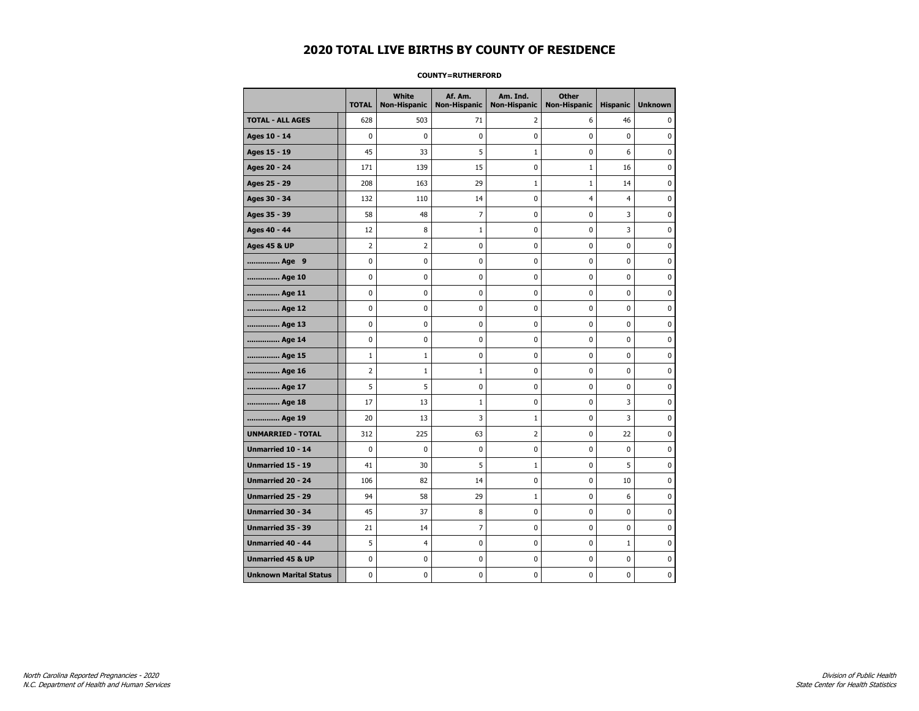# 2020 TOTAL LIVE BIRTHS BY COUNTY OF RESIDENCE

**COUNTY=RUTHERFORD**

| | TOTAL | White Non-Hispanic | Af. Am. Non-Hispanic | Am. Ind. Non-Hispanic | Other Non-Hispanic | Hispanic | Unknown |
|---|---|---|---|---|---|---|---|
| **TOTAL - ALL AGES** | 628 | 503 | 71 | 2 | 6 | 46 | 0 |
| **Ages 10 - 14** | 0 | 0 | 0 | 0 | 0 | 0 | 0 |
| **Ages 15 - 19** | 45 | 33 | 5 | 1 | 0 | 6 | 0 |
| **Ages 20 - 24** | 171 | 139 | 15 | 0 | 1 | 16 | 0 |
| **Ages 25 - 29** | 208 | 163 | 29 | 1 | 1 | 14 | 0 |
| **Ages 30 - 34** | 132 | 110 | 14 | 0 | 4 | 4 | 0 |
| **Ages 35 - 39** | 58 | 48 | 7 | 0 | 0 | 3 | 0 |
| **Ages 40 - 44** | 12 | 8 | 1 | 0 | 0 | 3 | 0 |
| **Ages 45 & UP** | 2 | 2 | 0 | 0 | 0 | 0 | 0 |
| **.............. Age 9** | 0 | 0 | 0 | 0 | 0 | 0 | 0 |
| **.............. Age 10** | 0 | 0 | 0 | 0 | 0 | 0 | 0 |
| **.............. Age 11** | 0 | 0 | 0 | 0 | 0 | 0 | 0 |
| **.............. Age 12** | 0 | 0 | 0 | 0 | 0 | 0 | 0 |
| **.............. Age 13** | 0 | 0 | 0 | 0 | 0 | 0 | 0 |
| **.............. Age 14** | 0 | 0 | 0 | 0 | 0 | 0 | 0 |
| **.............. Age 15** | 1 | 1 | 0 | 0 | 0 | 0 | 0 |
| **.............. Age 16** | 2 | 1 | 1 | 0 | 0 | 0 | 0 |
| **.............. Age 17** | 5 | 5 | 0 | 0 | 0 | 0 | 0 |
| **.............. Age 18** | 17 | 13 | 1 | 0 | 0 | 3 | 0 |
| **.............. Age 19** | 20 | 13 | 3 | 1 | 0 | 3 | 0 |
| **UNMARRIED - TOTAL** | 312 | 225 | 63 | 2 | 0 | 22 | 0 |
| **Unmarried 10 - 14** | 0 | 0 | 0 | 0 | 0 | 0 | 0 |
| **Unmarried 15 - 19** | 41 | 30 | 5 | 1 | 0 | 5 | 0 |
| **Unmarried 20 - 24** | 106 | 82 | 14 | 0 | 0 | 10 | 0 |
| **Unmarried 25 - 29** | 94 | 58 | 29 | 1 | 0 | 6 | 0 |
| **Unmarried 30 - 34** | 45 | 37 | 8 | 0 | 0 | 0 | 0 |
| **Unmarried 35 - 39** | 21 | 14 | 7 | 0 | 0 | 0 | 0 |
| **Unmarried 40 - 44** | 5 | 4 | 0 | 0 | 0 | 1 | 0 |
| **Unmarried 45 & UP** | 0 | 0 | 0 | 0 | 0 | 0 | 0 |
| **Unknown Marital Status** | 0 | 0 | 0 | 0 | 0 | 0 | 0 |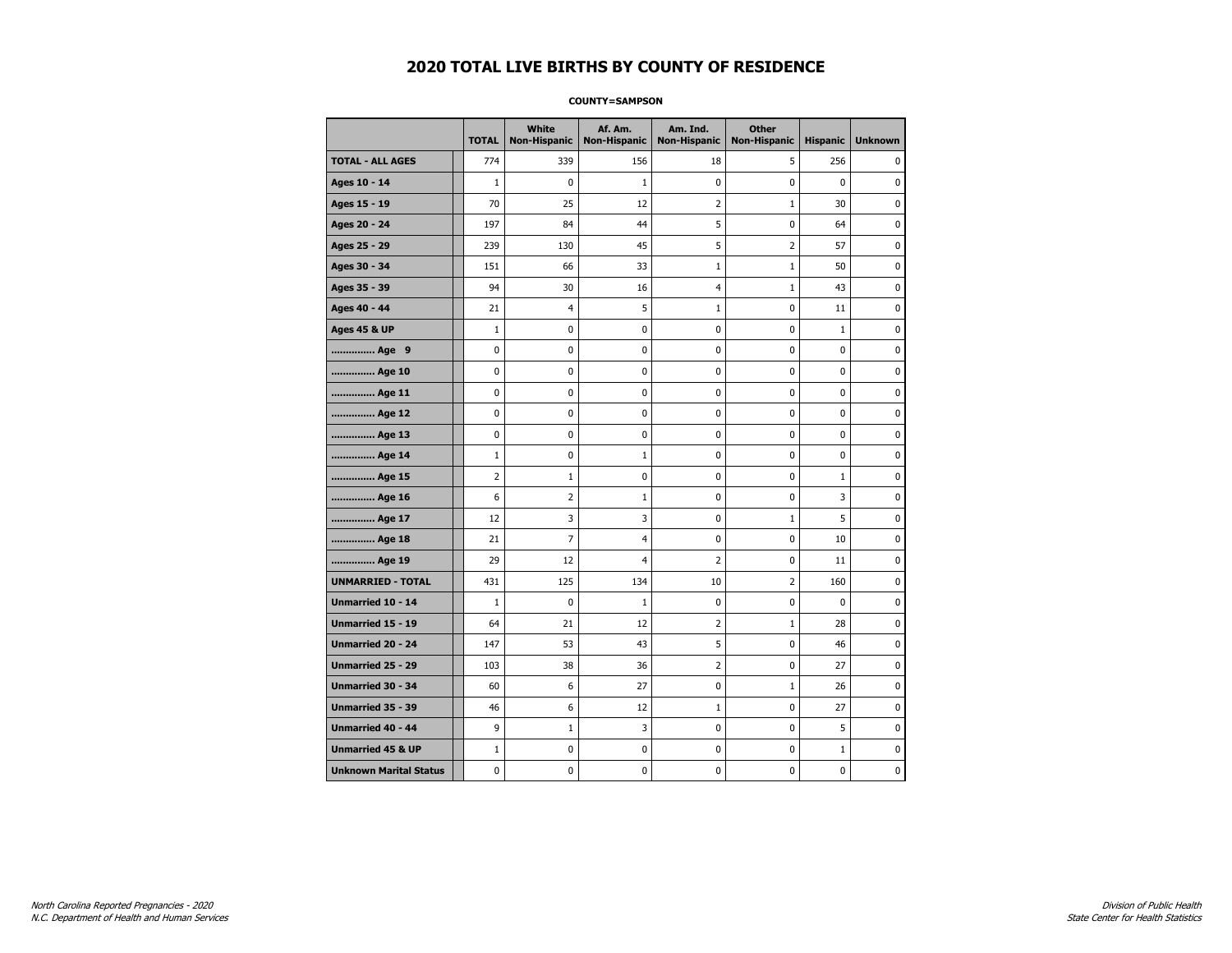# 2020 TOTAL LIVE BIRTHS BY COUNTY OF RESIDENCE

**COUNTY=SAMPSON**

| | TOTAL | White Non-Hispanic | Af. Am. Non-Hispanic | Am. Ind. Non-Hispanic | Other Non-Hispanic | Hispanic | Unknown |
|---|---|---|---|---|---|---|---|
| **TOTAL - ALL AGES** | 774 | 339 | 156 | 18 | 5 | 256 | 0 |
| **Ages 10 - 14** | 1 | 0 | 1 | 0 | 0 | 0 | 0 |
| **Ages 15 - 19** | 70 | 25 | 12 | 2 | 1 | 30 | 0 |
| **Ages 20 - 24** | 197 | 84 | 44 | 5 | 0 | 64 | 0 |
| **Ages 25 - 29** | 239 | 130 | 45 | 5 | 2 | 57 | 0 |
| **Ages 30 - 34** | 151 | 66 | 33 | 1 | 1 | 50 | 0 |
| **Ages 35 - 39** | 94 | 30 | 16 | 4 | 1 | 43 | 0 |
| **Ages 40 - 44** | 21 | 4 | 5 | 1 | 0 | 11 | 0 |
| **Ages 45 & UP** | 1 | 0 | 0 | 0 | 0 | 1 | 0 |
| **.............. Age 9** | 0 | 0 | 0 | 0 | 0 | 0 | 0 |
| **.............. Age 10** | 0 | 0 | 0 | 0 | 0 | 0 | 0 |
| **.............. Age 11** | 0 | 0 | 0 | 0 | 0 | 0 | 0 |
| **.............. Age 12** | 0 | 0 | 0 | 0 | 0 | 0 | 0 |
| **.............. Age 13** | 0 | 0 | 0 | 0 | 0 | 0 | 0 |
| **.............. Age 14** | 1 | 0 | 1 | 0 | 0 | 0 | 0 |
| **.............. Age 15** | 2 | 1 | 0 | 0 | 0 | 1 | 0 |
| **.............. Age 16** | 6 | 2 | 1 | 0 | 0 | 3 | 0 |
| **.............. Age 17** | 12 | 3 | 3 | 0 | 1 | 5 | 0 |
| **.............. Age 18** | 21 | 7 | 4 | 0 | 0 | 10 | 0 |
| **.............. Age 19** | 29 | 12 | 4 | 2 | 0 | 11 | 0 |
| **UNMARRIED - TOTAL** | 431 | 125 | 134 | 10 | 2 | 160 | 0 |
| **Unmarried 10 - 14** | 1 | 0 | 1 | 0 | 0 | 0 | 0 |
| **Unmarried 15 - 19** | 64 | 21 | 12 | 2 | 1 | 28 | 0 |
| **Unmarried 20 - 24** | 147 | 53 | 43 | 5 | 0 | 46 | 0 |
| **Unmarried 25 - 29** | 103 | 38 | 36 | 2 | 0 | 27 | 0 |
| **Unmarried 30 - 34** | 60 | 6 | 27 | 0 | 1 | 26 | 0 |
| **Unmarried 35 - 39** | 46 | 6 | 12 | 1 | 0 | 27 | 0 |
| **Unmarried 40 - 44** | 9 | 1 | 3 | 0 | 0 | 5 | 0 |
| **Unmarried 45 & UP** | 1 | 0 | 0 | 0 | 0 | 1 | 0 |
| **Unknown Marital Status** | 0 | 0 | 0 | 0 | 0 | 0 | 0 |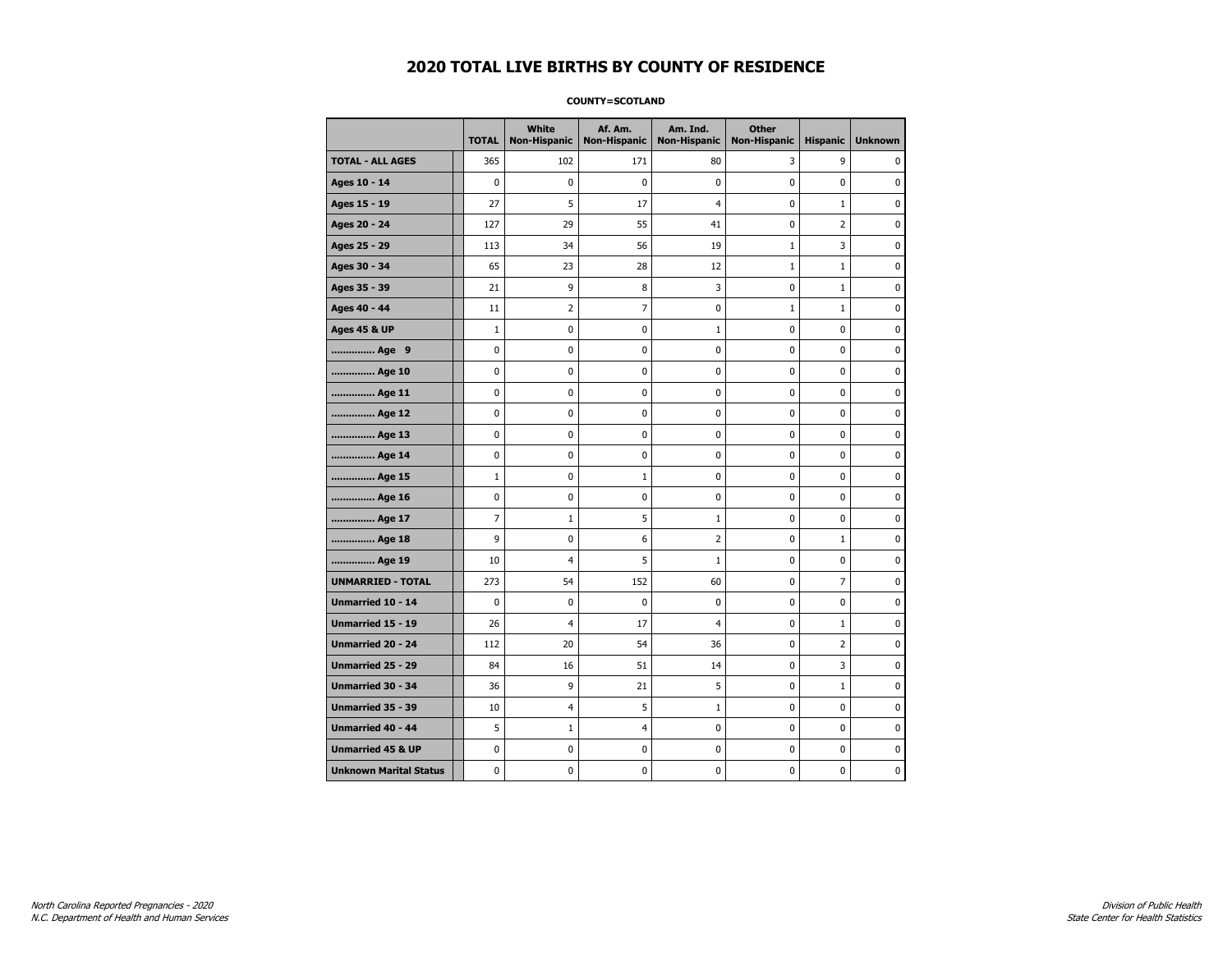# 2020 TOTAL LIVE BIRTHS BY COUNTY OF RESIDENCE

**COUNTY=SCOTLAND**

| | TOTAL | White Non-Hispanic | Af. Am. Non-Hispanic | Am. Ind. Non-Hispanic | Other Non-Hispanic | Hispanic | Unknown |
|---|---|---|---|---|---|---|---|
| **TOTAL - ALL AGES** | 365 | 102 | 171 | 80 | 3 | 9 | 0 |
| **Ages 10 - 14** | 0 | 0 | 0 | 0 | 0 | 0 | 0 |
| **Ages 15 - 19** | 27 | 5 | 17 | 4 | 0 | 1 | 0 |
| **Ages 20 - 24** | 127 | 29 | 55 | 41 | 0 | 2 | 0 |
| **Ages 25 - 29** | 113 | 34 | 56 | 19 | 1 | 3 | 0 |
| **Ages 30 - 34** | 65 | 23 | 28 | 12 | 1 | 1 | 0 |
| **Ages 35 - 39** | 21 | 9 | 8 | 3 | 0 | 1 | 0 |
| **Ages 40 - 44** | 11 | 2 | 7 | 0 | 1 | 1 | 0 |
| **Ages 45 & UP** | 1 | 0 | 0 | 1 | 0 | 0 | 0 |
| **.............. Age 9** | 0 | 0 | 0 | 0 | 0 | 0 | 0 |
| **.............. Age 10** | 0 | 0 | 0 | 0 | 0 | 0 | 0 |
| **.............. Age 11** | 0 | 0 | 0 | 0 | 0 | 0 | 0 |
| **.............. Age 12** | 0 | 0 | 0 | 0 | 0 | 0 | 0 |
| **.............. Age 13** | 0 | 0 | 0 | 0 | 0 | 0 | 0 |
| **.............. Age 14** | 0 | 0 | 0 | 0 | 0 | 0 | 0 |
| **.............. Age 15** | 1 | 0 | 1 | 0 | 0 | 0 | 0 |
| **.............. Age 16** | 0 | 0 | 0 | 0 | 0 | 0 | 0 |
| **.............. Age 17** | 7 | 1 | 5 | 1 | 0 | 0 | 0 |
| **.............. Age 18** | 9 | 0 | 6 | 2 | 0 | 1 | 0 |
| **.............. Age 19** | 10 | 4 | 5 | 1 | 0 | 0 | 0 |
| **UNMARRIED - TOTAL** | 273 | 54 | 152 | 60 | 0 | 7 | 0 |
| **Unmarried 10 - 14** | 0 | 0 | 0 | 0 | 0 | 0 | 0 |
| **Unmarried 15 - 19** | 26 | 4 | 17 | 4 | 0 | 1 | 0 |
| **Unmarried 20 - 24** | 112 | 20 | 54 | 36 | 0 | 2 | 0 |
| **Unmarried 25 - 29** | 84 | 16 | 51 | 14 | 0 | 3 | 0 |
| **Unmarried 30 - 34** | 36 | 9 | 21 | 5 | 0 | 1 | 0 |
| **Unmarried 35 - 39** | 10 | 4 | 5 | 1 | 0 | 0 | 0 |
| **Unmarried 40 - 44** | 5 | 1 | 4 | 0 | 0 | 0 | 0 |
| **Unmarried 45 & UP** | 0 | 0 | 0 | 0 | 0 | 0 | 0 |
| **Unknown Marital Status** | 0 | 0 | 0 | 0 | 0 | 0 | 0 |

*North Carolina Reported Pregnancies - 2020*
*N.C. Department of Health and Human Services*

*Division of Public Health*
*State Center for Health Statistics*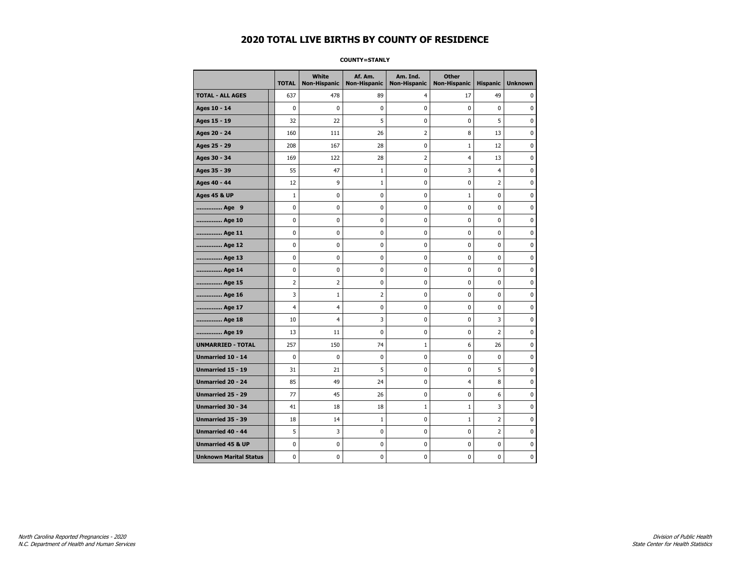# 2020 TOTAL LIVE BIRTHS BY COUNTY OF RESIDENCE

**COUNTY=STANLY**

| | TOTAL | White Non-Hispanic | Af. Am. Non-Hispanic | Am. Ind. Non-Hispanic | Other Non-Hispanic | Hispanic | Unknown |
|---|---|---|---|---|---|---|---|
| **TOTAL - ALL AGES** | 637 | 478 | 89 | 4 | 17 | 49 | 0 |
| **Ages 10 - 14** | 0 | 0 | 0 | 0 | 0 | 0 | 0 |
| **Ages 15 - 19** | 32 | 22 | 5 | 0 | 0 | 5 | 0 |
| **Ages 20 - 24** | 160 | 111 | 26 | 2 | 8 | 13 | 0 |
| **Ages 25 - 29** | 208 | 167 | 28 | 0 | 1 | 12 | 0 |
| **Ages 30 - 34** | 169 | 122 | 28 | 2 | 4 | 13 | 0 |
| **Ages 35 - 39** | 55 | 47 | 1 | 0 | 3 | 4 | 0 |
| **Ages 40 - 44** | 12 | 9 | 1 | 0 | 0 | 2 | 0 |
| **Ages 45 & UP** | 1 | 0 | 0 | 0 | 1 | 0 | 0 |
| **.............. Age 9** | 0 | 0 | 0 | 0 | 0 | 0 | 0 |
| **.............. Age 10** | 0 | 0 | 0 | 0 | 0 | 0 | 0 |
| **.............. Age 11** | 0 | 0 | 0 | 0 | 0 | 0 | 0 |
| **.............. Age 12** | 0 | 0 | 0 | 0 | 0 | 0 | 0 |
| **.............. Age 13** | 0 | 0 | 0 | 0 | 0 | 0 | 0 |
| **.............. Age 14** | 0 | 0 | 0 | 0 | 0 | 0 | 0 |
| **.............. Age 15** | 2 | 2 | 0 | 0 | 0 | 0 | 0 |
| **.............. Age 16** | 3 | 1 | 2 | 0 | 0 | 0 | 0 |
| **.............. Age 17** | 4 | 4 | 0 | 0 | 0 | 0 | 0 |
| **.............. Age 18** | 10 | 4 | 3 | 0 | 0 | 3 | 0 |
| **.............. Age 19** | 13 | 11 | 0 | 0 | 0 | 2 | 0 |
| **UNMARRIED - TOTAL** | 257 | 150 | 74 | 1 | 6 | 26 | 0 |
| **Unmarried 10 - 14** | 0 | 0 | 0 | 0 | 0 | 0 | 0 |
| **Unmarried 15 - 19** | 31 | 21 | 5 | 0 | 0 | 5 | 0 |
| **Unmarried 20 - 24** | 85 | 49 | 24 | 0 | 4 | 8 | 0 |
| **Unmarried 25 - 29** | 77 | 45 | 26 | 0 | 0 | 6 | 0 |
| **Unmarried 30 - 34** | 41 | 18 | 18 | 1 | 1 | 3 | 0 |
| **Unmarried 35 - 39** | 18 | 14 | 1 | 0 | 1 | 2 | 0 |
| **Unmarried 40 - 44** | 5 | 3 | 0 | 0 | 0 | 2 | 0 |
| **Unmarried 45 & UP** | 0 | 0 | 0 | 0 | 0 | 0 | 0 |
| **Unknown Marital Status** | 0 | 0 | 0 | 0 | 0 | 0 | 0 |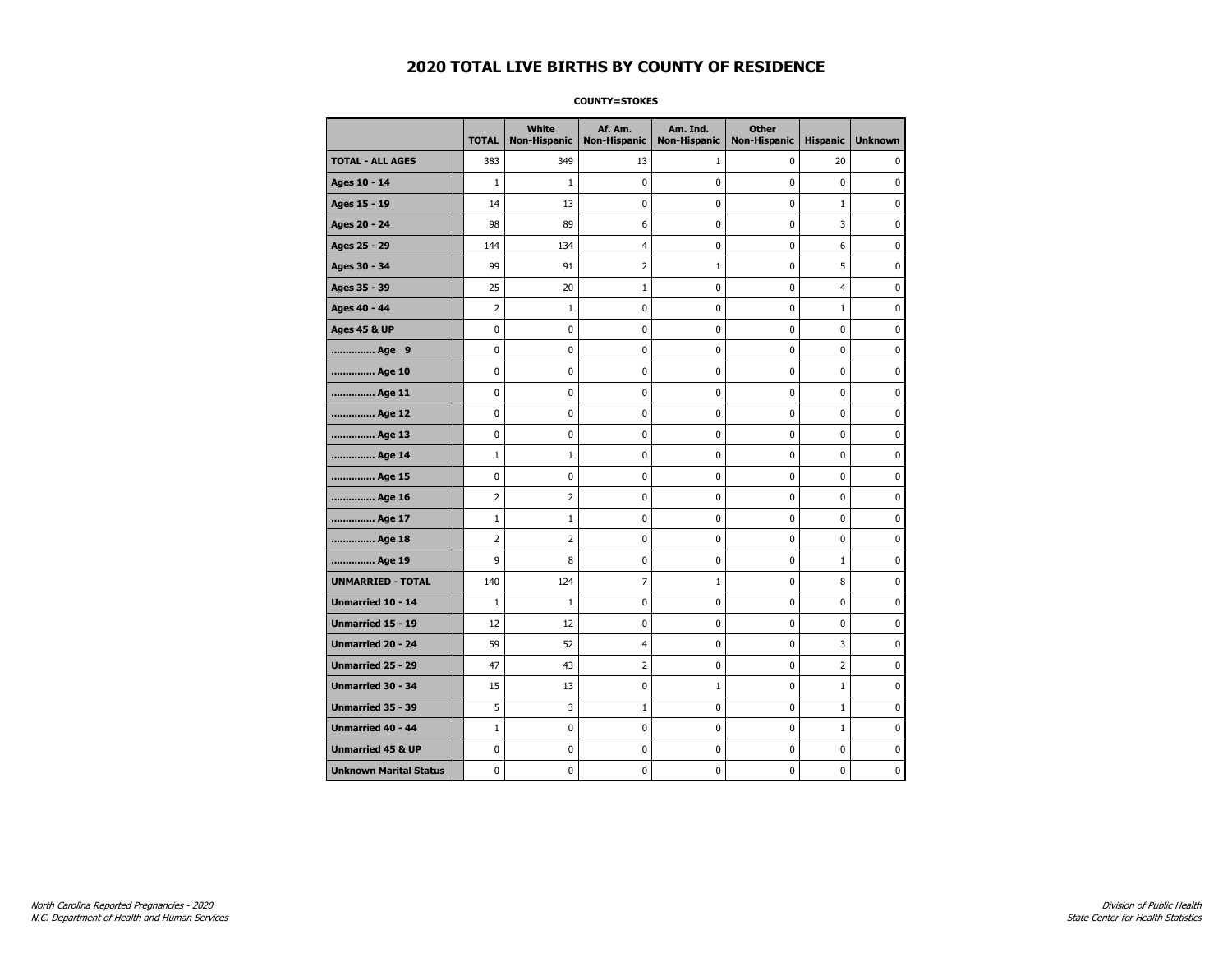# 2020 TOTAL LIVE BIRTHS BY COUNTY OF RESIDENCE

**COUNTY=STOKES**

| | TOTAL | White Non-Hispanic | Af. Am. Non-Hispanic | Am. Ind. Non-Hispanic | Other Non-Hispanic | Hispanic | Unknown |
|---|---|---|---|---|---|---|---|
| **TOTAL - ALL AGES** | 383 | 349 | 13 | 1 | 0 | 20 | 0 |
| **Ages 10 - 14** | 1 | 1 | 0 | 0 | 0 | 0 | 0 |
| **Ages 15 - 19** | 14 | 13 | 0 | 0 | 0 | 1 | 0 |
| **Ages 20 - 24** | 98 | 89 | 6 | 0 | 0 | 3 | 0 |
| **Ages 25 - 29** | 144 | 134 | 4 | 0 | 0 | 6 | 0 |
| **Ages 30 - 34** | 99 | 91 | 2 | 1 | 0 | 5 | 0 |
| **Ages 35 - 39** | 25 | 20 | 1 | 0 | 0 | 4 | 0 |
| **Ages 40 - 44** | 2 | 1 | 0 | 0 | 0 | 1 | 0 |
| **Ages 45 & UP** | 0 | 0 | 0 | 0 | 0 | 0 | 0 |
| **.............. Age 9** | 0 | 0 | 0 | 0 | 0 | 0 | 0 |
| **.............. Age 10** | 0 | 0 | 0 | 0 | 0 | 0 | 0 |
| **.............. Age 11** | 0 | 0 | 0 | 0 | 0 | 0 | 0 |
| **.............. Age 12** | 0 | 0 | 0 | 0 | 0 | 0 | 0 |
| **.............. Age 13** | 0 | 0 | 0 | 0 | 0 | 0 | 0 |
| **.............. Age 14** | 1 | 1 | 0 | 0 | 0 | 0 | 0 |
| **.............. Age 15** | 0 | 0 | 0 | 0 | 0 | 0 | 0 |
| **.............. Age 16** | 2 | 2 | 0 | 0 | 0 | 0 | 0 |
| **.............. Age 17** | 1 | 1 | 0 | 0 | 0 | 0 | 0 |
| **.............. Age 18** | 2 | 2 | 0 | 0 | 0 | 0 | 0 |
| **.............. Age 19** | 9 | 8 | 0 | 0 | 0 | 1 | 0 |
| **UNMARRIED - TOTAL** | 140 | 124 | 7 | 1 | 0 | 8 | 0 |
| **Unmarried 10 - 14** | 1 | 1 | 0 | 0 | 0 | 0 | 0 |
| **Unmarried 15 - 19** | 12 | 12 | 0 | 0 | 0 | 0 | 0 |
| **Unmarried 20 - 24** | 59 | 52 | 4 | 0 | 0 | 3 | 0 |
| **Unmarried 25 - 29** | 47 | 43 | 2 | 0 | 0 | 2 | 0 |
| **Unmarried 30 - 34** | 15 | 13 | 0 | 1 | 0 | 1 | 0 |
| **Unmarried 35 - 39** | 5 | 3 | 1 | 0 | 0 | 1 | 0 |
| **Unmarried 40 - 44** | 1 | 0 | 0 | 0 | 0 | 1 | 0 |
| **Unmarried 45 & UP** | 0 | 0 | 0 | 0 | 0 | 0 | 0 |
| **Unknown Marital Status** | 0 | 0 | 0 | 0 | 0 | 0 | 0 |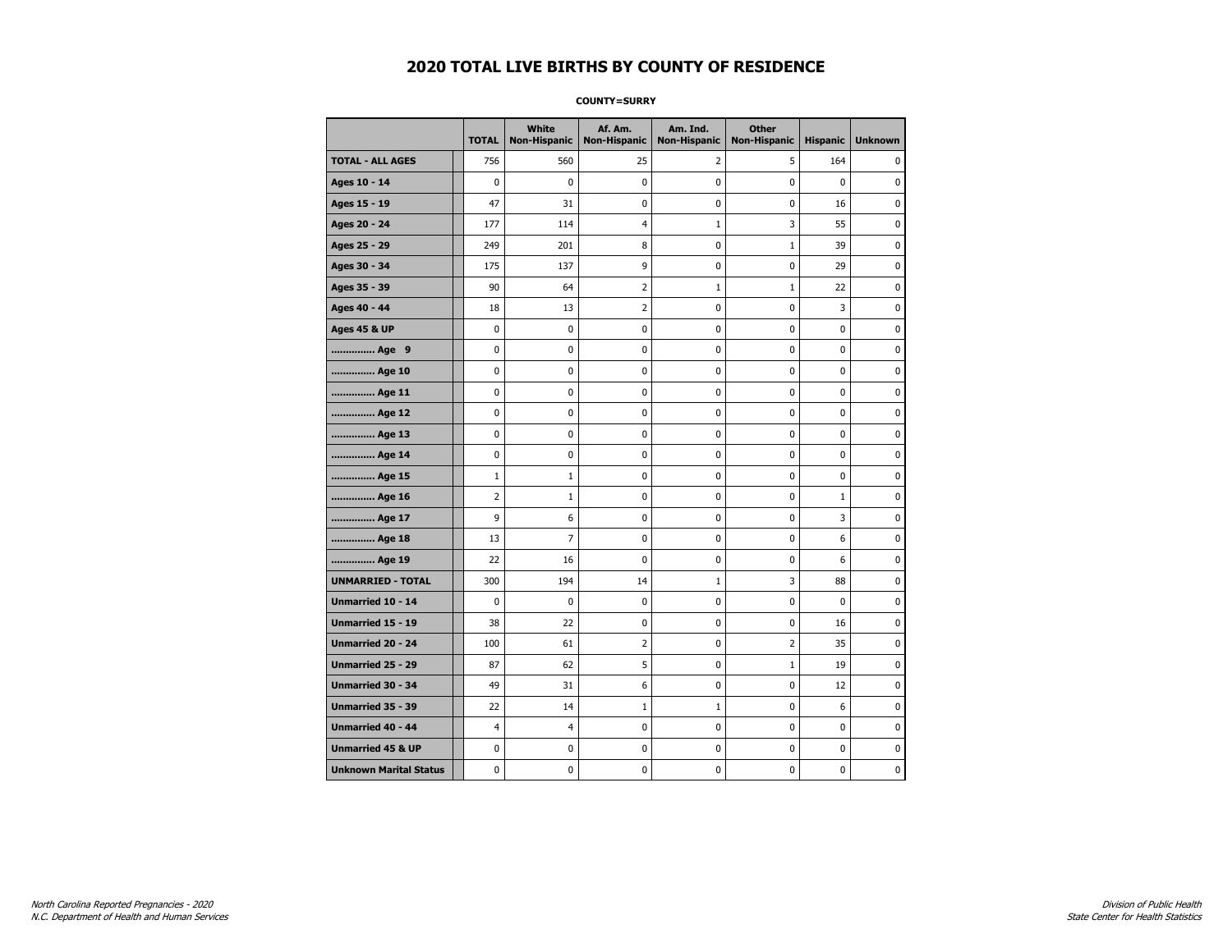# 2020 TOTAL LIVE BIRTHS BY COUNTY OF RESIDENCE

**COUNTY=SURRY**

| | TOTAL | White Non-Hispanic | Af. Am. Non-Hispanic | Am. Ind. Non-Hispanic | Other Non-Hispanic | Hispanic | Unknown |
|---|---|---|---|---|---|---|---|
| **TOTAL - ALL AGES** | 756 | 560 | 25 | 2 | 5 | 164 | 0 |
| **Ages 10 - 14** | 0 | 0 | 0 | 0 | 0 | 0 | 0 |
| **Ages 15 - 19** | 47 | 31 | 0 | 0 | 0 | 16 | 0 |
| **Ages 20 - 24** | 177 | 114 | 4 | 1 | 3 | 55 | 0 |
| **Ages 25 - 29** | 249 | 201 | 8 | 0 | 1 | 39 | 0 |
| **Ages 30 - 34** | 175 | 137 | 9 | 0 | 0 | 29 | 0 |
| **Ages 35 - 39** | 90 | 64 | 2 | 1 | 1 | 22 | 0 |
| **Ages 40 - 44** | 18 | 13 | 2 | 0 | 0 | 3 | 0 |
| **Ages 45 & UP** | 0 | 0 | 0 | 0 | 0 | 0 | 0 |
| **.............. Age 9** | 0 | 0 | 0 | 0 | 0 | 0 | 0 |
| **.............. Age 10** | 0 | 0 | 0 | 0 | 0 | 0 | 0 |
| **.............. Age 11** | 0 | 0 | 0 | 0 | 0 | 0 | 0 |
| **.............. Age 12** | 0 | 0 | 0 | 0 | 0 | 0 | 0 |
| **.............. Age 13** | 0 | 0 | 0 | 0 | 0 | 0 | 0 |
| **.............. Age 14** | 0 | 0 | 0 | 0 | 0 | 0 | 0 |
| **.............. Age 15** | 1 | 1 | 0 | 0 | 0 | 0 | 0 |
| **.............. Age 16** | 2 | 1 | 0 | 0 | 0 | 1 | 0 |
| **.............. Age 17** | 9 | 6 | 0 | 0 | 0 | 3 | 0 |
| **.............. Age 18** | 13 | 7 | 0 | 0 | 0 | 6 | 0 |
| **.............. Age 19** | 22 | 16 | 0 | 0 | 0 | 6 | 0 |
| **UNMARRIED - TOTAL** | 300 | 194 | 14 | 1 | 3 | 88 | 0 |
| **Unmarried 10 - 14** | 0 | 0 | 0 | 0 | 0 | 0 | 0 |
| **Unmarried 15 - 19** | 38 | 22 | 0 | 0 | 0 | 16 | 0 |
| **Unmarried 20 - 24** | 100 | 61 | 2 | 0 | 2 | 35 | 0 |
| **Unmarried 25 - 29** | 87 | 62 | 5 | 0 | 1 | 19 | 0 |
| **Unmarried 30 - 34** | 49 | 31 | 6 | 0 | 0 | 12 | 0 |
| **Unmarried 35 - 39** | 22 | 14 | 1 | 1 | 0 | 6 | 0 |
| **Unmarried 40 - 44** | 4 | 4 | 0 | 0 | 0 | 0 | 0 |
| **Unmarried 45 & UP** | 0 | 0 | 0 | 0 | 0 | 0 | 0 |
| **Unknown Marital Status** | 0 | 0 | 0 | 0 | 0 | 0 | 0 |

*North Carolina Reported Pregnancies - 2020*
*N.C. Department of Health and Human Services*

*Division of Public Health*
*State Center for Health Statistics*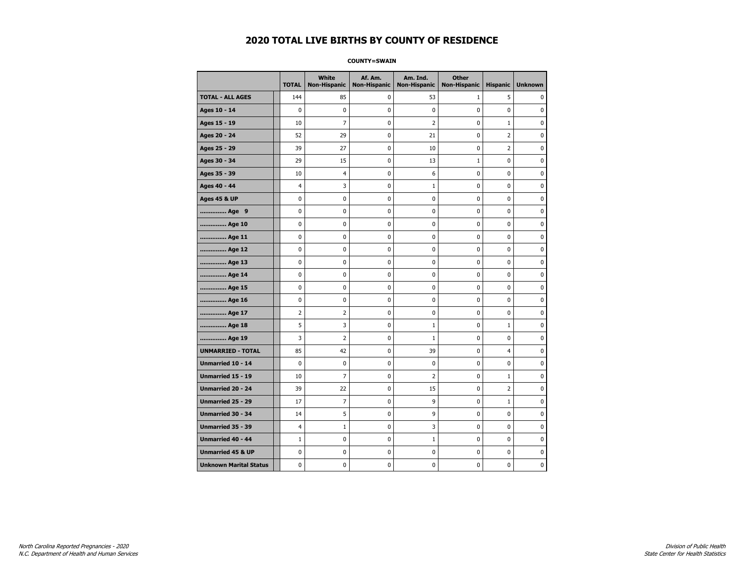# 2020 TOTAL LIVE BIRTHS BY COUNTY OF RESIDENCE

**COUNTY=SWAIN**

| | TOTAL | White Non-Hispanic | Af. Am. Non-Hispanic | Am. Ind. Non-Hispanic | Other Non-Hispanic | Hispanic | Unknown |
|---|---|---|---|---|---|---|---|
| **TOTAL - ALL AGES** | 144 | 85 | 0 | 53 | 1 | 5 | 0 |
| **Ages 10 - 14** | 0 | 0 | 0 | 0 | 0 | 0 | 0 |
| **Ages 15 - 19** | 10 | 7 | 0 | 2 | 0 | 1 | 0 |
| **Ages 20 - 24** | 52 | 29 | 0 | 21 | 0 | 2 | 0 |
| **Ages 25 - 29** | 39 | 27 | 0 | 10 | 0 | 2 | 0 |
| **Ages 30 - 34** | 29 | 15 | 0 | 13 | 1 | 0 | 0 |
| **Ages 35 - 39** | 10 | 4 | 0 | 6 | 0 | 0 | 0 |
| **Ages 40 - 44** | 4 | 3 | 0 | 1 | 0 | 0 | 0 |
| **Ages 45 & UP** | 0 | 0 | 0 | 0 | 0 | 0 | 0 |
| **.............. Age 9** | 0 | 0 | 0 | 0 | 0 | 0 | 0 |
| **.............. Age 10** | 0 | 0 | 0 | 0 | 0 | 0 | 0 |
| **.............. Age 11** | 0 | 0 | 0 | 0 | 0 | 0 | 0 |
| **.............. Age 12** | 0 | 0 | 0 | 0 | 0 | 0 | 0 |
| **.............. Age 13** | 0 | 0 | 0 | 0 | 0 | 0 | 0 |
| **.............. Age 14** | 0 | 0 | 0 | 0 | 0 | 0 | 0 |
| **.............. Age 15** | 0 | 0 | 0 | 0 | 0 | 0 | 0 |
| **.............. Age 16** | 0 | 0 | 0 | 0 | 0 | 0 | 0 |
| **.............. Age 17** | 2 | 2 | 0 | 0 | 0 | 0 | 0 |
| **.............. Age 18** | 5 | 3 | 0 | 1 | 0 | 1 | 0 |
| **.............. Age 19** | 3 | 2 | 0 | 1 | 0 | 0 | 0 |
| **UNMARRIED - TOTAL** | 85 | 42 | 0 | 39 | 0 | 4 | 0 |
| **Unmarried 10 - 14** | 0 | 0 | 0 | 0 | 0 | 0 | 0 |
| **Unmarried 15 - 19** | 10 | 7 | 0 | 2 | 0 | 1 | 0 |
| **Unmarried 20 - 24** | 39 | 22 | 0 | 15 | 0 | 2 | 0 |
| **Unmarried 25 - 29** | 17 | 7 | 0 | 9 | 0 | 1 | 0 |
| **Unmarried 30 - 34** | 14 | 5 | 0 | 9 | 0 | 0 | 0 |
| **Unmarried 35 - 39** | 4 | 1 | 0 | 3 | 0 | 0 | 0 |
| **Unmarried 40 - 44** | 1 | 0 | 0 | 1 | 0 | 0 | 0 |
| **Unmarried 45 & UP** | 0 | 0 | 0 | 0 | 0 | 0 | 0 |
| **Unknown Marital Status** | 0 | 0 | 0 | 0 | 0 | 0 | 0 |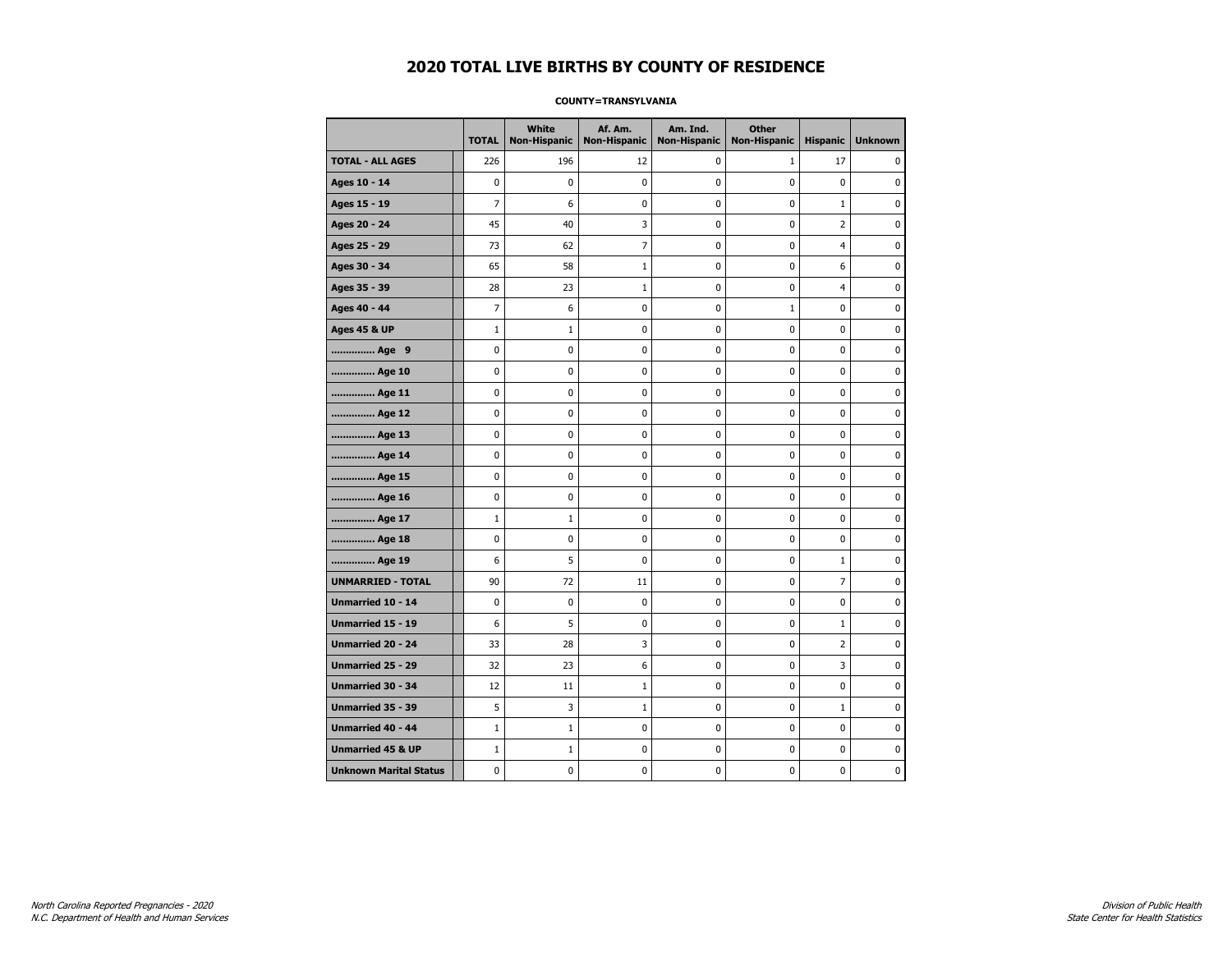# 2020 TOTAL LIVE BIRTHS BY COUNTY OF RESIDENCE

**COUNTY=TRANSYLVANIA**

| | TOTAL | White Non-Hispanic | Af. Am. Non-Hispanic | Am. Ind. Non-Hispanic | Other Non-Hispanic | Hispanic | Unknown |
|---|---|---|---|---|---|---|---|
| **TOTAL - ALL AGES** | 226 | 196 | 12 | 0 | 1 | 17 | 0 |
| **Ages 10 - 14** | 0 | 0 | 0 | 0 | 0 | 0 | 0 |
| **Ages 15 - 19** | 7 | 6 | 0 | 0 | 0 | 1 | 0 |
| **Ages 20 - 24** | 45 | 40 | 3 | 0 | 0 | 2 | 0 |
| **Ages 25 - 29** | 73 | 62 | 7 | 0 | 0 | 4 | 0 |
| **Ages 30 - 34** | 65 | 58 | 1 | 0 | 0 | 6 | 0 |
| **Ages 35 - 39** | 28 | 23 | 1 | 0 | 0 | 4 | 0 |
| **Ages 40 - 44** | 7 | 6 | 0 | 0 | 1 | 0 | 0 |
| **Ages 45 & UP** | 1 | 1 | 0 | 0 | 0 | 0 | 0 |
| **.............. Age 9** | 0 | 0 | 0 | 0 | 0 | 0 | 0 |
| **.............. Age 10** | 0 | 0 | 0 | 0 | 0 | 0 | 0 |
| **.............. Age 11** | 0 | 0 | 0 | 0 | 0 | 0 | 0 |
| **.............. Age 12** | 0 | 0 | 0 | 0 | 0 | 0 | 0 |
| **.............. Age 13** | 0 | 0 | 0 | 0 | 0 | 0 | 0 |
| **.............. Age 14** | 0 | 0 | 0 | 0 | 0 | 0 | 0 |
| **.............. Age 15** | 0 | 0 | 0 | 0 | 0 | 0 | 0 |
| **.............. Age 16** | 0 | 0 | 0 | 0 | 0 | 0 | 0 |
| **.............. Age 17** | 1 | 1 | 0 | 0 | 0 | 0 | 0 |
| **.............. Age 18** | 0 | 0 | 0 | 0 | 0 | 0 | 0 |
| **.............. Age 19** | 6 | 5 | 0 | 0 | 0 | 1 | 0 |
| **UNMARRIED - TOTAL** | 90 | 72 | 11 | 0 | 0 | 7 | 0 |
| **Unmarried 10 - 14** | 0 | 0 | 0 | 0 | 0 | 0 | 0 |
| **Unmarried 15 - 19** | 6 | 5 | 0 | 0 | 0 | 1 | 0 |
| **Unmarried 20 - 24** | 33 | 28 | 3 | 0 | 0 | 2 | 0 |
| **Unmarried 25 - 29** | 32 | 23 | 6 | 0 | 0 | 3 | 0 |
| **Unmarried 30 - 34** | 12 | 11 | 1 | 0 | 0 | 0 | 0 |
| **Unmarried 35 - 39** | 5 | 3 | 1 | 0 | 0 | 1 | 0 |
| **Unmarried 40 - 44** | 1 | 1 | 0 | 0 | 0 | 0 | 0 |
| **Unmarried 45 & UP** | 1 | 1 | 0 | 0 | 0 | 0 | 0 |
| **Unknown Marital Status** | 0 | 0 | 0 | 0 | 0 | 0 | 0 |

*North Carolina Reported Pregnancies - 2020*
*N.C. Department of Health and Human Services*

*Division of Public Health*
*State Center for Health Statistics*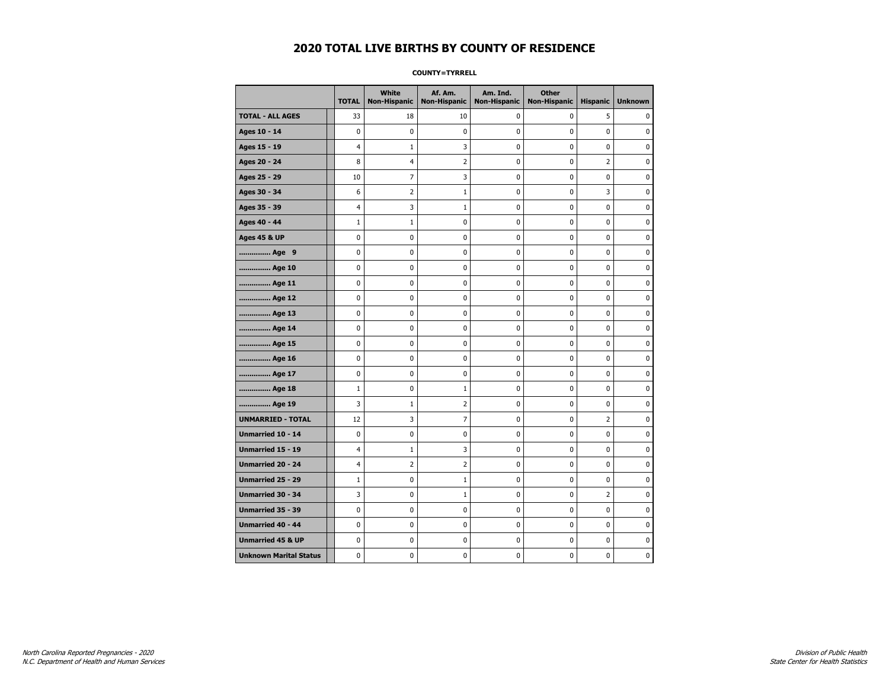# 2020 TOTAL LIVE BIRTHS BY COUNTY OF RESIDENCE

**COUNTY=TYRRELL**

| | TOTAL | White Non-Hispanic | Af. Am. Non-Hispanic | Am. Ind. Non-Hispanic | Other Non-Hispanic | Hispanic | Unknown |
|---|---|---|---|---|---|---|---|
| **TOTAL - ALL AGES** | 33 | 18 | 10 | 0 | 0 | 5 | 0 |
| **Ages 10 - 14** | 0 | 0 | 0 | 0 | 0 | 0 | 0 |
| **Ages 15 - 19** | 4 | 1 | 3 | 0 | 0 | 0 | 0 |
| **Ages 20 - 24** | 8 | 4 | 2 | 0 | 0 | 2 | 0 |
| **Ages 25 - 29** | 10 | 7 | 3 | 0 | 0 | 0 | 0 |
| **Ages 30 - 34** | 6 | 2 | 1 | 0 | 0 | 3 | 0 |
| **Ages 35 - 39** | 4 | 3 | 1 | 0 | 0 | 0 | 0 |
| **Ages 40 - 44** | 1 | 1 | 0 | 0 | 0 | 0 | 0 |
| **Ages 45 & UP** | 0 | 0 | 0 | 0 | 0 | 0 | 0 |
| **.............. Age 9** | 0 | 0 | 0 | 0 | 0 | 0 | 0 |
| **.............. Age 10** | 0 | 0 | 0 | 0 | 0 | 0 | 0 |
| **.............. Age 11** | 0 | 0 | 0 | 0 | 0 | 0 | 0 |
| **.............. Age 12** | 0 | 0 | 0 | 0 | 0 | 0 | 0 |
| **.............. Age 13** | 0 | 0 | 0 | 0 | 0 | 0 | 0 |
| **.............. Age 14** | 0 | 0 | 0 | 0 | 0 | 0 | 0 |
| **.............. Age 15** | 0 | 0 | 0 | 0 | 0 | 0 | 0 |
| **.............. Age 16** | 0 | 0 | 0 | 0 | 0 | 0 | 0 |
| **.............. Age 17** | 0 | 0 | 0 | 0 | 0 | 0 | 0 |
| **.............. Age 18** | 1 | 0 | 1 | 0 | 0 | 0 | 0 |
| **.............. Age 19** | 3 | 1 | 2 | 0 | 0 | 0 | 0 |
| **UNMARRIED - TOTAL** | 12 | 3 | 7 | 0 | 0 | 2 | 0 |
| **Unmarried 10 - 14** | 0 | 0 | 0 | 0 | 0 | 0 | 0 |
| **Unmarried 15 - 19** | 4 | 1 | 3 | 0 | 0 | 0 | 0 |
| **Unmarried 20 - 24** | 4 | 2 | 2 | 0 | 0 | 0 | 0 |
| **Unmarried 25 - 29** | 1 | 0 | 1 | 0 | 0 | 0 | 0 |
| **Unmarried 30 - 34** | 3 | 0 | 1 | 0 | 0 | 2 | 0 |
| **Unmarried 35 - 39** | 0 | 0 | 0 | 0 | 0 | 0 | 0 |
| **Unmarried 40 - 44** | 0 | 0 | 0 | 0 | 0 | 0 | 0 |
| **Unmarried 45 & UP** | 0 | 0 | 0 | 0 | 0 | 0 | 0 |
| **Unknown Marital Status** | 0 | 0 | 0 | 0 | 0 | 0 | 0 |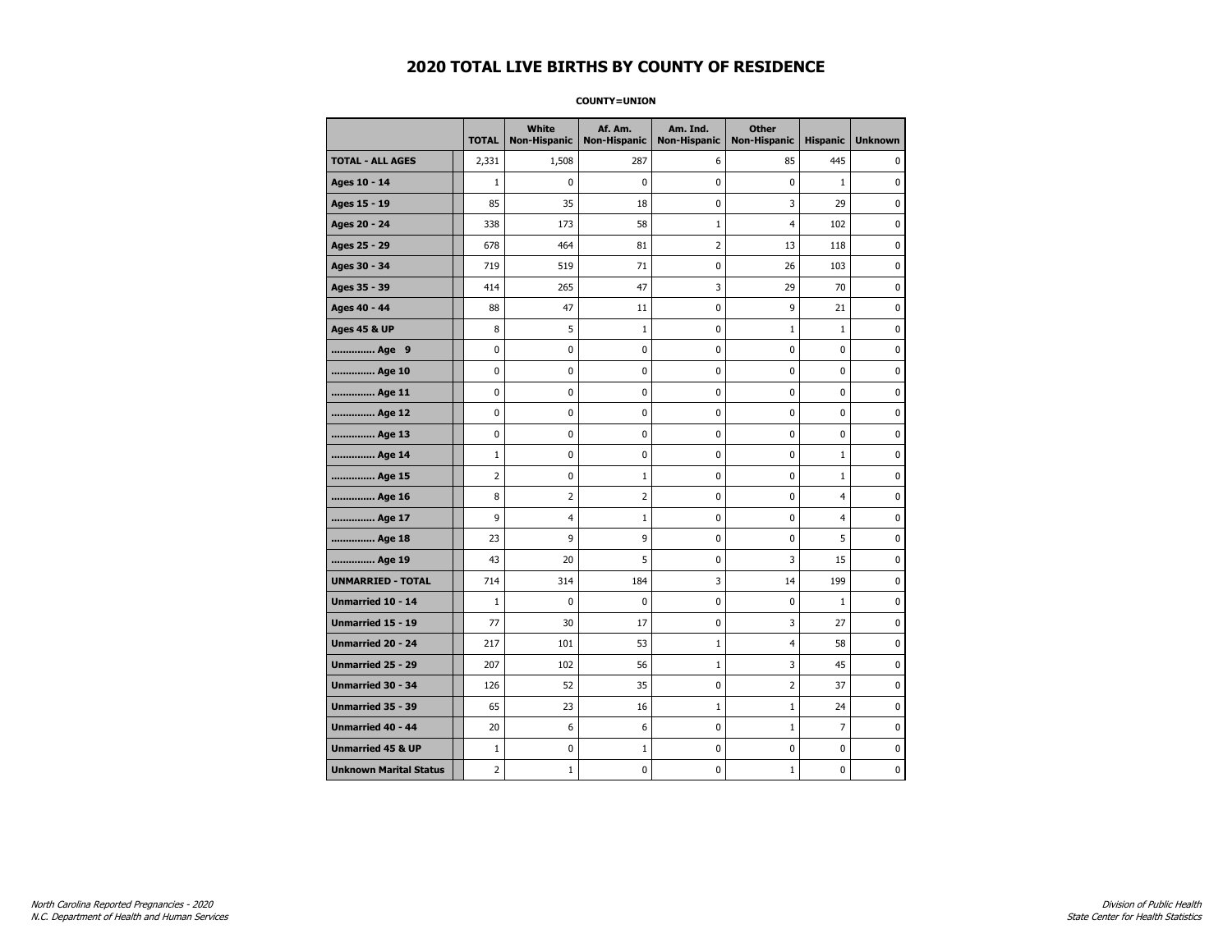# 2020 TOTAL LIVE BIRTHS BY COUNTY OF RESIDENCE

**COUNTY=UNION**

| | TOTAL | White Non-Hispanic | Af. Am. Non-Hispanic | Am. Ind. Non-Hispanic | Other Non-Hispanic | Hispanic | Unknown |
|---|---|---|---|---|---|---|---|
| **TOTAL - ALL AGES** | 2,331 | 1,508 | 287 | 6 | 85 | 445 | 0 |
| **Ages 10 - 14** | 1 | 0 | 0 | 0 | 0 | 1 | 0 |
| **Ages 15 - 19** | 85 | 35 | 18 | 0 | 3 | 29 | 0 |
| **Ages 20 - 24** | 338 | 173 | 58 | 1 | 4 | 102 | 0 |
| **Ages 25 - 29** | 678 | 464 | 81 | 2 | 13 | 118 | 0 |
| **Ages 30 - 34** | 719 | 519 | 71 | 0 | 26 | 103 | 0 |
| **Ages 35 - 39** | 414 | 265 | 47 | 3 | 29 | 70 | 0 |
| **Ages 40 - 44** | 88 | 47 | 11 | 0 | 9 | 21 | 0 |
| **Ages 45 & UP** | 8 | 5 | 1 | 0 | 1 | 1 | 0 |
| **.............. Age 9** | 0 | 0 | 0 | 0 | 0 | 0 | 0 |
| **.............. Age 10** | 0 | 0 | 0 | 0 | 0 | 0 | 0 |
| **.............. Age 11** | 0 | 0 | 0 | 0 | 0 | 0 | 0 |
| **.............. Age 12** | 0 | 0 | 0 | 0 | 0 | 0 | 0 |
| **.............. Age 13** | 0 | 0 | 0 | 0 | 0 | 0 | 0 |
| **.............. Age 14** | 1 | 0 | 0 | 0 | 0 | 1 | 0 |
| **.............. Age 15** | 2 | 0 | 1 | 0 | 0 | 1 | 0 |
| **.............. Age 16** | 8 | 2 | 2 | 0 | 0 | 4 | 0 |
| **.............. Age 17** | 9 | 4 | 1 | 0 | 0 | 4 | 0 |
| **.............. Age 18** | 23 | 9 | 9 | 0 | 0 | 5 | 0 |
| **.............. Age 19** | 43 | 20 | 5 | 0 | 3 | 15 | 0 |
| **UNMARRIED - TOTAL** | 714 | 314 | 184 | 3 | 14 | 199 | 0 |
| **Unmarried 10 - 14** | 1 | 0 | 0 | 0 | 0 | 1 | 0 |
| **Unmarried 15 - 19** | 77 | 30 | 17 | 0 | 3 | 27 | 0 |
| **Unmarried 20 - 24** | 217 | 101 | 53 | 1 | 4 | 58 | 0 |
| **Unmarried 25 - 29** | 207 | 102 | 56 | 1 | 3 | 45 | 0 |
| **Unmarried 30 - 34** | 126 | 52 | 35 | 0 | 2 | 37 | 0 |
| **Unmarried 35 - 39** | 65 | 23 | 16 | 1 | 1 | 24 | 0 |
| **Unmarried 40 - 44** | 20 | 6 | 6 | 0 | 1 | 7 | 0 |
| **Unmarried 45 & UP** | 1 | 0 | 1 | 0 | 0 | 0 | 0 |
| **Unknown Marital Status** | 2 | 1 | 0 | 0 | 1 | 0 | 0 |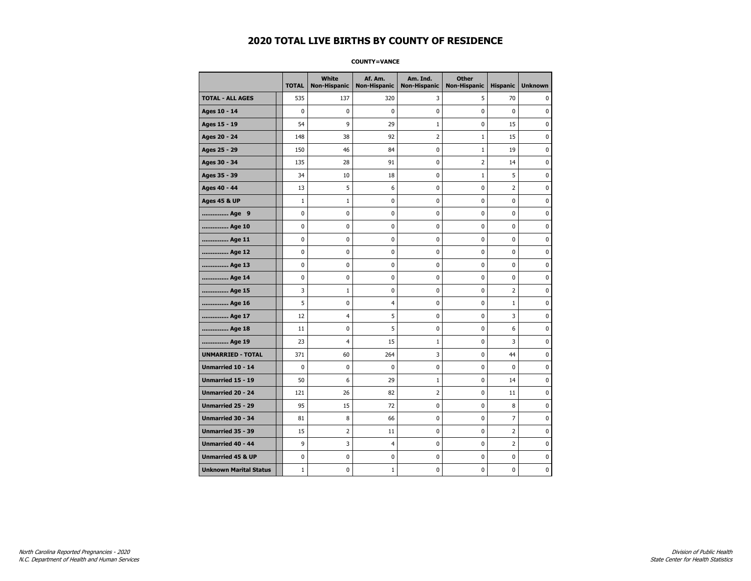# 2020 TOTAL LIVE BIRTHS BY COUNTY OF RESIDENCE

**COUNTY=VANCE**

| | TOTAL | White Non-Hispanic | Af. Am. Non-Hispanic | Am. Ind. Non-Hispanic | Other Non-Hispanic | Hispanic | Unknown |
|---|---|---|---|---|---|---|---|
| **TOTAL - ALL AGES** | 535 | 137 | 320 | 3 | 5 | 70 | 0 |
| **Ages 10 - 14** | 0 | 0 | 0 | 0 | 0 | 0 | 0 |
| **Ages 15 - 19** | 54 | 9 | 29 | 1 | 0 | 15 | 0 |
| **Ages 20 - 24** | 148 | 38 | 92 | 2 | 1 | 15 | 0 |
| **Ages 25 - 29** | 150 | 46 | 84 | 0 | 1 | 19 | 0 |
| **Ages 30 - 34** | 135 | 28 | 91 | 0 | 2 | 14 | 0 |
| **Ages 35 - 39** | 34 | 10 | 18 | 0 | 1 | 5 | 0 |
| **Ages 40 - 44** | 13 | 5 | 6 | 0 | 0 | 2 | 0 |
| **Ages 45 & UP** | 1 | 1 | 0 | 0 | 0 | 0 | 0 |
| **.............. Age 9** | 0 | 0 | 0 | 0 | 0 | 0 | 0 |
| **.............. Age 10** | 0 | 0 | 0 | 0 | 0 | 0 | 0 |
| **.............. Age 11** | 0 | 0 | 0 | 0 | 0 | 0 | 0 |
| **.............. Age 12** | 0 | 0 | 0 | 0 | 0 | 0 | 0 |
| **.............. Age 13** | 0 | 0 | 0 | 0 | 0 | 0 | 0 |
| **.............. Age 14** | 0 | 0 | 0 | 0 | 0 | 0 | 0 |
| **.............. Age 15** | 3 | 1 | 0 | 0 | 0 | 2 | 0 |
| **.............. Age 16** | 5 | 0 | 4 | 0 | 0 | 1 | 0 |
| **.............. Age 17** | 12 | 4 | 5 | 0 | 0 | 3 | 0 |
| **.............. Age 18** | 11 | 0 | 5 | 0 | 0 | 6 | 0 |
| **.............. Age 19** | 23 | 4 | 15 | 1 | 0 | 3 | 0 |
| **UNMARRIED - TOTAL** | 371 | 60 | 264 | 3 | 0 | 44 | 0 |
| **Unmarried 10 - 14** | 0 | 0 | 0 | 0 | 0 | 0 | 0 |
| **Unmarried 15 - 19** | 50 | 6 | 29 | 1 | 0 | 14 | 0 |
| **Unmarried 20 - 24** | 121 | 26 | 82 | 2 | 0 | 11 | 0 |
| **Unmarried 25 - 29** | 95 | 15 | 72 | 0 | 0 | 8 | 0 |
| **Unmarried 30 - 34** | 81 | 8 | 66 | 0 | 0 | 7 | 0 |
| **Unmarried 35 - 39** | 15 | 2 | 11 | 0 | 0 | 2 | 0 |
| **Unmarried 40 - 44** | 9 | 3 | 4 | 0 | 0 | 2 | 0 |
| **Unmarried 45 & UP** | 0 | 0 | 0 | 0 | 0 | 0 | 0 |
| **Unknown Marital Status** | 1 | 0 | 1 | 0 | 0 | 0 | 0 |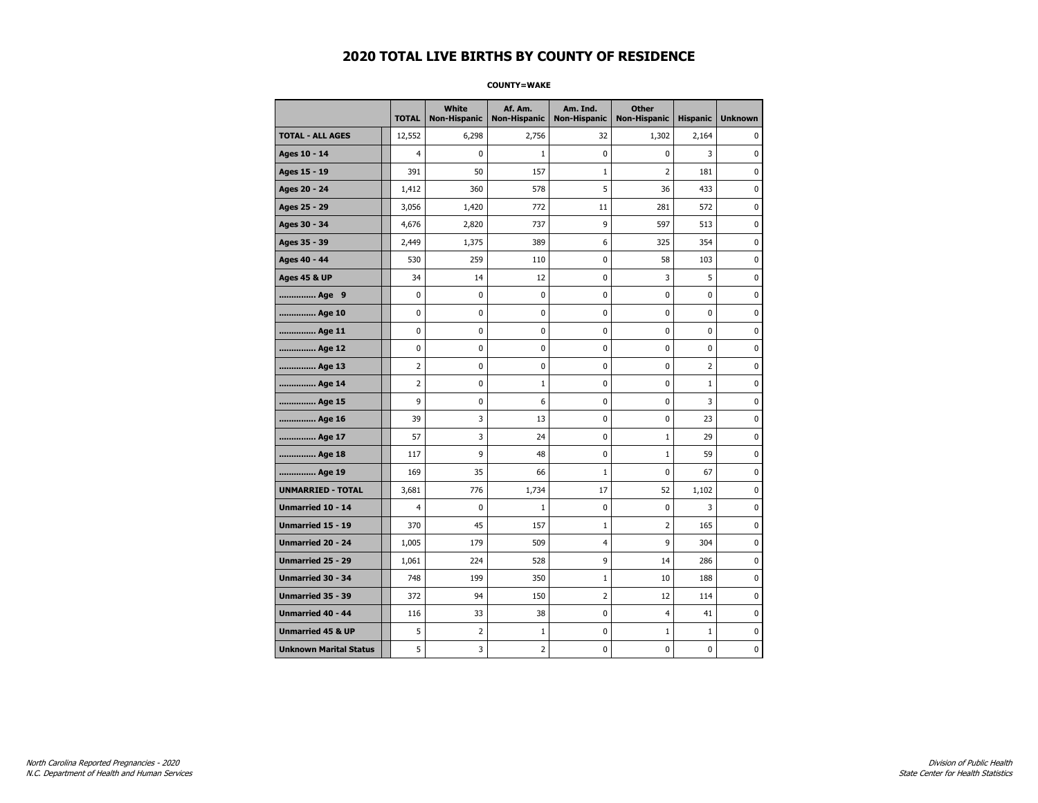# 2020 TOTAL LIVE BIRTHS BY COUNTY OF RESIDENCE

**COUNTY=WAKE**

| | TOTAL | White Non-Hispanic | Af. Am. Non-Hispanic | Am. Ind. Non-Hispanic | Other Non-Hispanic | Hispanic | Unknown |
|---|---|---|---|---|---|---|---|
| **TOTAL - ALL AGES** | 12,552 | 6,298 | 2,756 | 32 | 1,302 | 2,164 | 0 |
| **Ages 10 - 14** | 4 | 0 | 1 | 0 | 0 | 3 | 0 |
| **Ages 15 - 19** | 391 | 50 | 157 | 1 | 2 | 181 | 0 |
| **Ages 20 - 24** | 1,412 | 360 | 578 | 5 | 36 | 433 | 0 |
| **Ages 25 - 29** | 3,056 | 1,420 | 772 | 11 | 281 | 572 | 0 |
| **Ages 30 - 34** | 4,676 | 2,820 | 737 | 9 | 597 | 513 | 0 |
| **Ages 35 - 39** | 2,449 | 1,375 | 389 | 6 | 325 | 354 | 0 |
| **Ages 40 - 44** | 530 | 259 | 110 | 0 | 58 | 103 | 0 |
| **Ages 45 & UP** | 34 | 14 | 12 | 0 | 3 | 5 | 0 |
| **.............. Age 9** | 0 | 0 | 0 | 0 | 0 | 0 | 0 |
| **.............. Age 10** | 0 | 0 | 0 | 0 | 0 | 0 | 0 |
| **.............. Age 11** | 0 | 0 | 0 | 0 | 0 | 0 | 0 |
| **.............. Age 12** | 0 | 0 | 0 | 0 | 0 | 0 | 0 |
| **.............. Age 13** | 2 | 0 | 0 | 0 | 0 | 2 | 0 |
| **.............. Age 14** | 2 | 0 | 1 | 0 | 0 | 1 | 0 |
| **.............. Age 15** | 9 | 0 | 6 | 0 | 0 | 3 | 0 |
| **.............. Age 16** | 39 | 3 | 13 | 0 | 0 | 23 | 0 |
| **.............. Age 17** | 57 | 3 | 24 | 0 | 1 | 29 | 0 |
| **.............. Age 18** | 117 | 9 | 48 | 0 | 1 | 59 | 0 |
| **.............. Age 19** | 169 | 35 | 66 | 1 | 0 | 67 | 0 |
| **UNMARRIED - TOTAL** | 3,681 | 776 | 1,734 | 17 | 52 | 1,102 | 0 |
| **Unmarried 10 - 14** | 4 | 0 | 1 | 0 | 0 | 3 | 0 |
| **Unmarried 15 - 19** | 370 | 45 | 157 | 1 | 2 | 165 | 0 |
| **Unmarried 20 - 24** | 1,005 | 179 | 509 | 4 | 9 | 304 | 0 |
| **Unmarried 25 - 29** | 1,061 | 224 | 528 | 9 | 14 | 286 | 0 |
| **Unmarried 30 - 34** | 748 | 199 | 350 | 1 | 10 | 188 | 0 |
| **Unmarried 35 - 39** | 372 | 94 | 150 | 2 | 12 | 114 | 0 |
| **Unmarried 40 - 44** | 116 | 33 | 38 | 0 | 4 | 41 | 0 |
| **Unmarried 45 & UP** | 5 | 2 | 1 | 0 | 1 | 1 | 0 |
| **Unknown Marital Status** | 5 | 3 | 2 | 0 | 0 | 0 | 0 |

*North Carolina Reported Pregnancies - 2020*
*N.C. Department of Health and Human Services*

*Division of Public Health*
*State Center for Health Statistics*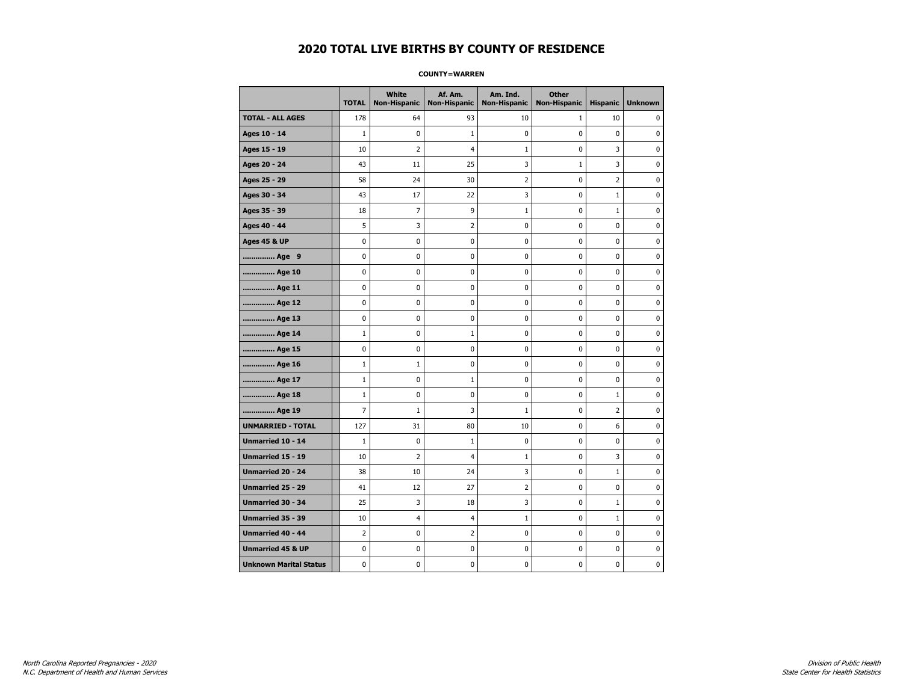# 2020 TOTAL LIVE BIRTHS BY COUNTY OF RESIDENCE

**COUNTY=WARREN**

| | TOTAL | White Non-Hispanic | Af. Am. Non-Hispanic | Am. Ind. Non-Hispanic | Other Non-Hispanic | Hispanic | Unknown |
|---|---|---|---|---|---|---|---|
| **TOTAL - ALL AGES** | 178 | 64 | 93 | 10 | 1 | 10 | 0 |
| **Ages 10 - 14** | 1 | 0 | 1 | 0 | 0 | 0 | 0 |
| **Ages 15 - 19** | 10 | 2 | 4 | 1 | 0 | 3 | 0 |
| **Ages 20 - 24** | 43 | 11 | 25 | 3 | 1 | 3 | 0 |
| **Ages 25 - 29** | 58 | 24 | 30 | 2 | 0 | 2 | 0 |
| **Ages 30 - 34** | 43 | 17 | 22 | 3 | 0 | 1 | 0 |
| **Ages 35 - 39** | 18 | 7 | 9 | 1 | 0 | 1 | 0 |
| **Ages 40 - 44** | 5 | 3 | 2 | 0 | 0 | 0 | 0 |
| **Ages 45 & UP** | 0 | 0 | 0 | 0 | 0 | 0 | 0 |
| **.............. Age 9** | 0 | 0 | 0 | 0 | 0 | 0 | 0 |
| **.............. Age 10** | 0 | 0 | 0 | 0 | 0 | 0 | 0 |
| **.............. Age 11** | 0 | 0 | 0 | 0 | 0 | 0 | 0 |
| **.............. Age 12** | 0 | 0 | 0 | 0 | 0 | 0 | 0 |
| **.............. Age 13** | 0 | 0 | 0 | 0 | 0 | 0 | 0 |
| **.............. Age 14** | 1 | 0 | 1 | 0 | 0 | 0 | 0 |
| **.............. Age 15** | 0 | 0 | 0 | 0 | 0 | 0 | 0 |
| **.............. Age 16** | 1 | 1 | 0 | 0 | 0 | 0 | 0 |
| **.............. Age 17** | 1 | 0 | 1 | 0 | 0 | 0 | 0 |
| **.............. Age 18** | 1 | 0 | 0 | 0 | 0 | 1 | 0 |
| **.............. Age 19** | 7 | 1 | 3 | 1 | 0 | 2 | 0 |
| **UNMARRIED - TOTAL** | 127 | 31 | 80 | 10 | 0 | 6 | 0 |
| **Unmarried 10 - 14** | 1 | 0 | 1 | 0 | 0 | 0 | 0 |
| **Unmarried 15 - 19** | 10 | 2 | 4 | 1 | 0 | 3 | 0 |
| **Unmarried 20 - 24** | 38 | 10 | 24 | 3 | 0 | 1 | 0 |
| **Unmarried 25 - 29** | 41 | 12 | 27 | 2 | 0 | 0 | 0 |
| **Unmarried 30 - 34** | 25 | 3 | 18 | 3 | 0 | 1 | 0 |
| **Unmarried 35 - 39** | 10 | 4 | 4 | 1 | 0 | 1 | 0 |
| **Unmarried 40 - 44** | 2 | 0 | 2 | 0 | 0 | 0 | 0 |
| **Unmarried 45 & UP** | 0 | 0 | 0 | 0 | 0 | 0 | 0 |
| **Unknown Marital Status** | 0 | 0 | 0 | 0 | 0 | 0 | 0 |

*North Carolina Reported Pregnancies - 2020*
*N.C. Department of Health and Human Services*

*Division of Public Health*
*State Center for Health Statistics*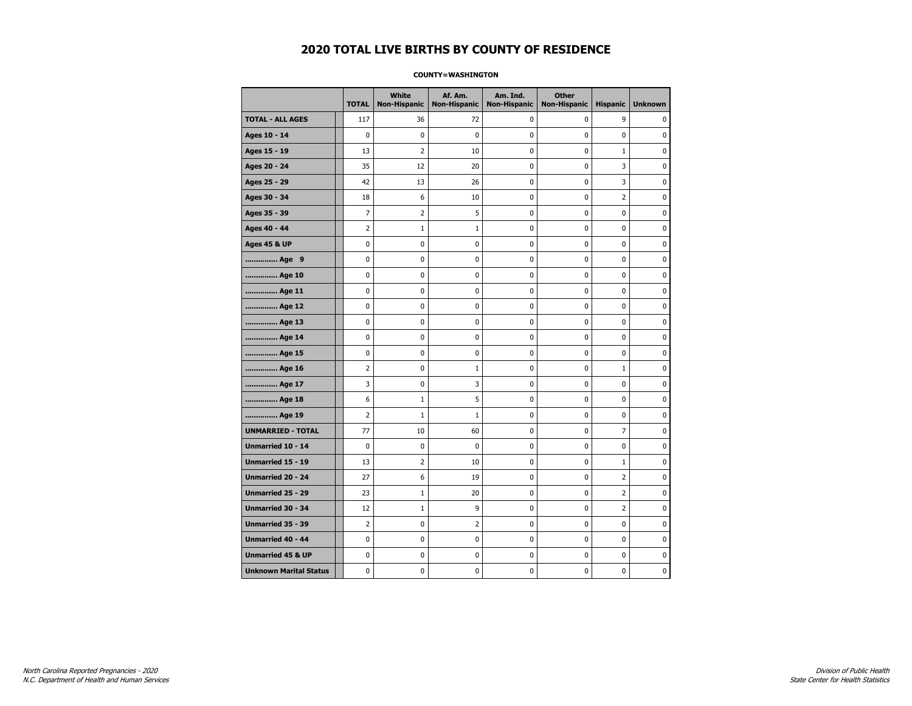# 2020 TOTAL LIVE BIRTHS BY COUNTY OF RESIDENCE

**COUNTY=WASHINGTON**

| | TOTAL | White Non-Hispanic | Af. Am. Non-Hispanic | Am. Ind. Non-Hispanic | Other Non-Hispanic | Hispanic | Unknown |
|---|---|---|---|---|---|---|---|
| **TOTAL - ALL AGES** | 117 | 36 | 72 | 0 | 0 | 9 | 0 |
| **Ages 10 - 14** | 0 | 0 | 0 | 0 | 0 | 0 | 0 |
| **Ages 15 - 19** | 13 | 2 | 10 | 0 | 0 | 1 | 0 |
| **Ages 20 - 24** | 35 | 12 | 20 | 0 | 0 | 3 | 0 |
| **Ages 25 - 29** | 42 | 13 | 26 | 0 | 0 | 3 | 0 |
| **Ages 30 - 34** | 18 | 6 | 10 | 0 | 0 | 2 | 0 |
| **Ages 35 - 39** | 7 | 2 | 5 | 0 | 0 | 0 | 0 |
| **Ages 40 - 44** | 2 | 1 | 1 | 0 | 0 | 0 | 0 |
| **Ages 45 & UP** | 0 | 0 | 0 | 0 | 0 | 0 | 0 |
| **.............. Age 9** | 0 | 0 | 0 | 0 | 0 | 0 | 0 |
| **.............. Age 10** | 0 | 0 | 0 | 0 | 0 | 0 | 0 |
| **.............. Age 11** | 0 | 0 | 0 | 0 | 0 | 0 | 0 |
| **.............. Age 12** | 0 | 0 | 0 | 0 | 0 | 0 | 0 |
| **.............. Age 13** | 0 | 0 | 0 | 0 | 0 | 0 | 0 |
| **.............. Age 14** | 0 | 0 | 0 | 0 | 0 | 0 | 0 |
| **.............. Age 15** | 0 | 0 | 0 | 0 | 0 | 0 | 0 |
| **.............. Age 16** | 2 | 0 | 1 | 0 | 0 | 1 | 0 |
| **.............. Age 17** | 3 | 0 | 3 | 0 | 0 | 0 | 0 |
| **.............. Age 18** | 6 | 1 | 5 | 0 | 0 | 0 | 0 |
| **.............. Age 19** | 2 | 1 | 1 | 0 | 0 | 0 | 0 |
| **UNMARRIED - TOTAL** | 77 | 10 | 60 | 0 | 0 | 7 | 0 |
| **Unmarried 10 - 14** | 0 | 0 | 0 | 0 | 0 | 0 | 0 |
| **Unmarried 15 - 19** | 13 | 2 | 10 | 0 | 0 | 1 | 0 |
| **Unmarried 20 - 24** | 27 | 6 | 19 | 0 | 0 | 2 | 0 |
| **Unmarried 25 - 29** | 23 | 1 | 20 | 0 | 0 | 2 | 0 |
| **Unmarried 30 - 34** | 12 | 1 | 9 | 0 | 0 | 2 | 0 |
| **Unmarried 35 - 39** | 2 | 0 | 2 | 0 | 0 | 0 | 0 |
| **Unmarried 40 - 44** | 0 | 0 | 0 | 0 | 0 | 0 | 0 |
| **Unmarried 45 & UP** | 0 | 0 | 0 | 0 | 0 | 0 | 0 |
| **Unknown Marital Status** | 0 | 0 | 0 | 0 | 0 | 0 | 0 |

*North Carolina Reported Pregnancies - 2020*
*N.C. Department of Health and Human Services*

*Division of Public Health*
*State Center for Health Statistics*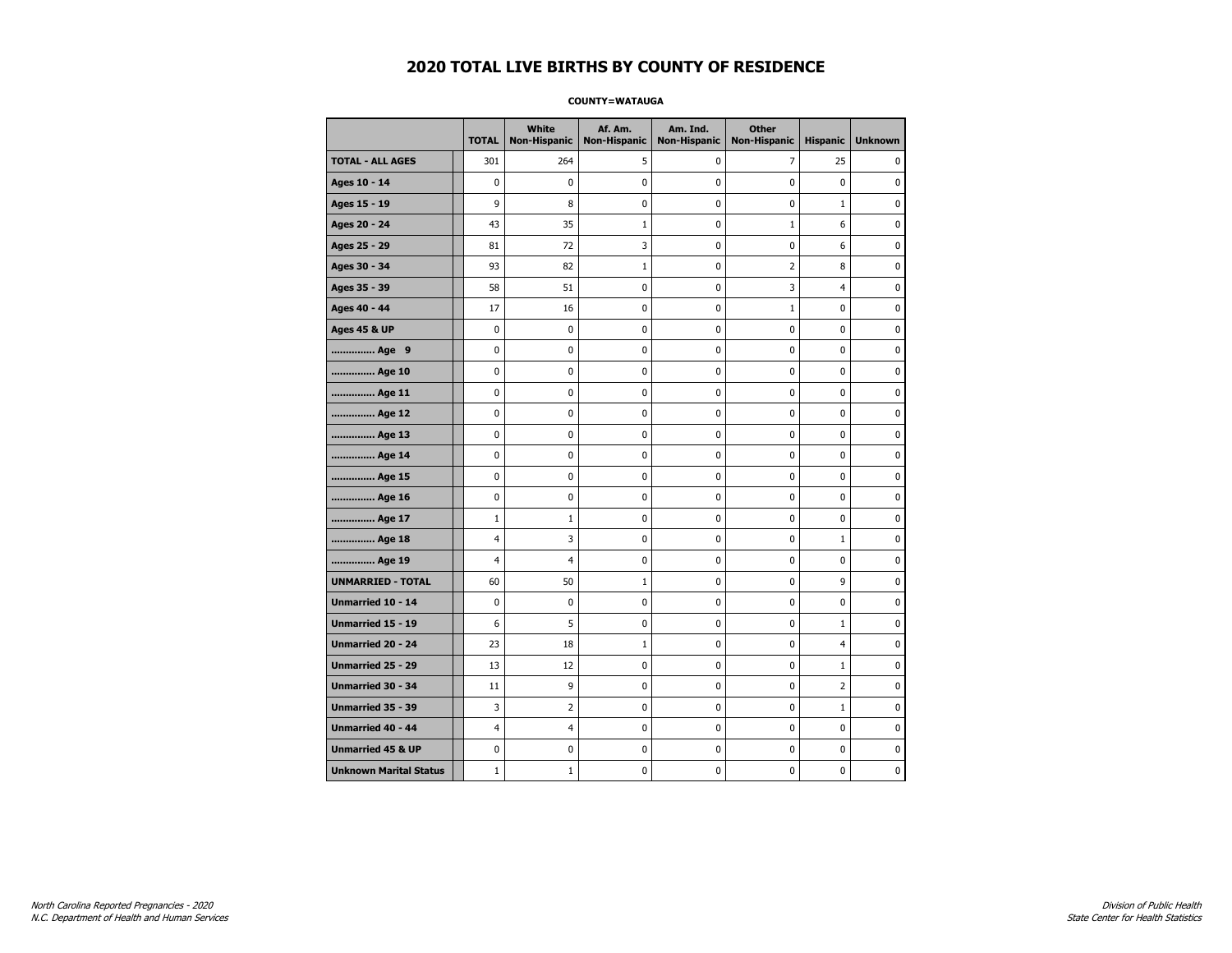# 2020 TOTAL LIVE BIRTHS BY COUNTY OF RESIDENCE

**COUNTY=WATAUGA**

| | TOTAL | White Non-Hispanic | Af. Am. Non-Hispanic | Am. Ind. Non-Hispanic | Other Non-Hispanic | Hispanic | Unknown |
|---|---|---|---|---|---|---|---|
| **TOTAL - ALL AGES** | 301 | 264 | 5 | 0 | 7 | 25 | 0 |
| **Ages 10 - 14** | 0 | 0 | 0 | 0 | 0 | 0 | 0 |
| **Ages 15 - 19** | 9 | 8 | 0 | 0 | 0 | 1 | 0 |
| **Ages 20 - 24** | 43 | 35 | 1 | 0 | 1 | 6 | 0 |
| **Ages 25 - 29** | 81 | 72 | 3 | 0 | 0 | 6 | 0 |
| **Ages 30 - 34** | 93 | 82 | 1 | 0 | 2 | 8 | 0 |
| **Ages 35 - 39** | 58 | 51 | 0 | 0 | 3 | 4 | 0 |
| **Ages 40 - 44** | 17 | 16 | 0 | 0 | 1 | 0 | 0 |
| **Ages 45 & UP** | 0 | 0 | 0 | 0 | 0 | 0 | 0 |
| **.............. Age 9** | 0 | 0 | 0 | 0 | 0 | 0 | 0 |
| **.............. Age 10** | 0 | 0 | 0 | 0 | 0 | 0 | 0 |
| **.............. Age 11** | 0 | 0 | 0 | 0 | 0 | 0 | 0 |
| **.............. Age 12** | 0 | 0 | 0 | 0 | 0 | 0 | 0 |
| **.............. Age 13** | 0 | 0 | 0 | 0 | 0 | 0 | 0 |
| **.............. Age 14** | 0 | 0 | 0 | 0 | 0 | 0 | 0 |
| **.............. Age 15** | 0 | 0 | 0 | 0 | 0 | 0 | 0 |
| **.............. Age 16** | 0 | 0 | 0 | 0 | 0 | 0 | 0 |
| **.............. Age 17** | 1 | 1 | 0 | 0 | 0 | 0 | 0 |
| **.............. Age 18** | 4 | 3 | 0 | 0 | 0 | 1 | 0 |
| **.............. Age 19** | 4 | 4 | 0 | 0 | 0 | 0 | 0 |
| **UNMARRIED - TOTAL** | 60 | 50 | 1 | 0 | 0 | 9 | 0 |
| **Unmarried 10 - 14** | 0 | 0 | 0 | 0 | 0 | 0 | 0 |
| **Unmarried 15 - 19** | 6 | 5 | 0 | 0 | 0 | 1 | 0 |
| **Unmarried 20 - 24** | 23 | 18 | 1 | 0 | 0 | 4 | 0 |
| **Unmarried 25 - 29** | 13 | 12 | 0 | 0 | 0 | 1 | 0 |
| **Unmarried 30 - 34** | 11 | 9 | 0 | 0 | 0 | 2 | 0 |
| **Unmarried 35 - 39** | 3 | 2 | 0 | 0 | 0 | 1 | 0 |
| **Unmarried 40 - 44** | 4 | 4 | 0 | 0 | 0 | 0 | 0 |
| **Unmarried 45 & UP** | 0 | 0 | 0 | 0 | 0 | 0 | 0 |
| **Unknown Marital Status** | 1 | 1 | 0 | 0 | 0 | 0 | 0 |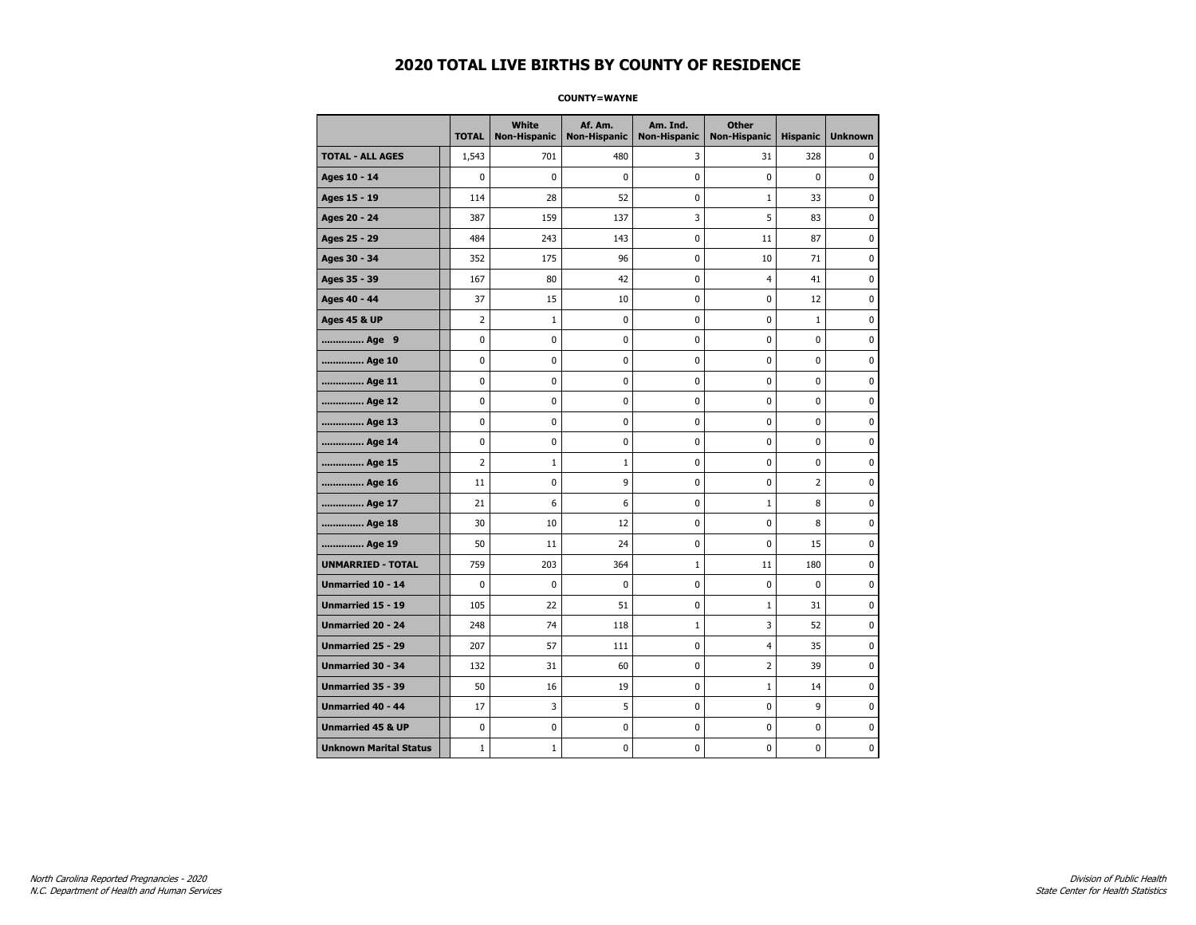# 2020 TOTAL LIVE BIRTHS BY COUNTY OF RESIDENCE

**COUNTY=WAYNE**

| | TOTAL | White Non-Hispanic | Af. Am. Non-Hispanic | Am. Ind. Non-Hispanic | Other Non-Hispanic | Hispanic | Unknown |
|---|---|---|---|---|---|---|---|
| **TOTAL - ALL AGES** | 1,543 | 701 | 480 | 3 | 31 | 328 | 0 |
| **Ages 10 - 14** | 0 | 0 | 0 | 0 | 0 | 0 | 0 |
| **Ages 15 - 19** | 114 | 28 | 52 | 0 | 1 | 33 | 0 |
| **Ages 20 - 24** | 387 | 159 | 137 | 3 | 5 | 83 | 0 |
| **Ages 25 - 29** | 484 | 243 | 143 | 0 | 11 | 87 | 0 |
| **Ages 30 - 34** | 352 | 175 | 96 | 0 | 10 | 71 | 0 |
| **Ages 35 - 39** | 167 | 80 | 42 | 0 | 4 | 41 | 0 |
| **Ages 40 - 44** | 37 | 15 | 10 | 0 | 0 | 12 | 0 |
| **Ages 45 & UP** | 2 | 1 | 0 | 0 | 0 | 1 | 0 |
| **.............. Age 9** | 0 | 0 | 0 | 0 | 0 | 0 | 0 |
| **.............. Age 10** | 0 | 0 | 0 | 0 | 0 | 0 | 0 |
| **.............. Age 11** | 0 | 0 | 0 | 0 | 0 | 0 | 0 |
| **.............. Age 12** | 0 | 0 | 0 | 0 | 0 | 0 | 0 |
| **.............. Age 13** | 0 | 0 | 0 | 0 | 0 | 0 | 0 |
| **.............. Age 14** | 0 | 0 | 0 | 0 | 0 | 0 | 0 |
| **.............. Age 15** | 2 | 1 | 1 | 0 | 0 | 0 | 0 |
| **.............. Age 16** | 11 | 0 | 9 | 0 | 0 | 2 | 0 |
| **.............. Age 17** | 21 | 6 | 6 | 0 | 1 | 8 | 0 |
| **.............. Age 18** | 30 | 10 | 12 | 0 | 0 | 8 | 0 |
| **.............. Age 19** | 50 | 11 | 24 | 0 | 0 | 15 | 0 |
| **UNMARRIED - TOTAL** | 759 | 203 | 364 | 1 | 11 | 180 | 0 |
| **Unmarried 10 - 14** | 0 | 0 | 0 | 0 | 0 | 0 | 0 |
| **Unmarried 15 - 19** | 105 | 22 | 51 | 0 | 1 | 31 | 0 |
| **Unmarried 20 - 24** | 248 | 74 | 118 | 1 | 3 | 52 | 0 |
| **Unmarried 25 - 29** | 207 | 57 | 111 | 0 | 4 | 35 | 0 |
| **Unmarried 30 - 34** | 132 | 31 | 60 | 0 | 2 | 39 | 0 |
| **Unmarried 35 - 39** | 50 | 16 | 19 | 0 | 1 | 14 | 0 |
| **Unmarried 40 - 44** | 17 | 3 | 5 | 0 | 0 | 9 | 0 |
| **Unmarried 45 & UP** | 0 | 0 | 0 | 0 | 0 | 0 | 0 |
| **Unknown Marital Status** | 1 | 1 | 0 | 0 | 0 | 0 | 0 |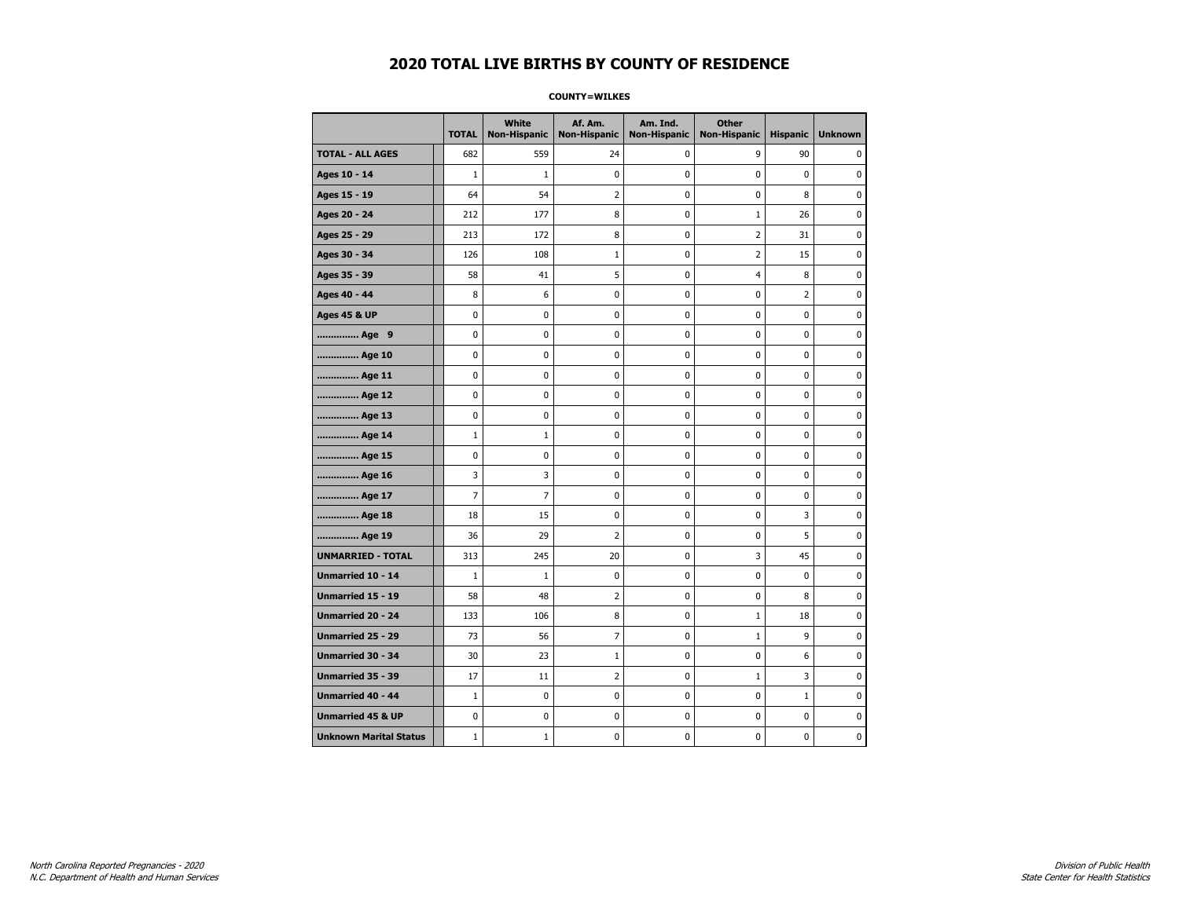# 2020 TOTAL LIVE BIRTHS BY COUNTY OF RESIDENCE

**COUNTY=WILKES**

| | TOTAL | White Non-Hispanic | Af. Am. Non-Hispanic | Am. Ind. Non-Hispanic | Other Non-Hispanic | Hispanic | Unknown |
|---|---|---|---|---|---|---|---|
| **TOTAL - ALL AGES** | 682 | 559 | 24 | 0 | 9 | 90 | 0 |
| **Ages 10 - 14** | 1 | 1 | 0 | 0 | 0 | 0 | 0 |
| **Ages 15 - 19** | 64 | 54 | 2 | 0 | 0 | 8 | 0 |
| **Ages 20 - 24** | 212 | 177 | 8 | 0 | 1 | 26 | 0 |
| **Ages 25 - 29** | 213 | 172 | 8 | 0 | 2 | 31 | 0 |
| **Ages 30 - 34** | 126 | 108 | 1 | 0 | 2 | 15 | 0 |
| **Ages 35 - 39** | 58 | 41 | 5 | 0 | 4 | 8 | 0 |
| **Ages 40 - 44** | 8 | 6 | 0 | 0 | 0 | 2 | 0 |
| **Ages 45 & UP** | 0 | 0 | 0 | 0 | 0 | 0 | 0 |
| **.............. Age 9** | 0 | 0 | 0 | 0 | 0 | 0 | 0 |
| **.............. Age 10** | 0 | 0 | 0 | 0 | 0 | 0 | 0 |
| **.............. Age 11** | 0 | 0 | 0 | 0 | 0 | 0 | 0 |
| **.............. Age 12** | 0 | 0 | 0 | 0 | 0 | 0 | 0 |
| **.............. Age 13** | 0 | 0 | 0 | 0 | 0 | 0 | 0 |
| **.............. Age 14** | 1 | 1 | 0 | 0 | 0 | 0 | 0 |
| **.............. Age 15** | 0 | 0 | 0 | 0 | 0 | 0 | 0 |
| **.............. Age 16** | 3 | 3 | 0 | 0 | 0 | 0 | 0 |
| **.............. Age 17** | 7 | 7 | 0 | 0 | 0 | 0 | 0 |
| **.............. Age 18** | 18 | 15 | 0 | 0 | 0 | 3 | 0 |
| **.............. Age 19** | 36 | 29 | 2 | 0 | 0 | 5 | 0 |
| **UNMARRIED - TOTAL** | 313 | 245 | 20 | 0 | 3 | 45 | 0 |
| **Unmarried 10 - 14** | 1 | 1 | 0 | 0 | 0 | 0 | 0 |
| **Unmarried 15 - 19** | 58 | 48 | 2 | 0 | 0 | 8 | 0 |
| **Unmarried 20 - 24** | 133 | 106 | 8 | 0 | 1 | 18 | 0 |
| **Unmarried 25 - 29** | 73 | 56 | 7 | 0 | 1 | 9 | 0 |
| **Unmarried 30 - 34** | 30 | 23 | 1 | 0 | 0 | 6 | 0 |
| **Unmarried 35 - 39** | 17 | 11 | 2 | 0 | 1 | 3 | 0 |
| **Unmarried 40 - 44** | 1 | 0 | 0 | 0 | 0 | 1 | 0 |
| **Unmarried 45 & UP** | 0 | 0 | 0 | 0 | 0 | 0 | 0 |
| **Unknown Marital Status** | 1 | 1 | 0 | 0 | 0 | 0 | 0 |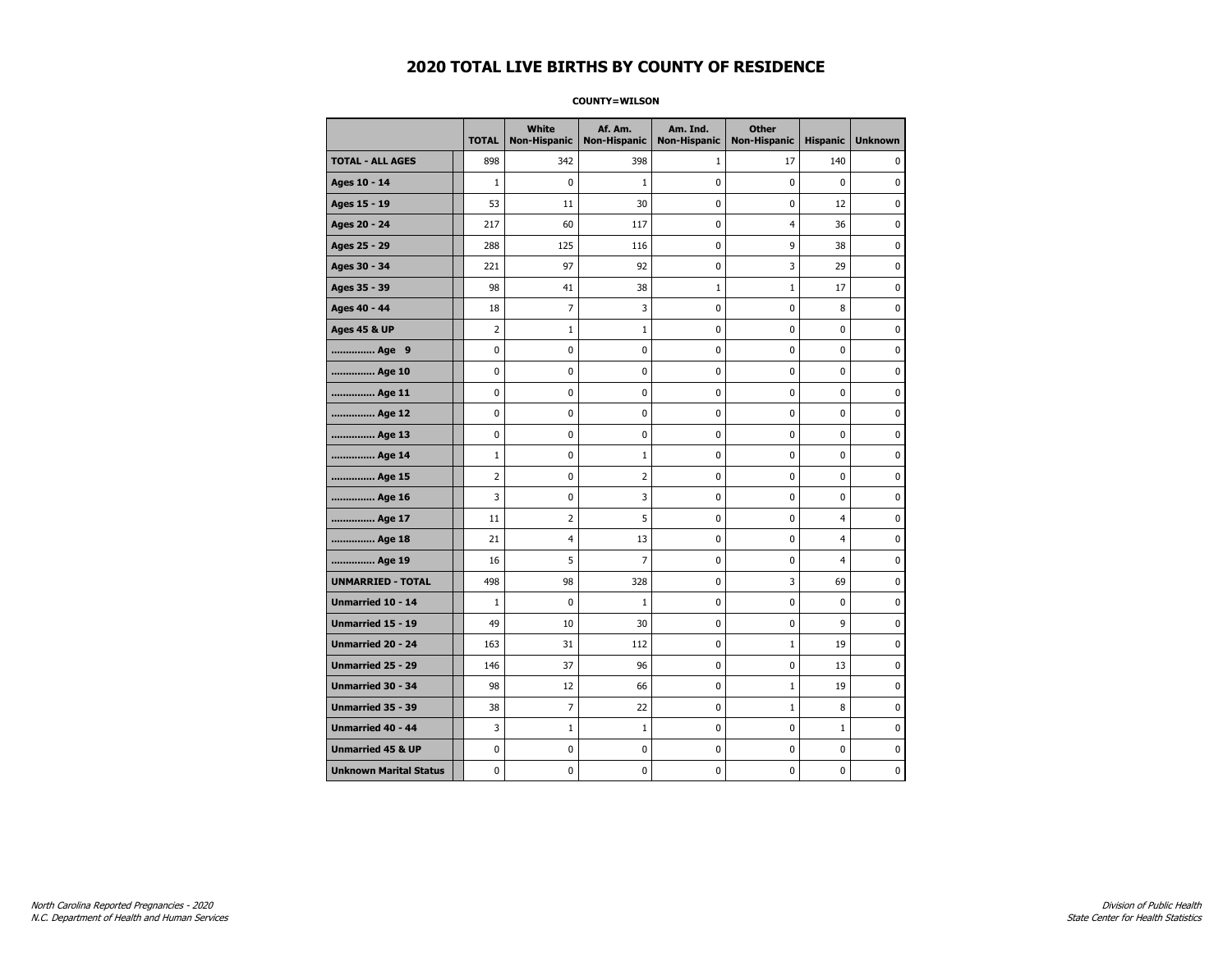# 2020 TOTAL LIVE BIRTHS BY COUNTY OF RESIDENCE

**COUNTY=WILSON**

| | TOTAL | White Non-Hispanic | Af. Am. Non-Hispanic | Am. Ind. Non-Hispanic | Other Non-Hispanic | Hispanic | Unknown |
|---|---|---|---|---|---|---|---|
| **TOTAL - ALL AGES** | 898 | 342 | 398 | 1 | 17 | 140 | 0 |
| **Ages 10 - 14** | 1 | 0 | 1 | 0 | 0 | 0 | 0 |
| **Ages 15 - 19** | 53 | 11 | 30 | 0 | 0 | 12 | 0 |
| **Ages 20 - 24** | 217 | 60 | 117 | 0 | 4 | 36 | 0 |
| **Ages 25 - 29** | 288 | 125 | 116 | 0 | 9 | 38 | 0 |
| **Ages 30 - 34** | 221 | 97 | 92 | 0 | 3 | 29 | 0 |
| **Ages 35 - 39** | 98 | 41 | 38 | 1 | 1 | 17 | 0 |
| **Ages 40 - 44** | 18 | 7 | 3 | 0 | 0 | 8 | 0 |
| **Ages 45 & UP** | 2 | 1 | 1 | 0 | 0 | 0 | 0 |
| **.............. Age 9** | 0 | 0 | 0 | 0 | 0 | 0 | 0 |
| **.............. Age 10** | 0 | 0 | 0 | 0 | 0 | 0 | 0 |
| **.............. Age 11** | 0 | 0 | 0 | 0 | 0 | 0 | 0 |
| **.............. Age 12** | 0 | 0 | 0 | 0 | 0 | 0 | 0 |
| **.............. Age 13** | 0 | 0 | 0 | 0 | 0 | 0 | 0 |
| **.............. Age 14** | 1 | 0 | 1 | 0 | 0 | 0 | 0 |
| **.............. Age 15** | 2 | 0 | 2 | 0 | 0 | 0 | 0 |
| **.............. Age 16** | 3 | 0 | 3 | 0 | 0 | 0 | 0 |
| **.............. Age 17** | 11 | 2 | 5 | 0 | 0 | 4 | 0 |
| **.............. Age 18** | 21 | 4 | 13 | 0 | 0 | 4 | 0 |
| **.............. Age 19** | 16 | 5 | 7 | 0 | 0 | 4 | 0 |
| **UNMARRIED - TOTAL** | 498 | 98 | 328 | 0 | 3 | 69 | 0 |
| **Unmarried 10 - 14** | 1 | 0 | 1 | 0 | 0 | 0 | 0 |
| **Unmarried 15 - 19** | 49 | 10 | 30 | 0 | 0 | 9 | 0 |
| **Unmarried 20 - 24** | 163 | 31 | 112 | 0 | 1 | 19 | 0 |
| **Unmarried 25 - 29** | 146 | 37 | 96 | 0 | 0 | 13 | 0 |
| **Unmarried 30 - 34** | 98 | 12 | 66 | 0 | 1 | 19 | 0 |
| **Unmarried 35 - 39** | 38 | 7 | 22 | 0 | 1 | 8 | 0 |
| **Unmarried 40 - 44** | 3 | 1 | 1 | 0 | 0 | 1 | 0 |
| **Unmarried 45 & UP** | 0 | 0 | 0 | 0 | 0 | 0 | 0 |
| **Unknown Marital Status** | 0 | 0 | 0 | 0 | 0 | 0 | 0 |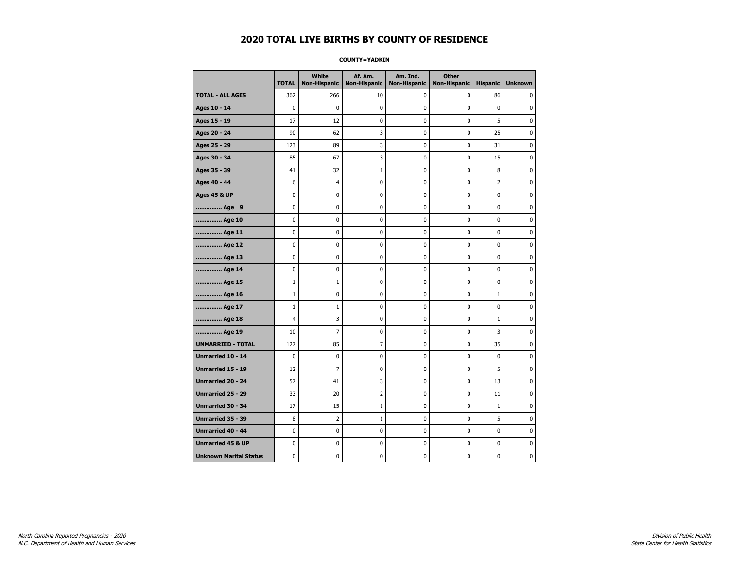# 2020 TOTAL LIVE BIRTHS BY COUNTY OF RESIDENCE

**COUNTY=YADKIN**

| | TOTAL | White Non-Hispanic | Af. Am. Non-Hispanic | Am. Ind. Non-Hispanic | Other Non-Hispanic | Hispanic | Unknown |
|---|---|---|---|---|---|---|---|
| **TOTAL - ALL AGES** | 362 | 266 | 10 | 0 | 0 | 86 | 0 |
| **Ages 10 - 14** | 0 | 0 | 0 | 0 | 0 | 0 | 0 |
| **Ages 15 - 19** | 17 | 12 | 0 | 0 | 0 | 5 | 0 |
| **Ages 20 - 24** | 90 | 62 | 3 | 0 | 0 | 25 | 0 |
| **Ages 25 - 29** | 123 | 89 | 3 | 0 | 0 | 31 | 0 |
| **Ages 30 - 34** | 85 | 67 | 3 | 0 | 0 | 15 | 0 |
| **Ages 35 - 39** | 41 | 32 | 1 | 0 | 0 | 8 | 0 |
| **Ages 40 - 44** | 6 | 4 | 0 | 0 | 0 | 2 | 0 |
| **Ages 45 & UP** | 0 | 0 | 0 | 0 | 0 | 0 | 0 |
| **.............. Age 9** | 0 | 0 | 0 | 0 | 0 | 0 | 0 |
| **.............. Age 10** | 0 | 0 | 0 | 0 | 0 | 0 | 0 |
| **.............. Age 11** | 0 | 0 | 0 | 0 | 0 | 0 | 0 |
| **.............. Age 12** | 0 | 0 | 0 | 0 | 0 | 0 | 0 |
| **.............. Age 13** | 0 | 0 | 0 | 0 | 0 | 0 | 0 |
| **.............. Age 14** | 0 | 0 | 0 | 0 | 0 | 0 | 0 |
| **.............. Age 15** | 1 | 1 | 0 | 0 | 0 | 0 | 0 |
| **.............. Age 16** | 1 | 0 | 0 | 0 | 0 | 1 | 0 |
| **.............. Age 17** | 1 | 1 | 0 | 0 | 0 | 0 | 0 |
| **.............. Age 18** | 4 | 3 | 0 | 0 | 0 | 1 | 0 |
| **.............. Age 19** | 10 | 7 | 0 | 0 | 0 | 3 | 0 |
| **UNMARRIED - TOTAL** | 127 | 85 | 7 | 0 | 0 | 35 | 0 |
| **Unmarried 10 - 14** | 0 | 0 | 0 | 0 | 0 | 0 | 0 |
| **Unmarried 15 - 19** | 12 | 7 | 0 | 0 | 0 | 5 | 0 |
| **Unmarried 20 - 24** | 57 | 41 | 3 | 0 | 0 | 13 | 0 |
| **Unmarried 25 - 29** | 33 | 20 | 2 | 0 | 0 | 11 | 0 |
| **Unmarried 30 - 34** | 17 | 15 | 1 | 0 | 0 | 1 | 0 |
| **Unmarried 35 - 39** | 8 | 2 | 1 | 0 | 0 | 5 | 0 |
| **Unmarried 40 - 44** | 0 | 0 | 0 | 0 | 0 | 0 | 0 |
| **Unmarried 45 & UP** | 0 | 0 | 0 | 0 | 0 | 0 | 0 |
| **Unknown Marital Status** | 0 | 0 | 0 | 0 | 0 | 0 | 0 |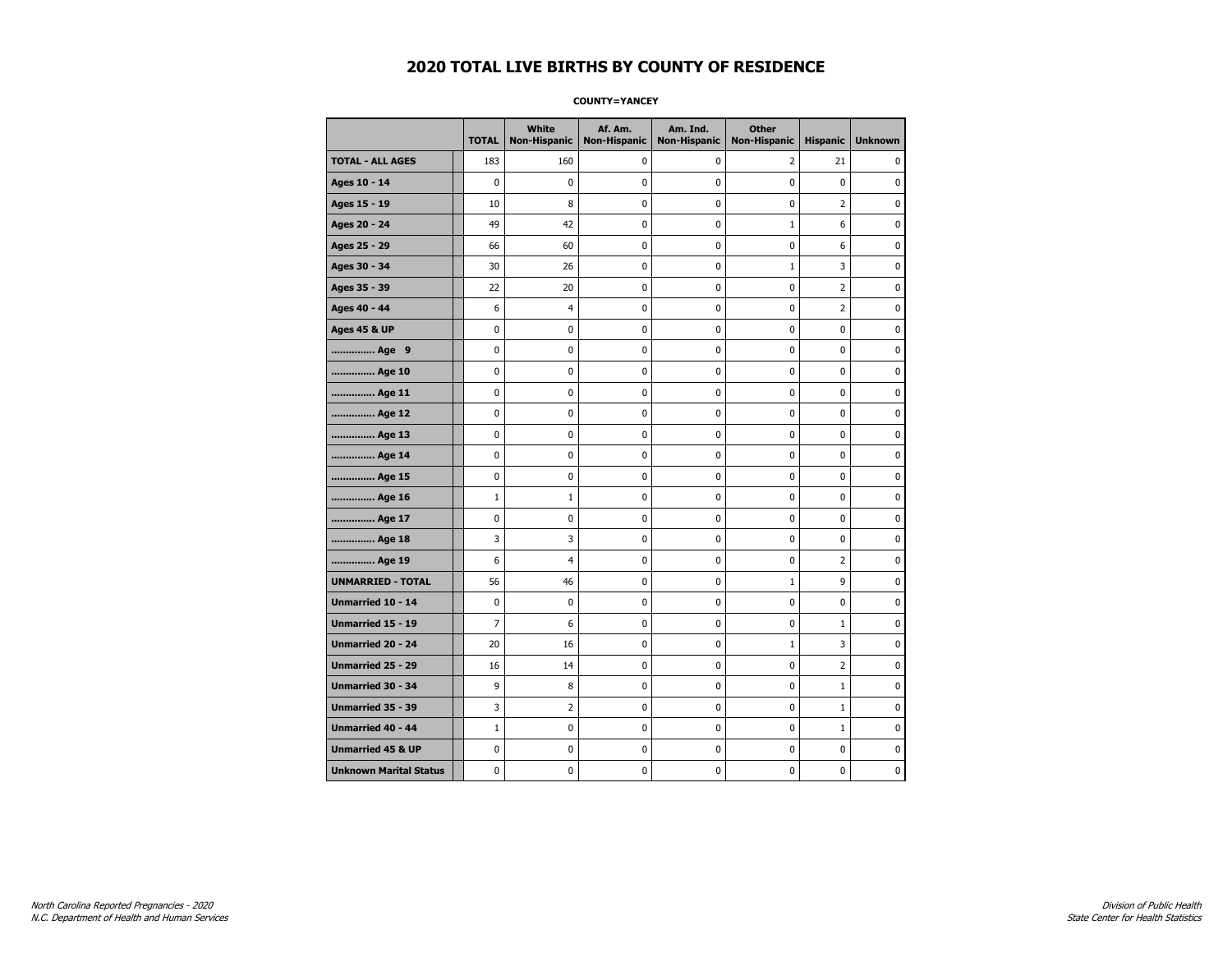# 2020 TOTAL LIVE BIRTHS BY COUNTY OF RESIDENCE

**COUNTY=YANCEY**

| | TOTAL | White Non-Hispanic | Af. Am. Non-Hispanic | Am. Ind. Non-Hispanic | Other Non-Hispanic | Hispanic | Unknown |
|---|---|---|---|---|---|---|---|
| **TOTAL - ALL AGES** | 183 | 160 | 0 | 0 | 2 | 21 | 0 |
| **Ages 10 - 14** | 0 | 0 | 0 | 0 | 0 | 0 | 0 |
| **Ages 15 - 19** | 10 | 8 | 0 | 0 | 0 | 2 | 0 |
| **Ages 20 - 24** | 49 | 42 | 0 | 0 | 1 | 6 | 0 |
| **Ages 25 - 29** | 66 | 60 | 0 | 0 | 0 | 6 | 0 |
| **Ages 30 - 34** | 30 | 26 | 0 | 0 | 1 | 3 | 0 |
| **Ages 35 - 39** | 22 | 20 | 0 | 0 | 0 | 2 | 0 |
| **Ages 40 - 44** | 6 | 4 | 0 | 0 | 0 | 2 | 0 |
| **Ages 45 & UP** | 0 | 0 | 0 | 0 | 0 | 0 | 0 |
| **.............. Age 9** | 0 | 0 | 0 | 0 | 0 | 0 | 0 |
| **.............. Age 10** | 0 | 0 | 0 | 0 | 0 | 0 | 0 |
| **.............. Age 11** | 0 | 0 | 0 | 0 | 0 | 0 | 0 |
| **.............. Age 12** | 0 | 0 | 0 | 0 | 0 | 0 | 0 |
| **.............. Age 13** | 0 | 0 | 0 | 0 | 0 | 0 | 0 |
| **.............. Age 14** | 0 | 0 | 0 | 0 | 0 | 0 | 0 |
| **.............. Age 15** | 0 | 0 | 0 | 0 | 0 | 0 | 0 |
| **.............. Age 16** | 1 | 1 | 0 | 0 | 0 | 0 | 0 |
| **.............. Age 17** | 0 | 0 | 0 | 0 | 0 | 0 | 0 |
| **.............. Age 18** | 3 | 3 | 0 | 0 | 0 | 0 | 0 |
| **.............. Age 19** | 6 | 4 | 0 | 0 | 0 | 2 | 0 |
| **UNMARRIED - TOTAL** | 56 | 46 | 0 | 0 | 1 | 9 | 0 |
| **Unmarried 10 - 14** | 0 | 0 | 0 | 0 | 0 | 0 | 0 |
| **Unmarried 15 - 19** | 7 | 6 | 0 | 0 | 0 | 1 | 0 |
| **Unmarried 20 - 24** | 20 | 16 | 0 | 0 | 1 | 3 | 0 |
| **Unmarried 25 - 29** | 16 | 14 | 0 | 0 | 0 | 2 | 0 |
| **Unmarried 30 - 34** | 9 | 8 | 0 | 0 | 0 | 1 | 0 |
| **Unmarried 35 - 39** | 3 | 2 | 0 | 0 | 0 | 1 | 0 |
| **Unmarried 40 - 44** | 1 | 0 | 0 | 0 | 0 | 1 | 0 |
| **Unmarried 45 & UP** | 0 | 0 | 0 | 0 | 0 | 0 | 0 |
| **Unknown Marital Status** | 0 | 0 | 0 | 0 | 0 | 0 | 0 |

*North Carolina Reported Pregnancies - 2020*
*N.C. Department of Health and Human Services*

*Division of Public Health*
*State Center for Health Statistics*